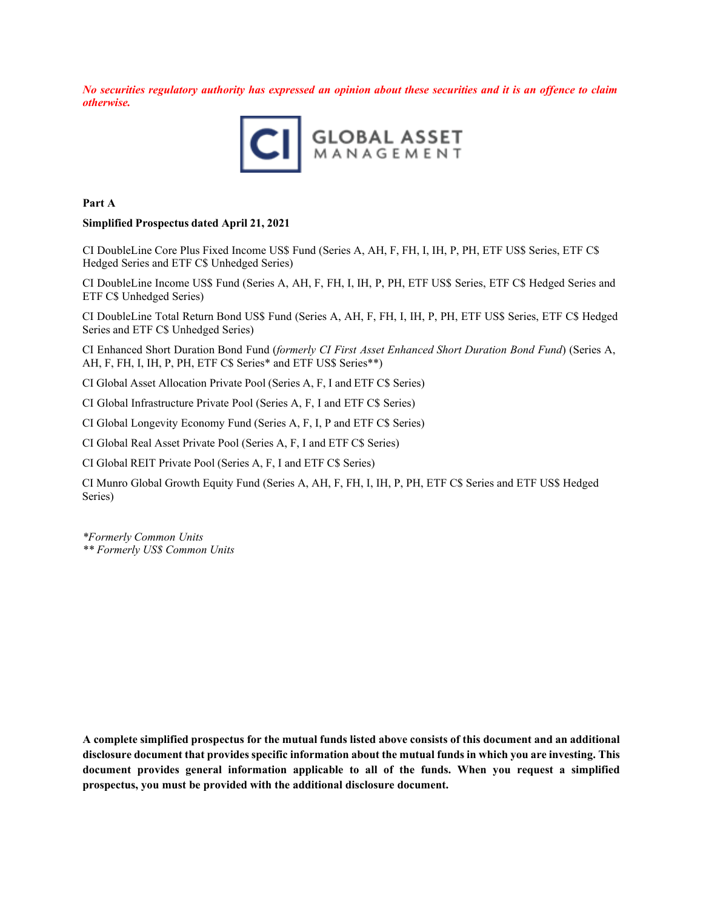*No securities regulatory authority has expressed an opinion about these securities and it is an offence to claim otherwise.*

CI GLOBAL ASSET MANAGEMENT

**Part A**

**Simplified Prospectus dated April 21, 2021**

CI DoubleLine Core Plus Fixed Income US$ Fund (Series A, AH, F, FH, I, IH, P, PH, ETF US$ Series, ETF C$ Hedged Series and ETF C$ Unhedged Series)

CI DoubleLine Income US$ Fund (Series A, AH, F, FH, I, IH, P, PH, ETF US$ Series, ETF C$ Hedged Series and ETF C$ Unhedged Series)

CI DoubleLine Total Return Bond US$ Fund (Series A, AH, F, FH, I, IH, P, PH, ETF US$ Series, ETF C$ Hedged Series and ETF C$ Unhedged Series)

CI Enhanced Short Duration Bond Fund (*formerly CI First Asset Enhanced Short Duration Bond Fund*) (Series A, AH, F, FH, I, IH, P, PH, ETF C$ Series* and ETF US$ Series**)

CI Global Asset Allocation Private Pool (Series A, F, I and ETF C$ Series)

CI Global Infrastructure Private Pool (Series A, F, I and ETF C$ Series)

CI Global Longevity Economy Fund (Series A, F, I, P and ETF C$ Series)

CI Global Real Asset Private Pool (Series A, F, I and ETF C$ Series)

CI Global REIT Private Pool (Series A, F, I and ETF C$ Series)

CI Munro Global Growth Equity Fund (Series A, AH, F, FH, I, IH, P, PH, ETF C$ Series and ETF US$ Hedged Series)

*\*Formerly Common Units*
*\*\* Formerly US$ Common Units*

**A complete simplified prospectus for the mutual funds listed above consists of this document and an additional disclosure document that provides specific information about the mutual funds in which you are investing. This document provides general information applicable to all of the funds. When you request a simplified prospectus, you must be provided with the additional disclosure document.**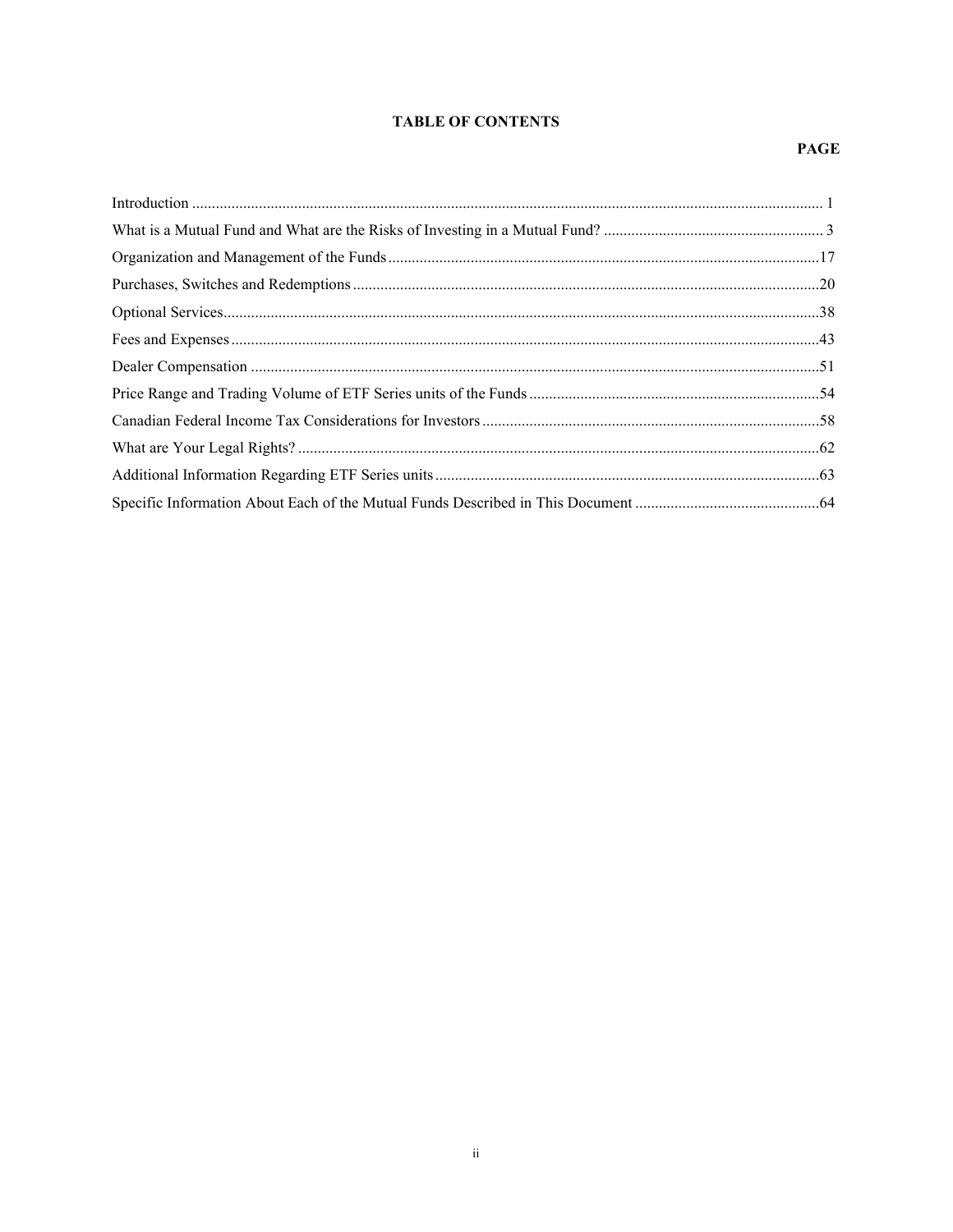## TABLE OF CONTENTS

| | PAGE |
|---|---|
| Introduction | 1 |
| What is a Mutual Fund and What are the Risks of Investing in a Mutual Fund? | 3 |
| Organization and Management of the Funds | 17 |
| Purchases, Switches and Redemptions | 20 |
| Optional Services | 38 |
| Fees and Expenses | 43 |
| Dealer Compensation | 51 |
| Price Range and Trading Volume of ETF Series units of the Funds | 54 |
| Canadian Federal Income Tax Considerations for Investors | 58 |
| What are Your Legal Rights? | 62 |
| Additional Information Regarding ETF Series units | 63 |
| Specific Information About Each of the Mutual Funds Described in This Document | 64 |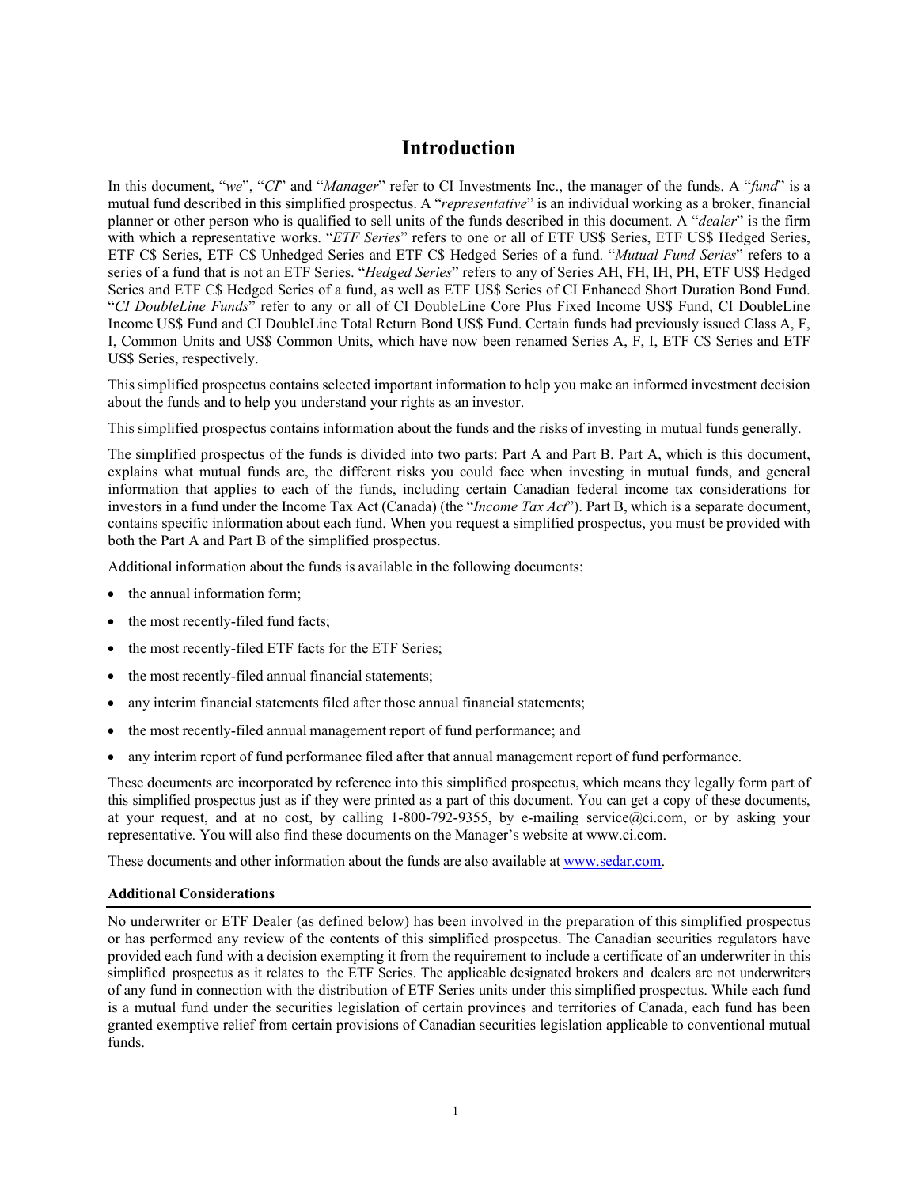# Introduction

In this document, "*we*", "*CI*" and "*Manager*" refer to CI Investments Inc., the manager of the funds. A "*fund*" is a mutual fund described in this simplified prospectus. A "*representative*" is an individual working as a broker, financial planner or other person who is qualified to sell units of the funds described in this document. A "*dealer*" is the firm with which a representative works. "*ETF Series*" refers to one or all of ETF US$ Series, ETF US$ Hedged Series, ETF C$ Series, ETF C$ Unhedged Series and ETF C$ Hedged Series of a fund. "*Mutual Fund Series*" refers to a series of a fund that is not an ETF Series. "*Hedged Series*" refers to any of Series AH, FH, IH, PH, ETF US$ Hedged Series and ETF C$ Hedged Series of a fund, as well as ETF US$ Series of CI Enhanced Short Duration Bond Fund. "*CI DoubleLine Funds*" refer to any or all of CI DoubleLine Core Plus Fixed Income US$ Fund, CI DoubleLine Income US$ Fund and CI DoubleLine Total Return Bond US$ Fund. Certain funds had previously issued Class A, F, I, Common Units and US$ Common Units, which have now been renamed Series A, F, I, ETF C$ Series and ETF US$ Series, respectively.

This simplified prospectus contains selected important information to help you make an informed investment decision about the funds and to help you understand your rights as an investor.

This simplified prospectus contains information about the funds and the risks of investing in mutual funds generally.

The simplified prospectus of the funds is divided into two parts: Part A and Part B. Part A, which is this document, explains what mutual funds are, the different risks you could face when investing in mutual funds, and general information that applies to each of the funds, including certain Canadian federal income tax considerations for investors in a fund under the Income Tax Act (Canada) (the "*Income Tax Act*"). Part B, which is a separate document, contains specific information about each fund. When you request a simplified prospectus, you must be provided with both the Part A and Part B of the simplified prospectus.

Additional information about the funds is available in the following documents:

- the annual information form;
- the most recently-filed fund facts;
- the most recently-filed ETF facts for the ETF Series;
- the most recently-filed annual financial statements;
- any interim financial statements filed after those annual financial statements;
- the most recently-filed annual management report of fund performance; and
- any interim report of fund performance filed after that annual management report of fund performance.

These documents are incorporated by reference into this simplified prospectus, which means they legally form part of this simplified prospectus just as if they were printed as a part of this document. You can get a copy of these documents, at your request, and at no cost, by calling 1-800-792-9355, by e-mailing service@ci.com, or by asking your representative. You will also find these documents on the Manager's website at www.ci.com.

These documents and other information about the funds are also available at www.sedar.com.

**Additional Considerations**

No underwriter or ETF Dealer (as defined below) has been involved in the preparation of this simplified prospectus or has performed any review of the contents of this simplified prospectus. The Canadian securities regulators have provided each fund with a decision exempting it from the requirement to include a certificate of an underwriter in this simplified prospectus as it relates to the ETF Series. The applicable designated brokers and dealers are not underwriters of any fund in connection with the distribution of ETF Series units under this simplified prospectus. While each fund is a mutual fund under the securities legislation of certain provinces and territories of Canada, each fund has been granted exemptive relief from certain provisions of Canadian securities legislation applicable to conventional mutual funds.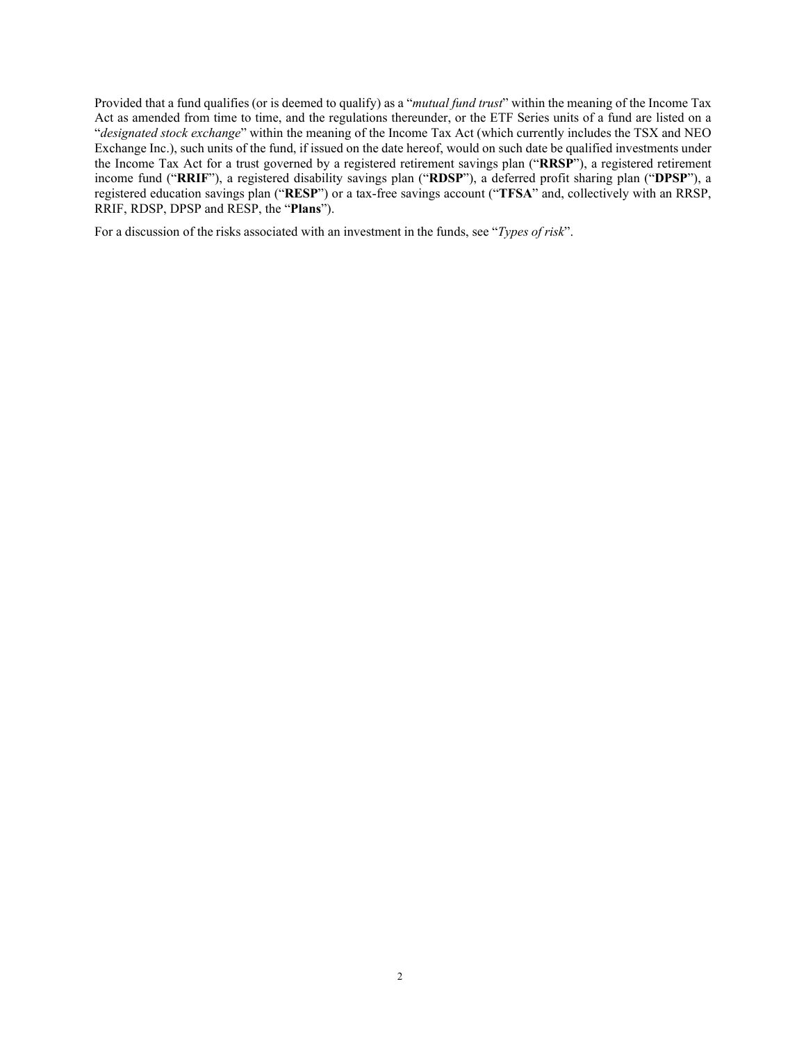Provided that a fund qualifies (or is deemed to qualify) as a "*mutual fund trust*" within the meaning of the Income Tax Act as amended from time to time, and the regulations thereunder, or the ETF Series units of a fund are listed on a "*designated stock exchange*" within the meaning of the Income Tax Act (which currently includes the TSX and NEO Exchange Inc.), such units of the fund, if issued on the date hereof, would on such date be qualified investments under the Income Tax Act for a trust governed by a registered retirement savings plan ("**RRSP**"), a registered retirement income fund ("**RRIF**"), a registered disability savings plan ("**RDSP**"), a deferred profit sharing plan ("**DPSP**"), a registered education savings plan ("**RESP**") or a tax-free savings account ("**TFSA**" and, collectively with an RRSP, RRIF, RDSP, DPSP and RESP, the "**Plans**").

For a discussion of the risks associated with an investment in the funds, see "*Types of risk*".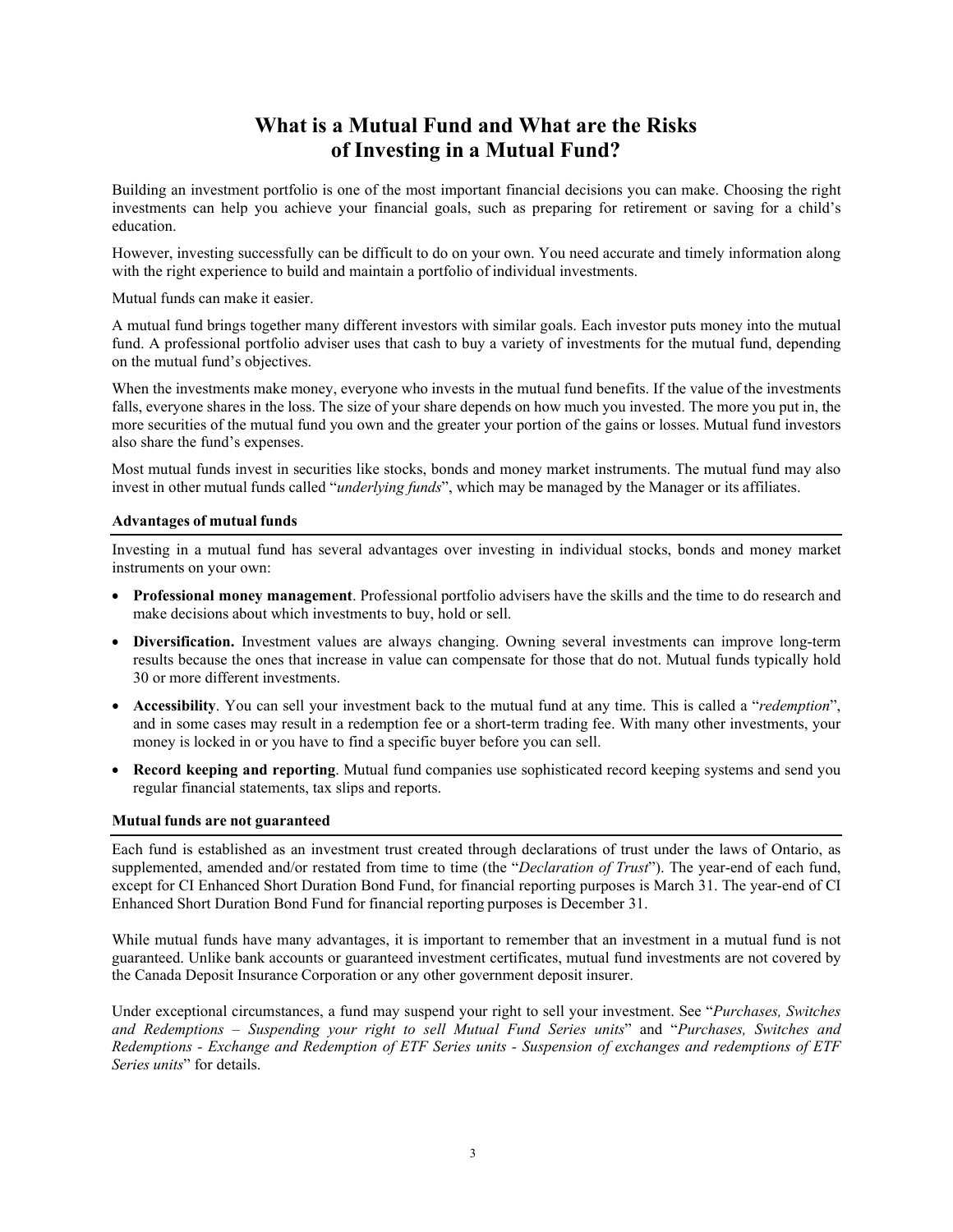# What is a Mutual Fund and What are the Risks of Investing in a Mutual Fund?

Building an investment portfolio is one of the most important financial decisions you can make. Choosing the right investments can help you achieve your financial goals, such as preparing for retirement or saving for a child's education.

However, investing successfully can be difficult to do on your own. You need accurate and timely information along with the right experience to build and maintain a portfolio of individual investments.

Mutual funds can make it easier.

A mutual fund brings together many different investors with similar goals. Each investor puts money into the mutual fund. A professional portfolio adviser uses that cash to buy a variety of investments for the mutual fund, depending on the mutual fund's objectives.

When the investments make money, everyone who invests in the mutual fund benefits. If the value of the investments falls, everyone shares in the loss. The size of your share depends on how much you invested. The more you put in, the more securities of the mutual fund you own and the greater your portion of the gains or losses. Mutual fund investors also share the fund's expenses.

Most mutual funds invest in securities like stocks, bonds and money market instruments. The mutual fund may also invest in other mutual funds called "*underlying funds*", which may be managed by the Manager or its affiliates.

### Advantages of mutual funds

Investing in a mutual fund has several advantages over investing in individual stocks, bonds and money market instruments on your own:

- **Professional money management**. Professional portfolio advisers have the skills and the time to do research and make decisions about which investments to buy, hold or sell.
- **Diversification.** Investment values are always changing. Owning several investments can improve long-term results because the ones that increase in value can compensate for those that do not. Mutual funds typically hold 30 or more different investments.
- **Accessibility**. You can sell your investment back to the mutual fund at any time. This is called a "*redemption*", and in some cases may result in a redemption fee or a short-term trading fee. With many other investments, your money is locked in or you have to find a specific buyer before you can sell.
- **Record keeping and reporting**. Mutual fund companies use sophisticated record keeping systems and send you regular financial statements, tax slips and reports.

### Mutual funds are not guaranteed

Each fund is established as an investment trust created through declarations of trust under the laws of Ontario, as supplemented, amended and/or restated from time to time (the "*Declaration of Trust*"). The year-end of each fund, except for CI Enhanced Short Duration Bond Fund, for financial reporting purposes is March 31. The year-end of CI Enhanced Short Duration Bond Fund for financial reporting purposes is December 31.

While mutual funds have many advantages, it is important to remember that an investment in a mutual fund is not guaranteed. Unlike bank accounts or guaranteed investment certificates, mutual fund investments are not covered by the Canada Deposit Insurance Corporation or any other government deposit insurer.

Under exceptional circumstances, a fund may suspend your right to sell your investment. See "*Purchases, Switches and Redemptions – Suspending your right to sell Mutual Fund Series units*" and "*Purchases, Switches and Redemptions - Exchange and Redemption of ETF Series units - Suspension of exchanges and redemptions of ETF Series units*" for details.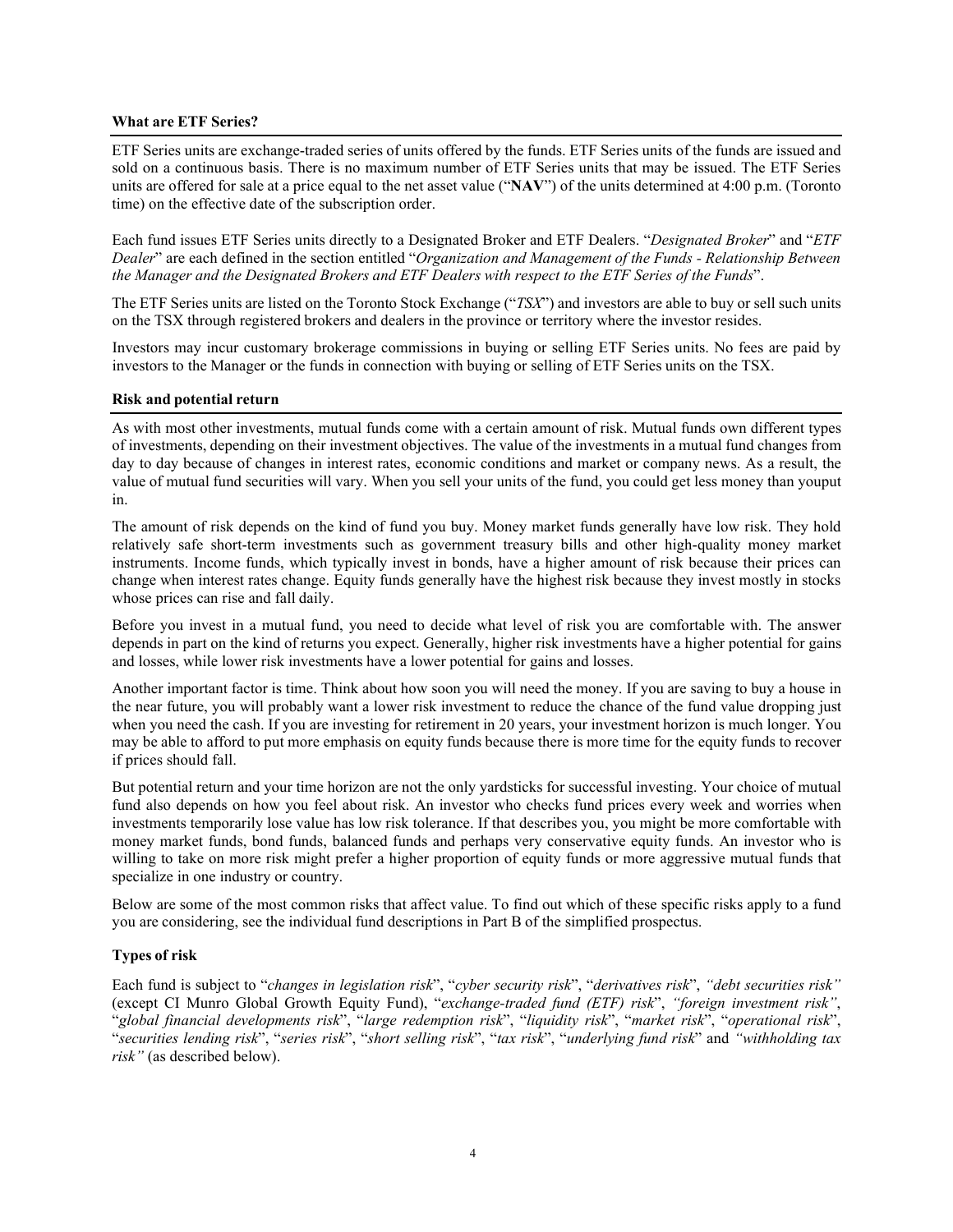### What are ETF Series?

ETF Series units are exchange-traded series of units offered by the funds. ETF Series units of the funds are issued and sold on a continuous basis. There is no maximum number of ETF Series units that may be issued. The ETF Series units are offered for sale at a price equal to the net asset value ("**NAV**") of the units determined at 4:00 p.m. (Toronto time) on the effective date of the subscription order.

Each fund issues ETF Series units directly to a Designated Broker and ETF Dealers. "*Designated Broker*" and "*ETF Dealer*" are each defined in the section entitled "*Organization and Management of the Funds - Relationship Between the Manager and the Designated Brokers and ETF Dealers with respect to the ETF Series of the Funds*".

The ETF Series units are listed on the Toronto Stock Exchange ("*TSX*") and investors are able to buy or sell such units on the TSX through registered brokers and dealers in the province or territory where the investor resides.

Investors may incur customary brokerage commissions in buying or selling ETF Series units. No fees are paid by investors to the Manager or the funds in connection with buying or selling of ETF Series units on the TSX.

### Risk and potential return

As with most other investments, mutual funds come with a certain amount of risk. Mutual funds own different types of investments, depending on their investment objectives. The value of the investments in a mutual fund changes from day to day because of changes in interest rates, economic conditions and market or company news. As a result, the value of mutual fund securities will vary. When you sell your units of the fund, you could get less money than youput in.

The amount of risk depends on the kind of fund you buy. Money market funds generally have low risk. They hold relatively safe short-term investments such as government treasury bills and other high-quality money market instruments. Income funds, which typically invest in bonds, have a higher amount of risk because their prices can change when interest rates change. Equity funds generally have the highest risk because they invest mostly in stocks whose prices can rise and fall daily.

Before you invest in a mutual fund, you need to decide what level of risk you are comfortable with. The answer depends in part on the kind of returns you expect. Generally, higher risk investments have a higher potential for gains and losses, while lower risk investments have a lower potential for gains and losses.

Another important factor is time. Think about how soon you will need the money. If you are saving to buy a house in the near future, you will probably want a lower risk investment to reduce the chance of the fund value dropping just when you need the cash. If you are investing for retirement in 20 years, your investment horizon is much longer. You may be able to afford to put more emphasis on equity funds because there is more time for the equity funds to recover if prices should fall.

But potential return and your time horizon are not the only yardsticks for successful investing. Your choice of mutual fund also depends on how you feel about risk. An investor who checks fund prices every week and worries when investments temporarily lose value has low risk tolerance. If that describes you, you might be more comfortable with money market funds, bond funds, balanced funds and perhaps very conservative equity funds. An investor who is willing to take on more risk might prefer a higher proportion of equity funds or more aggressive mutual funds that specialize in one industry or country.

Below are some of the most common risks that affect value. To find out which of these specific risks apply to a fund you are considering, see the individual fund descriptions in Part B of the simplified prospectus.

#### Types of risk

Each fund is subject to "*changes in legislation risk*", "*cyber security risk*", "*derivatives risk*", *"debt securities risk"* (except CI Munro Global Growth Equity Fund), "*exchange-traded fund (ETF) risk*", *"foreign investment risk"*, "*global financial developments risk*", "*large redemption risk*", "*liquidity risk*", "*market risk*", "*operational risk*", "*securities lending risk*", "*series risk*", "*short selling risk*", "*tax risk*", "*underlying fund risk*" and *"withholding tax risk"* (as described below).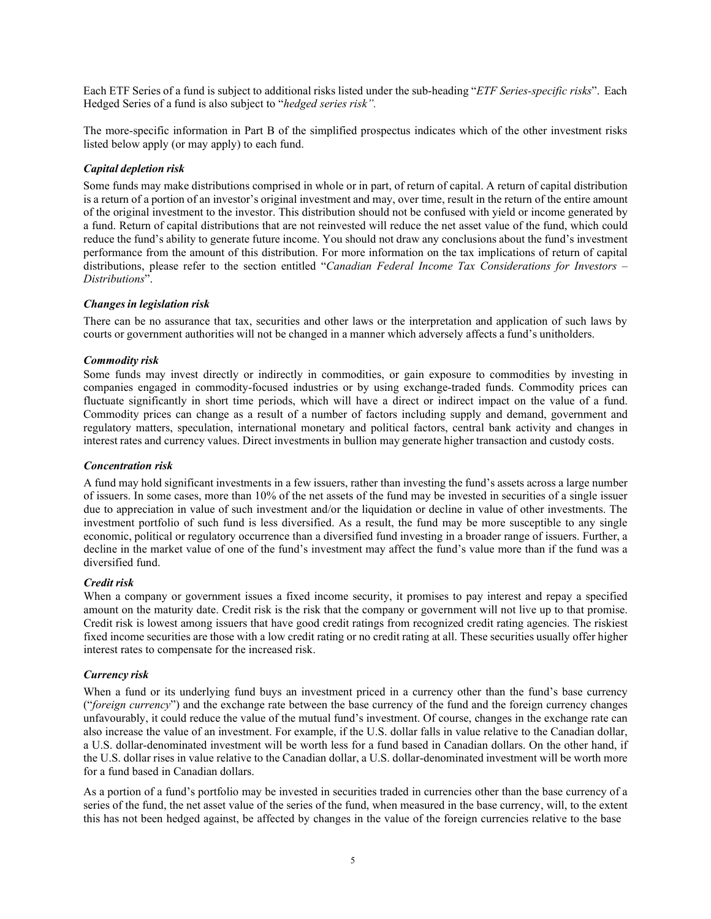Each ETF Series of a fund is subject to additional risks listed under the sub-heading "*ETF Series-specific risks*". Each Hedged Series of a fund is also subject to "*hedged series risk".*

The more-specific information in Part B of the simplified prospectus indicates which of the other investment risks listed below apply (or may apply) to each fund.

### *Capital depletion risk*

Some funds may make distributions comprised in whole or in part, of return of capital. A return of capital distribution is a return of a portion of an investor's original investment and may, over time, result in the return of the entire amount of the original investment to the investor. This distribution should not be confused with yield or income generated by a fund. Return of capital distributions that are not reinvested will reduce the net asset value of the fund, which could reduce the fund's ability to generate future income. You should not draw any conclusions about the fund's investment performance from the amount of this distribution. For more information on the tax implications of return of capital distributions, please refer to the section entitled "*Canadian Federal Income Tax Considerations for Investors – Distributions*".

### *Changes in legislation risk*

There can be no assurance that tax, securities and other laws or the interpretation and application of such laws by courts or government authorities will not be changed in a manner which adversely affects a fund's unitholders.

### *Commodity risk*

Some funds may invest directly or indirectly in commodities, or gain exposure to commodities by investing in companies engaged in commodity-focused industries or by using exchange-traded funds. Commodity prices can fluctuate significantly in short time periods, which will have a direct or indirect impact on the value of a fund. Commodity prices can change as a result of a number of factors including supply and demand, government and regulatory matters, speculation, international monetary and political factors, central bank activity and changes in interest rates and currency values. Direct investments in bullion may generate higher transaction and custody costs.

### *Concentration risk*

A fund may hold significant investments in a few issuers, rather than investing the fund's assets across a large number of issuers. In some cases, more than 10% of the net assets of the fund may be invested in securities of a single issuer due to appreciation in value of such investment and/or the liquidation or decline in value of other investments. The investment portfolio of such fund is less diversified. As a result, the fund may be more susceptible to any single economic, political or regulatory occurrence than a diversified fund investing in a broader range of issuers. Further, a decline in the market value of one of the fund's investment may affect the fund's value more than if the fund was a diversified fund.

### *Credit risk*

When a company or government issues a fixed income security, it promises to pay interest and repay a specified amount on the maturity date. Credit risk is the risk that the company or government will not live up to that promise. Credit risk is lowest among issuers that have good credit ratings from recognized credit rating agencies. The riskiest fixed income securities are those with a low credit rating or no credit rating at all. These securities usually offer higher interest rates to compensate for the increased risk.

### *Currency risk*

When a fund or its underlying fund buys an investment priced in a currency other than the fund's base currency ("*foreign currency*") and the exchange rate between the base currency of the fund and the foreign currency changes unfavourably, it could reduce the value of the mutual fund's investment. Of course, changes in the exchange rate can also increase the value of an investment. For example, if the U.S. dollar falls in value relative to the Canadian dollar, a U.S. dollar-denominated investment will be worth less for a fund based in Canadian dollars. On the other hand, if the U.S. dollar rises in value relative to the Canadian dollar, a U.S. dollar-denominated investment will be worth more for a fund based in Canadian dollars.

As a portion of a fund's portfolio may be invested in securities traded in currencies other than the base currency of a series of the fund, the net asset value of the series of the fund, when measured in the base currency, will, to the extent this has not been hedged against, be affected by changes in the value of the foreign currencies relative to the base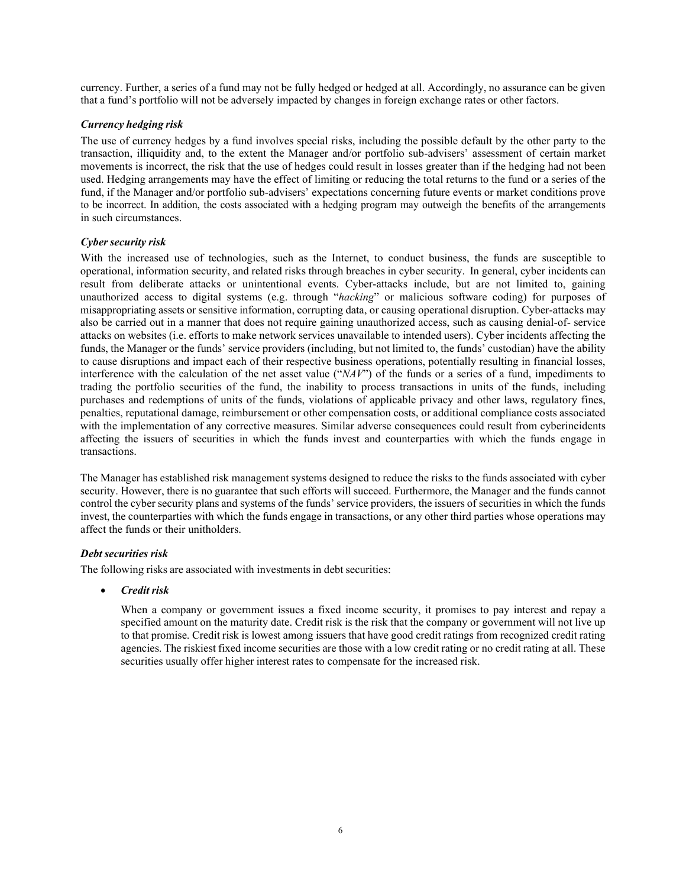currency. Further, a series of a fund may not be fully hedged or hedged at all. Accordingly, no assurance can be given that a fund's portfolio will not be adversely impacted by changes in foreign exchange rates or other factors.

### *Currency hedging risk*

The use of currency hedges by a fund involves special risks, including the possible default by the other party to the transaction, illiquidity and, to the extent the Manager and/or portfolio sub-advisers' assessment of certain market movements is incorrect, the risk that the use of hedges could result in losses greater than if the hedging had not been used. Hedging arrangements may have the effect of limiting or reducing the total returns to the fund or a series of the fund, if the Manager and/or portfolio sub-advisers' expectations concerning future events or market conditions prove to be incorrect. In addition, the costs associated with a hedging program may outweigh the benefits of the arrangements in such circumstances.

### *Cyber security risk*

With the increased use of technologies, such as the Internet, to conduct business, the funds are susceptible to operational, information security, and related risks through breaches in cyber security. In general, cyber incidents can result from deliberate attacks or unintentional events. Cyber-attacks include, but are not limited to, gaining unauthorized access to digital systems (e.g. through "*hacking*" or malicious software coding) for purposes of misappropriating assets or sensitive information, corrupting data, or causing operational disruption. Cyber-attacks may also be carried out in a manner that does not require gaining unauthorized access, such as causing denial-of- service attacks on websites (i.e. efforts to make network services unavailable to intended users). Cyber incidents affecting the funds, the Manager or the funds' service providers (including, but not limited to, the funds' custodian) have the ability to cause disruptions and impact each of their respective business operations, potentially resulting in financial losses, interference with the calculation of the net asset value ("*NAV*") of the funds or a series of a fund, impediments to trading the portfolio securities of the fund, the inability to process transactions in units of the funds, including purchases and redemptions of units of the funds, violations of applicable privacy and other laws, regulatory fines, penalties, reputational damage, reimbursement or other compensation costs, or additional compliance costs associated with the implementation of any corrective measures. Similar adverse consequences could result from cyberincidents affecting the issuers of securities in which the funds invest and counterparties with which the funds engage in transactions.

The Manager has established risk management systems designed to reduce the risks to the funds associated with cyber security. However, there is no guarantee that such efforts will succeed. Furthermore, the Manager and the funds cannot control the cyber security plans and systems of the funds' service providers, the issuers of securities in which the funds invest, the counterparties with which the funds engage in transactions, or any other third parties whose operations may affect the funds or their unitholders.

### *Debt securities risk*

The following risks are associated with investments in debt securities:

- ***Credit risk***

  When a company or government issues a fixed income security, it promises to pay interest and repay a specified amount on the maturity date. Credit risk is the risk that the company or government will not live up to that promise. Credit risk is lowest among issuers that have good credit ratings from recognized credit rating agencies. The riskiest fixed income securities are those with a low credit rating or no credit rating at all. These securities usually offer higher interest rates to compensate for the increased risk.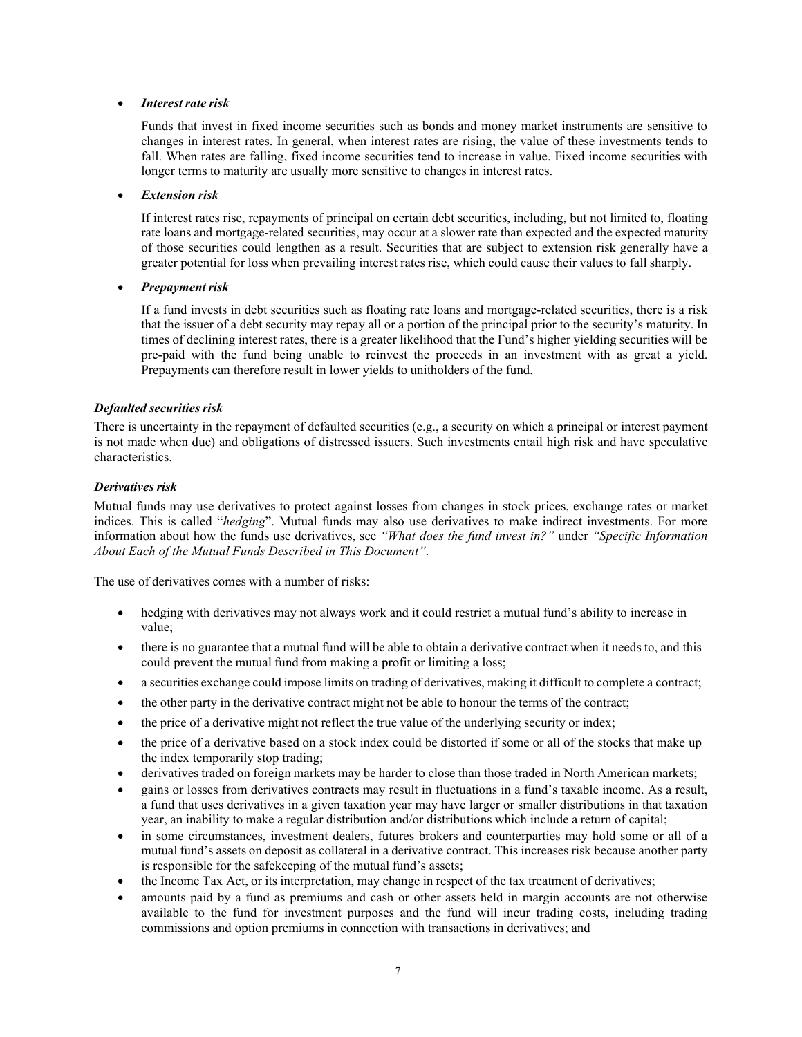- ***Interest rate risk***

  Funds that invest in fixed income securities such as bonds and money market instruments are sensitive to changes in interest rates. In general, when interest rates are rising, the value of these investments tends to fall. When rates are falling, fixed income securities tend to increase in value. Fixed income securities with longer terms to maturity are usually more sensitive to changes in interest rates.

- ***Extension risk***

  If interest rates rise, repayments of principal on certain debt securities, including, but not limited to, floating rate loans and mortgage-related securities, may occur at a slower rate than expected and the expected maturity of those securities could lengthen as a result. Securities that are subject to extension risk generally have a greater potential for loss when prevailing interest rates rise, which could cause their values to fall sharply.

- ***Prepayment risk***

  If a fund invests in debt securities such as floating rate loans and mortgage-related securities, there is a risk that the issuer of a debt security may repay all or a portion of the principal prior to the security's maturity. In times of declining interest rates, there is a greater likelihood that the Fund's higher yielding securities will be pre-paid with the fund being unable to reinvest the proceeds in an investment with as great a yield. Prepayments can therefore result in lower yields to unitholders of the fund.

***Defaulted securities risk***

There is uncertainty in the repayment of defaulted securities (e.g., a security on which a principal or interest payment is not made when due) and obligations of distressed issuers. Such investments entail high risk and have speculative characteristics.

***Derivatives risk***

Mutual funds may use derivatives to protect against losses from changes in stock prices, exchange rates or market indices. This is called "*hedging*". Mutual funds may also use derivatives to make indirect investments. For more information about how the funds use derivatives, see *"What does the fund invest in?"* under *"Specific Information About Each of the Mutual Funds Described in This Document"*.

The use of derivatives comes with a number of risks:

- hedging with derivatives may not always work and it could restrict a mutual fund's ability to increase in value;
- there is no guarantee that a mutual fund will be able to obtain a derivative contract when it needs to, and this could prevent the mutual fund from making a profit or limiting a loss;
- a securities exchange could impose limits on trading of derivatives, making it difficult to complete a contract;
- the other party in the derivative contract might not be able to honour the terms of the contract;
- the price of a derivative might not reflect the true value of the underlying security or index;
- the price of a derivative based on a stock index could be distorted if some or all of the stocks that make up the index temporarily stop trading;
- derivatives traded on foreign markets may be harder to close than those traded in North American markets;
- gains or losses from derivatives contracts may result in fluctuations in a fund's taxable income. As a result, a fund that uses derivatives in a given taxation year may have larger or smaller distributions in that taxation year, an inability to make a regular distribution and/or distributions which include a return of capital;
- in some circumstances, investment dealers, futures brokers and counterparties may hold some or all of a mutual fund's assets on deposit as collateral in a derivative contract. This increases risk because another party is responsible for the safekeeping of the mutual fund's assets;
- the Income Tax Act, or its interpretation, may change in respect of the tax treatment of derivatives;
- amounts paid by a fund as premiums and cash or other assets held in margin accounts are not otherwise available to the fund for investment purposes and the fund will incur trading costs, including trading commissions and option premiums in connection with transactions in derivatives; and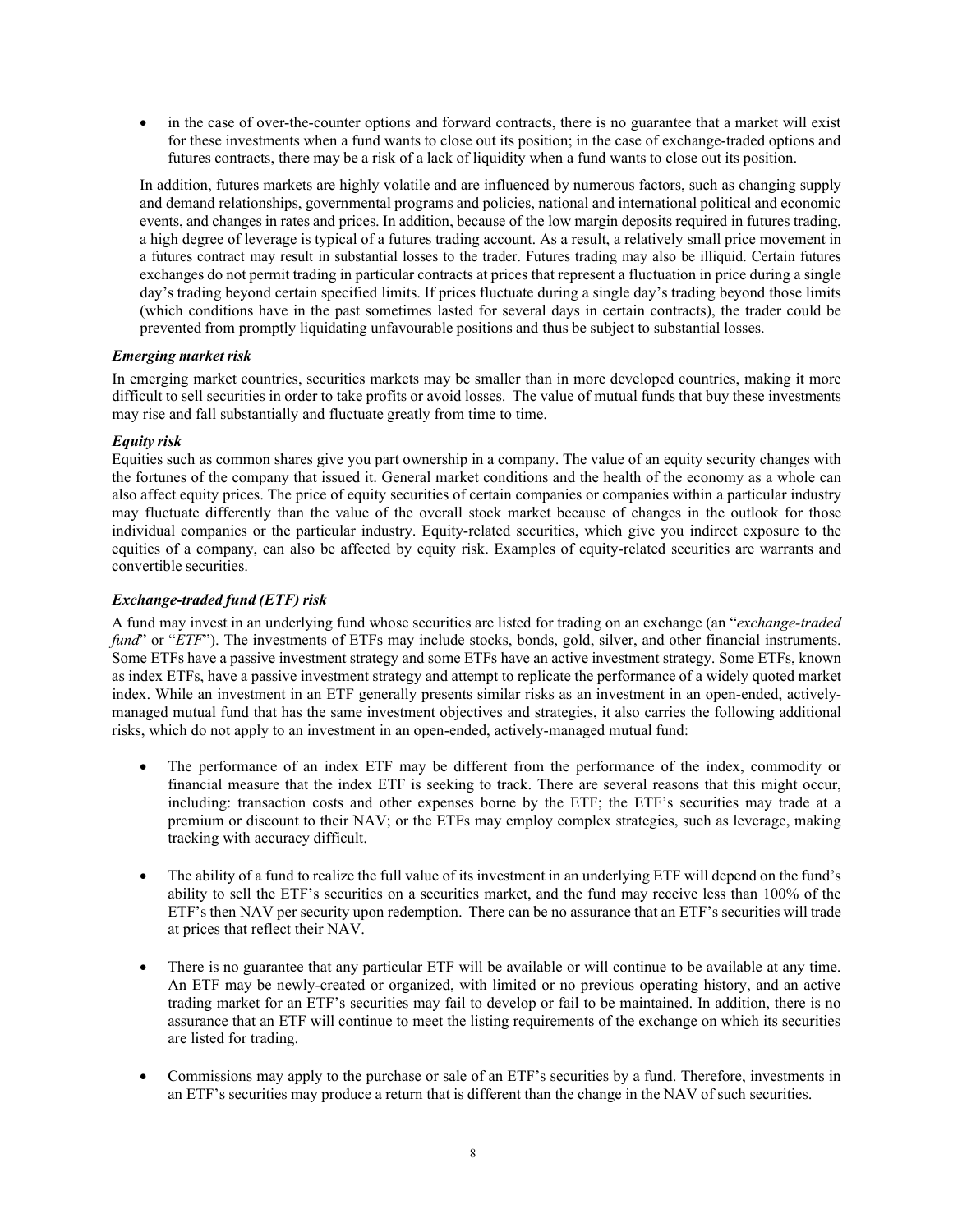- in the case of over-the-counter options and forward contracts, there is no guarantee that a market will exist for these investments when a fund wants to close out its position; in the case of exchange-traded options and futures contracts, there may be a risk of a lack of liquidity when a fund wants to close out its position.

In addition, futures markets are highly volatile and are influenced by numerous factors, such as changing supply and demand relationships, governmental programs and policies, national and international political and economic events, and changes in rates and prices. In addition, because of the low margin deposits required in futures trading, a high degree of leverage is typical of a futures trading account. As a result, a relatively small price movement in a futures contract may result in substantial losses to the trader. Futures trading may also be illiquid. Certain futures exchanges do not permit trading in particular contracts at prices that represent a fluctuation in price during a single day's trading beyond certain specified limits. If prices fluctuate during a single day's trading beyond those limits (which conditions have in the past sometimes lasted for several days in certain contracts), the trader could be prevented from promptly liquidating unfavourable positions and thus be subject to substantial losses.

***Emerging market risk***

In emerging market countries, securities markets may be smaller than in more developed countries, making it more difficult to sell securities in order to take profits or avoid losses. The value of mutual funds that buy these investments may rise and fall substantially and fluctuate greatly from time to time.

***Equity risk***

Equities such as common shares give you part ownership in a company. The value of an equity security changes with the fortunes of the company that issued it. General market conditions and the health of the economy as a whole can also affect equity prices. The price of equity securities of certain companies or companies within a particular industry may fluctuate differently than the value of the overall stock market because of changes in the outlook for those individual companies or the particular industry. Equity-related securities, which give you indirect exposure to the equities of a company, can also be affected by equity risk. Examples of equity-related securities are warrants and convertible securities.

***Exchange-traded fund (ETF) risk***

A fund may invest in an underlying fund whose securities are listed for trading on an exchange (an "*exchange-traded fund*" or "*ETF*"). The investments of ETFs may include stocks, bonds, gold, silver, and other financial instruments. Some ETFs have a passive investment strategy and some ETFs have an active investment strategy. Some ETFs, known as index ETFs, have a passive investment strategy and attempt to replicate the performance of a widely quoted market index. While an investment in an ETF generally presents similar risks as an investment in an open-ended, actively-managed mutual fund that has the same investment objectives and strategies, it also carries the following additional risks, which do not apply to an investment in an open-ended, actively-managed mutual fund:

- The performance of an index ETF may be different from the performance of the index, commodity or financial measure that the index ETF is seeking to track. There are several reasons that this might occur, including: transaction costs and other expenses borne by the ETF; the ETF's securities may trade at a premium or discount to their NAV; or the ETFs may employ complex strategies, such as leverage, making tracking with accuracy difficult.

- The ability of a fund to realize the full value of its investment in an underlying ETF will depend on the fund's ability to sell the ETF's securities on a securities market, and the fund may receive less than 100% of the ETF's then NAV per security upon redemption. There can be no assurance that an ETF's securities will trade at prices that reflect their NAV.

- There is no guarantee that any particular ETF will be available or will continue to be available at any time. An ETF may be newly-created or organized, with limited or no previous operating history, and an active trading market for an ETF's securities may fail to develop or fail to be maintained. In addition, there is no assurance that an ETF will continue to meet the listing requirements of the exchange on which its securities are listed for trading.

- Commissions may apply to the purchase or sale of an ETF's securities by a fund. Therefore, investments in an ETF's securities may produce a return that is different than the change in the NAV of such securities.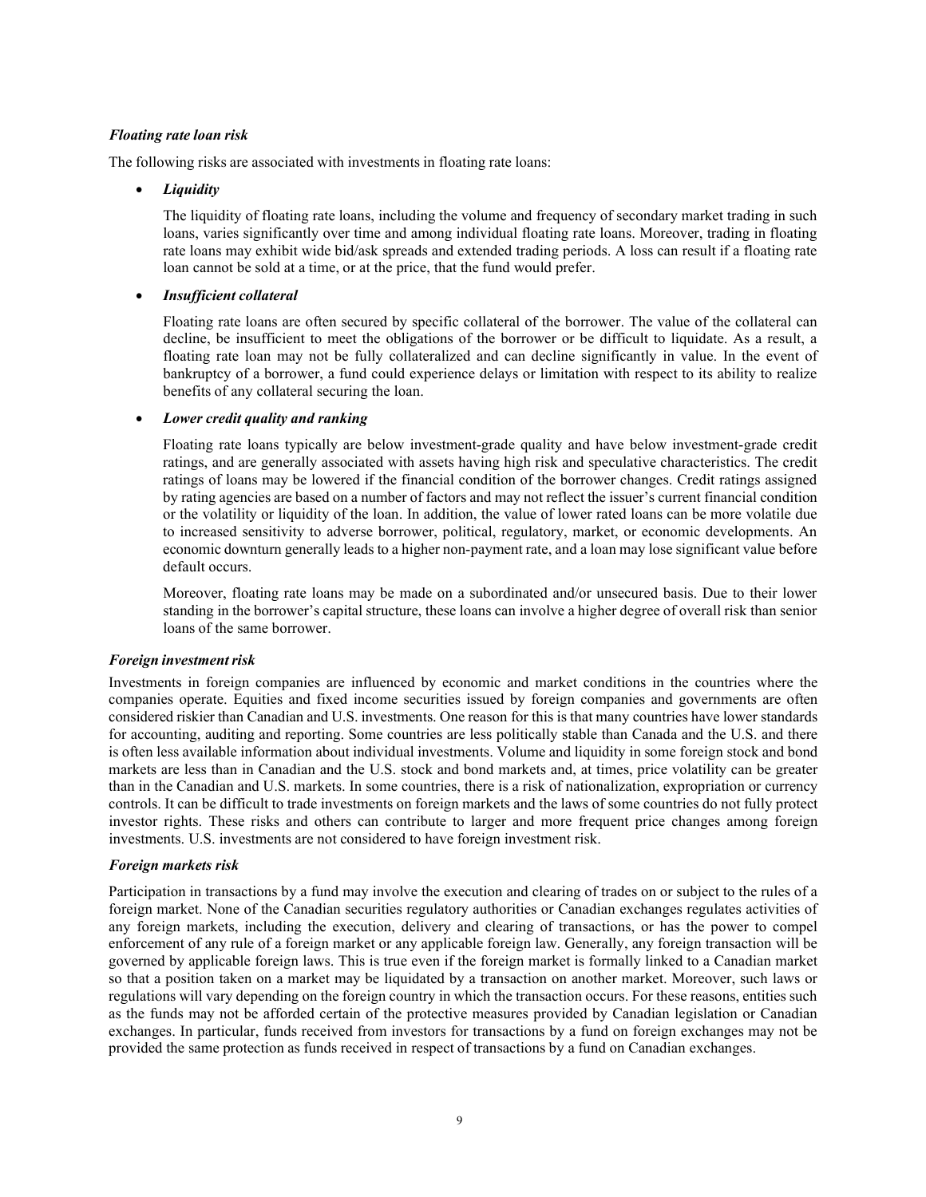***Floating rate loan risk***

The following risks are associated with investments in floating rate loans:

- ***Liquidity***

  The liquidity of floating rate loans, including the volume and frequency of secondary market trading in such loans, varies significantly over time and among individual floating rate loans. Moreover, trading in floating rate loans may exhibit wide bid/ask spreads and extended trading periods. A loss can result if a floating rate loan cannot be sold at a time, or at the price, that the fund would prefer.

- ***Insufficient collateral***

  Floating rate loans are often secured by specific collateral of the borrower. The value of the collateral can decline, be insufficient to meet the obligations of the borrower or be difficult to liquidate. As a result, a floating rate loan may not be fully collateralized and can decline significantly in value. In the event of bankruptcy of a borrower, a fund could experience delays or limitation with respect to its ability to realize benefits of any collateral securing the loan.

- ***Lower credit quality and ranking***

  Floating rate loans typically are below investment-grade quality and have below investment-grade credit ratings, and are generally associated with assets having high risk and speculative characteristics. The credit ratings of loans may be lowered if the financial condition of the borrower changes. Credit ratings assigned by rating agencies are based on a number of factors and may not reflect the issuer's current financial condition or the volatility or liquidity of the loan. In addition, the value of lower rated loans can be more volatile due to increased sensitivity to adverse borrower, political, regulatory, market, or economic developments. An economic downturn generally leads to a higher non-payment rate, and a loan may lose significant value before default occurs.

  Moreover, floating rate loans may be made on a subordinated and/or unsecured basis. Due to their lower standing in the borrower's capital structure, these loans can involve a higher degree of overall risk than senior loans of the same borrower.

***Foreign investment risk***

Investments in foreign companies are influenced by economic and market conditions in the countries where the companies operate. Equities and fixed income securities issued by foreign companies and governments are often considered riskier than Canadian and U.S. investments. One reason for this is that many countries have lower standards for accounting, auditing and reporting. Some countries are less politically stable than Canada and the U.S. and there is often less available information about individual investments. Volume and liquidity in some foreign stock and bond markets are less than in Canadian and the U.S. stock and bond markets and, at times, price volatility can be greater than in the Canadian and U.S. markets. In some countries, there is a risk of nationalization, expropriation or currency controls. It can be difficult to trade investments on foreign markets and the laws of some countries do not fully protect investor rights. These risks and others can contribute to larger and more frequent price changes among foreign investments. U.S. investments are not considered to have foreign investment risk.

***Foreign markets risk***

Participation in transactions by a fund may involve the execution and clearing of trades on or subject to the rules of a foreign market. None of the Canadian securities regulatory authorities or Canadian exchanges regulates activities of any foreign markets, including the execution, delivery and clearing of transactions, or has the power to compel enforcement of any rule of a foreign market or any applicable foreign law. Generally, any foreign transaction will be governed by applicable foreign laws. This is true even if the foreign market is formally linked to a Canadian market so that a position taken on a market may be liquidated by a transaction on another market. Moreover, such laws or regulations will vary depending on the foreign country in which the transaction occurs. For these reasons, entities such as the funds may not be afforded certain of the protective measures provided by Canadian legislation or Canadian exchanges. In particular, funds received from investors for transactions by a fund on foreign exchanges may not be provided the same protection as funds received in respect of transactions by a fund on Canadian exchanges.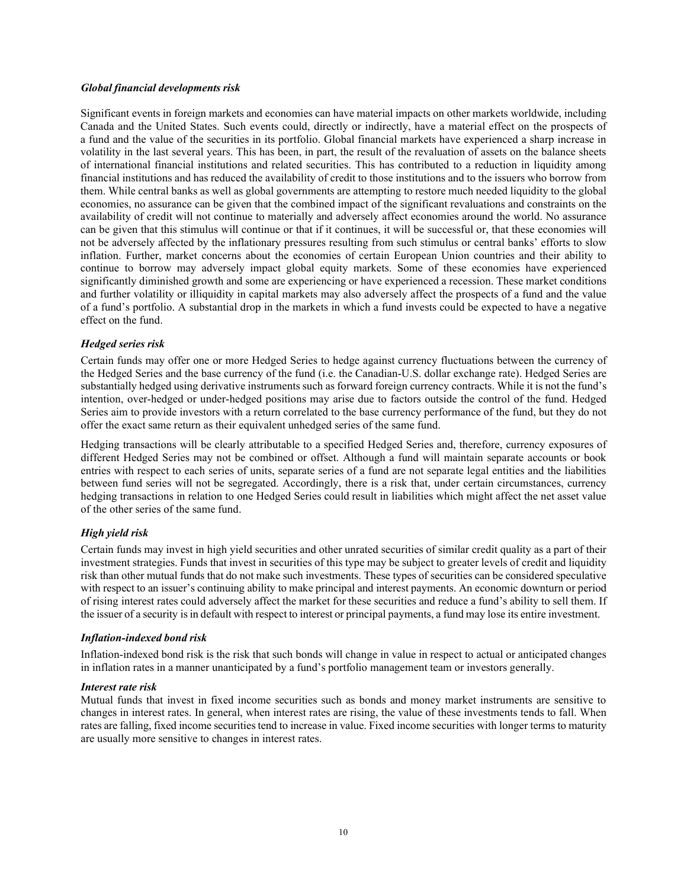*Global financial developments risk*

Significant events in foreign markets and economies can have material impacts on other markets worldwide, including Canada and the United States. Such events could, directly or indirectly, have a material effect on the prospects of a fund and the value of the securities in its portfolio. Global financial markets have experienced a sharp increase in volatility in the last several years. This has been, in part, the result of the revaluation of assets on the balance sheets of international financial institutions and related securities. This has contributed to a reduction in liquidity among financial institutions and has reduced the availability of credit to those institutions and to the issuers who borrow from them. While central banks as well as global governments are attempting to restore much needed liquidity to the global economies, no assurance can be given that the combined impact of the significant revaluations and constraints on the availability of credit will not continue to materially and adversely affect economies around the world. No assurance can be given that this stimulus will continue or that if it continues, it will be successful or, that these economies will not be adversely affected by the inflationary pressures resulting from such stimulus or central banks' efforts to slow inflation. Further, market concerns about the economies of certain European Union countries and their ability to continue to borrow may adversely impact global equity markets. Some of these economies have experienced significantly diminished growth and some are experiencing or have experienced a recession. These market conditions and further volatility or illiquidity in capital markets may also adversely affect the prospects of a fund and the value of a fund's portfolio. A substantial drop in the markets in which a fund invests could be expected to have a negative effect on the fund.

*Hedged series risk*

Certain funds may offer one or more Hedged Series to hedge against currency fluctuations between the currency of the Hedged Series and the base currency of the fund (i.e. the Canadian-U.S. dollar exchange rate). Hedged Series are substantially hedged using derivative instruments such as forward foreign currency contracts. While it is not the fund's intention, over-hedged or under-hedged positions may arise due to factors outside the control of the fund. Hedged Series aim to provide investors with a return correlated to the base currency performance of the fund, but they do not offer the exact same return as their equivalent unhedged series of the same fund.

Hedging transactions will be clearly attributable to a specified Hedged Series and, therefore, currency exposures of different Hedged Series may not be combined or offset. Although a fund will maintain separate accounts or book entries with respect to each series of units, separate series of a fund are not separate legal entities and the liabilities between fund series will not be segregated. Accordingly, there is a risk that, under certain circumstances, currency hedging transactions in relation to one Hedged Series could result in liabilities which might affect the net asset value of the other series of the same fund.

*High yield risk*

Certain funds may invest in high yield securities and other unrated securities of similar credit quality as a part of their investment strategies. Funds that invest in securities of this type may be subject to greater levels of credit and liquidity risk than other mutual funds that do not make such investments. These types of securities can be considered speculative with respect to an issuer's continuing ability to make principal and interest payments. An economic downturn or period of rising interest rates could adversely affect the market for these securities and reduce a fund's ability to sell them. If the issuer of a security is in default with respect to interest or principal payments, a fund may lose its entire investment.

*Inflation-indexed bond risk*

Inflation-indexed bond risk is the risk that such bonds will change in value in respect to actual or anticipated changes in inflation rates in a manner unanticipated by a fund's portfolio management team or investors generally.

*Interest rate risk*

Mutual funds that invest in fixed income securities such as bonds and money market instruments are sensitive to changes in interest rates. In general, when interest rates are rising, the value of these investments tends to fall. When rates are falling, fixed income securities tend to increase in value. Fixed income securities with longer terms to maturity are usually more sensitive to changes in interest rates.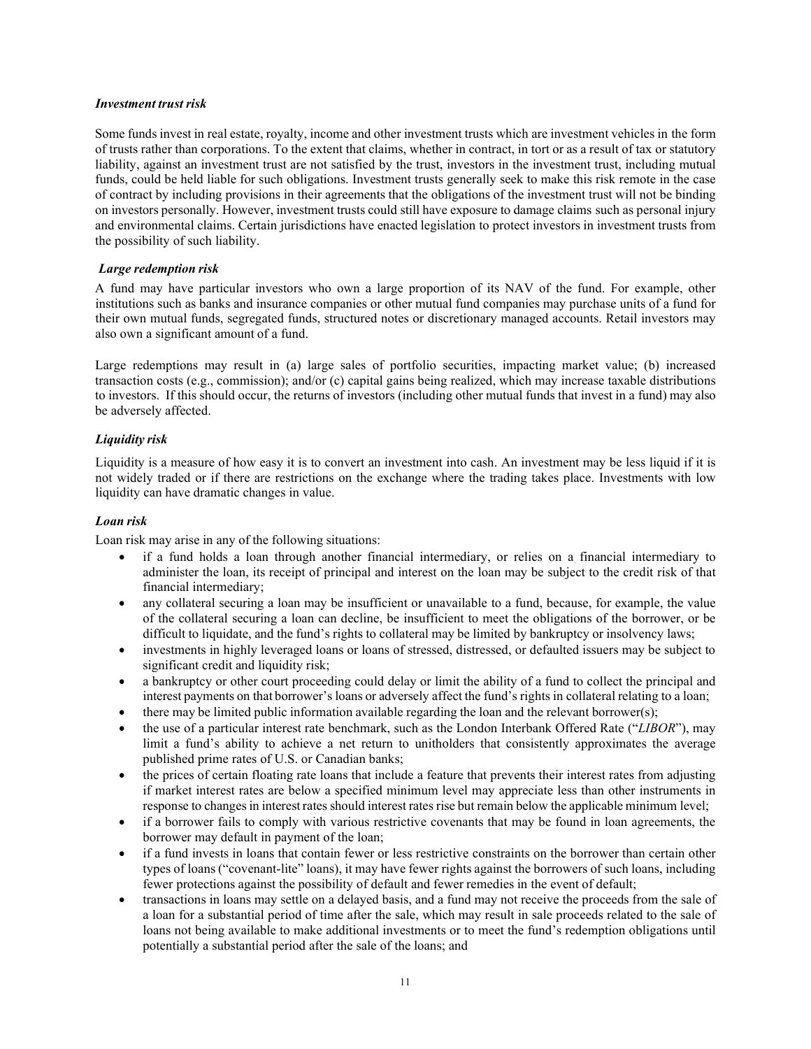***Investment trust risk***

Some funds invest in real estate, royalty, income and other investment trusts which are investment vehicles in the form of trusts rather than corporations. To the extent that claims, whether in contract, in tort or as a result of tax or statutory liability, against an investment trust are not satisfied by the trust, investors in the investment trust, including mutual funds, could be held liable for such obligations. Investment trusts generally seek to make this risk remote in the case of contract by including provisions in their agreements that the obligations of the investment trust will not be binding on investors personally. However, investment trusts could still have exposure to damage claims such as personal injury and environmental claims. Certain jurisdictions have enacted legislation to protect investors in investment trusts from the possibility of such liability.

***Large redemption risk***

A fund may have particular investors who own a large proportion of its NAV of the fund. For example, other institutions such as banks and insurance companies or other mutual fund companies may purchase units of a fund for their own mutual funds, segregated funds, structured notes or discretionary managed accounts. Retail investors may also own a significant amount of a fund.

Large redemptions may result in (a) large sales of portfolio securities, impacting market value; (b) increased transaction costs (e.g., commission); and/or (c) capital gains being realized, which may increase taxable distributions to investors. If this should occur, the returns of investors (including other mutual funds that invest in a fund) may also be adversely affected.

***Liquidity risk***

Liquidity is a measure of how easy it is to convert an investment into cash. An investment may be less liquid if it is not widely traded or if there are restrictions on the exchange where the trading takes place. Investments with low liquidity can have dramatic changes in value.

***Loan risk***

Loan risk may arise in any of the following situations:

- if a fund holds a loan through another financial intermediary, or relies on a financial intermediary to administer the loan, its receipt of principal and interest on the loan may be subject to the credit risk of that financial intermediary;
- any collateral securing a loan may be insufficient or unavailable to a fund, because, for example, the value of the collateral securing a loan can decline, be insufficient to meet the obligations of the borrower, or be difficult to liquidate, and the fund's rights to collateral may be limited by bankruptcy or insolvency laws;
- investments in highly leveraged loans or loans of stressed, distressed, or defaulted issuers may be subject to significant credit and liquidity risk;
- a bankruptcy or other court proceeding could delay or limit the ability of a fund to collect the principal and interest payments on that borrower's loans or adversely affect the fund's rights in collateral relating to a loan;
- there may be limited public information available regarding the loan and the relevant borrower(s);
- the use of a particular interest rate benchmark, such as the London Interbank Offered Rate ("*LIBOR*"), may limit a fund's ability to achieve a net return to unitholders that consistently approximates the average published prime rates of U.S. or Canadian banks;
- the prices of certain floating rate loans that include a feature that prevents their interest rates from adjusting if market interest rates are below a specified minimum level may appreciate less than other instruments in response to changes in interest rates should interest rates rise but remain below the applicable minimum level;
- if a borrower fails to comply with various restrictive covenants that may be found in loan agreements, the borrower may default in payment of the loan;
- if a fund invests in loans that contain fewer or less restrictive constraints on the borrower than certain other types of loans ("covenant-lite" loans), it may have fewer rights against the borrowers of such loans, including fewer protections against the possibility of default and fewer remedies in the event of default;
- transactions in loans may settle on a delayed basis, and a fund may not receive the proceeds from the sale of a loan for a substantial period of time after the sale, which may result in sale proceeds related to the sale of loans not being available to make additional investments or to meet the fund's redemption obligations until potentially a substantial period after the sale of the loans; and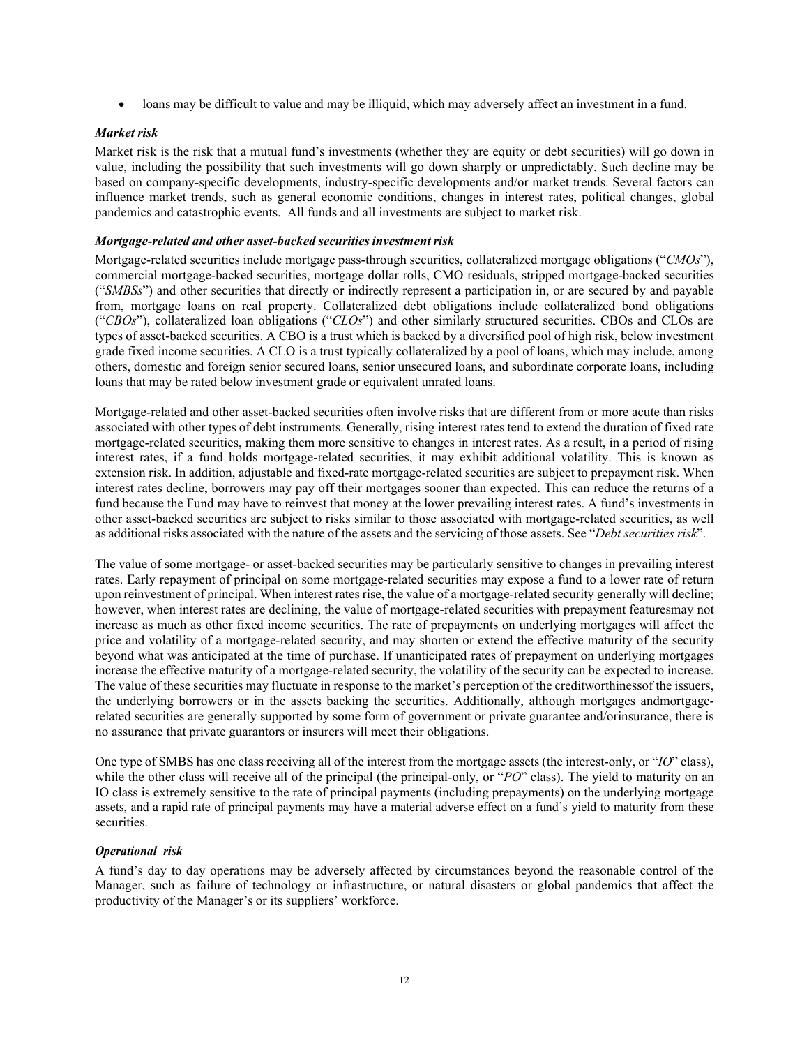- loans may be difficult to value and may be illiquid, which may adversely affect an investment in a fund.

***Market risk***

Market risk is the risk that a mutual fund's investments (whether they are equity or debt securities) will go down in value, including the possibility that such investments will go down sharply or unpredictably. Such decline may be based on company-specific developments, industry-specific developments and/or market trends. Several factors can influence market trends, such as general economic conditions, changes in interest rates, political changes, global pandemics and catastrophic events. All funds and all investments are subject to market risk.

***Mortgage-related and other asset-backed securities investment risk***

Mortgage-related securities include mortgage pass-through securities, collateralized mortgage obligations ("*CMOs*"), commercial mortgage-backed securities, mortgage dollar rolls, CMO residuals, stripped mortgage-backed securities ("*SMBSs*") and other securities that directly or indirectly represent a participation in, or are secured by and payable from, mortgage loans on real property. Collateralized debt obligations include collateralized bond obligations ("*CBOs*"), collateralized loan obligations ("*CLOs*") and other similarly structured securities. CBOs and CLOs are types of asset-backed securities. A CBO is a trust which is backed by a diversified pool of high risk, below investment grade fixed income securities. A CLO is a trust typically collateralized by a pool of loans, which may include, among others, domestic and foreign senior secured loans, senior unsecured loans, and subordinate corporate loans, including loans that may be rated below investment grade or equivalent unrated loans.

Mortgage-related and other asset-backed securities often involve risks that are different from or more acute than risks associated with other types of debt instruments. Generally, rising interest rates tend to extend the duration of fixed rate mortgage-related securities, making them more sensitive to changes in interest rates. As a result, in a period of rising interest rates, if a fund holds mortgage-related securities, it may exhibit additional volatility. This is known as extension risk. In addition, adjustable and fixed-rate mortgage-related securities are subject to prepayment risk. When interest rates decline, borrowers may pay off their mortgages sooner than expected. This can reduce the returns of a fund because the Fund may have to reinvest that money at the lower prevailing interest rates. A fund's investments in other asset-backed securities are subject to risks similar to those associated with mortgage-related securities, as well as additional risks associated with the nature of the assets and the servicing of those assets. See "*Debt securities risk*".

The value of some mortgage- or asset-backed securities may be particularly sensitive to changes in prevailing interest rates. Early repayment of principal on some mortgage-related securities may expose a fund to a lower rate of return upon reinvestment of principal. When interest rates rise, the value of a mortgage-related security generally will decline; however, when interest rates are declining, the value of mortgage-related securities with prepayment featuresmay not increase as much as other fixed income securities. The rate of prepayments on underlying mortgages will affect the price and volatility of a mortgage-related security, and may shorten or extend the effective maturity of the security beyond what was anticipated at the time of purchase. If unanticipated rates of prepayment on underlying mortgages increase the effective maturity of a mortgage-related security, the volatility of the security can be expected to increase. The value of these securities may fluctuate in response to the market's perception of the creditworthinessof the issuers, the underlying borrowers or in the assets backing the securities. Additionally, although mortgages andmortgage-related securities are generally supported by some form of government or private guarantee and/orinsurance, there is no assurance that private guarantors or insurers will meet their obligations.

One type of SMBS has one class receiving all of the interest from the mortgage assets (the interest-only, or "*IO*" class), while the other class will receive all of the principal (the principal-only, or "*PO*" class). The yield to maturity on an IO class is extremely sensitive to the rate of principal payments (including prepayments) on the underlying mortgage assets, and a rapid rate of principal payments may have a material adverse effect on a fund's yield to maturity from these securities.

***Operational risk***

A fund's day to day operations may be adversely affected by circumstances beyond the reasonable control of the Manager, such as failure of technology or infrastructure, or natural disasters or global pandemics that affect the productivity of the Manager's or its suppliers' workforce.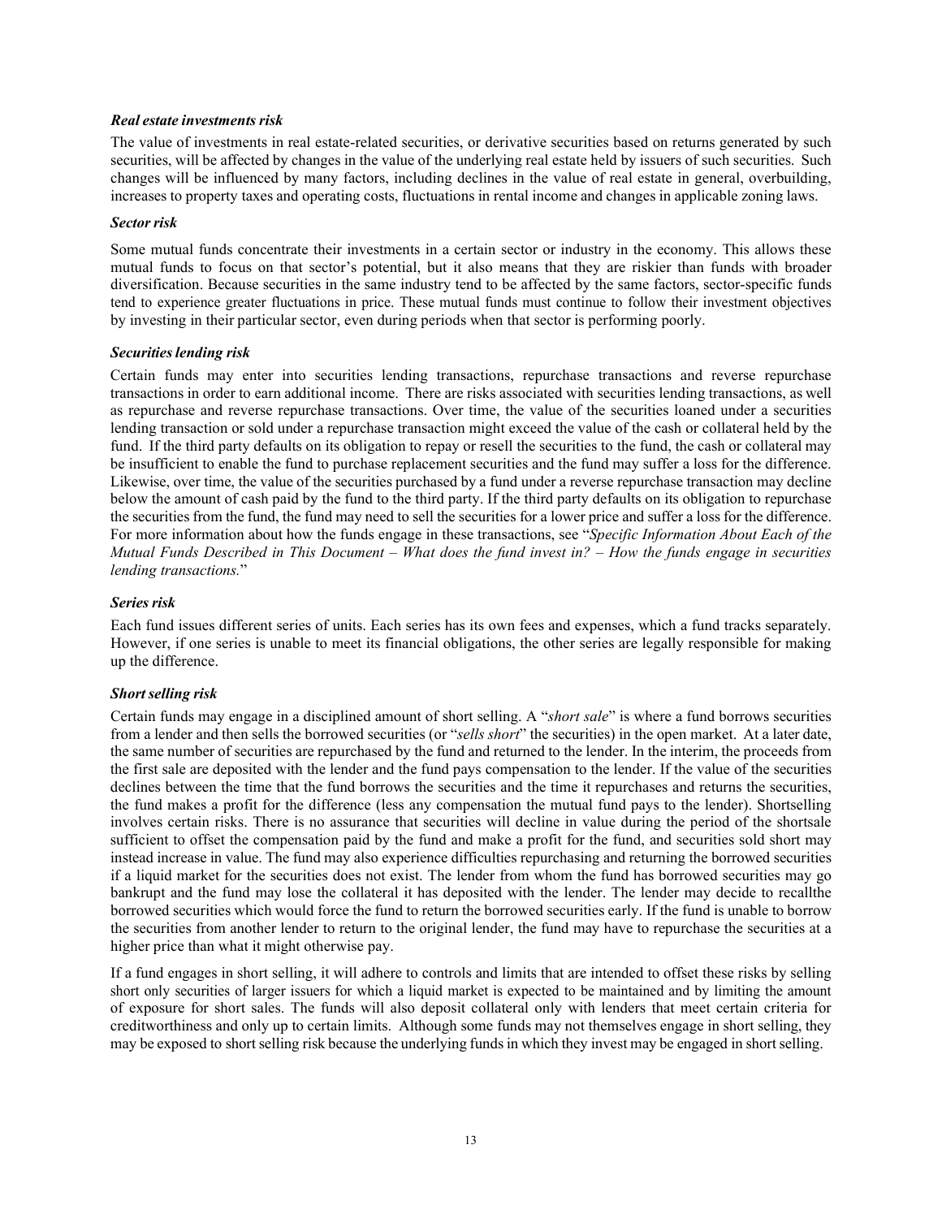### *Real estate investments risk*

The value of investments in real estate-related securities, or derivative securities based on returns generated by such securities, will be affected by changes in the value of the underlying real estate held by issuers of such securities. Such changes will be influenced by many factors, including declines in the value of real estate in general, overbuilding, increases to property taxes and operating costs, fluctuations in rental income and changes in applicable zoning laws.

### *Sector risk*

Some mutual funds concentrate their investments in a certain sector or industry in the economy. This allows these mutual funds to focus on that sector's potential, but it also means that they are riskier than funds with broader diversification. Because securities in the same industry tend to be affected by the same factors, sector-specific funds tend to experience greater fluctuations in price. These mutual funds must continue to follow their investment objectives by investing in their particular sector, even during periods when that sector is performing poorly.

### *Securities lending risk*

Certain funds may enter into securities lending transactions, repurchase transactions and reverse repurchase transactions in order to earn additional income. There are risks associated with securities lending transactions, as well as repurchase and reverse repurchase transactions. Over time, the value of the securities loaned under a securities lending transaction or sold under a repurchase transaction might exceed the value of the cash or collateral held by the fund. If the third party defaults on its obligation to repay or resell the securities to the fund, the cash or collateral may be insufficient to enable the fund to purchase replacement securities and the fund may suffer a loss for the difference. Likewise, over time, the value of the securities purchased by a fund under a reverse repurchase transaction may decline below the amount of cash paid by the fund to the third party. If the third party defaults on its obligation to repurchase the securities from the fund, the fund may need to sell the securities for a lower price and suffer a loss for the difference. For more information about how the funds engage in these transactions, see "*Specific Information About Each of the Mutual Funds Described in This Document – What does the fund invest in? – How the funds engage in securities lending transactions.*"

### *Series risk*

Each fund issues different series of units. Each series has its own fees and expenses, which a fund tracks separately. However, if one series is unable to meet its financial obligations, the other series are legally responsible for making up the difference.

### *Short selling risk*

Certain funds may engage in a disciplined amount of short selling. A "*short sale*" is where a fund borrows securities from a lender and then sells the borrowed securities (or "*sells short*" the securities) in the open market. At a later date, the same number of securities are repurchased by the fund and returned to the lender. In the interim, the proceeds from the first sale are deposited with the lender and the fund pays compensation to the lender. If the value of the securities declines between the time that the fund borrows the securities and the time it repurchases and returns the securities, the fund makes a profit for the difference (less any compensation the mutual fund pays to the lender). Shortselling involves certain risks. There is no assurance that securities will decline in value during the period of the shortsale sufficient to offset the compensation paid by the fund and make a profit for the fund, and securities sold short may instead increase in value. The fund may also experience difficulties repurchasing and returning the borrowed securities if a liquid market for the securities does not exist. The lender from whom the fund has borrowed securities may go bankrupt and the fund may lose the collateral it has deposited with the lender. The lender may decide to recallthe borrowed securities which would force the fund to return the borrowed securities early. If the fund is unable to borrow the securities from another lender to return to the original lender, the fund may have to repurchase the securities at a higher price than what it might otherwise pay.

If a fund engages in short selling, it will adhere to controls and limits that are intended to offset these risks by selling short only securities of larger issuers for which a liquid market is expected to be maintained and by limiting the amount of exposure for short sales. The funds will also deposit collateral only with lenders that meet certain criteria for creditworthiness and only up to certain limits. Although some funds may not themselves engage in short selling, they may be exposed to short selling risk because the underlying funds in which they invest may be engaged in short selling.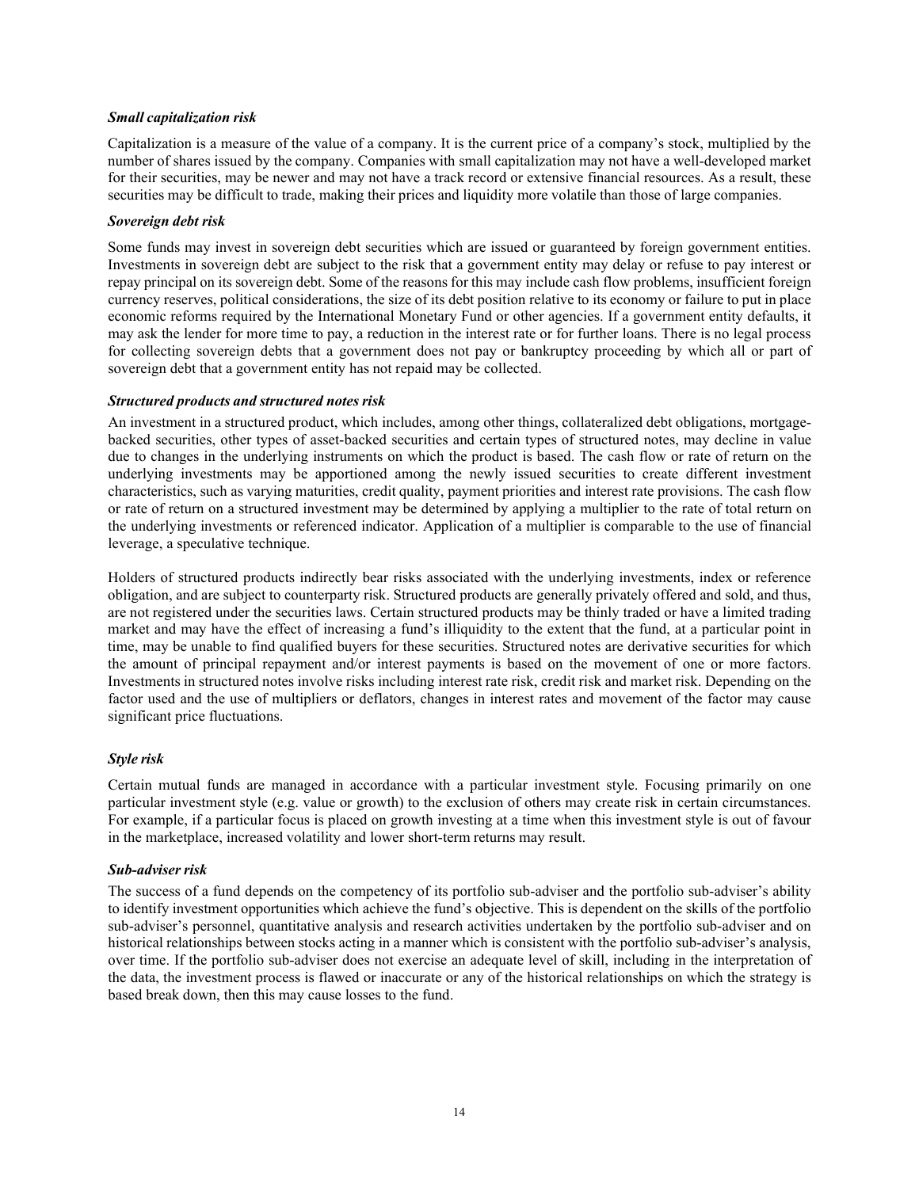***Small capitalization risk***

Capitalization is a measure of the value of a company. It is the current price of a company's stock, multiplied by the number of shares issued by the company. Companies with small capitalization may not have a well-developed market for their securities, may be newer and may not have a track record or extensive financial resources. As a result, these securities may be difficult to trade, making their prices and liquidity more volatile than those of large companies.

***Sovereign debt risk***

Some funds may invest in sovereign debt securities which are issued or guaranteed by foreign government entities. Investments in sovereign debt are subject to the risk that a government entity may delay or refuse to pay interest or repay principal on its sovereign debt. Some of the reasons for this may include cash flow problems, insufficient foreign currency reserves, political considerations, the size of its debt position relative to its economy or failure to put in place economic reforms required by the International Monetary Fund or other agencies. If a government entity defaults, it may ask the lender for more time to pay, a reduction in the interest rate or for further loans. There is no legal process for collecting sovereign debts that a government does not pay or bankruptcy proceeding by which all or part of sovereign debt that a government entity has not repaid may be collected.

***Structured products and structured notes risk***

An investment in a structured product, which includes, among other things, collateralized debt obligations, mortgage-backed securities, other types of asset-backed securities and certain types of structured notes, may decline in value due to changes in the underlying instruments on which the product is based. The cash flow or rate of return on the underlying investments may be apportioned among the newly issued securities to create different investment characteristics, such as varying maturities, credit quality, payment priorities and interest rate provisions. The cash flow or rate of return on a structured investment may be determined by applying a multiplier to the rate of total return on the underlying investments or referenced indicator. Application of a multiplier is comparable to the use of financial leverage, a speculative technique.

Holders of structured products indirectly bear risks associated with the underlying investments, index or reference obligation, and are subject to counterparty risk. Structured products are generally privately offered and sold, and thus, are not registered under the securities laws. Certain structured products may be thinly traded or have a limited trading market and may have the effect of increasing a fund's illiquidity to the extent that the fund, at a particular point in time, may be unable to find qualified buyers for these securities. Structured notes are derivative securities for which the amount of principal repayment and/or interest payments is based on the movement of one or more factors. Investments in structured notes involve risks including interest rate risk, credit risk and market risk. Depending on the factor used and the use of multipliers or deflators, changes in interest rates and movement of the factor may cause significant price fluctuations.

***Style risk***

Certain mutual funds are managed in accordance with a particular investment style. Focusing primarily on one particular investment style (e.g. value or growth) to the exclusion of others may create risk in certain circumstances. For example, if a particular focus is placed on growth investing at a time when this investment style is out of favour in the marketplace, increased volatility and lower short-term returns may result.

***Sub-adviser risk***

The success of a fund depends on the competency of its portfolio sub-adviser and the portfolio sub-adviser's ability to identify investment opportunities which achieve the fund's objective. This is dependent on the skills of the portfolio sub-adviser's personnel, quantitative analysis and research activities undertaken by the portfolio sub-adviser and on historical relationships between stocks acting in a manner which is consistent with the portfolio sub-adviser's analysis, over time. If the portfolio sub-adviser does not exercise an adequate level of skill, including in the interpretation of the data, the investment process is flawed or inaccurate or any of the historical relationships on which the strategy is based break down, then this may cause losses to the fund.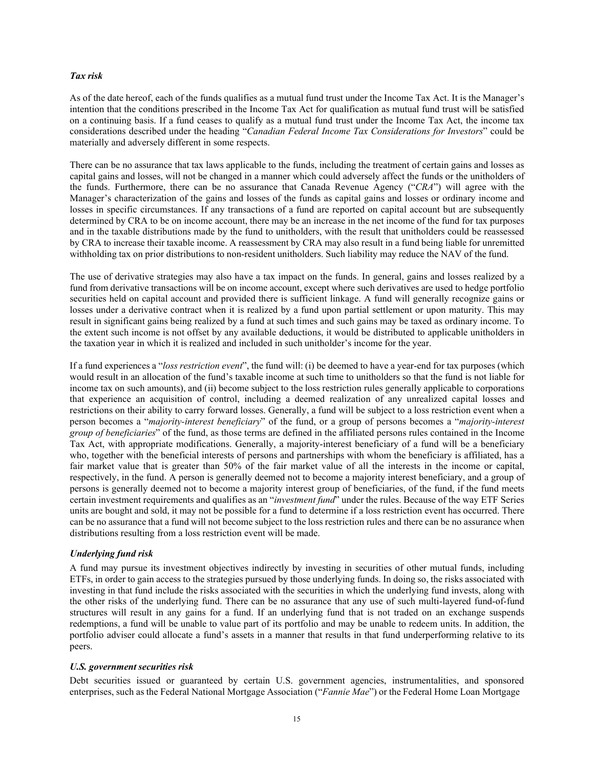### *Tax risk*

As of the date hereof, each of the funds qualifies as a mutual fund trust under the Income Tax Act. It is the Manager's intention that the conditions prescribed in the Income Tax Act for qualification as mutual fund trust will be satisfied on a continuing basis. If a fund ceases to qualify as a mutual fund trust under the Income Tax Act, the income tax considerations described under the heading "*Canadian Federal Income Tax Considerations for Investors*" could be materially and adversely different in some respects.

There can be no assurance that tax laws applicable to the funds, including the treatment of certain gains and losses as capital gains and losses, will not be changed in a manner which could adversely affect the funds or the unitholders of the funds. Furthermore, there can be no assurance that Canada Revenue Agency ("*CRA*") will agree with the Manager's characterization of the gains and losses of the funds as capital gains and losses or ordinary income and losses in specific circumstances. If any transactions of a fund are reported on capital account but are subsequently determined by CRA to be on income account, there may be an increase in the net income of the fund for tax purposes and in the taxable distributions made by the fund to unitholders, with the result that unitholders could be reassessed by CRA to increase their taxable income. A reassessment by CRA may also result in a fund being liable for unremitted withholding tax on prior distributions to non-resident unitholders. Such liability may reduce the NAV of the fund.

The use of derivative strategies may also have a tax impact on the funds. In general, gains and losses realized by a fund from derivative transactions will be on income account, except where such derivatives are used to hedge portfolio securities held on capital account and provided there is sufficient linkage. A fund will generally recognize gains or losses under a derivative contract when it is realized by a fund upon partial settlement or upon maturity. This may result in significant gains being realized by a fund at such times and such gains may be taxed as ordinary income. To the extent such income is not offset by any available deductions, it would be distributed to applicable unitholders in the taxation year in which it is realized and included in such unitholder's income for the year.

If a fund experiences a "*loss restriction event*", the fund will: (i) be deemed to have a year-end for tax purposes (which would result in an allocation of the fund's taxable income at such time to unitholders so that the fund is not liable for income tax on such amounts), and (ii) become subject to the loss restriction rules generally applicable to corporations that experience an acquisition of control, including a deemed realization of any unrealized capital losses and restrictions on their ability to carry forward losses. Generally, a fund will be subject to a loss restriction event when a person becomes a "*majority-interest beneficiary*" of the fund, or a group of persons becomes a "*majority-interest group of beneficiaries*" of the fund, as those terms are defined in the affiliated persons rules contained in the Income Tax Act, with appropriate modifications. Generally, a majority-interest beneficiary of a fund will be a beneficiary who, together with the beneficial interests of persons and partnerships with whom the beneficiary is affiliated, has a fair market value that is greater than 50% of the fair market value of all the interests in the income or capital, respectively, in the fund. A person is generally deemed not to become a majority interest beneficiary, and a group of persons is generally deemed not to become a majority interest group of beneficiaries, of the fund, if the fund meets certain investment requirements and qualifies as an "*investment fund*" under the rules. Because of the way ETF Series units are bought and sold, it may not be possible for a fund to determine if a loss restriction event has occurred. There can be no assurance that a fund will not become subject to the loss restriction rules and there can be no assurance when distributions resulting from a loss restriction event will be made.

### *Underlying fund risk*

A fund may pursue its investment objectives indirectly by investing in securities of other mutual funds, including ETFs, in order to gain access to the strategies pursued by those underlying funds. In doing so, the risks associated with investing in that fund include the risks associated with the securities in which the underlying fund invests, along with the other risks of the underlying fund. There can be no assurance that any use of such multi-layered fund-of-fund structures will result in any gains for a fund. If an underlying fund that is not traded on an exchange suspends redemptions, a fund will be unable to value part of its portfolio and may be unable to redeem units. In addition, the portfolio adviser could allocate a fund's assets in a manner that results in that fund underperforming relative to its peers.

### *U.S. government securities risk*

Debt securities issued or guaranteed by certain U.S. government agencies, instrumentalities, and sponsored enterprises, such as the Federal National Mortgage Association ("*Fannie Mae*") or the Federal Home Loan Mortgage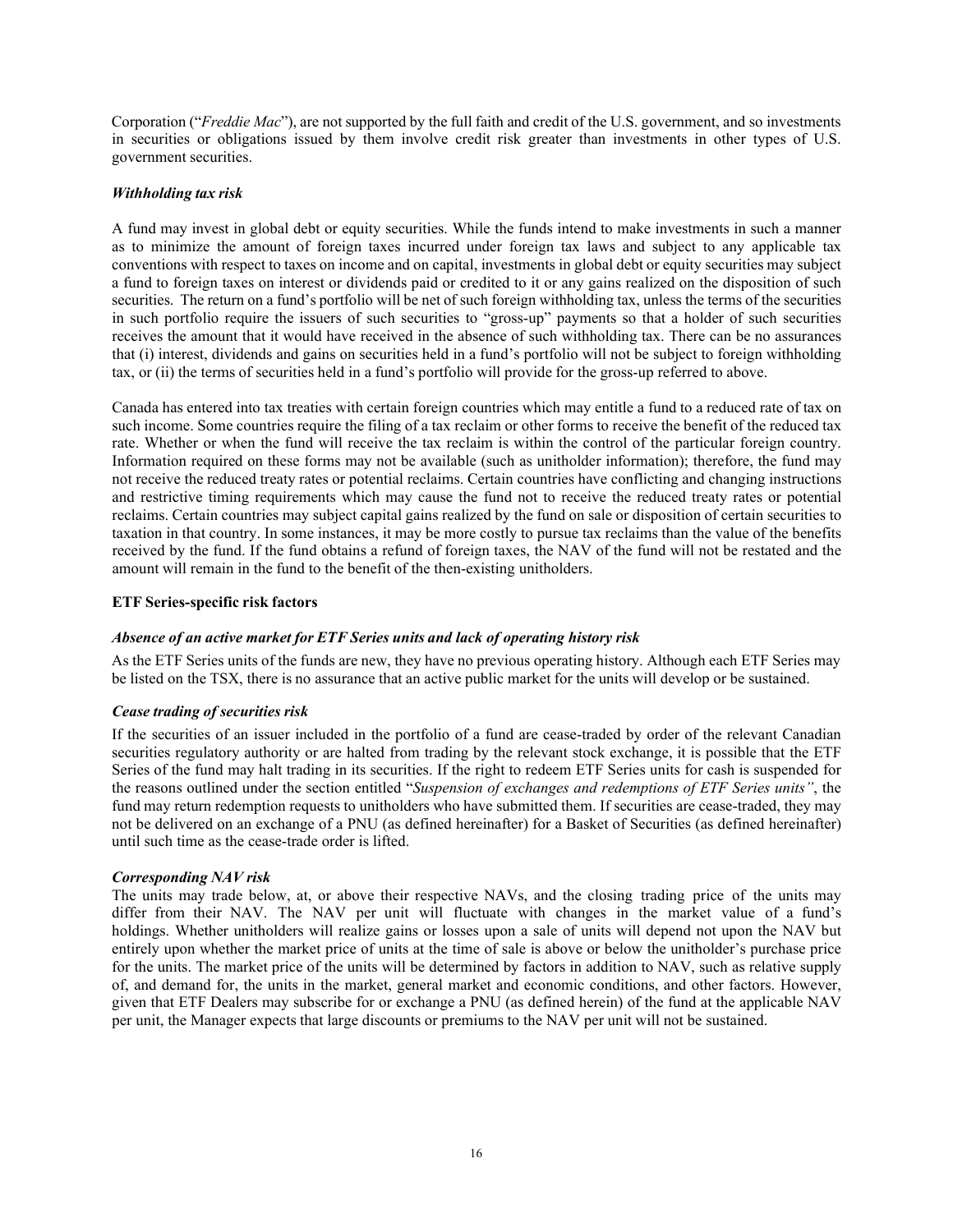Corporation ("*Freddie Mac*"), are not supported by the full faith and credit of the U.S. government, and so investments in securities or obligations issued by them involve credit risk greater than investments in other types of U.S. government securities.

***Withholding tax risk***

A fund may invest in global debt or equity securities. While the funds intend to make investments in such a manner as to minimize the amount of foreign taxes incurred under foreign tax laws and subject to any applicable tax conventions with respect to taxes on income and on capital, investments in global debt or equity securities may subject a fund to foreign taxes on interest or dividends paid or credited to it or any gains realized on the disposition of such securities. The return on a fund's portfolio will be net of such foreign withholding tax, unless the terms of the securities in such portfolio require the issuers of such securities to "gross-up" payments so that a holder of such securities receives the amount that it would have received in the absence of such withholding tax. There can be no assurances that (i) interest, dividends and gains on securities held in a fund's portfolio will not be subject to foreign withholding tax, or (ii) the terms of securities held in a fund's portfolio will provide for the gross-up referred to above.

Canada has entered into tax treaties with certain foreign countries which may entitle a fund to a reduced rate of tax on such income. Some countries require the filing of a tax reclaim or other forms to receive the benefit of the reduced tax rate. Whether or when the fund will receive the tax reclaim is within the control of the particular foreign country. Information required on these forms may not be available (such as unitholder information); therefore, the fund may not receive the reduced treaty rates or potential reclaims. Certain countries have conflicting and changing instructions and restrictive timing requirements which may cause the fund not to receive the reduced treaty rates or potential reclaims. Certain countries may subject capital gains realized by the fund on sale or disposition of certain securities to taxation in that country. In some instances, it may be more costly to pursue tax reclaims than the value of the benefits received by the fund. If the fund obtains a refund of foreign taxes, the NAV of the fund will not be restated and the amount will remain in the fund to the benefit of the then-existing unitholders.

**ETF Series-specific risk factors**

***Absence of an active market for ETF Series units and lack of operating history risk***

As the ETF Series units of the funds are new, they have no previous operating history. Although each ETF Series may be listed on the TSX, there is no assurance that an active public market for the units will develop or be sustained.

***Cease trading of securities risk***

If the securities of an issuer included in the portfolio of a fund are cease-traded by order of the relevant Canadian securities regulatory authority or are halted from trading by the relevant stock exchange, it is possible that the ETF Series of the fund may halt trading in its securities. If the right to redeem ETF Series units for cash is suspended for the reasons outlined under the section entitled "*Suspension of exchanges and redemptions of ETF Series units"*, the fund may return redemption requests to unitholders who have submitted them. If securities are cease-traded, they may not be delivered on an exchange of a PNU (as defined hereinafter) for a Basket of Securities (as defined hereinafter) until such time as the cease-trade order is lifted.

***Corresponding NAV risk***

The units may trade below, at, or above their respective NAVs, and the closing trading price of the units may differ from their NAV. The NAV per unit will fluctuate with changes in the market value of a fund's holdings. Whether unitholders will realize gains or losses upon a sale of units will depend not upon the NAV but entirely upon whether the market price of units at the time of sale is above or below the unitholder's purchase price for the units. The market price of the units will be determined by factors in addition to NAV, such as relative supply of, and demand for, the units in the market, general market and economic conditions, and other factors. However, given that ETF Dealers may subscribe for or exchange a PNU (as defined herein) of the fund at the applicable NAV per unit, the Manager expects that large discounts or premiums to the NAV per unit will not be sustained.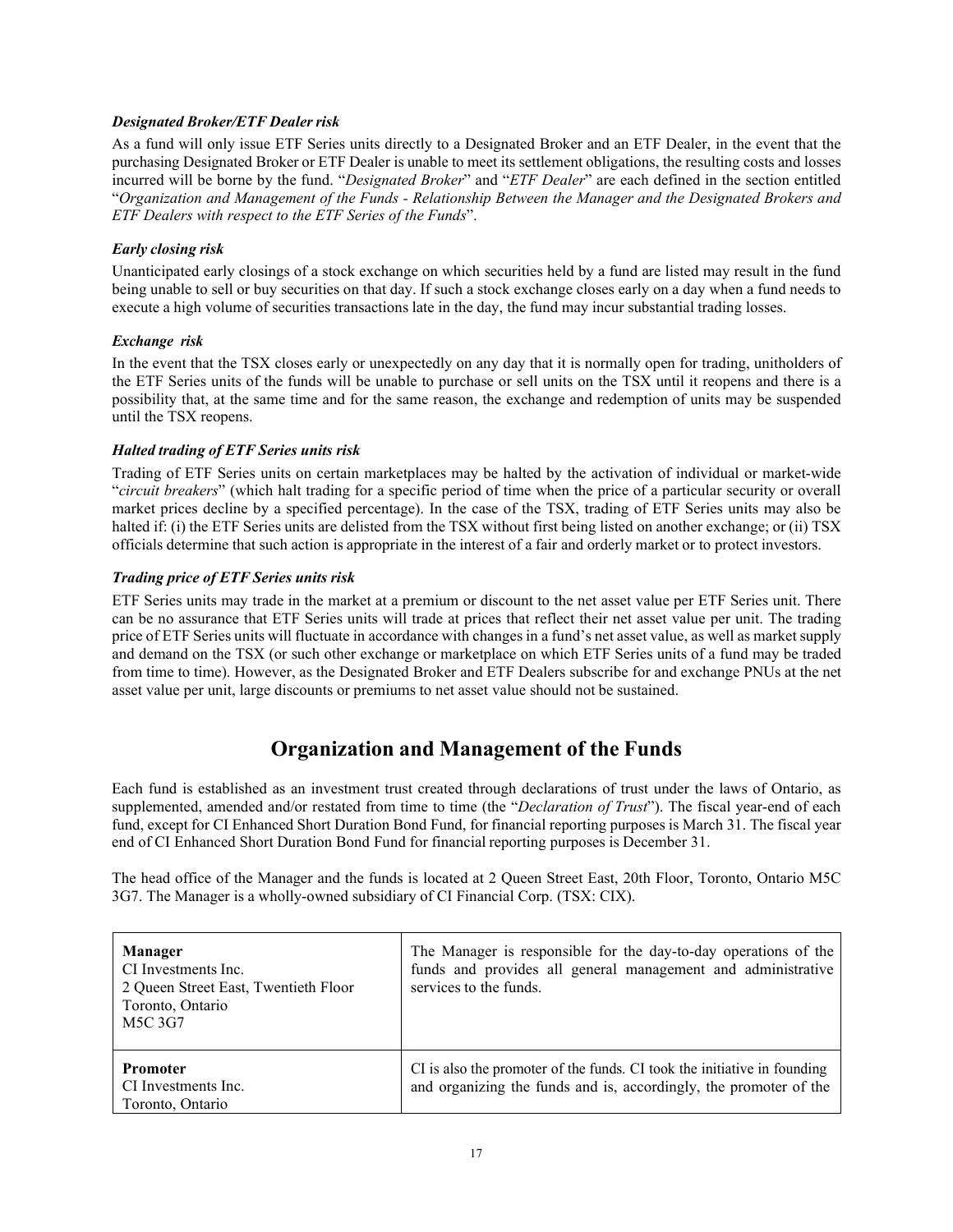***Designated Broker/ETF Dealer risk***

As a fund will only issue ETF Series units directly to a Designated Broker and an ETF Dealer, in the event that the purchasing Designated Broker or ETF Dealer is unable to meet its settlement obligations, the resulting costs and losses incurred will be borne by the fund. "*Designated Broker*" and "*ETF Dealer*" are each defined in the section entitled "*Organization and Management of the Funds - Relationship Between the Manager and the Designated Brokers and ETF Dealers with respect to the ETF Series of the Funds*".

***Early closing risk***

Unanticipated early closings of a stock exchange on which securities held by a fund are listed may result in the fund being unable to sell or buy securities on that day. If such a stock exchange closes early on a day when a fund needs to execute a high volume of securities transactions late in the day, the fund may incur substantial trading losses.

***Exchange risk***

In the event that the TSX closes early or unexpectedly on any day that it is normally open for trading, unitholders of the ETF Series units of the funds will be unable to purchase or sell units on the TSX until it reopens and there is a possibility that, at the same time and for the same reason, the exchange and redemption of units may be suspended until the TSX reopens.

***Halted trading of ETF Series units risk***

Trading of ETF Series units on certain marketplaces may be halted by the activation of individual or market-wide "*circuit breakers*" (which halt trading for a specific period of time when the price of a particular security or overall market prices decline by a specified percentage). In the case of the TSX, trading of ETF Series units may also be halted if: (i) the ETF Series units are delisted from the TSX without first being listed on another exchange; or (ii) TSX officials determine that such action is appropriate in the interest of a fair and orderly market or to protect investors.

***Trading price of ETF Series units risk***

ETF Series units may trade in the market at a premium or discount to the net asset value per ETF Series unit. There can be no assurance that ETF Series units will trade at prices that reflect their net asset value per unit. The trading price of ETF Series units will fluctuate in accordance with changes in a fund's net asset value, as well as market supply and demand on the TSX (or such other exchange or marketplace on which ETF Series units of a fund may be traded from time to time). However, as the Designated Broker and ETF Dealers subscribe for and exchange PNUs at the net asset value per unit, large discounts or premiums to net asset value should not be sustained.

# Organization and Management of the Funds

Each fund is established as an investment trust created through declarations of trust under the laws of Ontario, as supplemented, amended and/or restated from time to time (the "*Declaration of Trust*"). The fiscal year-end of each fund, except for CI Enhanced Short Duration Bond Fund, for financial reporting purposes is March 31. The fiscal year end of CI Enhanced Short Duration Bond Fund for financial reporting purposes is December 31.

The head office of the Manager and the funds is located at 2 Queen Street East, 20th Floor, Toronto, Ontario M5C 3G7. The Manager is a wholly-owned subsidiary of CI Financial Corp. (TSX: CIX).

| | |
|---|---|
| **Manager**<br>CI Investments Inc.<br>2 Queen Street East, Twentieth Floor<br>Toronto, Ontario<br>M5C 3G7 | The Manager is responsible for the day-to-day operations of the funds and provides all general management and administrative services to the funds. |
| **Promoter**<br>CI Investments Inc.<br>Toronto, Ontario | CI is also the promoter of the funds. CI took the initiative in founding and organizing the funds and is, accordingly, the promoter of the |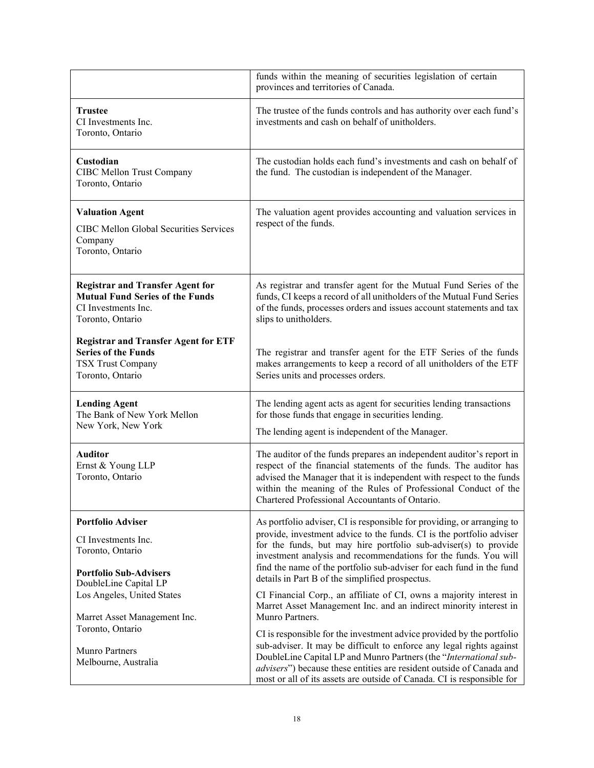| | |
|---|---|
| | funds within the meaning of securities legislation of certain provinces and territories of Canada. |
| **Trustee**<br>CI Investments Inc.<br>Toronto, Ontario | The trustee of the funds controls and has authority over each fund's investments and cash on behalf of unitholders. |
| **Custodian**<br>CIBC Mellon Trust Company<br>Toronto, Ontario | The custodian holds each fund's investments and cash on behalf of the fund. The custodian is independent of the Manager. |
| **Valuation Agent**<br>CIBC Mellon Global Securities Services Company<br>Toronto, Ontario | The valuation agent provides accounting and valuation services in respect of the funds. |
| **Registrar and Transfer Agent for Mutual Fund Series of the Funds**<br>CI Investments Inc.<br>Toronto, Ontario<br><br>**Registrar and Transfer Agent for ETF Series of the Funds**<br>TSX Trust Company<br>Toronto, Ontario | As registrar and transfer agent for the Mutual Fund Series of the funds, CI keeps a record of all unitholders of the Mutual Fund Series of the funds, processes orders and issues account statements and tax slips to unitholders.<br><br>The registrar and transfer agent for the ETF Series of the funds makes arrangements to keep a record of all unitholders of the ETF Series units and processes orders. |
| **Lending Agent**<br>The Bank of New York Mellon<br>New York, New York | The lending agent acts as agent for securities lending transactions for those funds that engage in securities lending.<br><br>The lending agent is independent of the Manager. |
| **Auditor**<br>Ernst & Young LLP<br>Toronto, Ontario | The auditor of the funds prepares an independent auditor's report in respect of the financial statements of the funds. The auditor has advised the Manager that it is independent with respect to the funds within the meaning of the Rules of Professional Conduct of the Chartered Professional Accountants of Ontario. |
| **Portfolio Adviser**<br>CI Investments Inc.<br>Toronto, Ontario<br><br>**Portfolio Sub-Advisers**<br>DoubleLine Capital LP<br>Los Angeles, United States<br><br>Marret Asset Management Inc.<br>Toronto, Ontario<br><br>Munro Partners<br>Melbourne, Australia | As portfolio adviser, CI is responsible for providing, or arranging to provide, investment advice to the funds. CI is the portfolio adviser for the funds, but may hire portfolio sub-adviser(s) to provide investment analysis and recommendations for the funds. You will find the name of the portfolio sub-adviser for each fund in the fund details in Part B of the simplified prospectus.<br><br>CI Financial Corp., an affiliate of CI, owns a majority interest in Marret Asset Management Inc. and an indirect minority interest in Munro Partners.<br><br>CI is responsible for the investment advice provided by the portfolio sub-adviser. It may be difficult to enforce any legal rights against DoubleLine Capital LP and Munro Partners (the "*International sub-advisers*") because these entities are resident outside of Canada and most or all of its assets are outside of Canada. CI is responsible for |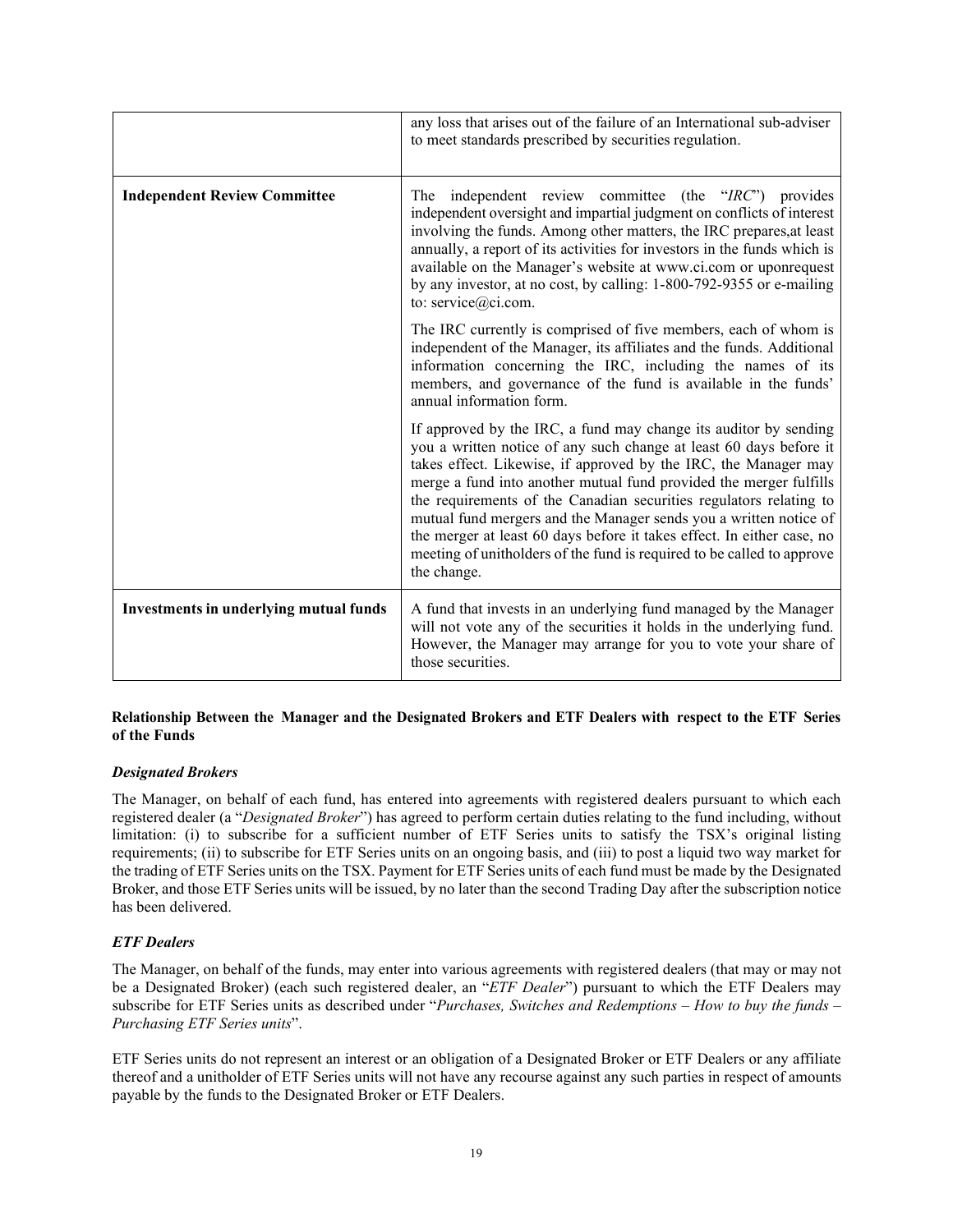| | |
|---|---|
| | any loss that arises out of the failure of an International sub-adviser to meet standards prescribed by securities regulation. |
| **Independent Review Committee** | The independent review committee (the "*IRC*") provides independent oversight and impartial judgment on conflicts of interest involving the funds. Among other matters, the IRC prepares,at least annually, a report of its activities for investors in the funds which is available on the Manager's website at www.ci.com or uponrequest by any investor, at no cost, by calling: 1-800-792-9355 or e-mailing to: service@ci.com.<br><br>The IRC currently is comprised of five members, each of whom is independent of the Manager, its affiliates and the funds. Additional information concerning the IRC, including the names of its members, and governance of the fund is available in the funds' annual information form.<br><br>If approved by the IRC, a fund may change its auditor by sending you a written notice of any such change at least 60 days before it takes effect. Likewise, if approved by the IRC, the Manager may merge a fund into another mutual fund provided the merger fulfills the requirements of the Canadian securities regulators relating to mutual fund mergers and the Manager sends you a written notice of the merger at least 60 days before it takes effect. In either case, no meeting of unitholders of the fund is required to be called to approve the change. |
| **Investments in underlying mutual funds** | A fund that invests in an underlying fund managed by the Manager will not vote any of the securities it holds in the underlying fund. However, the Manager may arrange for you to vote your share of those securities. |

**Relationship Between the Manager and the Designated Brokers and ETF Dealers with respect to the ETF Series of the Funds**

***Designated Brokers***

The Manager, on behalf of each fund, has entered into agreements with registered dealers pursuant to which each registered dealer (a "*Designated Broker*") has agreed to perform certain duties relating to the fund including, without limitation: (i) to subscribe for a sufficient number of ETF Series units to satisfy the TSX's original listing requirements; (ii) to subscribe for ETF Series units on an ongoing basis, and (iii) to post a liquid two way market for the trading of ETF Series units on the TSX. Payment for ETF Series units of each fund must be made by the Designated Broker, and those ETF Series units will be issued, by no later than the second Trading Day after the subscription notice has been delivered.

***ETF Dealers***

The Manager, on behalf of the funds, may enter into various agreements with registered dealers (that may or may not be a Designated Broker) (each such registered dealer, an "*ETF Dealer*") pursuant to which the ETF Dealers may subscribe for ETF Series units as described under "*Purchases, Switches and Redemptions – How to buy the funds – Purchasing ETF Series units*".

ETF Series units do not represent an interest or an obligation of a Designated Broker or ETF Dealers or any affiliate thereof and a unitholder of ETF Series units will not have any recourse against any such parties in respect of amounts payable by the funds to the Designated Broker or ETF Dealers.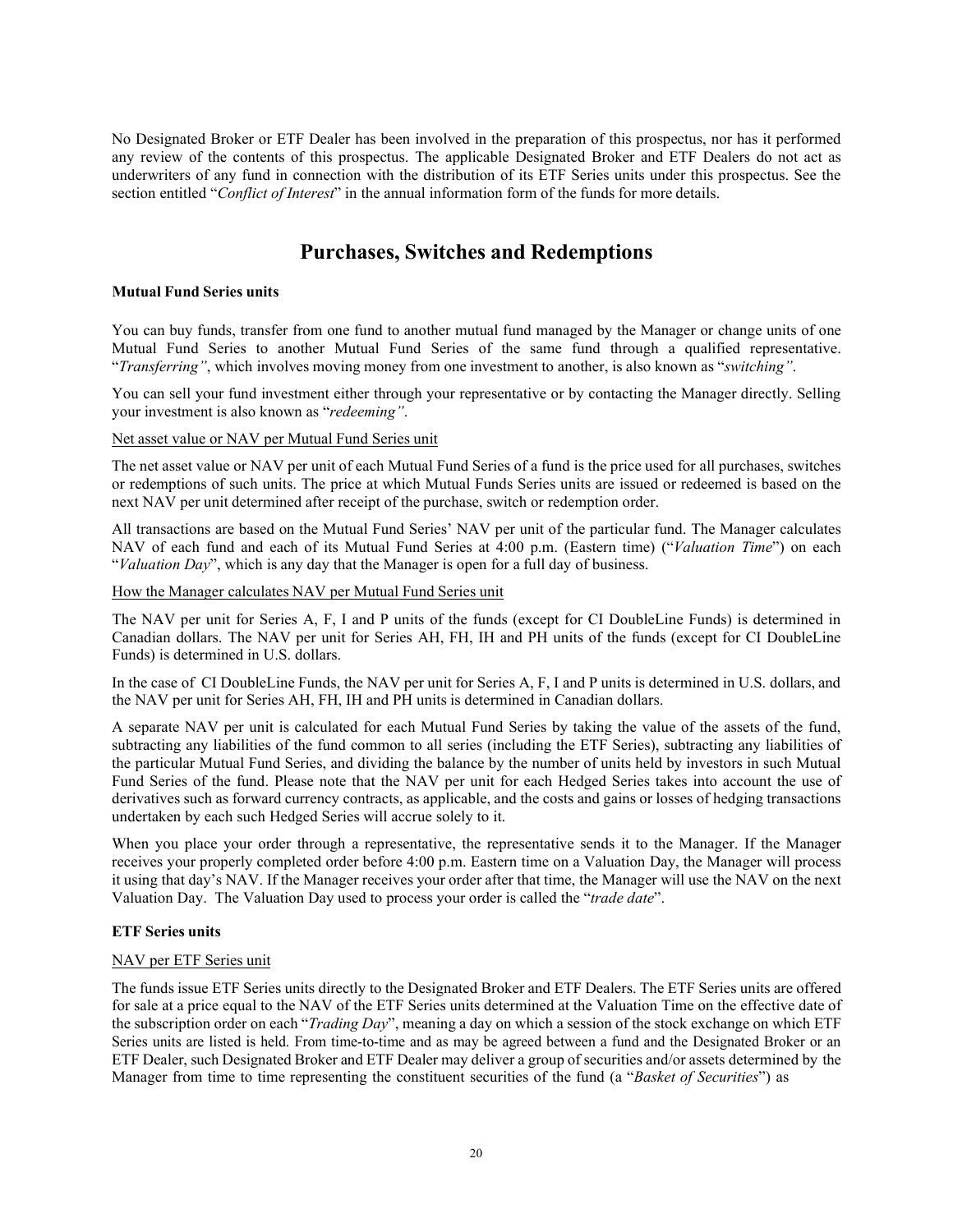No Designated Broker or ETF Dealer has been involved in the preparation of this prospectus, nor has it performed any review of the contents of this prospectus. The applicable Designated Broker and ETF Dealers do not act as underwriters of any fund in connection with the distribution of its ETF Series units under this prospectus. See the section entitled "*Conflict of Interest*" in the annual information form of the funds for more details.

# Purchases, Switches and Redemptions

**Mutual Fund Series units**

You can buy funds, transfer from one fund to another mutual fund managed by the Manager or change units of one Mutual Fund Series to another Mutual Fund Series of the same fund through a qualified representative. "*Transferring"*, which involves moving money from one investment to another, is also known as "*switching"*.

You can sell your fund investment either through your representative or by contacting the Manager directly. Selling your investment is also known as "*redeeming"*.

Net asset value or NAV per Mutual Fund Series unit

The net asset value or NAV per unit of each Mutual Fund Series of a fund is the price used for all purchases, switches or redemptions of such units. The price at which Mutual Funds Series units are issued or redeemed is based on the next NAV per unit determined after receipt of the purchase, switch or redemption order.

All transactions are based on the Mutual Fund Series' NAV per unit of the particular fund. The Manager calculates NAV of each fund and each of its Mutual Fund Series at 4:00 p.m. (Eastern time) ("*Valuation Time*") on each "*Valuation Day*", which is any day that the Manager is open for a full day of business.

How the Manager calculates NAV per Mutual Fund Series unit

The NAV per unit for Series A, F, I and P units of the funds (except for CI DoubleLine Funds) is determined in Canadian dollars. The NAV per unit for Series AH, FH, IH and PH units of the funds (except for CI DoubleLine Funds) is determined in U.S. dollars.

In the case of CI DoubleLine Funds, the NAV per unit for Series A, F, I and P units is determined in U.S. dollars, and the NAV per unit for Series AH, FH, IH and PH units is determined in Canadian dollars.

A separate NAV per unit is calculated for each Mutual Fund Series by taking the value of the assets of the fund, subtracting any liabilities of the fund common to all series (including the ETF Series), subtracting any liabilities of the particular Mutual Fund Series, and dividing the balance by the number of units held by investors in such Mutual Fund Series of the fund. Please note that the NAV per unit for each Hedged Series takes into account the use of derivatives such as forward currency contracts, as applicable, and the costs and gains or losses of hedging transactions undertaken by each such Hedged Series will accrue solely to it.

When you place your order through a representative, the representative sends it to the Manager. If the Manager receives your properly completed order before 4:00 p.m. Eastern time on a Valuation Day, the Manager will process it using that day's NAV. If the Manager receives your order after that time, the Manager will use the NAV on the next Valuation Day. The Valuation Day used to process your order is called the "*trade date*".

**ETF Series units**

NAV per ETF Series unit

The funds issue ETF Series units directly to the Designated Broker and ETF Dealers. The ETF Series units are offered for sale at a price equal to the NAV of the ETF Series units determined at the Valuation Time on the effective date of the subscription order on each "*Trading Day*", meaning a day on which a session of the stock exchange on which ETF Series units are listed is held. From time-to-time and as may be agreed between a fund and the Designated Broker or an ETF Dealer, such Designated Broker and ETF Dealer may deliver a group of securities and/or assets determined by the Manager from time to time representing the constituent securities of the fund (a "*Basket of Securities*") as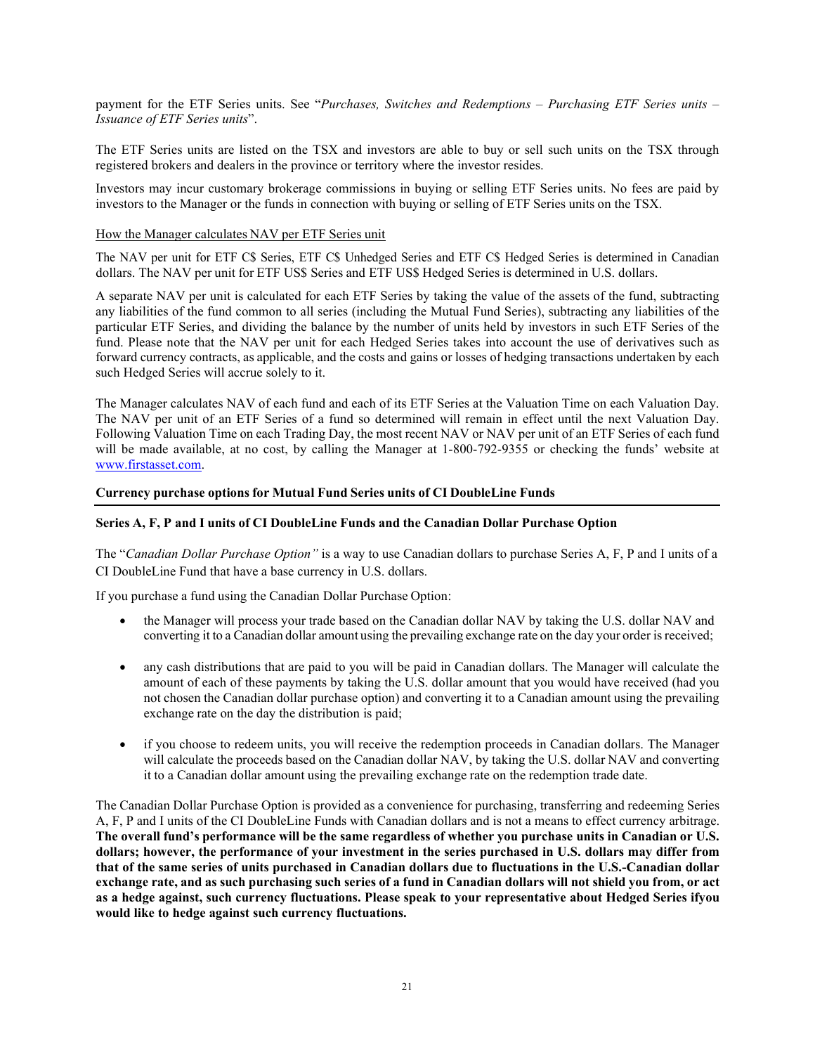payment for the ETF Series units. See "*Purchases, Switches and Redemptions – Purchasing ETF Series units – Issuance of ETF Series units*".

The ETF Series units are listed on the TSX and investors are able to buy or sell such units on the TSX through registered brokers and dealers in the province or territory where the investor resides.

Investors may incur customary brokerage commissions in buying or selling ETF Series units. No fees are paid by investors to the Manager or the funds in connection with buying or selling of ETF Series units on the TSX.

How the Manager calculates NAV per ETF Series unit

The NAV per unit for ETF C$ Series, ETF C$ Unhedged Series and ETF C$ Hedged Series is determined in Canadian dollars. The NAV per unit for ETF US$ Series and ETF US$ Hedged Series is determined in U.S. dollars.

A separate NAV per unit is calculated for each ETF Series by taking the value of the assets of the fund, subtracting any liabilities of the fund common to all series (including the Mutual Fund Series), subtracting any liabilities of the particular ETF Series, and dividing the balance by the number of units held by investors in such ETF Series of the fund. Please note that the NAV per unit for each Hedged Series takes into account the use of derivatives such as forward currency contracts, as applicable, and the costs and gains or losses of hedging transactions undertaken by each such Hedged Series will accrue solely to it.

The Manager calculates NAV of each fund and each of its ETF Series at the Valuation Time on each Valuation Day. The NAV per unit of an ETF Series of a fund so determined will remain in effect until the next Valuation Day. Following Valuation Time on each Trading Day, the most recent NAV or NAV per unit of an ETF Series of each fund will be made available, at no cost, by calling the Manager at 1-800-792-9355 or checking the funds' website at www.firstasset.com.

## Currency purchase options for Mutual Fund Series units of CI DoubleLine Funds

### Series A, F, P and I units of CI DoubleLine Funds and the Canadian Dollar Purchase Option

The "*Canadian Dollar Purchase Option*" is a way to use Canadian dollars to purchase Series A, F, P and I units of a CI DoubleLine Fund that have a base currency in U.S. dollars.

If you purchase a fund using the Canadian Dollar Purchase Option:

- the Manager will process your trade based on the Canadian dollar NAV by taking the U.S. dollar NAV and converting it to a Canadian dollar amount using the prevailing exchange rate on the day your order is received;
- any cash distributions that are paid to you will be paid in Canadian dollars. The Manager will calculate the amount of each of these payments by taking the U.S. dollar amount that you would have received (had you not chosen the Canadian dollar purchase option) and converting it to a Canadian amount using the prevailing exchange rate on the day the distribution is paid;
- if you choose to redeem units, you will receive the redemption proceeds in Canadian dollars. The Manager will calculate the proceeds based on the Canadian dollar NAV, by taking the U.S. dollar NAV and converting it to a Canadian dollar amount using the prevailing exchange rate on the redemption trade date.

The Canadian Dollar Purchase Option is provided as a convenience for purchasing, transferring and redeeming Series A, F, P and I units of the CI DoubleLine Funds with Canadian dollars and is not a means to effect currency arbitrage. **The overall fund's performance will be the same regardless of whether you purchase units in Canadian or U.S. dollars; however, the performance of your investment in the series purchased in U.S. dollars may differ from that of the same series of units purchased in Canadian dollars due to fluctuations in the U.S.-Canadian dollar exchange rate, and as such purchasing such series of a fund in Canadian dollars will not shield you from, or act as a hedge against, such currency fluctuations. Please speak to your representative about Hedged Series ifyou would like to hedge against such currency fluctuations.**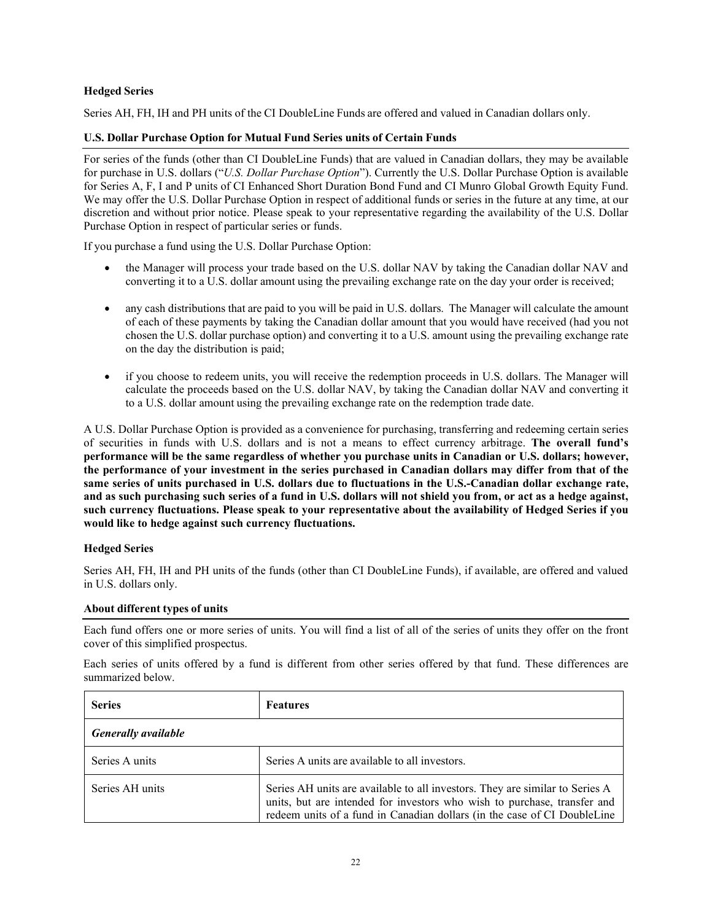**Hedged Series**

Series AH, FH, IH and PH units of the CI DoubleLine Funds are offered and valued in Canadian dollars only.

**U.S. Dollar Purchase Option for Mutual Fund Series units of Certain Funds**

For series of the funds (other than CI DoubleLine Funds) that are valued in Canadian dollars, they may be available for purchase in U.S. dollars ("*U.S. Dollar Purchase Option*"). Currently the U.S. Dollar Purchase Option is available for Series A, F, I and P units of CI Enhanced Short Duration Bond Fund and CI Munro Global Growth Equity Fund. We may offer the U.S. Dollar Purchase Option in respect of additional funds or series in the future at any time, at our discretion and without prior notice. Please speak to your representative regarding the availability of the U.S. Dollar Purchase Option in respect of particular series or funds.

If you purchase a fund using the U.S. Dollar Purchase Option:

- the Manager will process your trade based on the U.S. dollar NAV by taking the Canadian dollar NAV and converting it to a U.S. dollar amount using the prevailing exchange rate on the day your order is received;

- any cash distributions that are paid to you will be paid in U.S. dollars. The Manager will calculate the amount of each of these payments by taking the Canadian dollar amount that you would have received (had you not chosen the U.S. dollar purchase option) and converting it to a U.S. amount using the prevailing exchange rate on the day the distribution is paid;

- if you choose to redeem units, you will receive the redemption proceeds in U.S. dollars. The Manager will calculate the proceeds based on the U.S. dollar NAV, by taking the Canadian dollar NAV and converting it to a U.S. dollar amount using the prevailing exchange rate on the redemption trade date.

A U.S. Dollar Purchase Option is provided as a convenience for purchasing, transferring and redeeming certain series of securities in funds with U.S. dollars and is not a means to effect currency arbitrage. **The overall fund's performance will be the same regardless of whether you purchase units in Canadian or U.S. dollars; however, the performance of your investment in the series purchased in Canadian dollars may differ from that of the same series of units purchased in U.S. dollars due to fluctuations in the U.S.-Canadian dollar exchange rate, and as such purchasing such series of a fund in U.S. dollars will not shield you from, or act as a hedge against, such currency fluctuations. Please speak to your representative about the availability of Hedged Series if you would like to hedge against such currency fluctuations.**

**Hedged Series**

Series AH, FH, IH and PH units of the funds (other than CI DoubleLine Funds), if available, are offered and valued in U.S. dollars only.

**About different types of units**

Each fund offers one or more series of units. You will find a list of all of the series of units they offer on the front cover of this simplified prospectus.

Each series of units offered by a fund is different from other series offered by that fund. These differences are summarized below.

| Series | Features |
|---|---|
| ***Generally available*** | |
| Series A units | Series A units are available to all investors. |
| Series AH units | Series AH units are available to all investors. They are similar to Series A units, but are intended for investors who wish to purchase, transfer and redeem units of a fund in Canadian dollars (in the case of CI DoubleLine |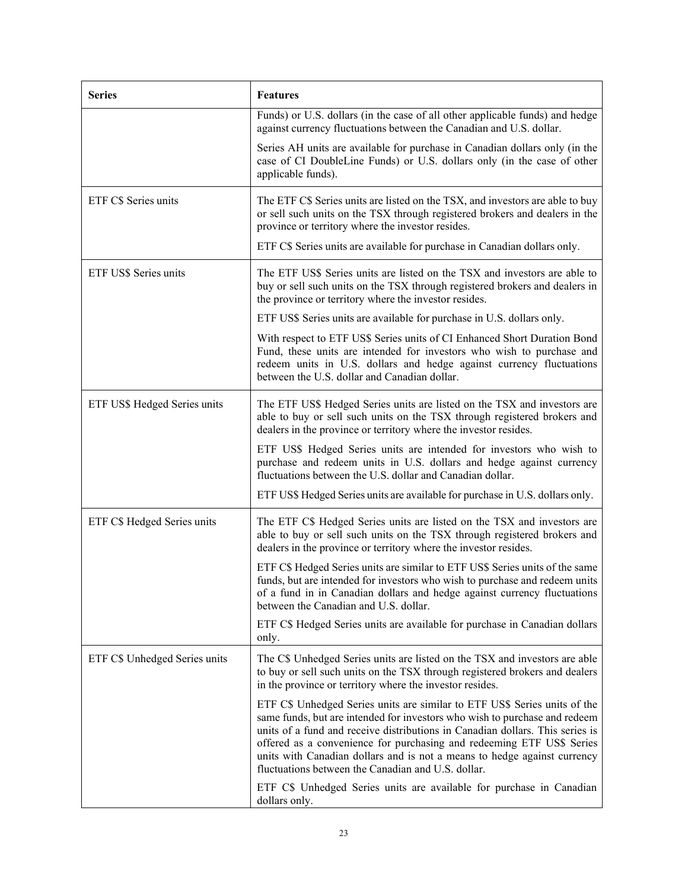| Series | Features |
| --- | --- |
| | Funds) or U.S. dollars (in the case of all other applicable funds) and hedge against currency fluctuations between the Canadian and U.S. dollar.<br><br>Series AH units are available for purchase in Canadian dollars only (in the case of CI DoubleLine Funds) or U.S. dollars only (in the case of other applicable funds). |
| ETF C$ Series units | The ETF C$ Series units are listed on the TSX, and investors are able to buy or sell such units on the TSX through registered brokers and dealers in the province or territory where the investor resides.<br><br>ETF C$ Series units are available for purchase in Canadian dollars only. |
| ETF US$ Series units | The ETF US$ Series units are listed on the TSX and investors are able to buy or sell such units on the TSX through registered brokers and dealers in the province or territory where the investor resides.<br><br>ETF US$ Series units are available for purchase in U.S. dollars only.<br><br>With respect to ETF US$ Series units of CI Enhanced Short Duration Bond Fund, these units are intended for investors who wish to purchase and redeem units in U.S. dollars and hedge against currency fluctuations between the U.S. dollar and Canadian dollar. |
| ETF US$ Hedged Series units | The ETF US$ Hedged Series units are listed on the TSX and investors are able to buy or sell such units on the TSX through registered brokers and dealers in the province or territory where the investor resides.<br><br>ETF US$ Hedged Series units are intended for investors who wish to purchase and redeem units in U.S. dollars and hedge against currency fluctuations between the U.S. dollar and Canadian dollar.<br><br>ETF US$ Hedged Series units are available for purchase in U.S. dollars only. |
| ETF C$ Hedged Series units | The ETF C$ Hedged Series units are listed on the TSX and investors are able to buy or sell such units on the TSX through registered brokers and dealers in the province or territory where the investor resides.<br><br>ETF C$ Hedged Series units are similar to ETF US$ Series units of the same funds, but are intended for investors who wish to purchase and redeem units of a fund in in Canadian dollars and hedge against currency fluctuations between the Canadian and U.S. dollar.<br><br>ETF C$ Hedged Series units are available for purchase in Canadian dollars only. |
| ETF C$ Unhedged Series units | The C$ Unhedged Series units are listed on the TSX and investors are able to buy or sell such units on the TSX through registered brokers and dealers in the province or territory where the investor resides.<br><br>ETF C$ Unhedged Series units are similar to ETF US$ Series units of the same funds, but are intended for investors who wish to purchase and redeem units of a fund and receive distributions in Canadian dollars. This series is offered as a convenience for purchasing and redeeming ETF US$ Series units with Canadian dollars and is not a means to hedge against currency fluctuations between the Canadian and U.S. dollar.<br><br>ETF C$ Unhedged Series units are available for purchase in Canadian dollars only. |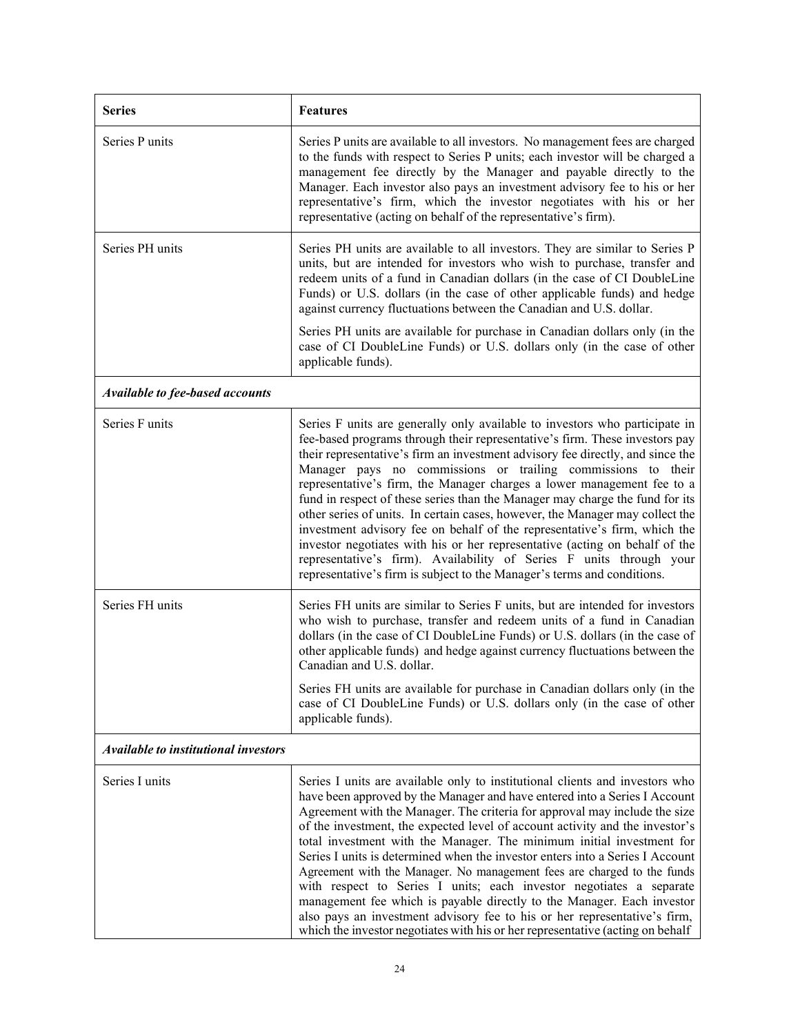| Series | Features |
| --- | --- |
| Series P units | Series P units are available to all investors. No management fees are charged to the funds with respect to Series P units; each investor will be charged a management fee directly by the Manager and payable directly to the Manager. Each investor also pays an investment advisory fee to his or her representative's firm, which the investor negotiates with his or her representative (acting on behalf of the representative's firm). |
| Series PH units | Series PH units are available to all investors. They are similar to Series P units, but are intended for investors who wish to purchase, transfer and redeem units of a fund in Canadian dollars (in the case of CI DoubleLine Funds) or U.S. dollars (in the case of other applicable funds) and hedge against currency fluctuations between the Canadian and U.S. dollar.<br><br>Series PH units are available for purchase in Canadian dollars only (in the case of CI DoubleLine Funds) or U.S. dollars only (in the case of other applicable funds). |
| ***Available to fee-based accounts*** | |
| Series F units | Series F units are generally only available to investors who participate in fee-based programs through their representative's firm. These investors pay their representative's firm an investment advisory fee directly, and since the Manager pays no commissions or trailing commissions to their representative's firm, the Manager charges a lower management fee to a fund in respect of these series than the Manager may charge the fund for its other series of units. In certain cases, however, the Manager may collect the investment advisory fee on behalf of the representative's firm, which the investor negotiates with his or her representative (acting on behalf of the representative's firm). Availability of Series F units through your representative's firm is subject to the Manager's terms and conditions. |
| Series FH units | Series FH units are similar to Series F units, but are intended for investors who wish to purchase, transfer and redeem units of a fund in Canadian dollars (in the case of CI DoubleLine Funds) or U.S. dollars (in the case of other applicable funds) and hedge against currency fluctuations between the Canadian and U.S. dollar.<br><br>Series FH units are available for purchase in Canadian dollars only (in the case of CI DoubleLine Funds) or U.S. dollars only (in the case of other applicable funds). |
| ***Available to institutional investors*** | |
| Series I units | Series I units are available only to institutional clients and investors who have been approved by the Manager and have entered into a Series I Account Agreement with the Manager. The criteria for approval may include the size of the investment, the expected level of account activity and the investor's total investment with the Manager. The minimum initial investment for Series I units is determined when the investor enters into a Series I Account Agreement with the Manager. No management fees are charged to the funds with respect to Series I units; each investor negotiates a separate management fee which is payable directly to the Manager. Each investor also pays an investment advisory fee to his or her representative's firm, which the investor negotiates with his or her representative (acting on behalf |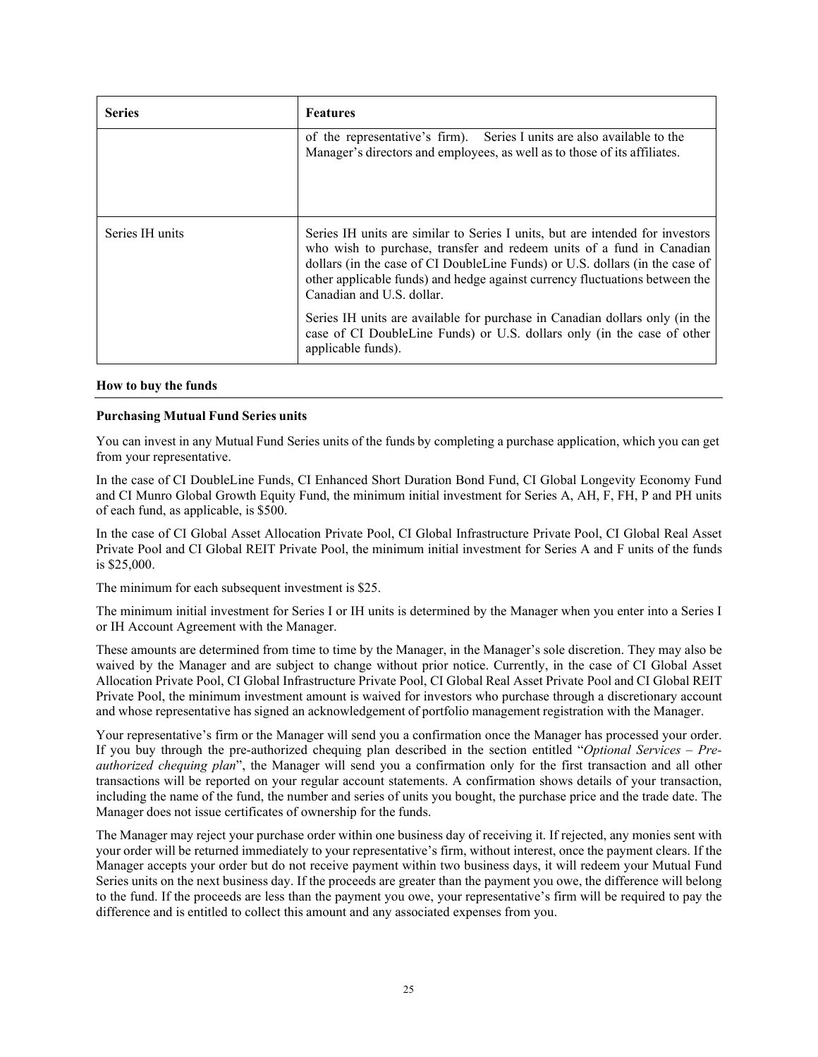| Series | Features |
| --- | --- |
| | of the representative's firm). Series I units are also available to the Manager's directors and employees, as well as to those of its affiliates. |
| Series IH units | Series IH units are similar to Series I units, but are intended for investors who wish to purchase, transfer and redeem units of a fund in Canadian dollars (in the case of CI DoubleLine Funds) or U.S. dollars (in the case of other applicable funds) and hedge against currency fluctuations between the Canadian and U.S. dollar.<br><br>Series IH units are available for purchase in Canadian dollars only (in the case of CI DoubleLine Funds) or U.S. dollars only (in the case of other applicable funds). |

## How to buy the funds

### Purchasing Mutual Fund Series units

You can invest in any Mutual Fund Series units of the funds by completing a purchase application, which you can get from your representative.

In the case of CI DoubleLine Funds, CI Enhanced Short Duration Bond Fund, CI Global Longevity Economy Fund and CI Munro Global Growth Equity Fund, the minimum initial investment for Series A, AH, F, FH, P and PH units of each fund, as applicable, is $500.

In the case of CI Global Asset Allocation Private Pool, CI Global Infrastructure Private Pool, CI Global Real Asset Private Pool and CI Global REIT Private Pool, the minimum initial investment for Series A and F units of the funds is $25,000.

The minimum for each subsequent investment is $25.

The minimum initial investment for Series I or IH units is determined by the Manager when you enter into a Series I or IH Account Agreement with the Manager.

These amounts are determined from time to time by the Manager, in the Manager's sole discretion. They may also be waived by the Manager and are subject to change without prior notice. Currently, in the case of CI Global Asset Allocation Private Pool, CI Global Infrastructure Private Pool, CI Global Real Asset Private Pool and CI Global REIT Private Pool, the minimum investment amount is waived for investors who purchase through a discretionary account and whose representative has signed an acknowledgement of portfolio management registration with the Manager.

Your representative's firm or the Manager will send you a confirmation once the Manager has processed your order. If you buy through the pre-authorized chequing plan described in the section entitled "*Optional Services – Pre-authorized chequing plan*", the Manager will send you a confirmation only for the first transaction and all other transactions will be reported on your regular account statements. A confirmation shows details of your transaction, including the name of the fund, the number and series of units you bought, the purchase price and the trade date. The Manager does not issue certificates of ownership for the funds.

The Manager may reject your purchase order within one business day of receiving it. If rejected, any monies sent with your order will be returned immediately to your representative's firm, without interest, once the payment clears. If the Manager accepts your order but do not receive payment within two business days, it will redeem your Mutual Fund Series units on the next business day. If the proceeds are greater than the payment you owe, the difference will belong to the fund. If the proceeds are less than the payment you owe, your representative's firm will be required to pay the difference and is entitled to collect this amount and any associated expenses from you.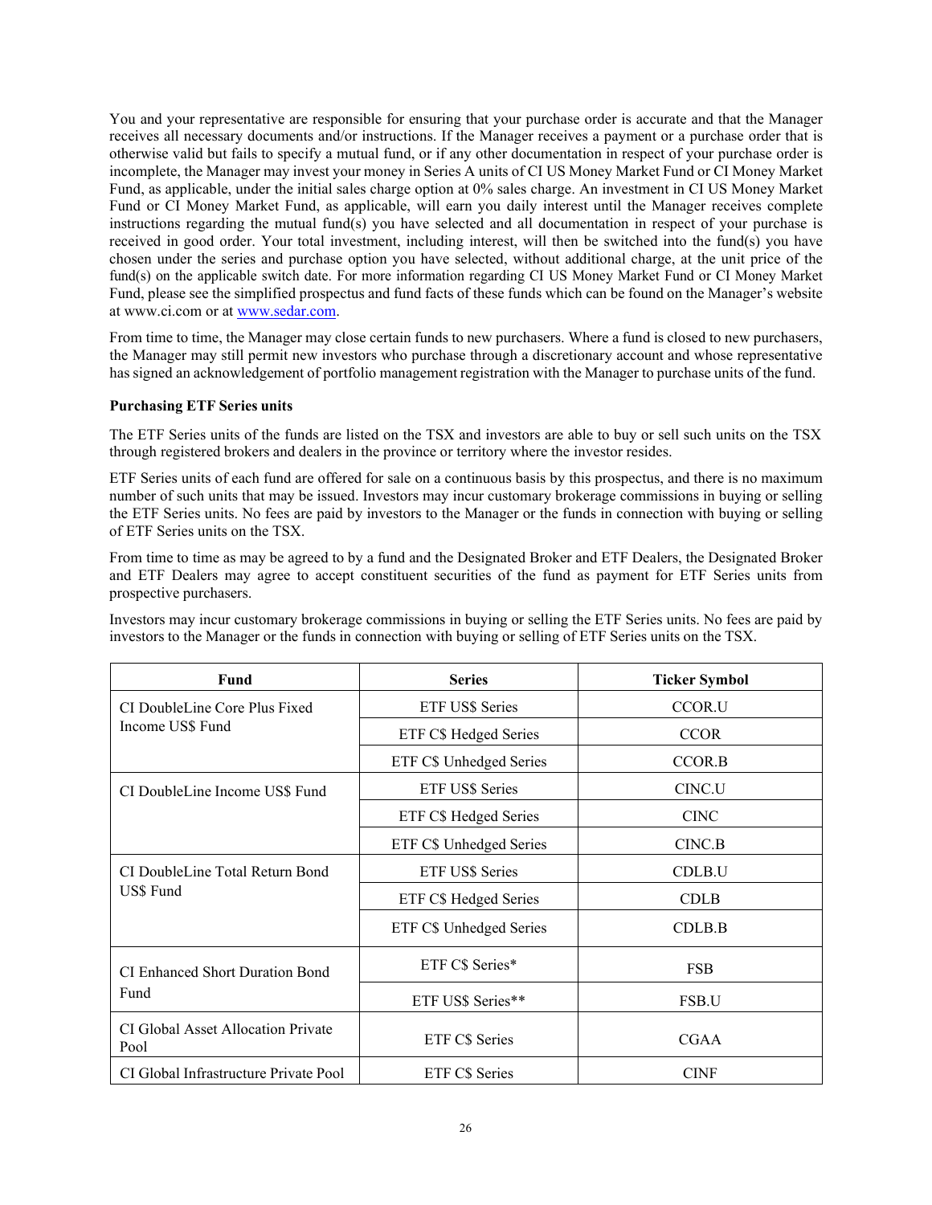You and your representative are responsible for ensuring that your purchase order is accurate and that the Manager receives all necessary documents and/or instructions. If the Manager receives a payment or a purchase order that is otherwise valid but fails to specify a mutual fund, or if any other documentation in respect of your purchase order is incomplete, the Manager may invest your money in Series A units of CI US Money Market Fund or CI Money Market Fund, as applicable, under the initial sales charge option at 0% sales charge. An investment in CI US Money Market Fund or CI Money Market Fund, as applicable, will earn you daily interest until the Manager receives complete instructions regarding the mutual fund(s) you have selected and all documentation in respect of your purchase is received in good order. Your total investment, including interest, will then be switched into the fund(s) you have chosen under the series and purchase option you have selected, without additional charge, at the unit price of the fund(s) on the applicable switch date. For more information regarding CI US Money Market Fund or CI Money Market Fund, please see the simplified prospectus and fund facts of these funds which can be found on the Manager's website at www.ci.com or at www.sedar.com.

From time to time, the Manager may close certain funds to new purchasers. Where a fund is closed to new purchasers, the Manager may still permit new investors who purchase through a discretionary account and whose representative has signed an acknowledgement of portfolio management registration with the Manager to purchase units of the fund.

**Purchasing ETF Series units**

The ETF Series units of the funds are listed on the TSX and investors are able to buy or sell such units on the TSX through registered brokers and dealers in the province or territory where the investor resides.

ETF Series units of each fund are offered for sale on a continuous basis by this prospectus, and there is no maximum number of such units that may be issued. Investors may incur customary brokerage commissions in buying or selling the ETF Series units. No fees are paid by investors to the Manager or the funds in connection with buying or selling of ETF Series units on the TSX.

From time to time as may be agreed to by a fund and the Designated Broker and ETF Dealers, the Designated Broker and ETF Dealers may agree to accept constituent securities of the fund as payment for ETF Series units from prospective purchasers.

Investors may incur customary brokerage commissions in buying or selling the ETF Series units. No fees are paid by investors to the Manager or the funds in connection with buying or selling of ETF Series units on the TSX.

| Fund | Series | Ticker Symbol |
|---|---|---|
| CI DoubleLine Core Plus Fixed Income US$ Fund | ETF US$ Series | CCOR.U |
| | ETF C$ Hedged Series | CCOR |
| | ETF C$ Unhedged Series | CCOR.B |
| CI DoubleLine Income US$ Fund | ETF US$ Series | CINC.U |
| | ETF C$ Hedged Series | CINC |
| | ETF C$ Unhedged Series | CINC.B |
| CI DoubleLine Total Return Bond US$ Fund | ETF US$ Series | CDLB.U |
| | ETF C$ Hedged Series | CDLB |
| | ETF C$ Unhedged Series | CDLB.B |
| CI Enhanced Short Duration Bond Fund | ETF C$ Series* | FSB |
| | ETF US$ Series** | FSB.U |
| CI Global Asset Allocation Private Pool | ETF C$ Series | CGAA |
| CI Global Infrastructure Private Pool | ETF C$ Series | CINF |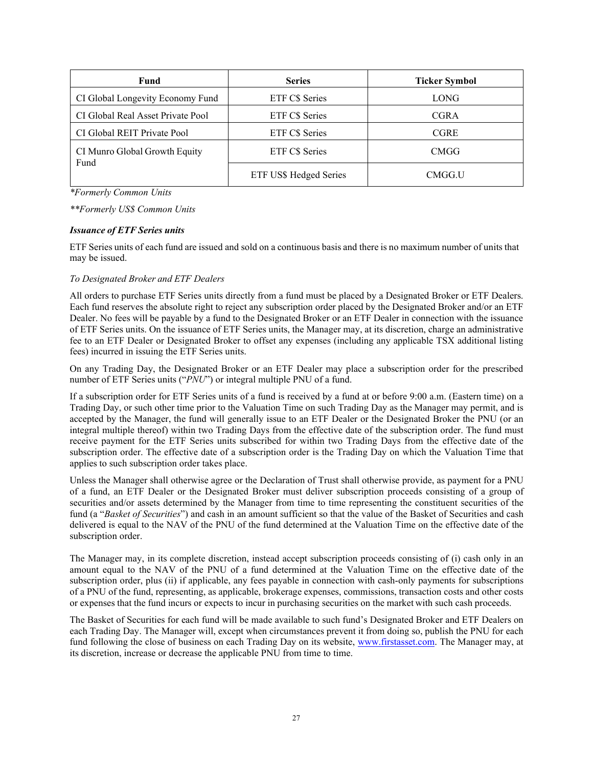| Fund | Series | Ticker Symbol |
| --- | --- | --- |
| CI Global Longevity Economy Fund | ETF C$ Series | LONG |
| CI Global Real Asset Private Pool | ETF C$ Series | CGRA |
| CI Global REIT Private Pool | ETF C$ Series | CGRE |
| CI Munro Global Growth Equity Fund | ETF C$ Series | CMGG |
| | ETF US$ Hedged Series | CMGG.U |

*\*Formerly Common Units*

*\*\*Formerly US$ Common Units*

***Issuance of ETF Series units***

ETF Series units of each fund are issued and sold on a continuous basis and there is no maximum number of units that may be issued.

*To Designated Broker and ETF Dealers*

All orders to purchase ETF Series units directly from a fund must be placed by a Designated Broker or ETF Dealers. Each fund reserves the absolute right to reject any subscription order placed by the Designated Broker and/or an ETF Dealer. No fees will be payable by a fund to the Designated Broker or an ETF Dealer in connection with the issuance of ETF Series units. On the issuance of ETF Series units, the Manager may, at its discretion, charge an administrative fee to an ETF Dealer or Designated Broker to offset any expenses (including any applicable TSX additional listing fees) incurred in issuing the ETF Series units.

On any Trading Day, the Designated Broker or an ETF Dealer may place a subscription order for the prescribed number of ETF Series units ("*PNU*") or integral multiple PNU of a fund.

If a subscription order for ETF Series units of a fund is received by a fund at or before 9:00 a.m. (Eastern time) on a Trading Day, or such other time prior to the Valuation Time on such Trading Day as the Manager may permit, and is accepted by the Manager, the fund will generally issue to an ETF Dealer or the Designated Broker the PNU (or an integral multiple thereof) within two Trading Days from the effective date of the subscription order. The fund must receive payment for the ETF Series units subscribed for within two Trading Days from the effective date of the subscription order. The effective date of a subscription order is the Trading Day on which the Valuation Time that applies to such subscription order takes place.

Unless the Manager shall otherwise agree or the Declaration of Trust shall otherwise provide, as payment for a PNU of a fund, an ETF Dealer or the Designated Broker must deliver subscription proceeds consisting of a group of securities and/or assets determined by the Manager from time to time representing the constituent securities of the fund (a "*Basket of Securities*") and cash in an amount sufficient so that the value of the Basket of Securities and cash delivered is equal to the NAV of the PNU of the fund determined at the Valuation Time on the effective date of the subscription order.

The Manager may, in its complete discretion, instead accept subscription proceeds consisting of (i) cash only in an amount equal to the NAV of the PNU of a fund determined at the Valuation Time on the effective date of the subscription order, plus (ii) if applicable, any fees payable in connection with cash-only payments for subscriptions of a PNU of the fund, representing, as applicable, brokerage expenses, commissions, transaction costs and other costs or expenses that the fund incurs or expects to incur in purchasing securities on the market with such cash proceeds.

The Basket of Securities for each fund will be made available to such fund's Designated Broker and ETF Dealers on each Trading Day. The Manager will, except when circumstances prevent it from doing so, publish the PNU for each fund following the close of business on each Trading Day on its website, www.firstasset.com. The Manager may, at its discretion, increase or decrease the applicable PNU from time to time.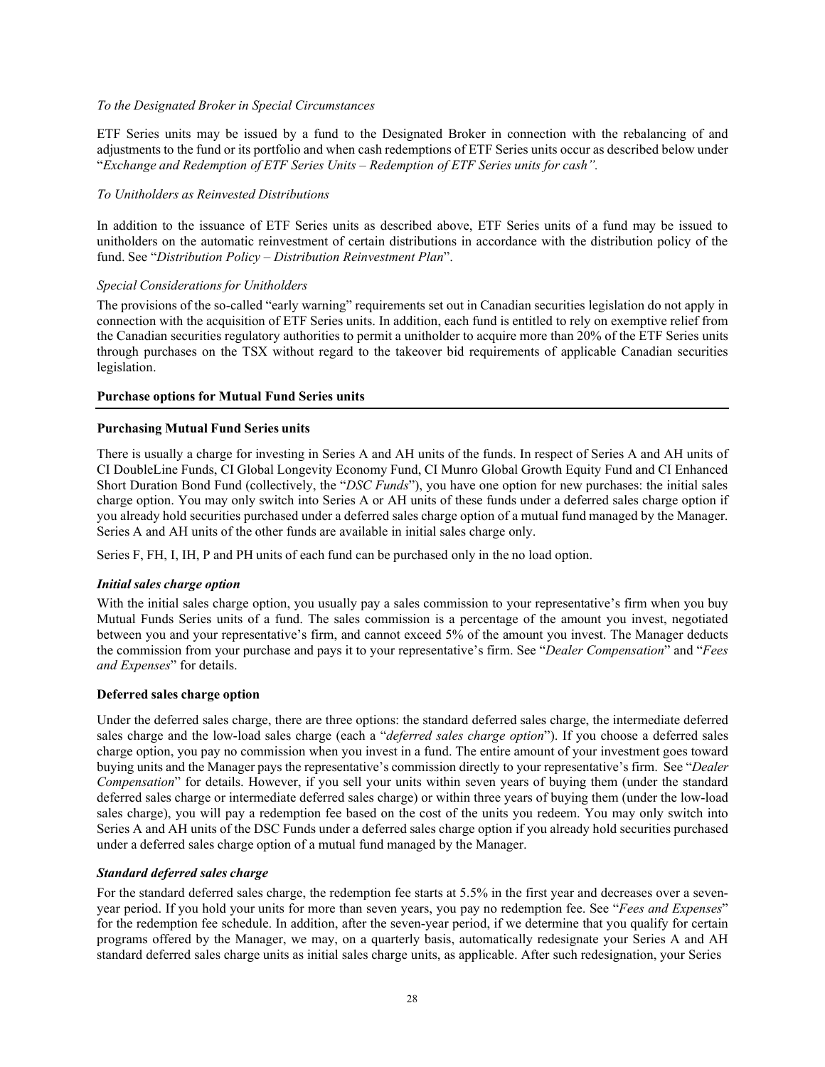*To the Designated Broker in Special Circumstances*

ETF Series units may be issued by a fund to the Designated Broker in connection with the rebalancing of and adjustments to the fund or its portfolio and when cash redemptions of ETF Series units occur as described below under "*Exchange and Redemption of ETF Series Units – Redemption of ETF Series units for cash".*

*To Unitholders as Reinvested Distributions*

In addition to the issuance of ETF Series units as described above, ETF Series units of a fund may be issued to unitholders on the automatic reinvestment of certain distributions in accordance with the distribution policy of the fund. See "*Distribution Policy – Distribution Reinvestment Plan*".

*Special Considerations for Unitholders*

The provisions of the so-called "early warning" requirements set out in Canadian securities legislation do not apply in connection with the acquisition of ETF Series units. In addition, each fund is entitled to rely on exemptive relief from the Canadian securities regulatory authorities to permit a unitholder to acquire more than 20% of the ETF Series units through purchases on the TSX without regard to the takeover bid requirements of applicable Canadian securities legislation.

## Purchase options for Mutual Fund Series units

### Purchasing Mutual Fund Series units

There is usually a charge for investing in Series A and AH units of the funds. In respect of Series A and AH units of CI DoubleLine Funds, CI Global Longevity Economy Fund, CI Munro Global Growth Equity Fund and CI Enhanced Short Duration Bond Fund (collectively, the "*DSC Funds*"), you have one option for new purchases: the initial sales charge option. You may only switch into Series A or AH units of these funds under a deferred sales charge option if you already hold securities purchased under a deferred sales charge option of a mutual fund managed by the Manager. Series A and AH units of the other funds are available in initial sales charge only.

Series F, FH, I, IH, P and PH units of each fund can be purchased only in the no load option.

***Initial sales charge option***

With the initial sales charge option, you usually pay a sales commission to your representative's firm when you buy Mutual Funds Series units of a fund. The sales commission is a percentage of the amount you invest, negotiated between you and your representative's firm, and cannot exceed 5% of the amount you invest. The Manager deducts the commission from your purchase and pays it to your representative's firm. See "*Dealer Compensation*" and "*Fees and Expenses*" for details.

### Deferred sales charge option

Under the deferred sales charge, there are three options: the standard deferred sales charge, the intermediate deferred sales charge and the low-load sales charge (each a "*deferred sales charge option*"). If you choose a deferred sales charge option, you pay no commission when you invest in a fund. The entire amount of your investment goes toward buying units and the Manager pays the representative's commission directly to your representative's firm. See "*Dealer Compensation*" for details. However, if you sell your units within seven years of buying them (under the standard deferred sales charge or intermediate deferred sales charge) or within three years of buying them (under the low-load sales charge), you will pay a redemption fee based on the cost of the units you redeem. You may only switch into Series A and AH units of the DSC Funds under a deferred sales charge option if you already hold securities purchased under a deferred sales charge option of a mutual fund managed by the Manager.

***Standard deferred sales charge***

For the standard deferred sales charge, the redemption fee starts at 5.5% in the first year and decreases over a seven-year period. If you hold your units for more than seven years, you pay no redemption fee. See "*Fees and Expenses*" for the redemption fee schedule. In addition, after the seven-year period, if we determine that you qualify for certain programs offered by the Manager, we may, on a quarterly basis, automatically redesignate your Series A and AH standard deferred sales charge units as initial sales charge units, as applicable. After such redesignation, your Series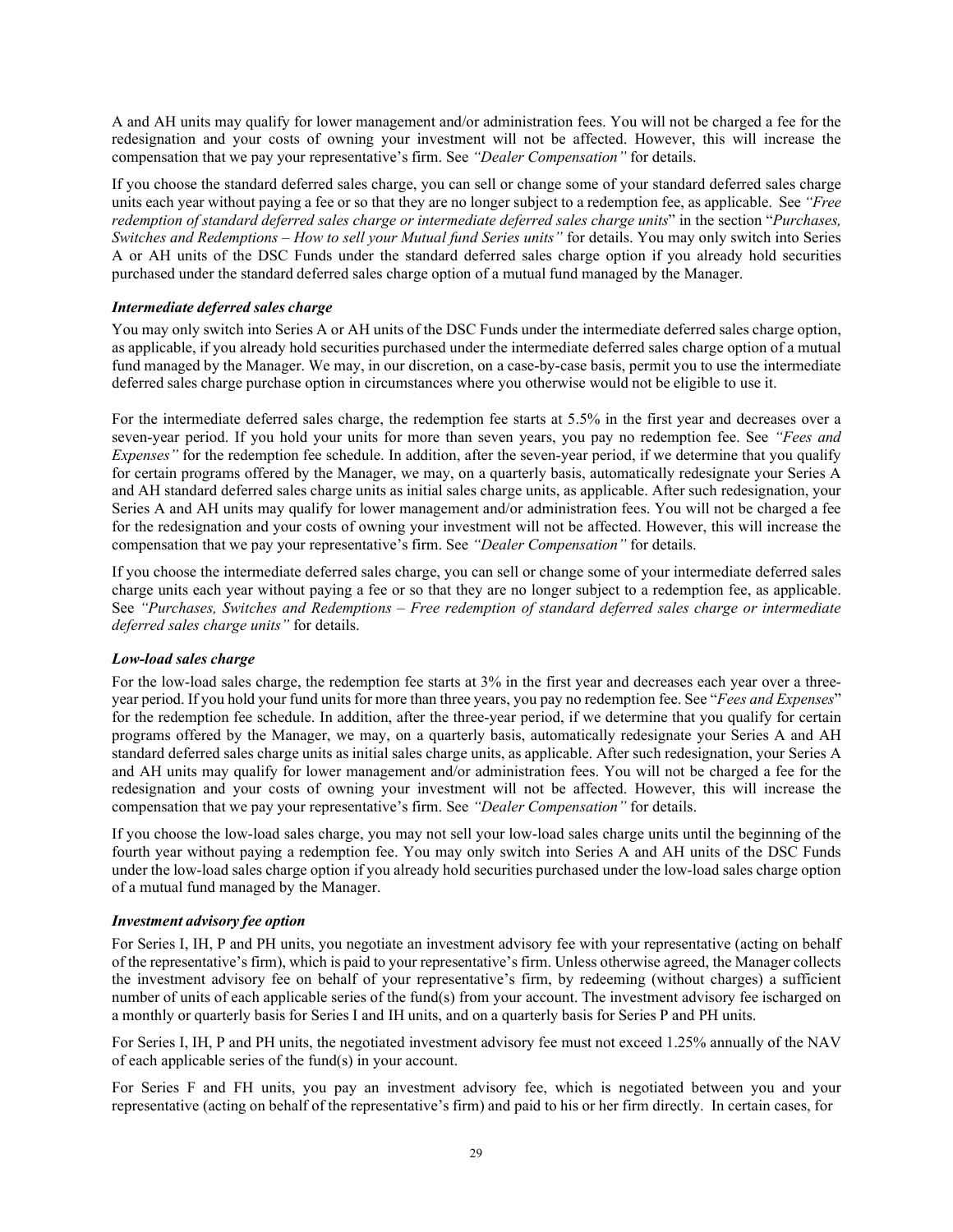A and AH units may qualify for lower management and/or administration fees. You will not be charged a fee for the redesignation and your costs of owning your investment will not be affected. However, this will increase the compensation that we pay your representative's firm. See *"Dealer Compensation"* for details.

If you choose the standard deferred sales charge, you can sell or change some of your standard deferred sales charge units each year without paying a fee or so that they are no longer subject to a redemption fee, as applicable. See *"Free redemption of standard deferred sales charge or intermediate deferred sales charge units*" in the section "*Purchases, Switches and Redemptions – How to sell your Mutual fund Series units"* for details. You may only switch into Series A or AH units of the DSC Funds under the standard deferred sales charge option if you already hold securities purchased under the standard deferred sales charge option of a mutual fund managed by the Manager.

***Intermediate deferred sales charge***

You may only switch into Series A or AH units of the DSC Funds under the intermediate deferred sales charge option, as applicable, if you already hold securities purchased under the intermediate deferred sales charge option of a mutual fund managed by the Manager. We may, in our discretion, on a case-by-case basis, permit you to use the intermediate deferred sales charge purchase option in circumstances where you otherwise would not be eligible to use it.

For the intermediate deferred sales charge, the redemption fee starts at 5.5% in the first year and decreases over a seven-year period. If you hold your units for more than seven years, you pay no redemption fee. See *"Fees and Expenses"* for the redemption fee schedule. In addition, after the seven-year period, if we determine that you qualify for certain programs offered by the Manager, we may, on a quarterly basis, automatically redesignate your Series A and AH standard deferred sales charge units as initial sales charge units, as applicable. After such redesignation, your Series A and AH units may qualify for lower management and/or administration fees. You will not be charged a fee for the redesignation and your costs of owning your investment will not be affected. However, this will increase the compensation that we pay your representative's firm. See *"Dealer Compensation"* for details.

If you choose the intermediate deferred sales charge, you can sell or change some of your intermediate deferred sales charge units each year without paying a fee or so that they are no longer subject to a redemption fee, as applicable. See *"Purchases, Switches and Redemptions – Free redemption of standard deferred sales charge or intermediate deferred sales charge units"* for details.

***Low-load sales charge***

For the low-load sales charge, the redemption fee starts at 3% in the first year and decreases each year over a three-year period. If you hold your fund units for more than three years, you pay no redemption fee. See "*Fees and Expenses*" for the redemption fee schedule. In addition, after the three-year period, if we determine that you qualify for certain programs offered by the Manager, we may, on a quarterly basis, automatically redesignate your Series A and AH standard deferred sales charge units as initial sales charge units, as applicable. After such redesignation, your Series A and AH units may qualify for lower management and/or administration fees. You will not be charged a fee for the redesignation and your costs of owning your investment will not be affected. However, this will increase the compensation that we pay your representative's firm. See *"Dealer Compensation"* for details.

If you choose the low-load sales charge, you may not sell your low-load sales charge units until the beginning of the fourth year without paying a redemption fee. You may only switch into Series A and AH units of the DSC Funds under the low-load sales charge option if you already hold securities purchased under the low-load sales charge option of a mutual fund managed by the Manager.

***Investment advisory fee option***

For Series I, IH, P and PH units, you negotiate an investment advisory fee with your representative (acting on behalf of the representative's firm), which is paid to your representative's firm. Unless otherwise agreed, the Manager collects the investment advisory fee on behalf of your representative's firm, by redeeming (without charges) a sufficient number of units of each applicable series of the fund(s) from your account. The investment advisory fee ischarged on a monthly or quarterly basis for Series I and IH units, and on a quarterly basis for Series P and PH units.

For Series I, IH, P and PH units, the negotiated investment advisory fee must not exceed 1.25% annually of the NAV of each applicable series of the fund(s) in your account.

For Series F and FH units, you pay an investment advisory fee, which is negotiated between you and your representative (acting on behalf of the representative's firm) and paid to his or her firm directly. In certain cases, for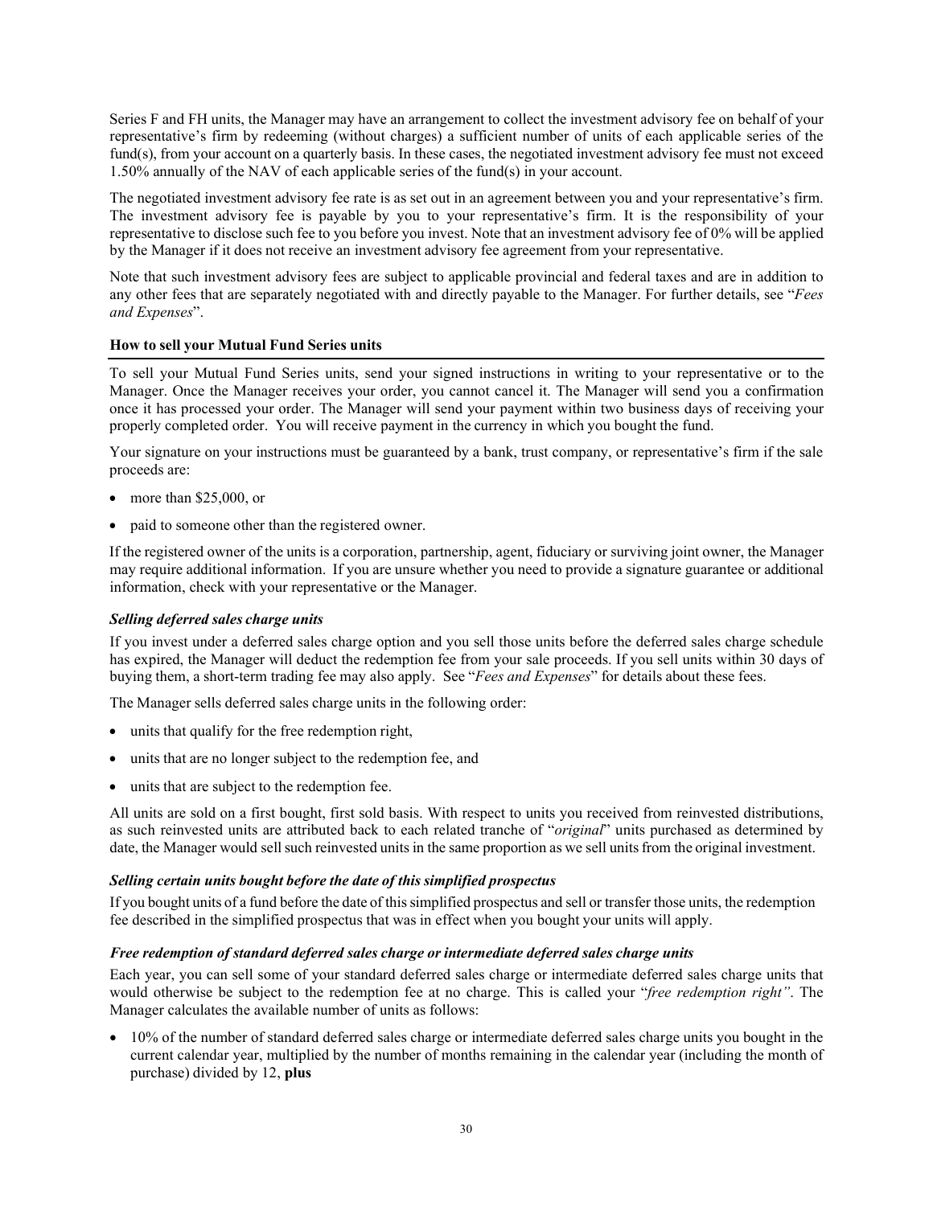Series F and FH units, the Manager may have an arrangement to collect the investment advisory fee on behalf of your representative's firm by redeeming (without charges) a sufficient number of units of each applicable series of the fund(s), from your account on a quarterly basis. In these cases, the negotiated investment advisory fee must not exceed 1.50% annually of the NAV of each applicable series of the fund(s) in your account.

The negotiated investment advisory fee rate is as set out in an agreement between you and your representative's firm. The investment advisory fee is payable by you to your representative's firm. It is the responsibility of your representative to disclose such fee to you before you invest. Note that an investment advisory fee of 0% will be applied by the Manager if it does not receive an investment advisory fee agreement from your representative.

Note that such investment advisory fees are subject to applicable provincial and federal taxes and are in addition to any other fees that are separately negotiated with and directly payable to the Manager. For further details, see "*Fees and Expenses*".

## How to sell your Mutual Fund Series units

To sell your Mutual Fund Series units, send your signed instructions in writing to your representative or to the Manager. Once the Manager receives your order, you cannot cancel it. The Manager will send you a confirmation once it has processed your order. The Manager will send your payment within two business days of receiving your properly completed order. You will receive payment in the currency in which you bought the fund.

Your signature on your instructions must be guaranteed by a bank, trust company, or representative's firm if the sale proceeds are:

- more than $25,000, or
- paid to someone other than the registered owner.

If the registered owner of the units is a corporation, partnership, agent, fiduciary or surviving joint owner, the Manager may require additional information. If you are unsure whether you need to provide a signature guarantee or additional information, check with your representative or the Manager.

### *Selling deferred sales charge units*

If you invest under a deferred sales charge option and you sell those units before the deferred sales charge schedule has expired, the Manager will deduct the redemption fee from your sale proceeds. If you sell units within 30 days of buying them, a short-term trading fee may also apply. See "*Fees and Expenses*" for details about these fees.

The Manager sells deferred sales charge units in the following order:

- units that qualify for the free redemption right,
- units that are no longer subject to the redemption fee, and
- units that are subject to the redemption fee.

All units are sold on a first bought, first sold basis. With respect to units you received from reinvested distributions, as such reinvested units are attributed back to each related tranche of "*original*" units purchased as determined by date, the Manager would sell such reinvested units in the same proportion as we sell units from the original investment.

### *Selling certain units bought before the date of this simplified prospectus*

If you bought units of a fund before the date of this simplified prospectus and sell or transfer those units, the redemption fee described in the simplified prospectus that was in effect when you bought your units will apply.

### *Free redemption of standard deferred sales charge or intermediate deferred sales charge units*

Each year, you can sell some of your standard deferred sales charge or intermediate deferred sales charge units that would otherwise be subject to the redemption fee at no charge. This is called your "*free redemption right"*. The Manager calculates the available number of units as follows:

- 10% of the number of standard deferred sales charge or intermediate deferred sales charge units you bought in the current calendar year, multiplied by the number of months remaining in the calendar year (including the month of purchase) divided by 12, **plus**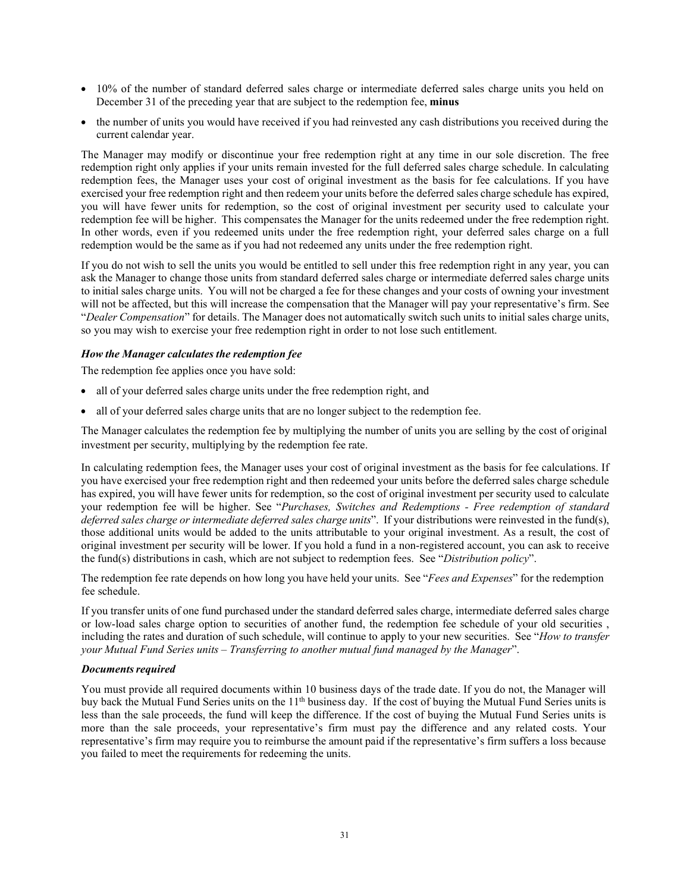- 10% of the number of standard deferred sales charge or intermediate deferred sales charge units you held on December 31 of the preceding year that are subject to the redemption fee, **minus**
- the number of units you would have received if you had reinvested any cash distributions you received during the current calendar year.

The Manager may modify or discontinue your free redemption right at any time in our sole discretion. The free redemption right only applies if your units remain invested for the full deferred sales charge schedule. In calculating redemption fees, the Manager uses your cost of original investment as the basis for fee calculations. If you have exercised your free redemption right and then redeem your units before the deferred sales charge schedule has expired, you will have fewer units for redemption, so the cost of original investment per security used to calculate your redemption fee will be higher. This compensates the Manager for the units redeemed under the free redemption right. In other words, even if you redeemed units under the free redemption right, your deferred sales charge on a full redemption would be the same as if you had not redeemed any units under the free redemption right.

If you do not wish to sell the units you would be entitled to sell under this free redemption right in any year, you can ask the Manager to change those units from standard deferred sales charge or intermediate deferred sales charge units to initial sales charge units. You will not be charged a fee for these changes and your costs of owning your investment will not be affected, but this will increase the compensation that the Manager will pay your representative's firm. See "*Dealer Compensation*" for details. The Manager does not automatically switch such units to initial sales charge units, so you may wish to exercise your free redemption right in order to not lose such entitlement.

***How the Manager calculates the redemption fee***

The redemption fee applies once you have sold:

- all of your deferred sales charge units under the free redemption right, and
- all of your deferred sales charge units that are no longer subject to the redemption fee.

The Manager calculates the redemption fee by multiplying the number of units you are selling by the cost of original investment per security, multiplying by the redemption fee rate.

In calculating redemption fees, the Manager uses your cost of original investment as the basis for fee calculations. If you have exercised your free redemption right and then redeemed your units before the deferred sales charge schedule has expired, you will have fewer units for redemption, so the cost of original investment per security used to calculate your redemption fee will be higher. See "*Purchases, Switches and Redemptions - Free redemption of standard deferred sales charge or intermediate deferred sales charge units*". If your distributions were reinvested in the fund(s), those additional units would be added to the units attributable to your original investment. As a result, the cost of original investment per security will be lower. If you hold a fund in a non-registered account, you can ask to receive the fund(s) distributions in cash, which are not subject to redemption fees. See "*Distribution policy*".

The redemption fee rate depends on how long you have held your units. See "*Fees and Expenses*" for the redemption fee schedule.

If you transfer units of one fund purchased under the standard deferred sales charge, intermediate deferred sales charge or low-load sales charge option to securities of another fund, the redemption fee schedule of your old securities , including the rates and duration of such schedule, will continue to apply to your new securities. See "*How to transfer your Mutual Fund Series units – Transferring to another mutual fund managed by the Manager*".

***Documents required***

You must provide all required documents within 10 business days of the trade date. If you do not, the Manager will buy back the Mutual Fund Series units on the 11th business day. If the cost of buying the Mutual Fund Series units is less than the sale proceeds, the fund will keep the difference. If the cost of buying the Mutual Fund Series units is more than the sale proceeds, your representative's firm must pay the difference and any related costs. Your representative's firm may require you to reimburse the amount paid if the representative's firm suffers a loss because you failed to meet the requirements for redeeming the units.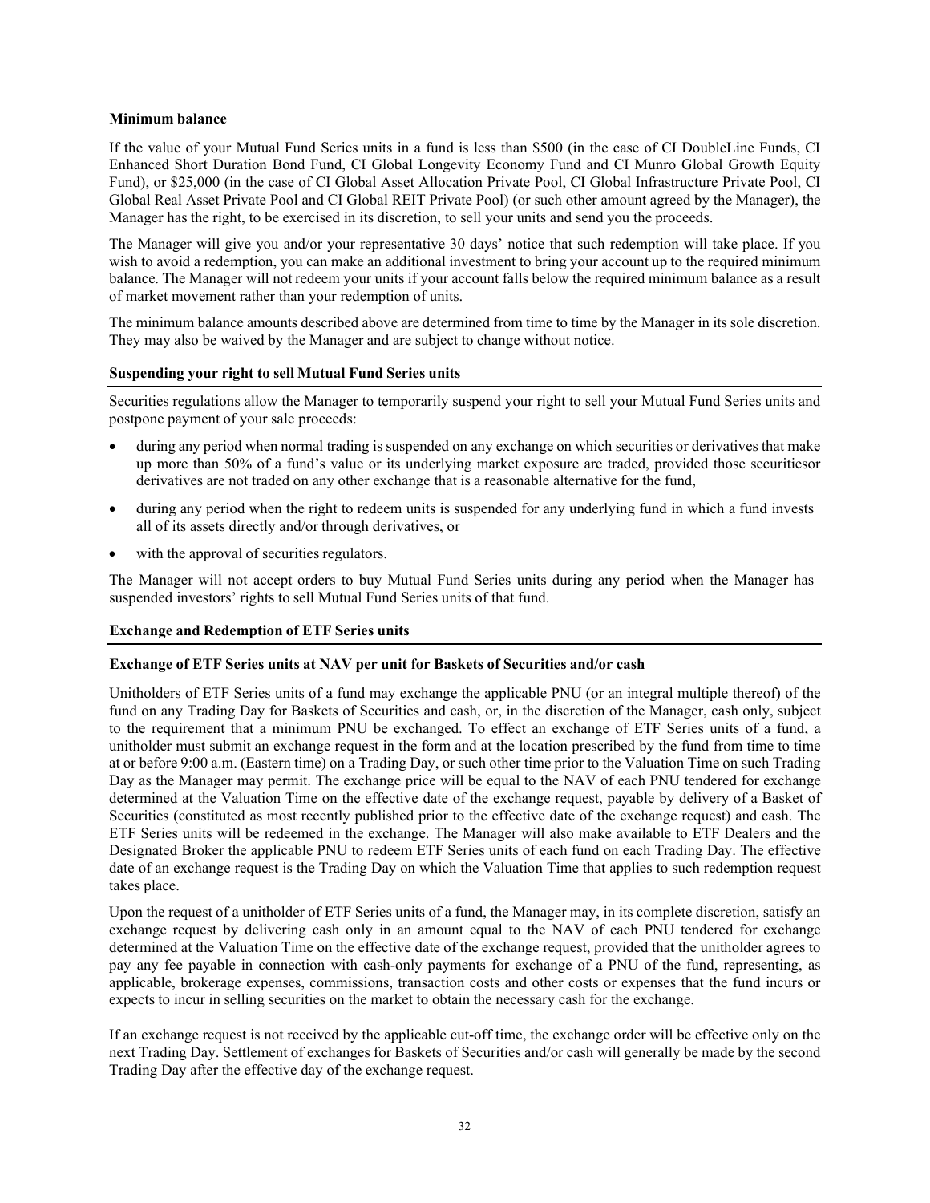**Minimum balance**

If the value of your Mutual Fund Series units in a fund is less than $500 (in the case of CI DoubleLine Funds, CI Enhanced Short Duration Bond Fund, CI Global Longevity Economy Fund and CI Munro Global Growth Equity Fund), or $25,000 (in the case of CI Global Asset Allocation Private Pool, CI Global Infrastructure Private Pool, CI Global Real Asset Private Pool and CI Global REIT Private Pool) (or such other amount agreed by the Manager), the Manager has the right, to be exercised in its discretion, to sell your units and send you the proceeds.

The Manager will give you and/or your representative 30 days' notice that such redemption will take place. If you wish to avoid a redemption, you can make an additional investment to bring your account up to the required minimum balance. The Manager will not redeem your units if your account falls below the required minimum balance as a result of market movement rather than your redemption of units.

The minimum balance amounts described above are determined from time to time by the Manager in its sole discretion. They may also be waived by the Manager and are subject to change without notice.

**Suspending your right to sell Mutual Fund Series units**

Securities regulations allow the Manager to temporarily suspend your right to sell your Mutual Fund Series units and postpone payment of your sale proceeds:

- during any period when normal trading is suspended on any exchange on which securities or derivatives that make up more than 50% of a fund's value or its underlying market exposure are traded, provided those securitiesor derivatives are not traded on any other exchange that is a reasonable alternative for the fund,
- during any period when the right to redeem units is suspended for any underlying fund in which a fund invests all of its assets directly and/or through derivatives, or
- with the approval of securities regulators.

The Manager will not accept orders to buy Mutual Fund Series units during any period when the Manager has suspended investors' rights to sell Mutual Fund Series units of that fund.

**Exchange and Redemption of ETF Series units**

**Exchange of ETF Series units at NAV per unit for Baskets of Securities and/or cash**

Unitholders of ETF Series units of a fund may exchange the applicable PNU (or an integral multiple thereof) of the fund on any Trading Day for Baskets of Securities and cash, or, in the discretion of the Manager, cash only, subject to the requirement that a minimum PNU be exchanged. To effect an exchange of ETF Series units of a fund, a unitholder must submit an exchange request in the form and at the location prescribed by the fund from time to time at or before 9:00 a.m. (Eastern time) on a Trading Day, or such other time prior to the Valuation Time on such Trading Day as the Manager may permit. The exchange price will be equal to the NAV of each PNU tendered for exchange determined at the Valuation Time on the effective date of the exchange request, payable by delivery of a Basket of Securities (constituted as most recently published prior to the effective date of the exchange request) and cash. The ETF Series units will be redeemed in the exchange. The Manager will also make available to ETF Dealers and the Designated Broker the applicable PNU to redeem ETF Series units of each fund on each Trading Day. The effective date of an exchange request is the Trading Day on which the Valuation Time that applies to such redemption request takes place.

Upon the request of a unitholder of ETF Series units of a fund, the Manager may, in its complete discretion, satisfy an exchange request by delivering cash only in an amount equal to the NAV of each PNU tendered for exchange determined at the Valuation Time on the effective date of the exchange request, provided that the unitholder agrees to pay any fee payable in connection with cash-only payments for exchange of a PNU of the fund, representing, as applicable, brokerage expenses, commissions, transaction costs and other costs or expenses that the fund incurs or expects to incur in selling securities on the market to obtain the necessary cash for the exchange.

If an exchange request is not received by the applicable cut-off time, the exchange order will be effective only on the next Trading Day. Settlement of exchanges for Baskets of Securities and/or cash will generally be made by the second Trading Day after the effective day of the exchange request.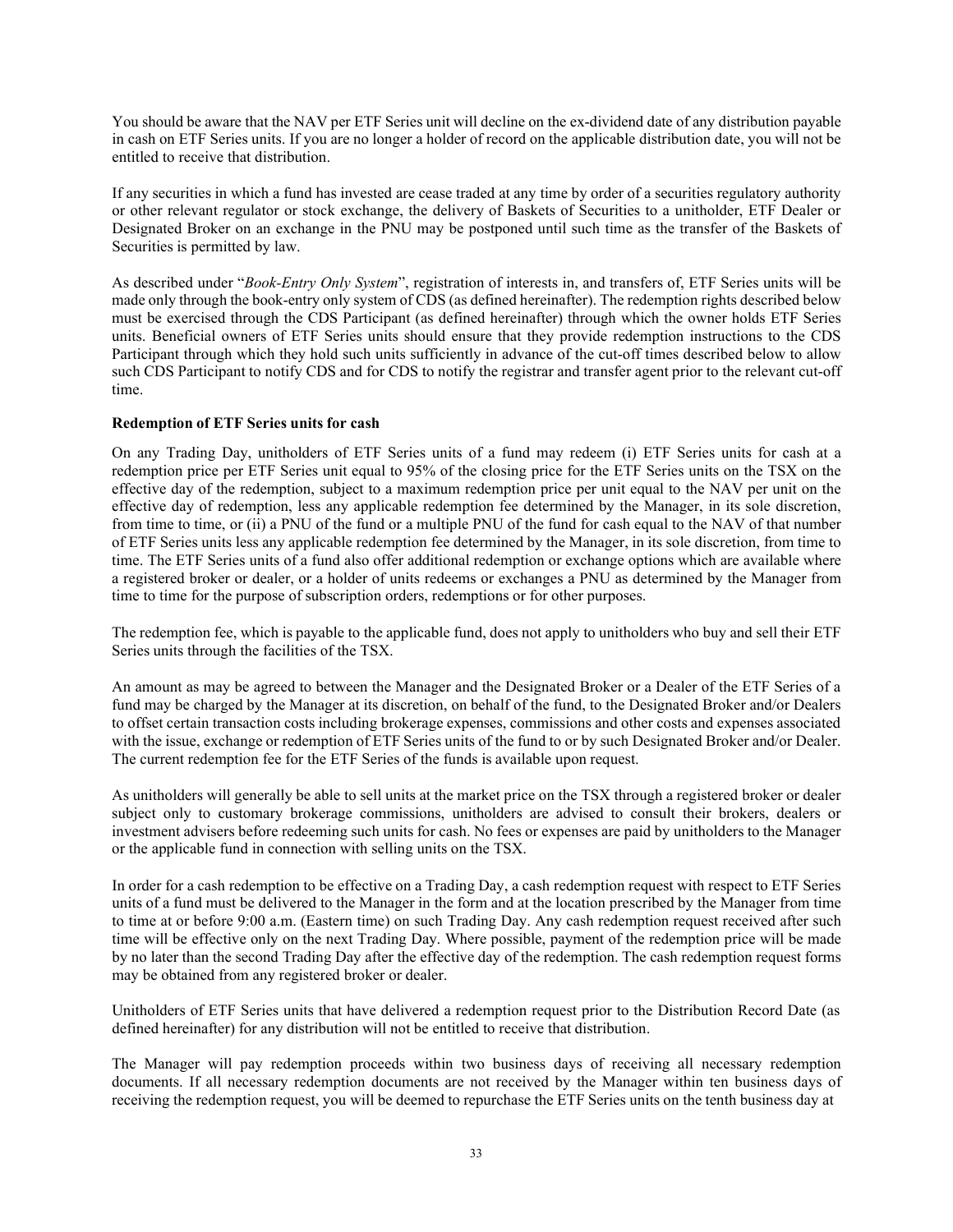You should be aware that the NAV per ETF Series unit will decline on the ex-dividend date of any distribution payable in cash on ETF Series units. If you are no longer a holder of record on the applicable distribution date, you will not be entitled to receive that distribution.

If any securities in which a fund has invested are cease traded at any time by order of a securities regulatory authority or other relevant regulator or stock exchange, the delivery of Baskets of Securities to a unitholder, ETF Dealer or Designated Broker on an exchange in the PNU may be postponed until such time as the transfer of the Baskets of Securities is permitted by law.

As described under "*Book-Entry Only System*", registration of interests in, and transfers of, ETF Series units will be made only through the book-entry only system of CDS (as defined hereinafter). The redemption rights described below must be exercised through the CDS Participant (as defined hereinafter) through which the owner holds ETF Series units. Beneficial owners of ETF Series units should ensure that they provide redemption instructions to the CDS Participant through which they hold such units sufficiently in advance of the cut-off times described below to allow such CDS Participant to notify CDS and for CDS to notify the registrar and transfer agent prior to the relevant cut-off time.

**Redemption of ETF Series units for cash**

On any Trading Day, unitholders of ETF Series units of a fund may redeem (i) ETF Series units for cash at a redemption price per ETF Series unit equal to 95% of the closing price for the ETF Series units on the TSX on the effective day of the redemption, subject to a maximum redemption price per unit equal to the NAV per unit on the effective day of redemption, less any applicable redemption fee determined by the Manager, in its sole discretion, from time to time, or (ii) a PNU of the fund or a multiple PNU of the fund for cash equal to the NAV of that number of ETF Series units less any applicable redemption fee determined by the Manager, in its sole discretion, from time to time. The ETF Series units of a fund also offer additional redemption or exchange options which are available where a registered broker or dealer, or a holder of units redeems or exchanges a PNU as determined by the Manager from time to time for the purpose of subscription orders, redemptions or for other purposes.

The redemption fee, which is payable to the applicable fund, does not apply to unitholders who buy and sell their ETF Series units through the facilities of the TSX.

An amount as may be agreed to between the Manager and the Designated Broker or a Dealer of the ETF Series of a fund may be charged by the Manager at its discretion, on behalf of the fund, to the Designated Broker and/or Dealers to offset certain transaction costs including brokerage expenses, commissions and other costs and expenses associated with the issue, exchange or redemption of ETF Series units of the fund to or by such Designated Broker and/or Dealer. The current redemption fee for the ETF Series of the funds is available upon request.

As unitholders will generally be able to sell units at the market price on the TSX through a registered broker or dealer subject only to customary brokerage commissions, unitholders are advised to consult their brokers, dealers or investment advisers before redeeming such units for cash. No fees or expenses are paid by unitholders to the Manager or the applicable fund in connection with selling units on the TSX.

In order for a cash redemption to be effective on a Trading Day, a cash redemption request with respect to ETF Series units of a fund must be delivered to the Manager in the form and at the location prescribed by the Manager from time to time at or before 9:00 a.m. (Eastern time) on such Trading Day. Any cash redemption request received after such time will be effective only on the next Trading Day. Where possible, payment of the redemption price will be made by no later than the second Trading Day after the effective day of the redemption. The cash redemption request forms may be obtained from any registered broker or dealer.

Unitholders of ETF Series units that have delivered a redemption request prior to the Distribution Record Date (as defined hereinafter) for any distribution will not be entitled to receive that distribution.

The Manager will pay redemption proceeds within two business days of receiving all necessary redemption documents. If all necessary redemption documents are not received by the Manager within ten business days of receiving the redemption request, you will be deemed to repurchase the ETF Series units on the tenth business day at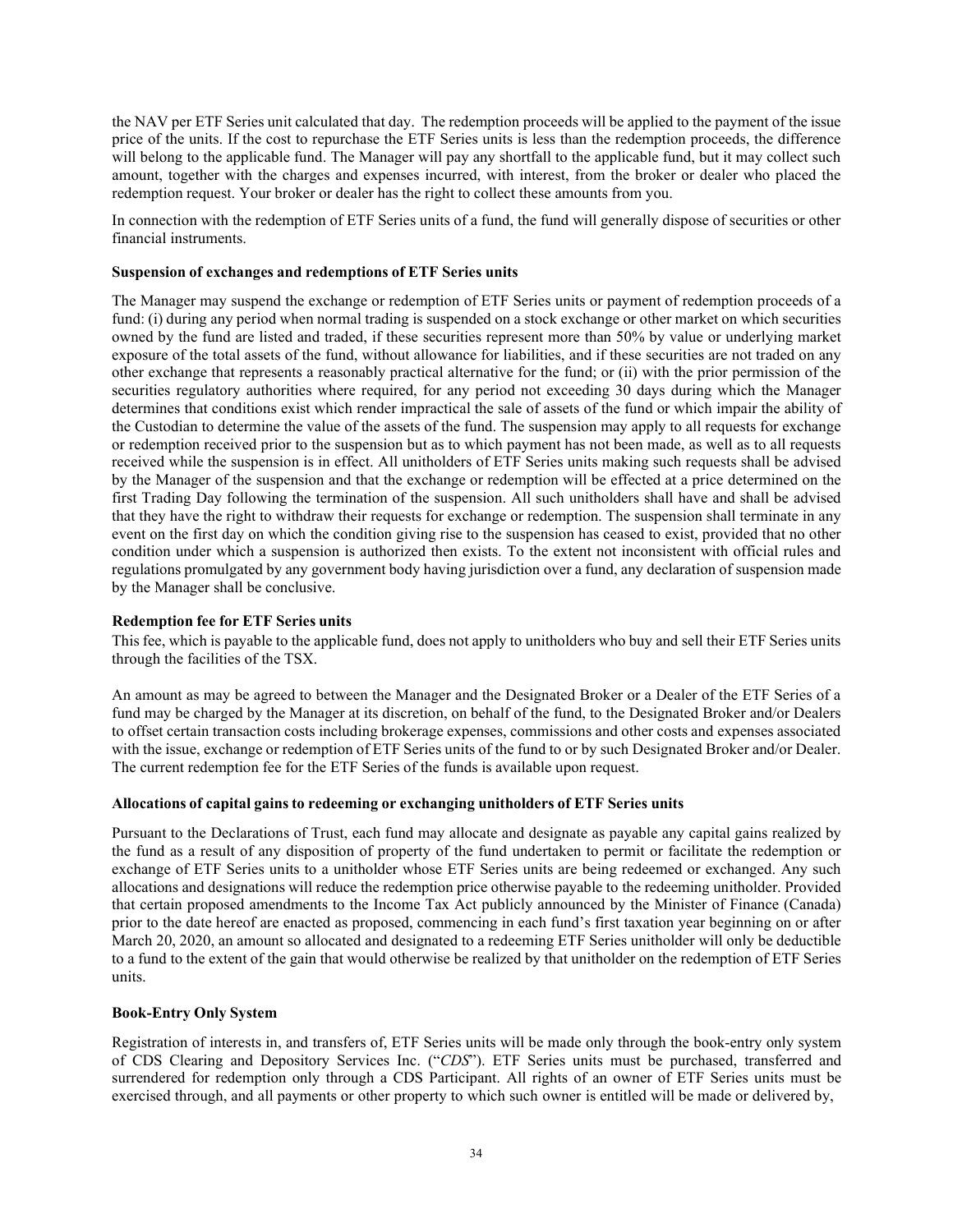the NAV per ETF Series unit calculated that day. The redemption proceeds will be applied to the payment of the issue price of the units. If the cost to repurchase the ETF Series units is less than the redemption proceeds, the difference will belong to the applicable fund. The Manager will pay any shortfall to the applicable fund, but it may collect such amount, together with the charges and expenses incurred, with interest, from the broker or dealer who placed the redemption request. Your broker or dealer has the right to collect these amounts from you.

In connection with the redemption of ETF Series units of a fund, the fund will generally dispose of securities or other financial instruments.

**Suspension of exchanges and redemptions of ETF Series units**

The Manager may suspend the exchange or redemption of ETF Series units or payment of redemption proceeds of a fund: (i) during any period when normal trading is suspended on a stock exchange or other market on which securities owned by the fund are listed and traded, if these securities represent more than 50% by value or underlying market exposure of the total assets of the fund, without allowance for liabilities, and if these securities are not traded on any other exchange that represents a reasonably practical alternative for the fund; or (ii) with the prior permission of the securities regulatory authorities where required, for any period not exceeding 30 days during which the Manager determines that conditions exist which render impractical the sale of assets of the fund or which impair the ability of the Custodian to determine the value of the assets of the fund. The suspension may apply to all requests for exchange or redemption received prior to the suspension but as to which payment has not been made, as well as to all requests received while the suspension is in effect. All unitholders of ETF Series units making such requests shall be advised by the Manager of the suspension and that the exchange or redemption will be effected at a price determined on the first Trading Day following the termination of the suspension. All such unitholders shall have and shall be advised that they have the right to withdraw their requests for exchange or redemption. The suspension shall terminate in any event on the first day on which the condition giving rise to the suspension has ceased to exist, provided that no other condition under which a suspension is authorized then exists. To the extent not inconsistent with official rules and regulations promulgated by any government body having jurisdiction over a fund, any declaration of suspension made by the Manager shall be conclusive.

**Redemption fee for ETF Series units**

This fee, which is payable to the applicable fund, does not apply to unitholders who buy and sell their ETF Series units through the facilities of the TSX.

An amount as may be agreed to between the Manager and the Designated Broker or a Dealer of the ETF Series of a fund may be charged by the Manager at its discretion, on behalf of the fund, to the Designated Broker and/or Dealers to offset certain transaction costs including brokerage expenses, commissions and other costs and expenses associated with the issue, exchange or redemption of ETF Series units of the fund to or by such Designated Broker and/or Dealer. The current redemption fee for the ETF Series of the funds is available upon request.

**Allocations of capital gains to redeeming or exchanging unitholders of ETF Series units**

Pursuant to the Declarations of Trust, each fund may allocate and designate as payable any capital gains realized by the fund as a result of any disposition of property of the fund undertaken to permit or facilitate the redemption or exchange of ETF Series units to a unitholder whose ETF Series units are being redeemed or exchanged. Any such allocations and designations will reduce the redemption price otherwise payable to the redeeming unitholder. Provided that certain proposed amendments to the Income Tax Act publicly announced by the Minister of Finance (Canada) prior to the date hereof are enacted as proposed, commencing in each fund's first taxation year beginning on or after March 20, 2020, an amount so allocated and designated to a redeeming ETF Series unitholder will only be deductible to a fund to the extent of the gain that would otherwise be realized by that unitholder on the redemption of ETF Series units.

**Book-Entry Only System**

Registration of interests in, and transfers of, ETF Series units will be made only through the book-entry only system of CDS Clearing and Depository Services Inc. ("*CDS*"). ETF Series units must be purchased, transferred and surrendered for redemption only through a CDS Participant. All rights of an owner of ETF Series units must be exercised through, and all payments or other property to which such owner is entitled will be made or delivered by,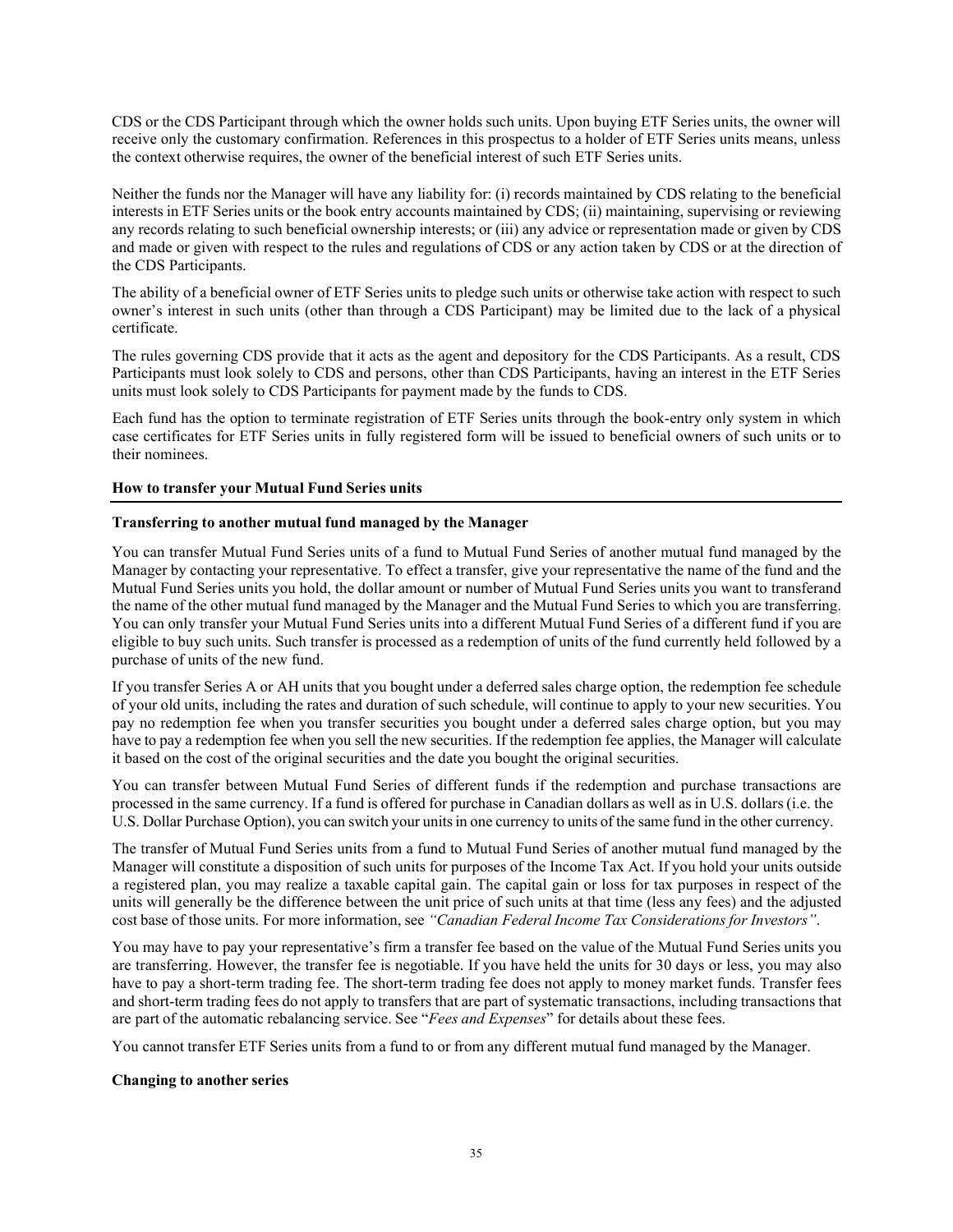CDS or the CDS Participant through which the owner holds such units. Upon buying ETF Series units, the owner will receive only the customary confirmation. References in this prospectus to a holder of ETF Series units means, unless the context otherwise requires, the owner of the beneficial interest of such ETF Series units.

Neither the funds nor the Manager will have any liability for: (i) records maintained by CDS relating to the beneficial interests in ETF Series units or the book entry accounts maintained by CDS; (ii) maintaining, supervising or reviewing any records relating to such beneficial ownership interests; or (iii) any advice or representation made or given by CDS and made or given with respect to the rules and regulations of CDS or any action taken by CDS or at the direction of the CDS Participants.

The ability of a beneficial owner of ETF Series units to pledge such units or otherwise take action with respect to such owner's interest in such units (other than through a CDS Participant) may be limited due to the lack of a physical certificate.

The rules governing CDS provide that it acts as the agent and depository for the CDS Participants. As a result, CDS Participants must look solely to CDS and persons, other than CDS Participants, having an interest in the ETF Series units must look solely to CDS Participants for payment made by the funds to CDS.

Each fund has the option to terminate registration of ETF Series units through the book-entry only system in which case certificates for ETF Series units in fully registered form will be issued to beneficial owners of such units or to their nominees.

## How to transfer your Mutual Fund Series units

### Transferring to another mutual fund managed by the Manager

You can transfer Mutual Fund Series units of a fund to Mutual Fund Series of another mutual fund managed by the Manager by contacting your representative. To effect a transfer, give your representative the name of the fund and the Mutual Fund Series units you hold, the dollar amount or number of Mutual Fund Series units you want to transferand the name of the other mutual fund managed by the Manager and the Mutual Fund Series to which you are transferring. You can only transfer your Mutual Fund Series units into a different Mutual Fund Series of a different fund if you are eligible to buy such units. Such transfer is processed as a redemption of units of the fund currently held followed by a purchase of units of the new fund.

If you transfer Series A or AH units that you bought under a deferred sales charge option, the redemption fee schedule of your old units, including the rates and duration of such schedule, will continue to apply to your new securities. You pay no redemption fee when you transfer securities you bought under a deferred sales charge option, but you may have to pay a redemption fee when you sell the new securities. If the redemption fee applies, the Manager will calculate it based on the cost of the original securities and the date you bought the original securities.

You can transfer between Mutual Fund Series of different funds if the redemption and purchase transactions are processed in the same currency. If a fund is offered for purchase in Canadian dollars as well as in U.S. dollars (i.e. the U.S. Dollar Purchase Option), you can switch your units in one currency to units of the same fund in the other currency.

The transfer of Mutual Fund Series units from a fund to Mutual Fund Series of another mutual fund managed by the Manager will constitute a disposition of such units for purposes of the Income Tax Act. If you hold your units outside a registered plan, you may realize a taxable capital gain. The capital gain or loss for tax purposes in respect of the units will generally be the difference between the unit price of such units at that time (less any fees) and the adjusted cost base of those units. For more information, see *"Canadian Federal Income Tax Considerations for Investors"*.

You may have to pay your representative's firm a transfer fee based on the value of the Mutual Fund Series units you are transferring. However, the transfer fee is negotiable. If you have held the units for 30 days or less, you may also have to pay a short-term trading fee. The short-term trading fee does not apply to money market funds. Transfer fees and short-term trading fees do not apply to transfers that are part of systematic transactions, including transactions that are part of the automatic rebalancing service. See "*Fees and Expenses*" for details about these fees.

You cannot transfer ETF Series units from a fund to or from any different mutual fund managed by the Manager.

### Changing to another series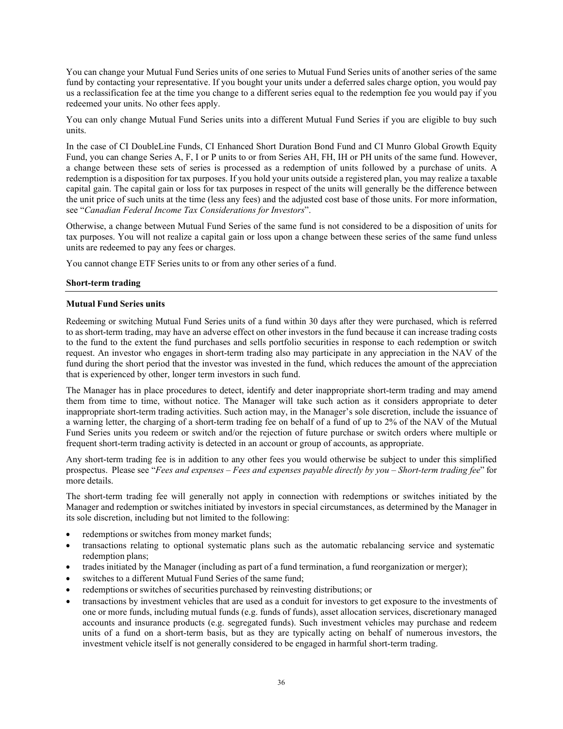You can change your Mutual Fund Series units of one series to Mutual Fund Series units of another series of the same fund by contacting your representative. If you bought your units under a deferred sales charge option, you would pay us a reclassification fee at the time you change to a different series equal to the redemption fee you would pay if you redeemed your units. No other fees apply.

You can only change Mutual Fund Series units into a different Mutual Fund Series if you are eligible to buy such units.

In the case of CI DoubleLine Funds, CI Enhanced Short Duration Bond Fund and CI Munro Global Growth Equity Fund, you can change Series A, F, I or P units to or from Series AH, FH, IH or PH units of the same fund. However, a change between these sets of series is processed as a redemption of units followed by a purchase of units. A redemption is a disposition for tax purposes. If you hold your units outside a registered plan, you may realize a taxable capital gain. The capital gain or loss for tax purposes in respect of the units will generally be the difference between the unit price of such units at the time (less any fees) and the adjusted cost base of those units. For more information, see "*Canadian Federal Income Tax Considerations for Investors*".

Otherwise, a change between Mutual Fund Series of the same fund is not considered to be a disposition of units for tax purposes. You will not realize a capital gain or loss upon a change between these series of the same fund unless units are redeemed to pay any fees or charges.

You cannot change ETF Series units to or from any other series of a fund.

## Short-term trading

### Mutual Fund Series units

Redeeming or switching Mutual Fund Series units of a fund within 30 days after they were purchased, which is referred to as short-term trading, may have an adverse effect on other investors in the fund because it can increase trading costs to the fund to the extent the fund purchases and sells portfolio securities in response to each redemption or switch request. An investor who engages in short-term trading also may participate in any appreciation in the NAV of the fund during the short period that the investor was invested in the fund, which reduces the amount of the appreciation that is experienced by other, longer term investors in such fund.

The Manager has in place procedures to detect, identify and deter inappropriate short-term trading and may amend them from time to time, without notice. The Manager will take such action as it considers appropriate to deter inappropriate short-term trading activities. Such action may, in the Manager's sole discretion, include the issuance of a warning letter, the charging of a short-term trading fee on behalf of a fund of up to 2% of the NAV of the Mutual Fund Series units you redeem or switch and/or the rejection of future purchase or switch orders where multiple or frequent short-term trading activity is detected in an account or group of accounts, as appropriate.

Any short-term trading fee is in addition to any other fees you would otherwise be subject to under this simplified prospectus. Please see "*Fees and expenses – Fees and expenses payable directly by you – Short-term trading fee*" for more details.

The short-term trading fee will generally not apply in connection with redemptions or switches initiated by the Manager and redemption or switches initiated by investors in special circumstances, as determined by the Manager in its sole discretion, including but not limited to the following:

- redemptions or switches from money market funds;
- transactions relating to optional systematic plans such as the automatic rebalancing service and systematic redemption plans;
- trades initiated by the Manager (including as part of a fund termination, a fund reorganization or merger);
- switches to a different Mutual Fund Series of the same fund;
- redemptions or switches of securities purchased by reinvesting distributions; or
- transactions by investment vehicles that are used as a conduit for investors to get exposure to the investments of one or more funds, including mutual funds (e.g. funds of funds), asset allocation services, discretionary managed accounts and insurance products (e.g. segregated funds). Such investment vehicles may purchase and redeem units of a fund on a short-term basis, but as they are typically acting on behalf of numerous investors, the investment vehicle itself is not generally considered to be engaged in harmful short-term trading.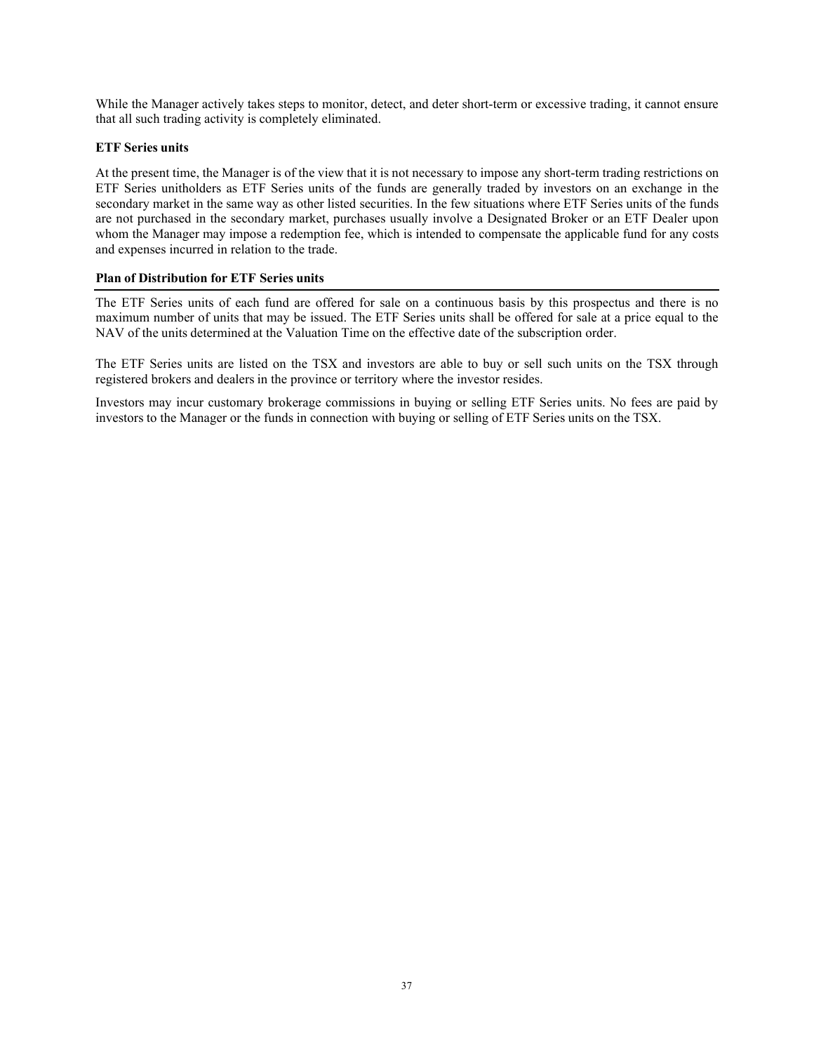While the Manager actively takes steps to monitor, detect, and deter short-term or excessive trading, it cannot ensure that all such trading activity is completely eliminated.

**ETF Series units**

At the present time, the Manager is of the view that it is not necessary to impose any short-term trading restrictions on ETF Series unitholders as ETF Series units of the funds are generally traded by investors on an exchange in the secondary market in the same way as other listed securities. In the few situations where ETF Series units of the funds are not purchased in the secondary market, purchases usually involve a Designated Broker or an ETF Dealer upon whom the Manager may impose a redemption fee, which is intended to compensate the applicable fund for any costs and expenses incurred in relation to the trade.

## Plan of Distribution for ETF Series units

The ETF Series units of each fund are offered for sale on a continuous basis by this prospectus and there is no maximum number of units that may be issued. The ETF Series units shall be offered for sale at a price equal to the NAV of the units determined at the Valuation Time on the effective date of the subscription order.

The ETF Series units are listed on the TSX and investors are able to buy or sell such units on the TSX through registered brokers and dealers in the province or territory where the investor resides.

Investors may incur customary brokerage commissions in buying or selling ETF Series units. No fees are paid by investors to the Manager or the funds in connection with buying or selling of ETF Series units on the TSX.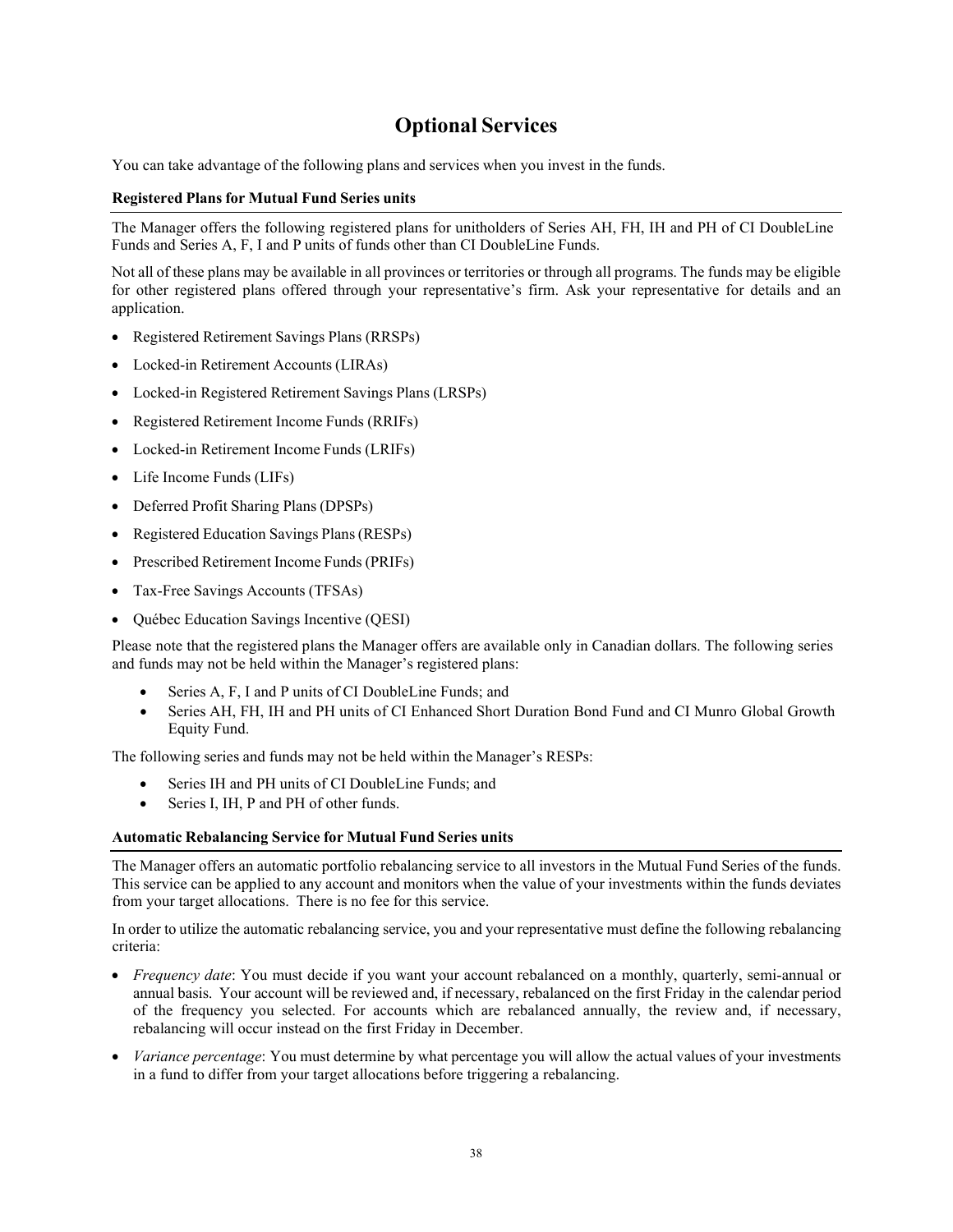# Optional Services

You can take advantage of the following plans and services when you invest in the funds.

### Registered Plans for Mutual Fund Series units

The Manager offers the following registered plans for unitholders of Series AH, FH, IH and PH of CI DoubleLine Funds and Series A, F, I and P units of funds other than CI DoubleLine Funds.

Not all of these plans may be available in all provinces or territories or through all programs. The funds may be eligible for other registered plans offered through your representative's firm. Ask your representative for details and an application.

- Registered Retirement Savings Plans (RRSPs)
- Locked-in Retirement Accounts (LIRAs)
- Locked-in Registered Retirement Savings Plans (LRSPs)
- Registered Retirement Income Funds (RRIFs)
- Locked-in Retirement Income Funds (LRIFs)
- Life Income Funds (LIFs)
- Deferred Profit Sharing Plans (DPSPs)
- Registered Education Savings Plans (RESPs)
- Prescribed Retirement Income Funds (PRIFs)
- Tax-Free Savings Accounts (TFSAs)
- Québec Education Savings Incentive (QESI)

Please note that the registered plans the Manager offers are available only in Canadian dollars. The following series and funds may not be held within the Manager's registered plans:

- Series A, F, I and P units of CI DoubleLine Funds; and
- Series AH, FH, IH and PH units of CI Enhanced Short Duration Bond Fund and CI Munro Global Growth Equity Fund.

The following series and funds may not be held within the Manager's RESPs:

- Series IH and PH units of CI DoubleLine Funds; and
- Series I, IH, P and PH of other funds.

### Automatic Rebalancing Service for Mutual Fund Series units

The Manager offers an automatic portfolio rebalancing service to all investors in the Mutual Fund Series of the funds. This service can be applied to any account and monitors when the value of your investments within the funds deviates from your target allocations. There is no fee for this service.

In order to utilize the automatic rebalancing service, you and your representative must define the following rebalancing criteria:

- *Frequency date*: You must decide if you want your account rebalanced on a monthly, quarterly, semi-annual or annual basis. Your account will be reviewed and, if necessary, rebalanced on the first Friday in the calendar period of the frequency you selected. For accounts which are rebalanced annually, the review and, if necessary, rebalancing will occur instead on the first Friday in December.
- *Variance percentage*: You must determine by what percentage you will allow the actual values of your investments in a fund to differ from your target allocations before triggering a rebalancing.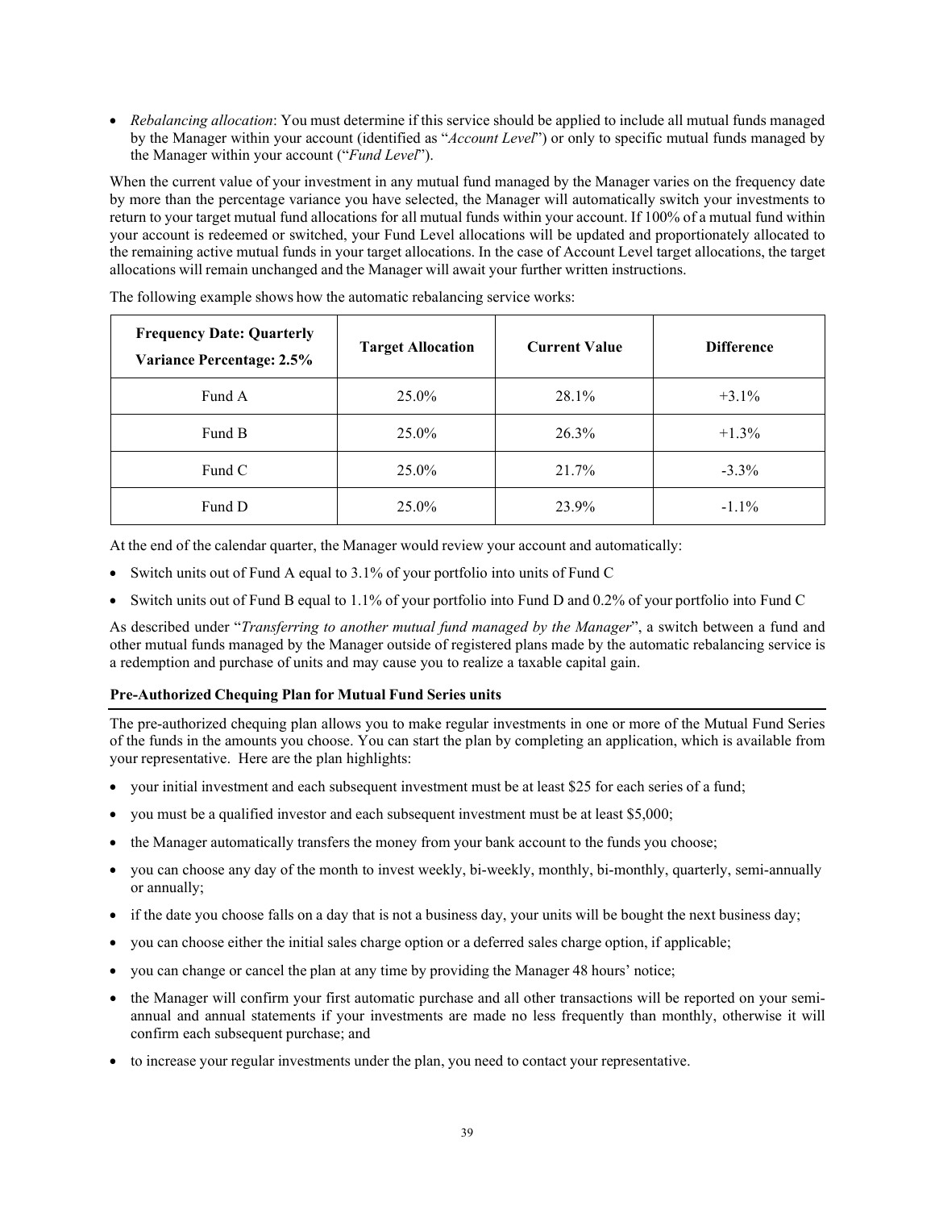- *Rebalancing allocation*: You must determine if this service should be applied to include all mutual funds managed by the Manager within your account (identified as "*Account Level*") or only to specific mutual funds managed by the Manager within your account ("*Fund Level*").

When the current value of your investment in any mutual fund managed by the Manager varies on the frequency date by more than the percentage variance you have selected, the Manager will automatically switch your investments to return to your target mutual fund allocations for all mutual funds within your account. If 100% of a mutual fund within your account is redeemed or switched, your Fund Level allocations will be updated and proportionately allocated to the remaining active mutual funds in your target allocations. In the case of Account Level target allocations, the target allocations will remain unchanged and the Manager will await your further written instructions.

The following example shows how the automatic rebalancing service works:

| Frequency Date: Quarterly<br>Variance Percentage: 2.5% | Target Allocation | Current Value | Difference |
|---|---|---|---|
| Fund A | 25.0% | 28.1% | +3.1% |
| Fund B | 25.0% | 26.3% | +1.3% |
| Fund C | 25.0% | 21.7% | -3.3% |
| Fund D | 25.0% | 23.9% | -1.1% |

At the end of the calendar quarter, the Manager would review your account and automatically:

- Switch units out of Fund A equal to 3.1% of your portfolio into units of Fund C
- Switch units out of Fund B equal to 1.1% of your portfolio into Fund D and 0.2% of your portfolio into Fund C

As described under "*Transferring to another mutual fund managed by the Manager*", a switch between a fund and other mutual funds managed by the Manager outside of registered plans made by the automatic rebalancing service is a redemption and purchase of units and may cause you to realize a taxable capital gain.

### Pre-Authorized Chequing Plan for Mutual Fund Series units

The pre-authorized chequing plan allows you to make regular investments in one or more of the Mutual Fund Series of the funds in the amounts you choose. You can start the plan by completing an application, which is available from your representative. Here are the plan highlights:

- your initial investment and each subsequent investment must be at least $25 for each series of a fund;
- you must be a qualified investor and each subsequent investment must be at least $5,000;
- the Manager automatically transfers the money from your bank account to the funds you choose;
- you can choose any day of the month to invest weekly, bi-weekly, monthly, bi-monthly, quarterly, semi-annually or annually;
- if the date you choose falls on a day that is not a business day, your units will be bought the next business day;
- you can choose either the initial sales charge option or a deferred sales charge option, if applicable;
- you can change or cancel the plan at any time by providing the Manager 48 hours' notice;
- the Manager will confirm your first automatic purchase and all other transactions will be reported on your semi-annual and annual statements if your investments are made no less frequently than monthly, otherwise it will confirm each subsequent purchase; and
- to increase your regular investments under the plan, you need to contact your representative.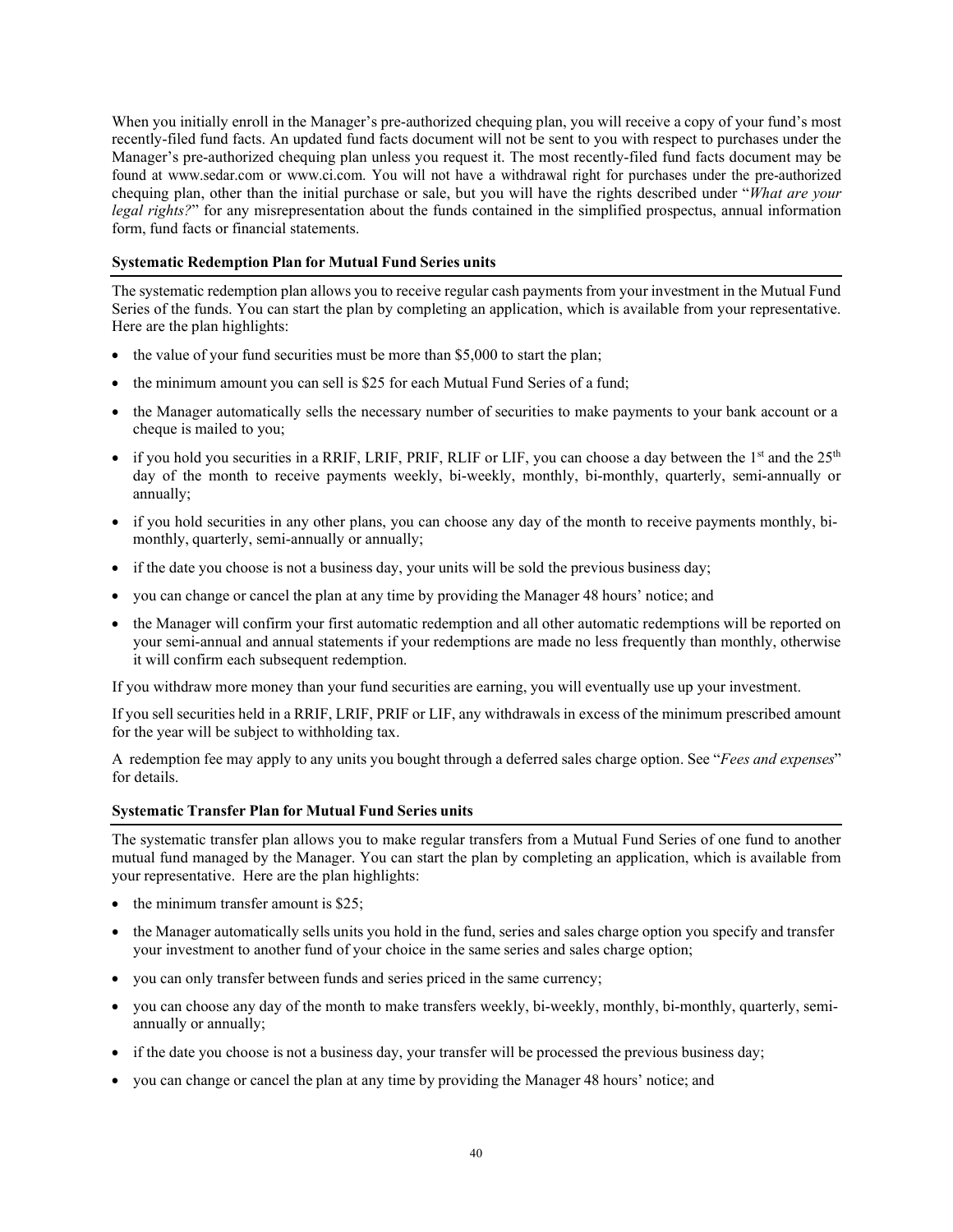When you initially enroll in the Manager's pre-authorized chequing plan, you will receive a copy of your fund's most recently-filed fund facts. An updated fund facts document will not be sent to you with respect to purchases under the Manager's pre-authorized chequing plan unless you request it. The most recently-filed fund facts document may be found at www.sedar.com or www.ci.com. You will not have a withdrawal right for purchases under the pre-authorized chequing plan, other than the initial purchase or sale, but you will have the rights described under "*What are your legal rights?*" for any misrepresentation about the funds contained in the simplified prospectus, annual information form, fund facts or financial statements.

### Systematic Redemption Plan for Mutual Fund Series units

The systematic redemption plan allows you to receive regular cash payments from your investment in the Mutual Fund Series of the funds. You can start the plan by completing an application, which is available from your representative. Here are the plan highlights:

- the value of your fund securities must be more than $5,000 to start the plan;
- the minimum amount you can sell is $25 for each Mutual Fund Series of a fund;
- the Manager automatically sells the necessary number of securities to make payments to your bank account or a cheque is mailed to you;
- if you hold you securities in a RRIF, LRIF, PRIF, RLIF or LIF, you can choose a day between the 1st and the 25th day of the month to receive payments weekly, bi-weekly, monthly, bi-monthly, quarterly, semi-annually or annually;
- if you hold securities in any other plans, you can choose any day of the month to receive payments monthly, bi-monthly, quarterly, semi-annually or annually;
- if the date you choose is not a business day, your units will be sold the previous business day;
- you can change or cancel the plan at any time by providing the Manager 48 hours' notice; and
- the Manager will confirm your first automatic redemption and all other automatic redemptions will be reported on your semi-annual and annual statements if your redemptions are made no less frequently than monthly, otherwise it will confirm each subsequent redemption.

If you withdraw more money than your fund securities are earning, you will eventually use up your investment.

If you sell securities held in a RRIF, LRIF, PRIF or LIF, any withdrawals in excess of the minimum prescribed amount for the year will be subject to withholding tax.

A redemption fee may apply to any units you bought through a deferred sales charge option. See "*Fees and expenses*" for details.

### Systematic Transfer Plan for Mutual Fund Series units

The systematic transfer plan allows you to make regular transfers from a Mutual Fund Series of one fund to another mutual fund managed by the Manager. You can start the plan by completing an application, which is available from your representative. Here are the plan highlights:

- the minimum transfer amount is $25;
- the Manager automatically sells units you hold in the fund, series and sales charge option you specify and transfer your investment to another fund of your choice in the same series and sales charge option;
- you can only transfer between funds and series priced in the same currency;
- you can choose any day of the month to make transfers weekly, bi-weekly, monthly, bi-monthly, quarterly, semi-annually or annually;
- if the date you choose is not a business day, your transfer will be processed the previous business day;
- you can change or cancel the plan at any time by providing the Manager 48 hours' notice; and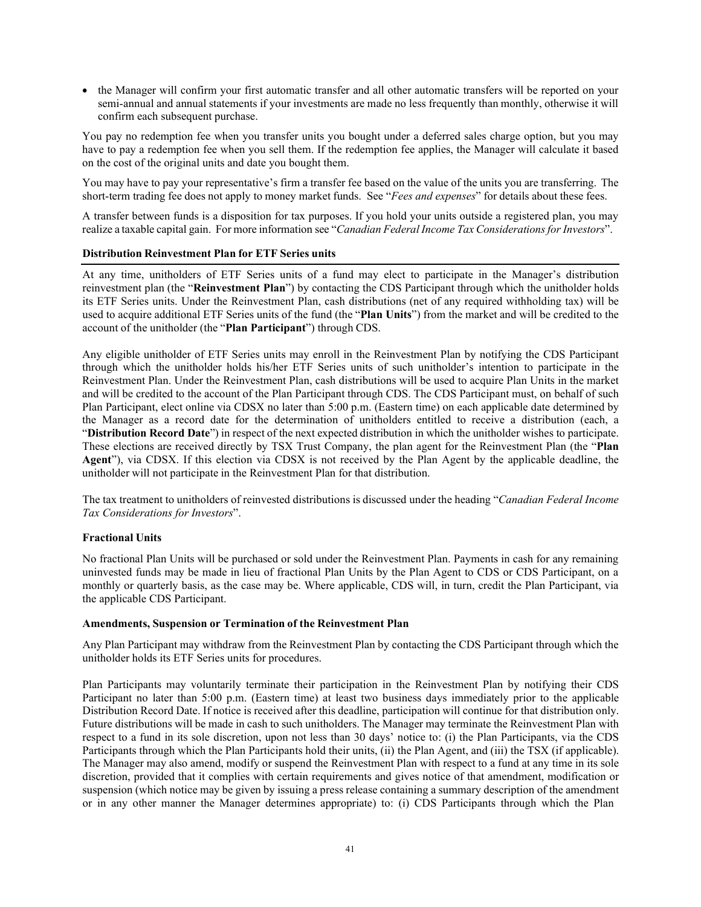- the Manager will confirm your first automatic transfer and all other automatic transfers will be reported on your semi-annual and annual statements if your investments are made no less frequently than monthly, otherwise it will confirm each subsequent purchase.

You pay no redemption fee when you transfer units you bought under a deferred sales charge option, but you may have to pay a redemption fee when you sell them. If the redemption fee applies, the Manager will calculate it based on the cost of the original units and date you bought them.

You may have to pay your representative's firm a transfer fee based on the value of the units you are transferring. The short-term trading fee does not apply to money market funds. See "*Fees and expenses*" for details about these fees.

A transfer between funds is a disposition for tax purposes. If you hold your units outside a registered plan, you may realize a taxable capital gain. For more information see "*Canadian Federal Income Tax Considerations for Investors*".

## Distribution Reinvestment Plan for ETF Series units

At any time, unitholders of ETF Series units of a fund may elect to participate in the Manager's distribution reinvestment plan (the "**Reinvestment Plan**") by contacting the CDS Participant through which the unitholder holds its ETF Series units. Under the Reinvestment Plan, cash distributions (net of any required withholding tax) will be used to acquire additional ETF Series units of the fund (the "**Plan Units**") from the market and will be credited to the account of the unitholder (the "**Plan Participant**") through CDS.

Any eligible unitholder of ETF Series units may enroll in the Reinvestment Plan by notifying the CDS Participant through which the unitholder holds his/her ETF Series units of such unitholder's intention to participate in the Reinvestment Plan. Under the Reinvestment Plan, cash distributions will be used to acquire Plan Units in the market and will be credited to the account of the Plan Participant through CDS. The CDS Participant must, on behalf of such Plan Participant, elect online via CDSX no later than 5:00 p.m. (Eastern time) on each applicable date determined by the Manager as a record date for the determination of unitholders entitled to receive a distribution (each, a "**Distribution Record Date**") in respect of the next expected distribution in which the unitholder wishes to participate. These elections are received directly by TSX Trust Company, the plan agent for the Reinvestment Plan (the "**Plan Agent**"), via CDSX. If this election via CDSX is not received by the Plan Agent by the applicable deadline, the unitholder will not participate in the Reinvestment Plan for that distribution.

The tax treatment to unitholders of reinvested distributions is discussed under the heading "*Canadian Federal Income Tax Considerations for Investors*".

### Fractional Units

No fractional Plan Units will be purchased or sold under the Reinvestment Plan. Payments in cash for any remaining uninvested funds may be made in lieu of fractional Plan Units by the Plan Agent to CDS or CDS Participant, on a monthly or quarterly basis, as the case may be. Where applicable, CDS will, in turn, credit the Plan Participant, via the applicable CDS Participant.

### Amendments, Suspension or Termination of the Reinvestment Plan

Any Plan Participant may withdraw from the Reinvestment Plan by contacting the CDS Participant through which the unitholder holds its ETF Series units for procedures.

Plan Participants may voluntarily terminate their participation in the Reinvestment Plan by notifying their CDS Participant no later than 5:00 p.m. (Eastern time) at least two business days immediately prior to the applicable Distribution Record Date. If notice is received after this deadline, participation will continue for that distribution only. Future distributions will be made in cash to such unitholders. The Manager may terminate the Reinvestment Plan with respect to a fund in its sole discretion, upon not less than 30 days' notice to: (i) the Plan Participants, via the CDS Participants through which the Plan Participants hold their units, (ii) the Plan Agent, and (iii) the TSX (if applicable). The Manager may also amend, modify or suspend the Reinvestment Plan with respect to a fund at any time in its sole discretion, provided that it complies with certain requirements and gives notice of that amendment, modification or suspension (which notice may be given by issuing a press release containing a summary description of the amendment or in any other manner the Manager determines appropriate) to: (i) CDS Participants through which the Plan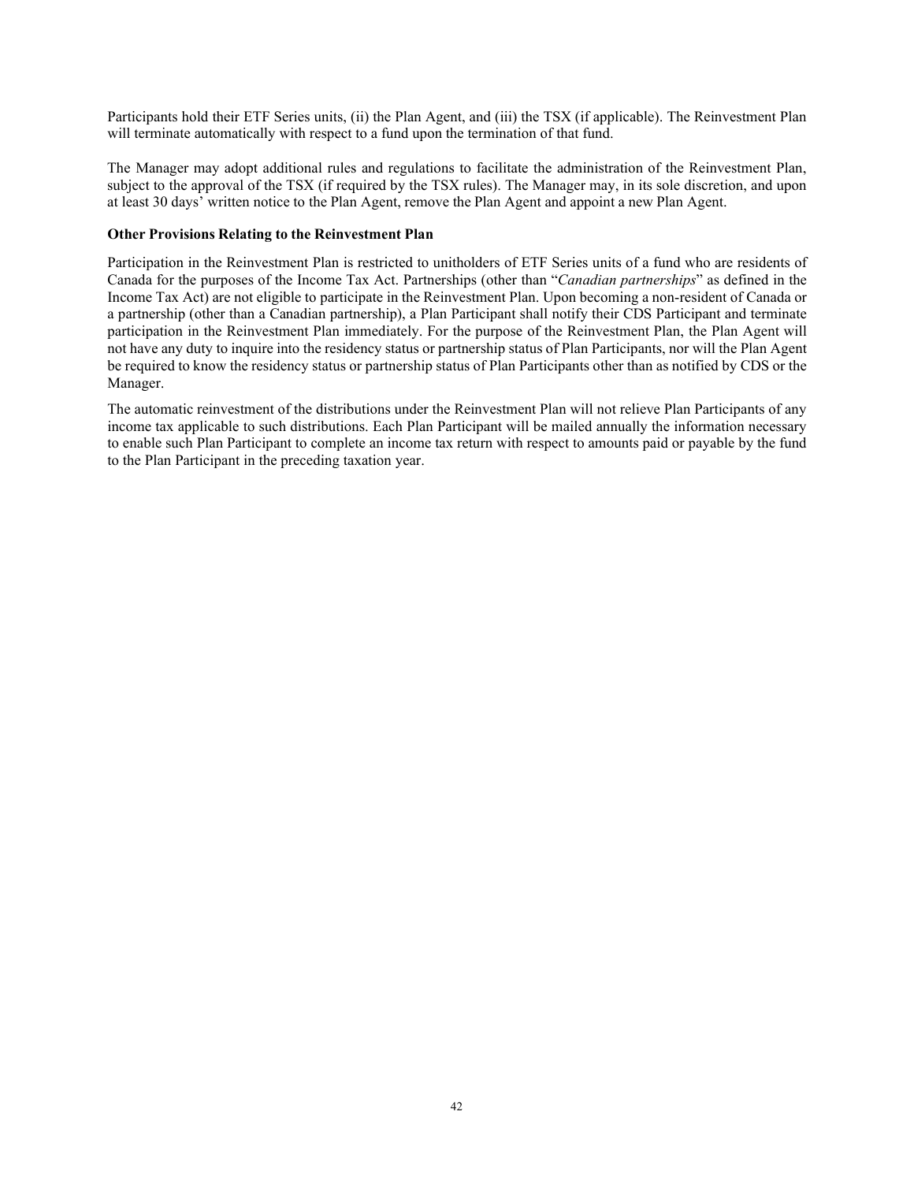Participants hold their ETF Series units, (ii) the Plan Agent, and (iii) the TSX (if applicable). The Reinvestment Plan will terminate automatically with respect to a fund upon the termination of that fund.

The Manager may adopt additional rules and regulations to facilitate the administration of the Reinvestment Plan, subject to the approval of the TSX (if required by the TSX rules). The Manager may, in its sole discretion, and upon at least 30 days' written notice to the Plan Agent, remove the Plan Agent and appoint a new Plan Agent.

**Other Provisions Relating to the Reinvestment Plan**

Participation in the Reinvestment Plan is restricted to unitholders of ETF Series units of a fund who are residents of Canada for the purposes of the Income Tax Act. Partnerships (other than "*Canadian partnerships*" as defined in the Income Tax Act) are not eligible to participate in the Reinvestment Plan. Upon becoming a non-resident of Canada or a partnership (other than a Canadian partnership), a Plan Participant shall notify their CDS Participant and terminate participation in the Reinvestment Plan immediately. For the purpose of the Reinvestment Plan, the Plan Agent will not have any duty to inquire into the residency status or partnership status of Plan Participants, nor will the Plan Agent be required to know the residency status or partnership status of Plan Participants other than as notified by CDS or the Manager.

The automatic reinvestment of the distributions under the Reinvestment Plan will not relieve Plan Participants of any income tax applicable to such distributions. Each Plan Participant will be mailed annually the information necessary to enable such Plan Participant to complete an income tax return with respect to amounts paid or payable by the fund to the Plan Participant in the preceding taxation year.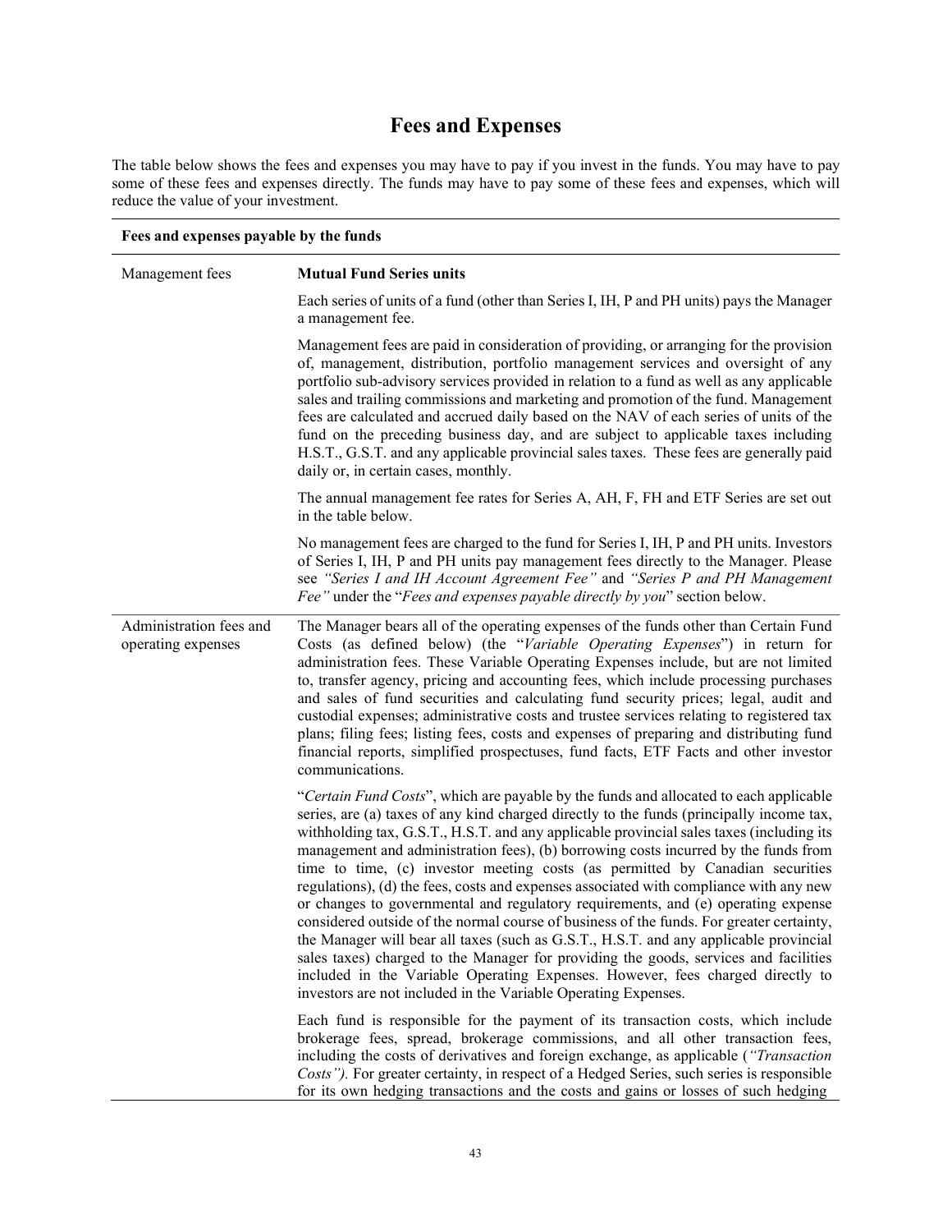# Fees and Expenses

The table below shows the fees and expenses you may have to pay if you invest in the funds. You may have to pay some of these fees and expenses directly. The funds may have to pay some of these fees and expenses, which will reduce the value of your investment.

| **Fees and expenses payable by the funds** | |
|---|---|
| Management fees | **Mutual Fund Series units**<br><br>Each series of units of a fund (other than Series I, IH, P and PH units) pays the Manager a management fee.<br><br>Management fees are paid in consideration of providing, or arranging for the provision of, management, distribution, portfolio management services and oversight of any portfolio sub-advisory services provided in relation to a fund as well as any applicable sales and trailing commissions and marketing and promotion of the fund. Management fees are calculated and accrued daily based on the NAV of each series of units of the fund on the preceding business day, and are subject to applicable taxes including H.S.T., G.S.T. and any applicable provincial sales taxes. These fees are generally paid daily or, in certain cases, monthly.<br><br>The annual management fee rates for Series A, AH, F, FH and ETF Series are set out in the table below.<br><br>No management fees are charged to the fund for Series I, IH, P and PH units. Investors of Series I, IH, P and PH units pay management fees directly to the Manager. Please see *"Series I and IH Account Agreement Fee"* and *"Series P and PH Management Fee"* under the "*Fees and expenses payable directly by you*" section below. |
| Administration fees and operating expenses | The Manager bears all of the operating expenses of the funds other than Certain Fund Costs (as defined below) (the "*Variable Operating Expenses*") in return for administration fees. These Variable Operating Expenses include, but are not limited to, transfer agency, pricing and accounting fees, which include processing purchases and sales of fund securities and calculating fund security prices; legal, audit and custodial expenses; administrative costs and trustee services relating to registered tax plans; filing fees; listing fees, costs and expenses of preparing and distributing fund financial reports, simplified prospectuses, fund facts, ETF Facts and other investor communications.<br><br>"*Certain Fund Costs*", which are payable by the funds and allocated to each applicable series, are (a) taxes of any kind charged directly to the funds (principally income tax, withholding tax, G.S.T., H.S.T. and any applicable provincial sales taxes (including its management and administration fees), (b) borrowing costs incurred by the funds from time to time, (c) investor meeting costs (as permitted by Canadian securities regulations), (d) the fees, costs and expenses associated with compliance with any new or changes to governmental and regulatory requirements, and (e) operating expense considered outside of the normal course of business of the funds. For greater certainty, the Manager will bear all taxes (such as G.S.T., H.S.T. and any applicable provincial sales taxes) charged to the Manager for providing the goods, services and facilities included in the Variable Operating Expenses. However, fees charged directly to investors are not included in the Variable Operating Expenses.<br><br>Each fund is responsible for the payment of its transaction costs, which include brokerage fees, spread, brokerage commissions, and all other transaction fees, including the costs of derivatives and foreign exchange, as applicable (*"Transaction Costs")*. For greater certainty, in respect of a Hedged Series, such series is responsible for its own hedging transactions and the costs and gains or losses of such hedging |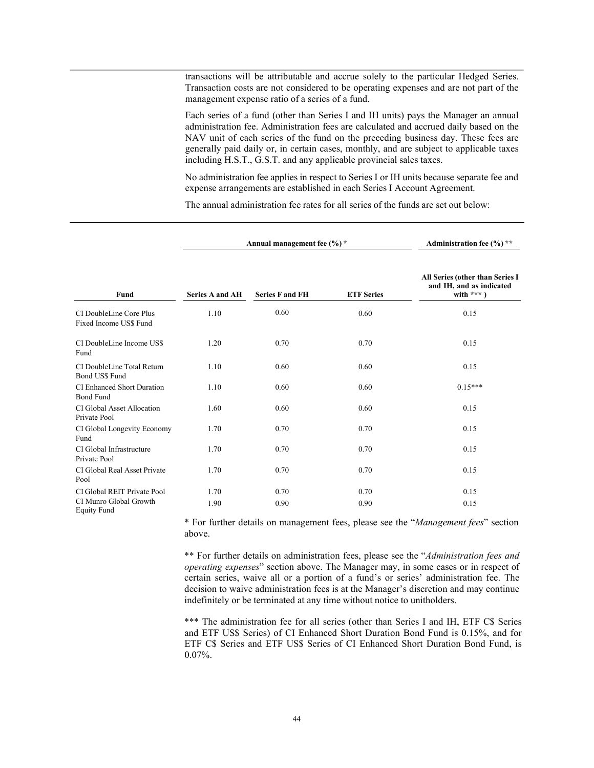transactions will be attributable and accrue solely to the particular Hedged Series. Transaction costs are not considered to be operating expenses and are not part of the management expense ratio of a series of a fund.

Each series of a fund (other than Series I and IH units) pays the Manager an annual administration fee. Administration fees are calculated and accrued daily based on the NAV unit of each series of the fund on the preceding business day. These fees are generally paid daily or, in certain cases, monthly, and are subject to applicable taxes including H.S.T., G.S.T. and any applicable provincial sales taxes.

No administration fee applies in respect to Series I or IH units because separate fee and expense arrangements are established in each Series I Account Agreement.

The annual administration fee rates for all series of the funds are set out below:

| | **Annual management fee (%) \*** | | | **Administration fee (%) \*\*** |
|---|---|---|---|---|
| **Fund** | **Series A and AH** | **Series F and FH** | **ETF Series** | **All Series (other than Series I and IH, and as indicated with \*\*\* )** |
| CI DoubleLine Core Plus Fixed Income US$ Fund | 1.10 | 0.60 | 0.60 | 0.15 |
| CI DoubleLine Income US$ Fund | 1.20 | 0.70 | 0.70 | 0.15 |
| CI DoubleLine Total Return Bond US$ Fund | 1.10 | 0.60 | 0.60 | 0.15 |
| CI Enhanced Short Duration Bond Fund | 1.10 | 0.60 | 0.60 | 0.15\*\*\* |
| CI Global Asset Allocation Private Pool | 1.60 | 0.60 | 0.60 | 0.15 |
| CI Global Longevity Economy Fund | 1.70 | 0.70 | 0.70 | 0.15 |
| CI Global Infrastructure Private Pool | 1.70 | 0.70 | 0.70 | 0.15 |
| CI Global Real Asset Private Pool | 1.70 | 0.70 | 0.70 | 0.15 |
| CI Global REIT Private Pool | 1.70 | 0.70 | 0.70 | 0.15 |
| CI Munro Global Growth Equity Fund | 1.90 | 0.90 | 0.90 | 0.15 |

\* For further details on management fees, please see the "*Management fees*" section above.

\*\* For further details on administration fees, please see the "*Administration fees and operating expenses*" section above. The Manager may, in some cases or in respect of certain series, waive all or a portion of a fund's or series' administration fee. The decision to waive administration fees is at the Manager's discretion and may continue indefinitely or be terminated at any time without notice to unitholders.

\*\*\* The administration fee for all series (other than Series I and IH, ETF C$ Series and ETF US$ Series) of CI Enhanced Short Duration Bond Fund is 0.15%, and for ETF C$ Series and ETF US$ Series of CI Enhanced Short Duration Bond Fund, is 0.07%.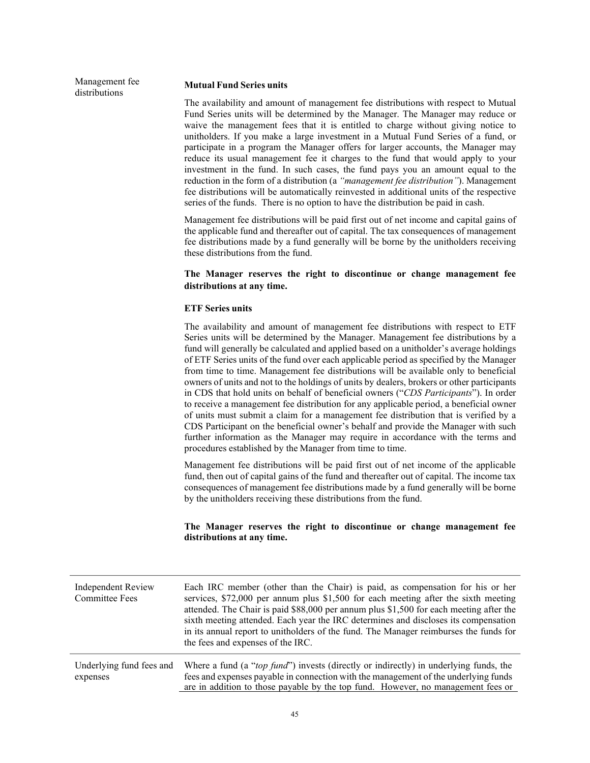| | |
|---|---|
| Management fee distributions | **Mutual Fund Series units**<br><br>The availability and amount of management fee distributions with respect to Mutual Fund Series units will be determined by the Manager. The Manager may reduce or waive the management fees that it is entitled to charge without giving notice to unitholders. If you make a large investment in a Mutual Fund Series of a fund, or participate in a program the Manager offers for larger accounts, the Manager may reduce its usual management fee it charges to the fund that would apply to your investment in the fund. In such cases, the fund pays you an amount equal to the reduction in the form of a distribution (a *"management fee distribution"*). Management fee distributions will be automatically reinvested in additional units of the respective series of the funds. There is no option to have the distribution be paid in cash.<br><br>Management fee distributions will be paid first out of net income and capital gains of the applicable fund and thereafter out of capital. The tax consequences of management fee distributions made by a fund generally will be borne by the unitholders receiving these distributions from the fund.<br><br>**The Manager reserves the right to discontinue or change management fee distributions at any time.**<br><br>**ETF Series units**<br><br>The availability and amount of management fee distributions with respect to ETF Series units will be determined by the Manager. Management fee distributions by a fund will generally be calculated and applied based on a unitholder's average holdings of ETF Series units of the fund over each applicable period as specified by the Manager from time to time. Management fee distributions will be available only to beneficial owners of units and not to the holdings of units by dealers, brokers or other participants in CDS that hold units on behalf of beneficial owners ("*CDS Participants*"). In order to receive a management fee distribution for any applicable period, a beneficial owner of units must submit a claim for a management fee distribution that is verified by a CDS Participant on the beneficial owner's behalf and provide the Manager with such further information as the Manager may require in accordance with the terms and procedures established by the Manager from time to time.<br><br>Management fee distributions will be paid first out of net income of the applicable fund, then out of capital gains of the fund and thereafter out of capital. The income tax consequences of management fee distributions made by a fund generally will be borne by the unitholders receiving these distributions from the fund.<br><br>**The Manager reserves the right to discontinue or change management fee distributions at any time.** |
| Independent Review Committee Fees | Each IRC member (other than the Chair) is paid, as compensation for his or her services, $72,000 per annum plus $1,500 for each meeting after the sixth meeting attended. The Chair is paid $88,000 per annum plus $1,500 for each meeting after the sixth meeting attended. Each year the IRC determines and discloses its compensation in its annual report to unitholders of the fund. The Manager reimburses the funds for the fees and expenses of the IRC. |
| Underlying fund fees and expenses | Where a fund (a "*top fund*") invests (directly or indirectly) in underlying funds, the fees and expenses payable in connection with the management of the underlying funds are in addition to those payable by the top fund. However, no management fees or |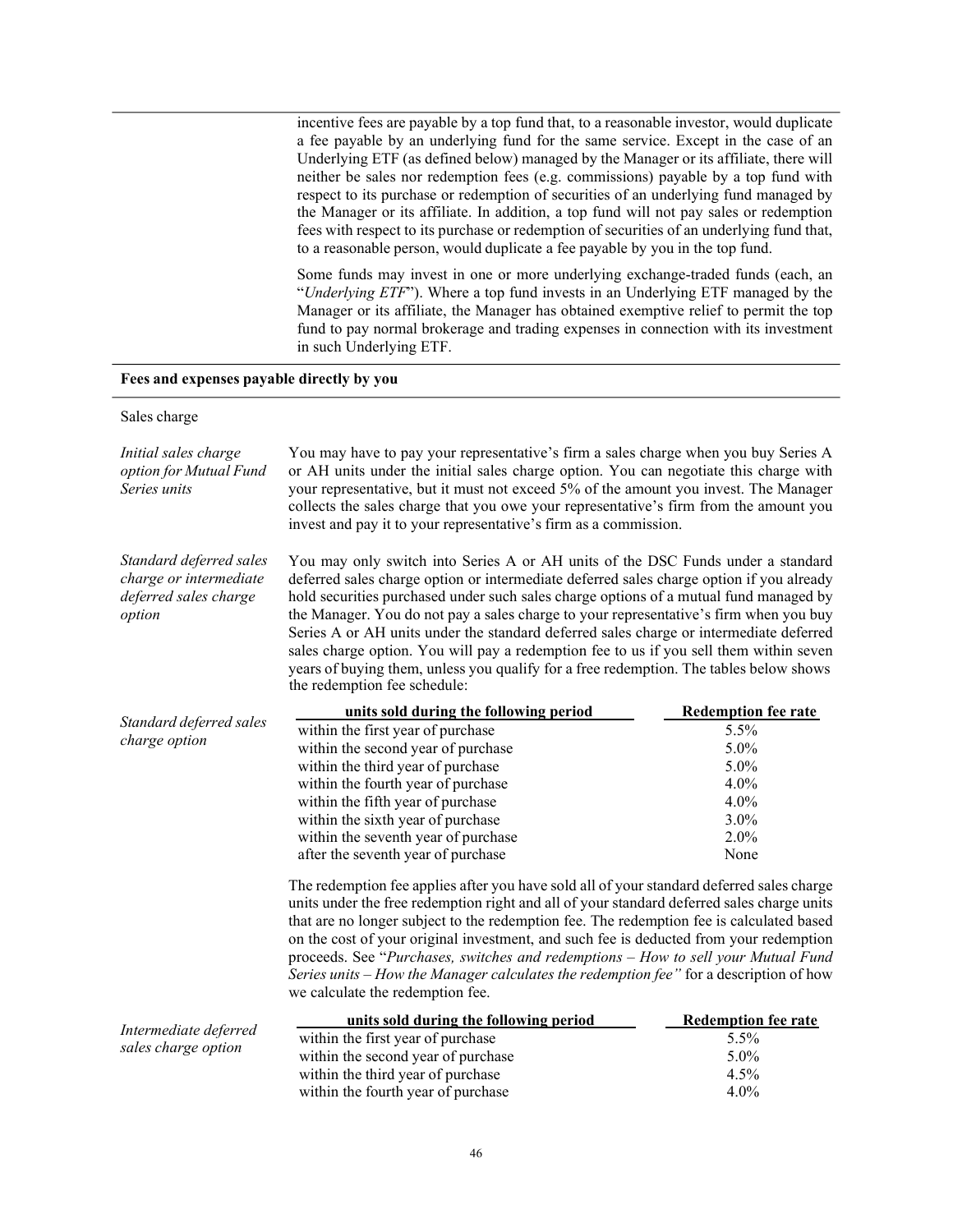incentive fees are payable by a top fund that, to a reasonable investor, would duplicate a fee payable by an underlying fund for the same service. Except in the case of an Underlying ETF (as defined below) managed by the Manager or its affiliate, there will neither be sales nor redemption fees (e.g. commissions) payable by a top fund with respect to its purchase or redemption of securities of an underlying fund managed by the Manager or its affiliate. In addition, a top fund will not pay sales or redemption fees with respect to its purchase or redemption of securities of an underlying fund that, to a reasonable person, would duplicate a fee payable by you in the top fund.

Some funds may invest in one or more underlying exchange-traded funds (each, an "*Underlying ETF*"). Where a top fund invests in an Underlying ETF managed by the Manager or its affiliate, the Manager has obtained exemptive relief to permit the top fund to pay normal brokerage and trading expenses in connection with its investment in such Underlying ETF.

**Fees and expenses payable directly by you**

Sales charge

*Initial sales charge option for Mutual Fund Series units*

You may have to pay your representative's firm a sales charge when you buy Series A or AH units under the initial sales charge option. You can negotiate this charge with your representative, but it must not exceed 5% of the amount you invest. The Manager collects the sales charge that you owe your representative's firm from the amount you invest and pay it to your representative's firm as a commission.

*Standard deferred sales charge or intermediate deferred sales charge option*

You may only switch into Series A or AH units of the DSC Funds under a standard deferred sales charge option or intermediate deferred sales charge option if you already hold securities purchased under such sales charge options of a mutual fund managed by the Manager. You do not pay a sales charge to your representative's firm when you buy Series A or AH units under the standard deferred sales charge or intermediate deferred sales charge option. You will pay a redemption fee to us if you sell them within seven years of buying them, unless you qualify for a free redemption. The tables below shows the redemption fee schedule:

*Standard deferred sales charge option*

| units sold during the following period | Redemption fee rate |
|---|---|
| within the first year of purchase | 5.5% |
| within the second year of purchase | 5.0% |
| within the third year of purchase | 5.0% |
| within the fourth year of purchase | 4.0% |
| within the fifth year of purchase | 4.0% |
| within the sixth year of purchase | 3.0% |
| within the seventh year of purchase | 2.0% |
| after the seventh year of purchase | None |

The redemption fee applies after you have sold all of your standard deferred sales charge units under the free redemption right and all of your standard deferred sales charge units that are no longer subject to the redemption fee. The redemption fee is calculated based on the cost of your original investment, and such fee is deducted from your redemption proceeds. See "*Purchases, switches and redemptions – How to sell your Mutual Fund Series units – How the Manager calculates the redemption fee"* for a description of how we calculate the redemption fee.

*Intermediate deferred sales charge option*

| units sold during the following period | Redemption fee rate |
|---|---|
| within the first year of purchase | 5.5% |
| within the second year of purchase | 5.0% |
| within the third year of purchase | 4.5% |
| within the fourth year of purchase | 4.0% |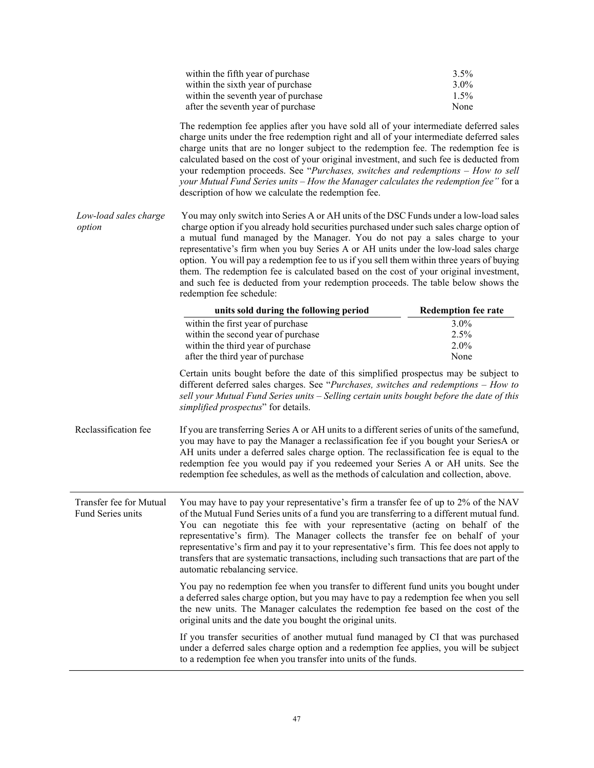| | |
|---|---|
| within the fifth year of purchase | 3.5% |
| within the sixth year of purchase | 3.0% |
| within the seventh year of purchase | 1.5% |
| after the seventh year of purchase | None |

The redemption fee applies after you have sold all of your intermediate deferred sales charge units under the free redemption right and all of your intermediate deferred sales charge units that are no longer subject to the redemption fee. The redemption fee is calculated based on the cost of your original investment, and such fee is deducted from your redemption proceeds. See "*Purchases, switches and redemptions – How to sell your Mutual Fund Series units – How the Manager calculates the redemption fee"* for a description of how we calculate the redemption fee.

*Low-load sales charge option*

You may only switch into Series A or AH units of the DSC Funds under a low-load sales charge option if you already hold securities purchased under such sales charge option of a mutual fund managed by the Manager. You do not pay a sales charge to your representative's firm when you buy Series A or AH units under the low-load sales charge option. You will pay a redemption fee to us if you sell them within three years of buying them. The redemption fee is calculated based on the cost of your original investment, and such fee is deducted from your redemption proceeds. The table below shows the redemption fee schedule:

| units sold during the following period | Redemption fee rate |
|---|---|
| within the first year of purchase | 3.0% |
| within the second year of purchase | 2.5% |
| within the third year of purchase | 2.0% |
| after the third year of purchase | None |

Certain units bought before the date of this simplified prospectus may be subject to different deferred sales charges. See "*Purchases, switches and redemptions – How to sell your Mutual Fund Series units – Selling certain units bought before the date of this simplified prospectus*" for details.

Reclassification fee

If you are transferring Series A or AH units to a different series of units of the samefund, you may have to pay the Manager a reclassification fee if you bought your SeriesA or AH units under a deferred sales charge option. The reclassification fee is equal to the redemption fee you would pay if you redeemed your Series A or AH units. See the redemption fee schedules, as well as the methods of calculation and collection, above.

Transfer fee for Mutual Fund Series units

You may have to pay your representative's firm a transfer fee of up to 2% of the NAV of the Mutual Fund Series units of a fund you are transferring to a different mutual fund. You can negotiate this fee with your representative (acting on behalf of the representative's firm). The Manager collects the transfer fee on behalf of your representative's firm and pay it to your representative's firm. This fee does not apply to transfers that are systematic transactions, including such transactions that are part of the automatic rebalancing service.

You pay no redemption fee when you transfer to different fund units you bought under a deferred sales charge option, but you may have to pay a redemption fee when you sell the new units. The Manager calculates the redemption fee based on the cost of the original units and the date you bought the original units.

If you transfer securities of another mutual fund managed by CI that was purchased under a deferred sales charge option and a redemption fee applies, you will be subject to a redemption fee when you transfer into units of the funds.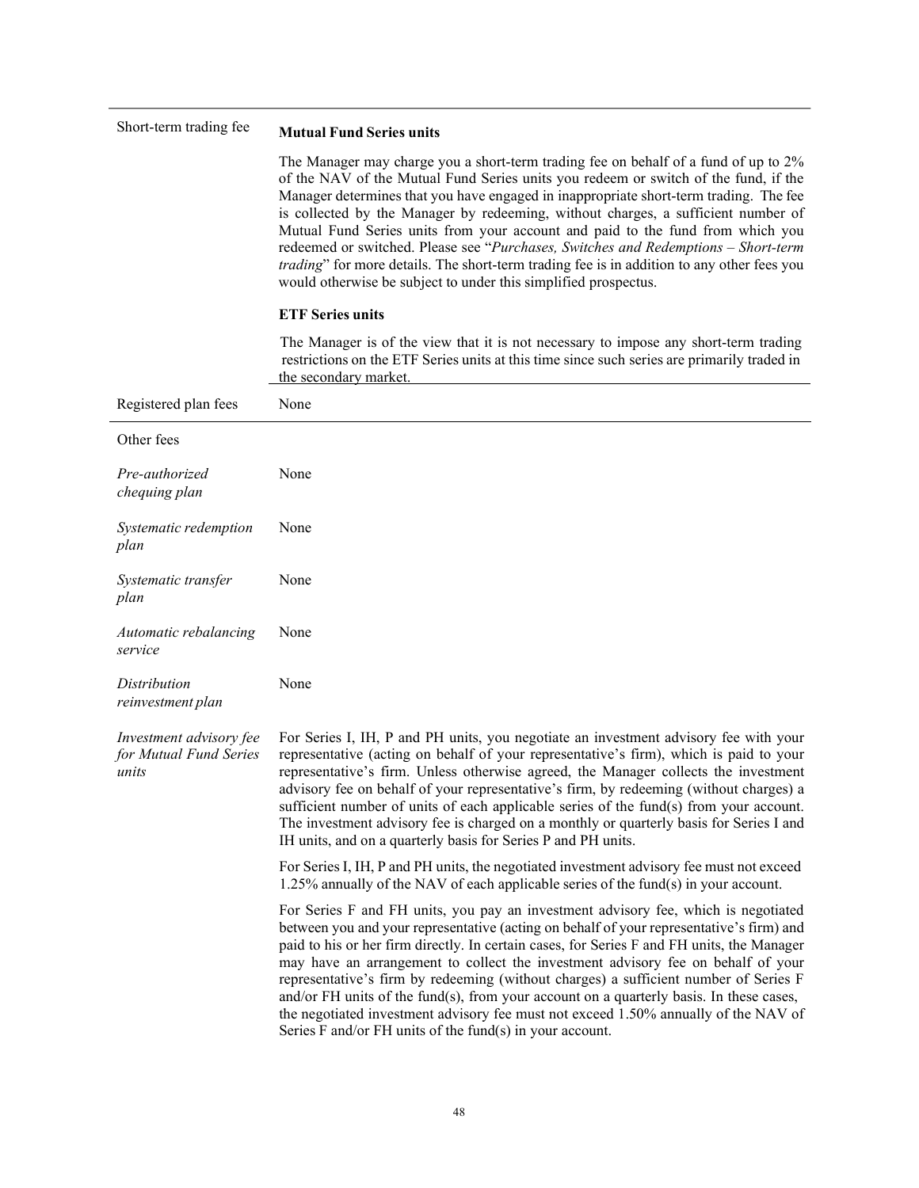| | |
|---|---|
| Short-term trading fee | **Mutual Fund Series units**<br><br>The Manager may charge you a short-term trading fee on behalf of a fund of up to 2% of the NAV of the Mutual Fund Series units you redeem or switch of the fund, if the Manager determines that you have engaged in inappropriate short-term trading. The fee is collected by the Manager by redeeming, without charges, a sufficient number of Mutual Fund Series units from your account and paid to the fund from which you redeemed or switched. Please see "*Purchases, Switches and Redemptions – Short-term trading*" for more details. The short-term trading fee is in addition to any other fees you would otherwise be subject to under this simplified prospectus.<br><br>**ETF Series units**<br><br>The Manager is of the view that it is not necessary to impose any short-term trading restrictions on the ETF Series units at this time since such series are primarily traded in the secondary market. |
| Registered plan fees | None |
| Other fees | |
| *Pre-authorized chequing plan* | None |
| *Systematic redemption plan* | None |
| *Systematic transfer plan* | None |
| *Automatic rebalancing service* | None |
| *Distribution reinvestment plan* | None |
| *Investment advisory fee for Mutual Fund Series units* | For Series I, IH, P and PH units, you negotiate an investment advisory fee with your representative (acting on behalf of your representative's firm), which is paid to your representative's firm. Unless otherwise agreed, the Manager collects the investment advisory fee on behalf of your representative's firm, by redeeming (without charges) a sufficient number of units of each applicable series of the fund(s) from your account. The investment advisory fee is charged on a monthly or quarterly basis for Series I and IH units, and on a quarterly basis for Series P and PH units.<br><br>For Series I, IH, P and PH units, the negotiated investment advisory fee must not exceed 1.25% annually of the NAV of each applicable series of the fund(s) in your account.<br><br>For Series F and FH units, you pay an investment advisory fee, which is negotiated between you and your representative (acting on behalf of your representative's firm) and paid to his or her firm directly. In certain cases, for Series F and FH units, the Manager may have an arrangement to collect the investment advisory fee on behalf of your representative's firm by redeeming (without charges) a sufficient number of Series F and/or FH units of the fund(s), from your account on a quarterly basis. In these cases, the negotiated investment advisory fee must not exceed 1.50% annually of the NAV of Series F and/or FH units of the fund(s) in your account. |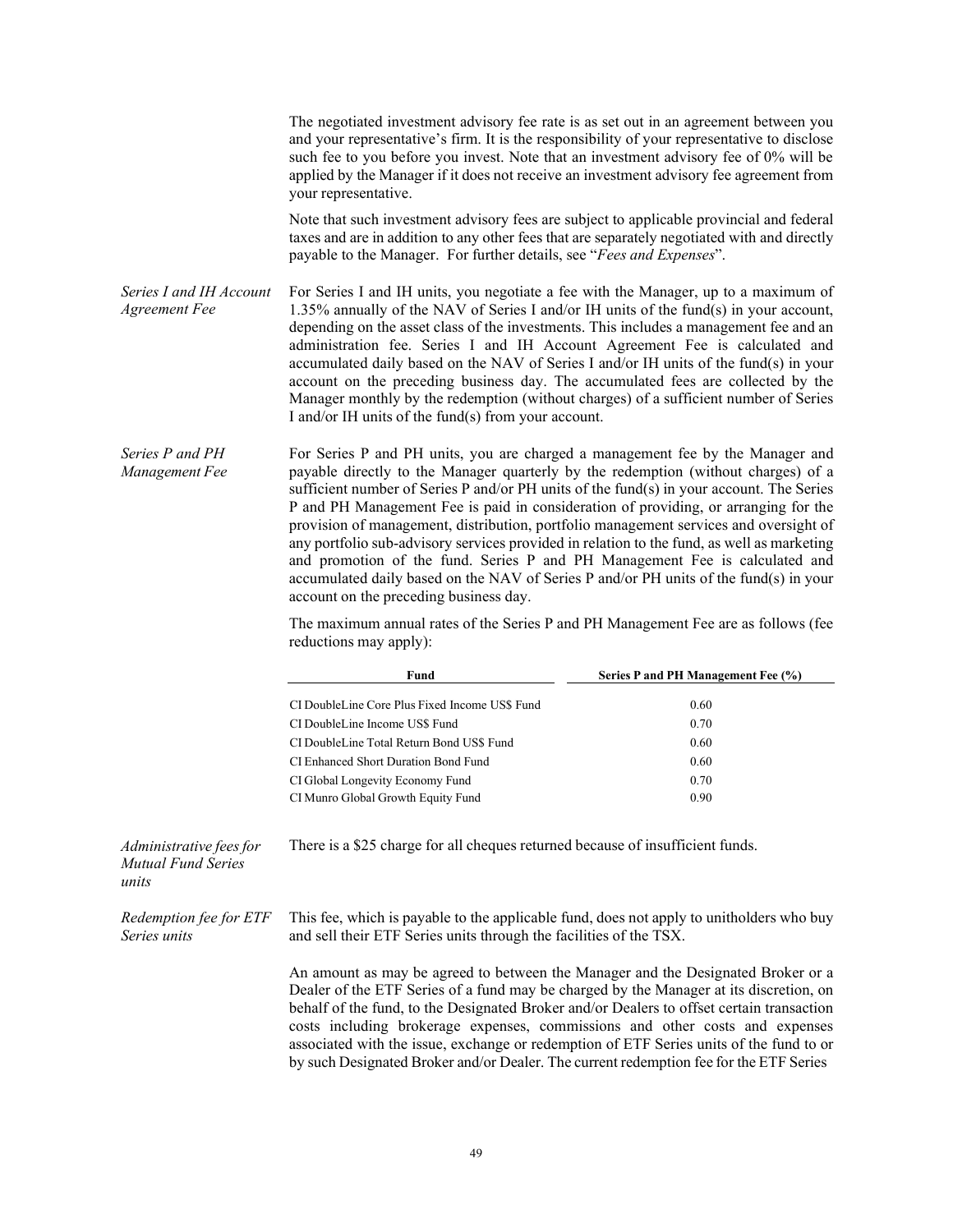The negotiated investment advisory fee rate is as set out in an agreement between you and your representative's firm. It is the responsibility of your representative to disclose such fee to you before you invest. Note that an investment advisory fee of 0% will be applied by the Manager if it does not receive an investment advisory fee agreement from your representative.

Note that such investment advisory fees are subject to applicable provincial and federal taxes and are in addition to any other fees that are separately negotiated with and directly payable to the Manager. For further details, see "*Fees and Expenses*".

*Series I and IH Account Agreement Fee*

For Series I and IH units, you negotiate a fee with the Manager, up to a maximum of 1.35% annually of the NAV of Series I and/or IH units of the fund(s) in your account, depending on the asset class of the investments. This includes a management fee and an administration fee. Series I and IH Account Agreement Fee is calculated and accumulated daily based on the NAV of Series I and/or IH units of the fund(s) in your account on the preceding business day. The accumulated fees are collected by the Manager monthly by the redemption (without charges) of a sufficient number of Series I and/or IH units of the fund(s) from your account.

*Series P and PH Management Fee*

For Series P and PH units, you are charged a management fee by the Manager and payable directly to the Manager quarterly by the redemption (without charges) of a sufficient number of Series P and/or PH units of the fund(s) in your account. The Series P and PH Management Fee is paid in consideration of providing, or arranging for the provision of management, distribution, portfolio management services and oversight of any portfolio sub-advisory services provided in relation to the fund, as well as marketing and promotion of the fund. Series P and PH Management Fee is calculated and accumulated daily based on the NAV of Series P and/or PH units of the fund(s) in your account on the preceding business day.

The maximum annual rates of the Series P and PH Management Fee are as follows (fee reductions may apply):

| Fund | Series P and PH Management Fee (%) |
|---|---|
| CI DoubleLine Core Plus Fixed Income US$ Fund | 0.60 |
| CI DoubleLine Income US$ Fund | 0.70 |
| CI DoubleLine Total Return Bond US$ Fund | 0.60 |
| CI Enhanced Short Duration Bond Fund | 0.60 |
| CI Global Longevity Economy Fund | 0.70 |
| CI Munro Global Growth Equity Fund | 0.90 |

*Administrative fees for Mutual Fund Series units*

There is a $25 charge for all cheques returned because of insufficient funds.

*Redemption fee for ETF Series units*

This fee, which is payable to the applicable fund, does not apply to unitholders who buy and sell their ETF Series units through the facilities of the TSX.

An amount as may be agreed to between the Manager and the Designated Broker or a Dealer of the ETF Series of a fund may be charged by the Manager at its discretion, on behalf of the fund, to the Designated Broker and/or Dealers to offset certain transaction costs including brokerage expenses, commissions and other costs and expenses associated with the issue, exchange or redemption of ETF Series units of the fund to or by such Designated Broker and/or Dealer. The current redemption fee for the ETF Series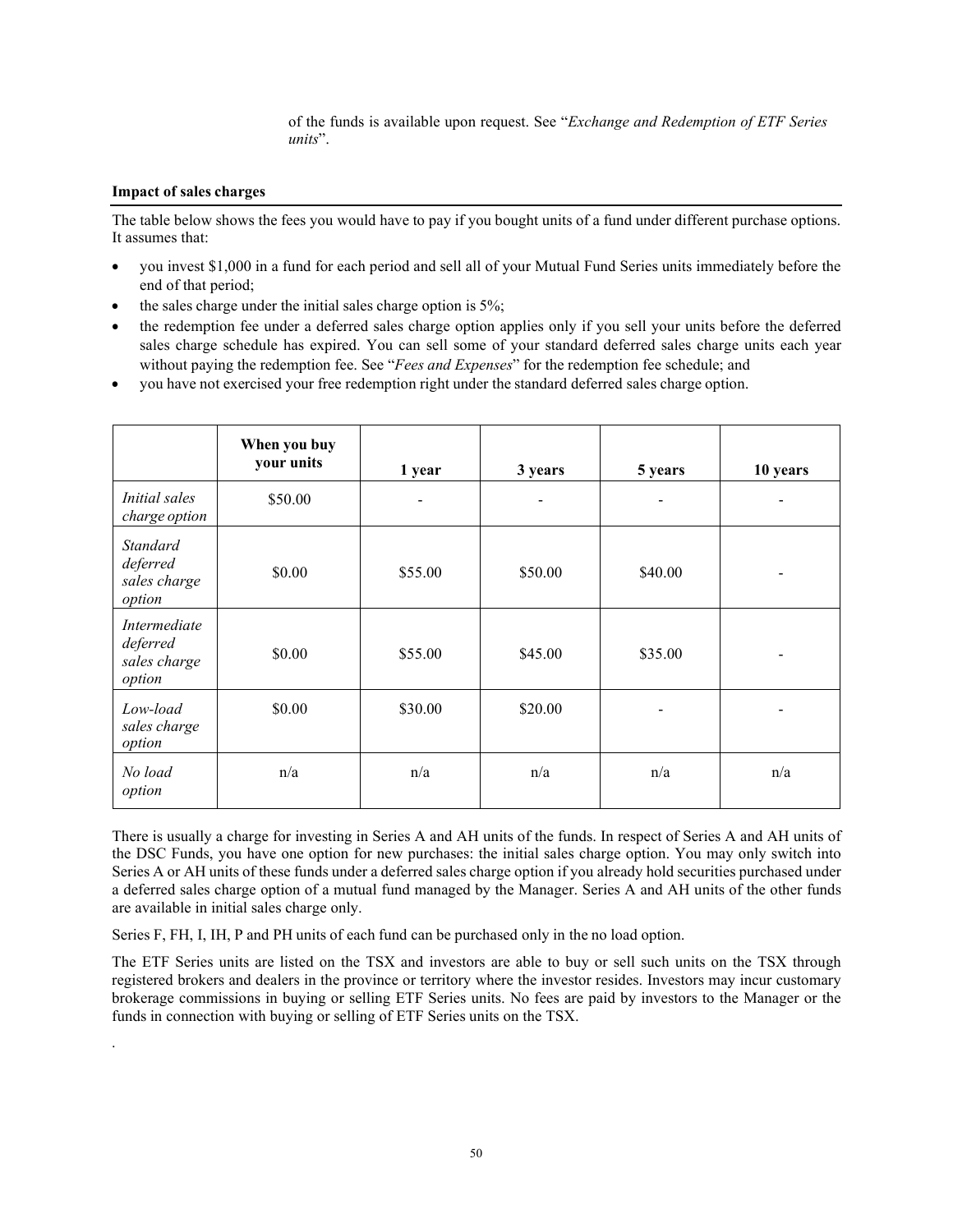of the funds is available upon request. See "*Exchange and Redemption of ETF Series units*".

**Impact of sales charges**

The table below shows the fees you would have to pay if you bought units of a fund under different purchase options. It assumes that:

- you invest $1,000 in a fund for each period and sell all of your Mutual Fund Series units immediately before the end of that period;
- the sales charge under the initial sales charge option is 5%;
- the redemption fee under a deferred sales charge option applies only if you sell your units before the deferred sales charge schedule has expired. You can sell some of your standard deferred sales charge units each year without paying the redemption fee. See "*Fees and Expenses*" for the redemption fee schedule; and
- you have not exercised your free redemption right under the standard deferred sales charge option.

| | **When you buy your units** | **1 year** | **3 years** | **5 years** | **10 years** |
|---|---|---|---|---|---|
| *Initial sales charge option* | $50.00 | - | - | - | - |
| *Standard deferred sales charge option* | $0.00 | $55.00 | $50.00 | $40.00 | - |
| *Intermediate deferred sales charge option* | $0.00 | $55.00 | $45.00 | $35.00 | - |
| *Low-load sales charge option* | $0.00 | $30.00 | $20.00 | - | - |
| *No load option* | n/a | n/a | n/a | n/a | n/a |

There is usually a charge for investing in Series A and AH units of the funds. In respect of Series A and AH units of the DSC Funds, you have one option for new purchases: the initial sales charge option. You may only switch into Series A or AH units of these funds under a deferred sales charge option if you already hold securities purchased under a deferred sales charge option of a mutual fund managed by the Manager. Series A and AH units of the other funds are available in initial sales charge only.

Series F, FH, I, IH, P and PH units of each fund can be purchased only in the no load option.

The ETF Series units are listed on the TSX and investors are able to buy or sell such units on the TSX through registered brokers and dealers in the province or territory where the investor resides. Investors may incur customary brokerage commissions in buying or selling ETF Series units. No fees are paid by investors to the Manager or the funds in connection with buying or selling of ETF Series units on the TSX.

.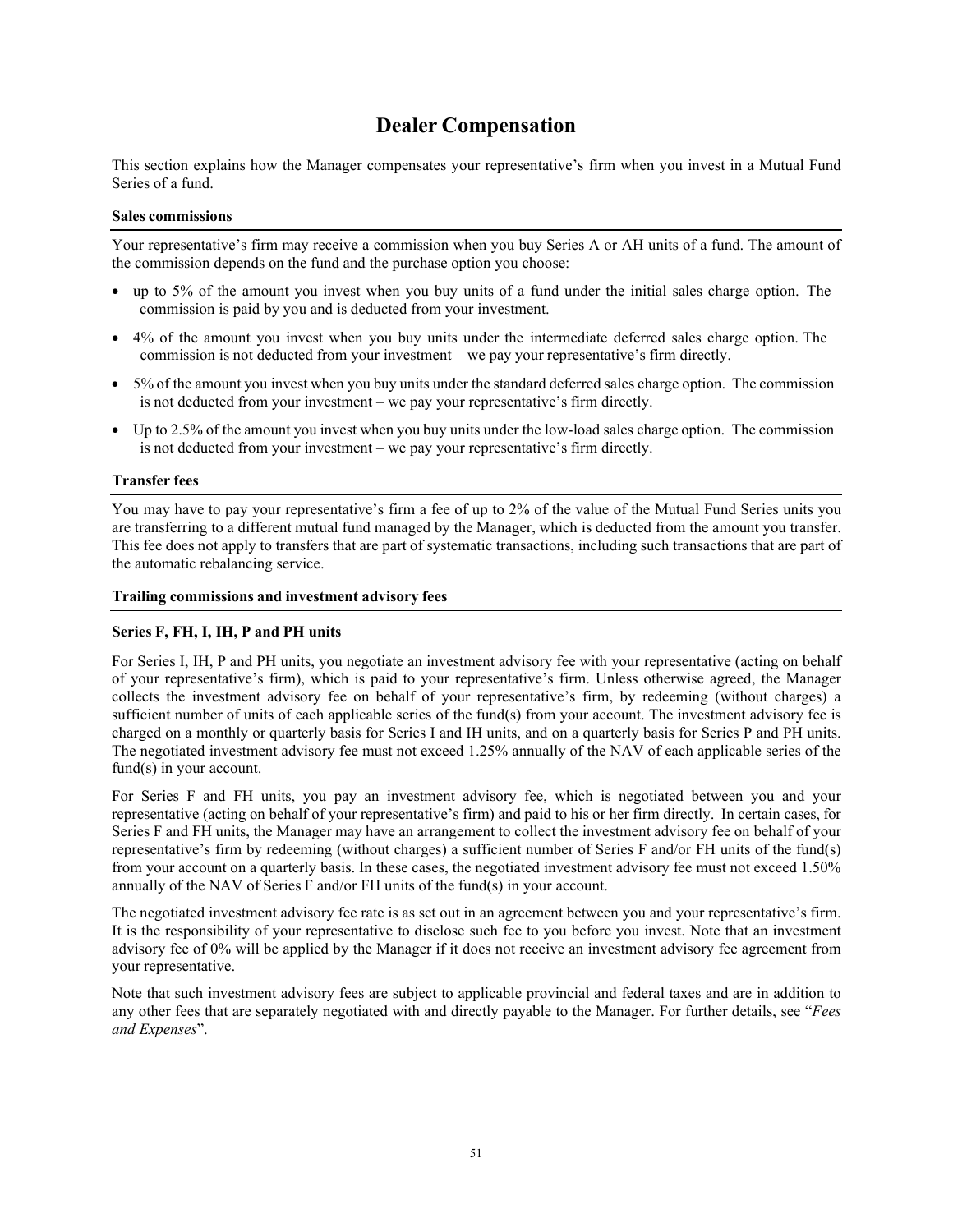# Dealer Compensation

This section explains how the Manager compensates your representative's firm when you invest in a Mutual Fund Series of a fund.

### Sales commissions

Your representative's firm may receive a commission when you buy Series A or AH units of a fund. The amount of the commission depends on the fund and the purchase option you choose:

- up to 5% of the amount you invest when you buy units of a fund under the initial sales charge option. The commission is paid by you and is deducted from your investment.
- 4% of the amount you invest when you buy units under the intermediate deferred sales charge option. The commission is not deducted from your investment – we pay your representative's firm directly.
- 5% of the amount you invest when you buy units under the standard deferred sales charge option. The commission is not deducted from your investment – we pay your representative's firm directly.
- Up to 2.5% of the amount you invest when you buy units under the low-load sales charge option. The commission is not deducted from your investment – we pay your representative's firm directly.

### Transfer fees

You may have to pay your representative's firm a fee of up to 2% of the value of the Mutual Fund Series units you are transferring to a different mutual fund managed by the Manager, which is deducted from the amount you transfer. This fee does not apply to transfers that are part of systematic transactions, including such transactions that are part of the automatic rebalancing service.

### Trailing commissions and investment advisory fees

**Series F, FH, I, IH, P and PH units**

For Series I, IH, P and PH units, you negotiate an investment advisory fee with your representative (acting on behalf of your representative's firm), which is paid to your representative's firm. Unless otherwise agreed, the Manager collects the investment advisory fee on behalf of your representative's firm, by redeeming (without charges) a sufficient number of units of each applicable series of the fund(s) from your account. The investment advisory fee is charged on a monthly or quarterly basis for Series I and IH units, and on a quarterly basis for Series P and PH units. The negotiated investment advisory fee must not exceed 1.25% annually of the NAV of each applicable series of the fund(s) in your account.

For Series F and FH units, you pay an investment advisory fee, which is negotiated between you and your representative (acting on behalf of your representative's firm) and paid to his or her firm directly. In certain cases, for Series F and FH units, the Manager may have an arrangement to collect the investment advisory fee on behalf of your representative's firm by redeeming (without charges) a sufficient number of Series F and/or FH units of the fund(s) from your account on a quarterly basis. In these cases, the negotiated investment advisory fee must not exceed 1.50% annually of the NAV of Series F and/or FH units of the fund(s) in your account.

The negotiated investment advisory fee rate is as set out in an agreement between you and your representative's firm. It is the responsibility of your representative to disclose such fee to you before you invest. Note that an investment advisory fee of 0% will be applied by the Manager if it does not receive an investment advisory fee agreement from your representative.

Note that such investment advisory fees are subject to applicable provincial and federal taxes and are in addition to any other fees that are separately negotiated with and directly payable to the Manager. For further details, see "*Fees and Expenses*".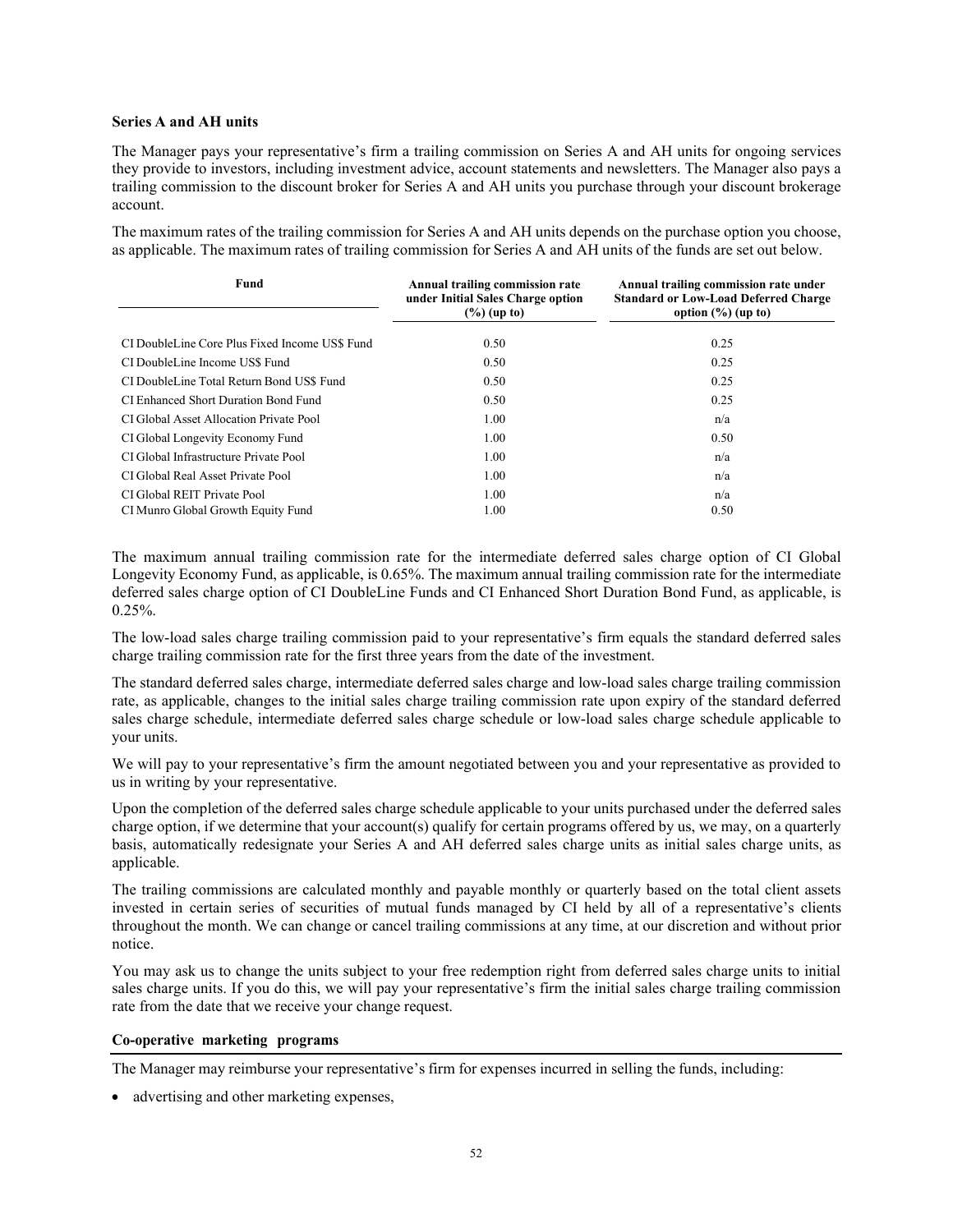### Series A and AH units

The Manager pays your representative's firm a trailing commission on Series A and AH units for ongoing services they provide to investors, including investment advice, account statements and newsletters. The Manager also pays a trailing commission to the discount broker for Series A and AH units you purchase through your discount brokerage account.

The maximum rates of the trailing commission for Series A and AH units depends on the purchase option you choose, as applicable. The maximum rates of trailing commission for Series A and AH units of the funds are set out below.

| Fund | Annual trailing commission rate under Initial Sales Charge option (%) (up to) | Annual trailing commission rate under Standard or Low-Load Deferred Charge option (%) (up to) |
|---|---|---|
| CI DoubleLine Core Plus Fixed Income US$ Fund | 0.50 | 0.25 |
| CI DoubleLine Income US$ Fund | 0.50 | 0.25 |
| CI DoubleLine Total Return Bond US$ Fund | 0.50 | 0.25 |
| CI Enhanced Short Duration Bond Fund | 0.50 | 0.25 |
| CI Global Asset Allocation Private Pool | 1.00 | n/a |
| CI Global Longevity Economy Fund | 1.00 | 0.50 |
| CI Global Infrastructure Private Pool | 1.00 | n/a |
| CI Global Real Asset Private Pool | 1.00 | n/a |
| CI Global REIT Private Pool | 1.00 | n/a |
| CI Munro Global Growth Equity Fund | 1.00 | 0.50 |

The maximum annual trailing commission rate for the intermediate deferred sales charge option of CI Global Longevity Economy Fund, as applicable, is 0.65%. The maximum annual trailing commission rate for the intermediate deferred sales charge option of CI DoubleLine Funds and CI Enhanced Short Duration Bond Fund, as applicable, is 0.25%.

The low-load sales charge trailing commission paid to your representative's firm equals the standard deferred sales charge trailing commission rate for the first three years from the date of the investment.

The standard deferred sales charge, intermediate deferred sales charge and low-load sales charge trailing commission rate, as applicable, changes to the initial sales charge trailing commission rate upon expiry of the standard deferred sales charge schedule, intermediate deferred sales charge schedule or low-load sales charge schedule applicable to your units.

We will pay to your representative's firm the amount negotiated between you and your representative as provided to us in writing by your representative.

Upon the completion of the deferred sales charge schedule applicable to your units purchased under the deferred sales charge option, if we determine that your account(s) qualify for certain programs offered by us, we may, on a quarterly basis, automatically redesignate your Series A and AH deferred sales charge units as initial sales charge units, as applicable.

The trailing commissions are calculated monthly and payable monthly or quarterly based on the total client assets invested in certain series of securities of mutual funds managed by CI held by all of a representative's clients throughout the month. We can change or cancel trailing commissions at any time, at our discretion and without prior notice.

You may ask us to change the units subject to your free redemption right from deferred sales charge units to initial sales charge units. If you do this, we will pay your representative's firm the initial sales charge trailing commission rate from the date that we receive your change request.

### Co-operative marketing programs

The Manager may reimburse your representative's firm for expenses incurred in selling the funds, including:

- advertising and other marketing expenses,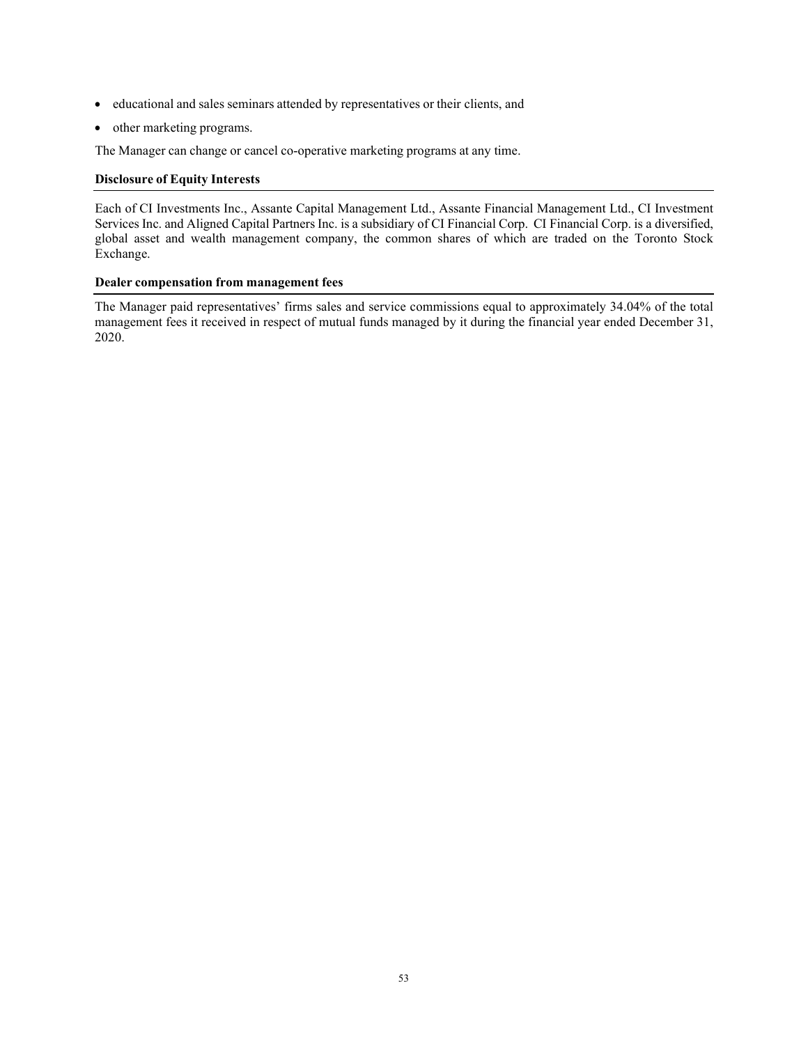- educational and sales seminars attended by representatives or their clients, and
- other marketing programs.

The Manager can change or cancel co-operative marketing programs at any time.

**Disclosure of Equity Interests**

Each of CI Investments Inc., Assante Capital Management Ltd., Assante Financial Management Ltd., CI Investment Services Inc. and Aligned Capital Partners Inc. is a subsidiary of CI Financial Corp. CI Financial Corp. is a diversified, global asset and wealth management company, the common shares of which are traded on the Toronto Stock Exchange.

**Dealer compensation from management fees**

The Manager paid representatives' firms sales and service commissions equal to approximately 34.04% of the total management fees it received in respect of mutual funds managed by it during the financial year ended December 31, 2020.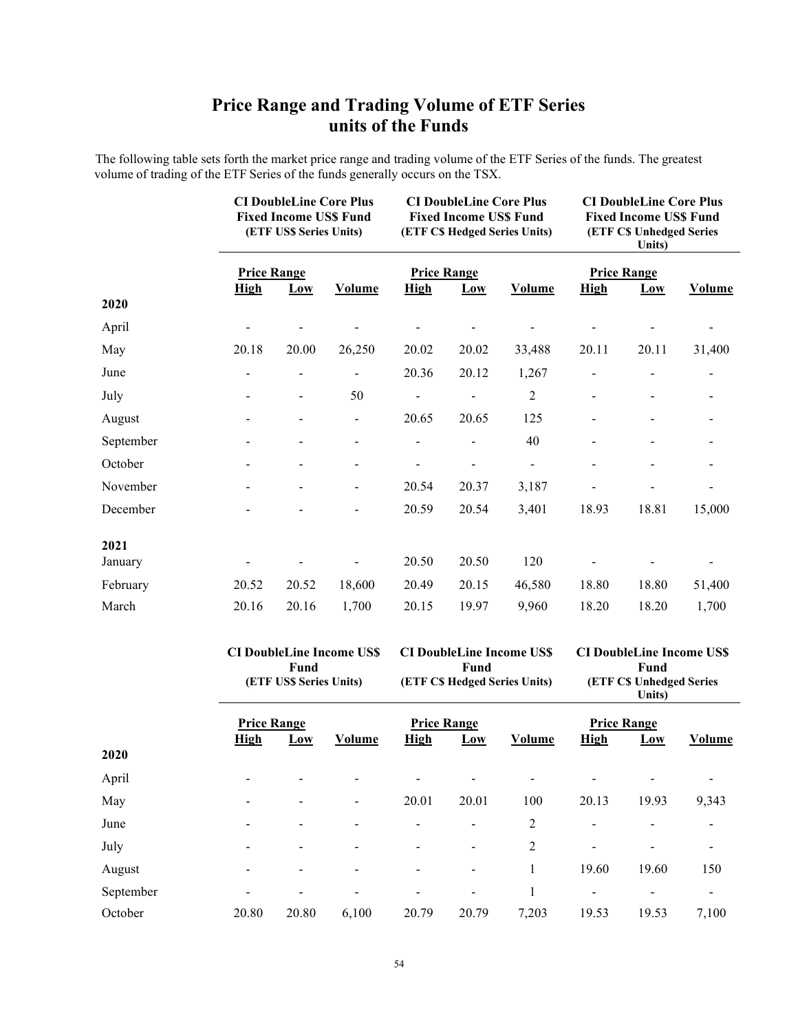# Price Range and Trading Volume of ETF Series units of the Funds

The following table sets forth the market price range and trading volume of the ETF Series of the funds. The greatest volume of trading of the ETF Series of the funds generally occurs on the TSX.

| | CI DoubleLine Core Plus Fixed Income US$ Fund (ETF US$ Series Units) | | | CI DoubleLine Core Plus Fixed Income US$ Fund (ETF C$ Hedged Series Units) | | | CI DoubleLine Core Plus Fixed Income US$ Fund (ETF C$ Unhedged Series Units) | | |
|---|---|---|---|---|---|---|---|---|---|
| | Price Range | | | Price Range | | | Price Range | | |
| | High | Low | Volume | High | Low | Volume | High | Low | Volume |
| **2020** | | | | | | | | | |
| April | - | - | - | - | - | - | - | - | - |
| May | 20.18 | 20.00 | 26,250 | 20.02 | 20.02 | 33,488 | 20.11 | 20.11 | 31,400 |
| June | - | - | - | 20.36 | 20.12 | 1,267 | - | - | - |
| July | - | - | 50 | - | - | 2 | - | - | - |
| August | - | - | - | 20.65 | 20.65 | 125 | - | - | - |
| September | - | - | - | - | - | 40 | - | - | - |
| October | - | - | - | - | - | - | - | - | - |
| November | - | - | - | 20.54 | 20.37 | 3,187 | - | - | - |
| December | - | - | - | 20.59 | 20.54 | 3,401 | 18.93 | 18.81 | 15,000 |
| **2021** | | | | | | | | | |
| January | - | - | - | 20.50 | 20.50 | 120 | - | - | - |
| February | 20.52 | 20.52 | 18,600 | 20.49 | 20.15 | 46,580 | 18.80 | 18.80 | 51,400 |
| March | 20.16 | 20.16 | 1,700 | 20.15 | 19.97 | 9,960 | 18.20 | 18.20 | 1,700 |

| | CI DoubleLine Income US$ Fund (ETF US$ Series Units) | | | CI DoubleLine Income US$ Fund (ETF C$ Hedged Series Units) | | | CI DoubleLine Income US$ Fund (ETF C$ Unhedged Series Units) | | |
|---|---|---|---|---|---|---|---|---|---|
| | Price Range | | | Price Range | | | Price Range | | |
| | High | Low | Volume | High | Low | Volume | High | Low | Volume |
| **2020** | | | | | | | | | |
| April | - | - | - | - | - | - | - | - | - |
| May | - | - | - | 20.01 | 20.01 | 100 | 20.13 | 19.93 | 9,343 |
| June | - | - | - | - | - | 2 | - | - | - |
| July | - | - | - | - | - | 2 | - | - | - |
| August | - | - | - | - | - | 1 | 19.60 | 19.60 | 150 |
| September | - | - | - | - | - | 1 | - | - | - |
| October | 20.80 | 20.80 | 6,100 | 20.79 | 20.79 | 7,203 | 19.53 | 19.53 | 7,100 |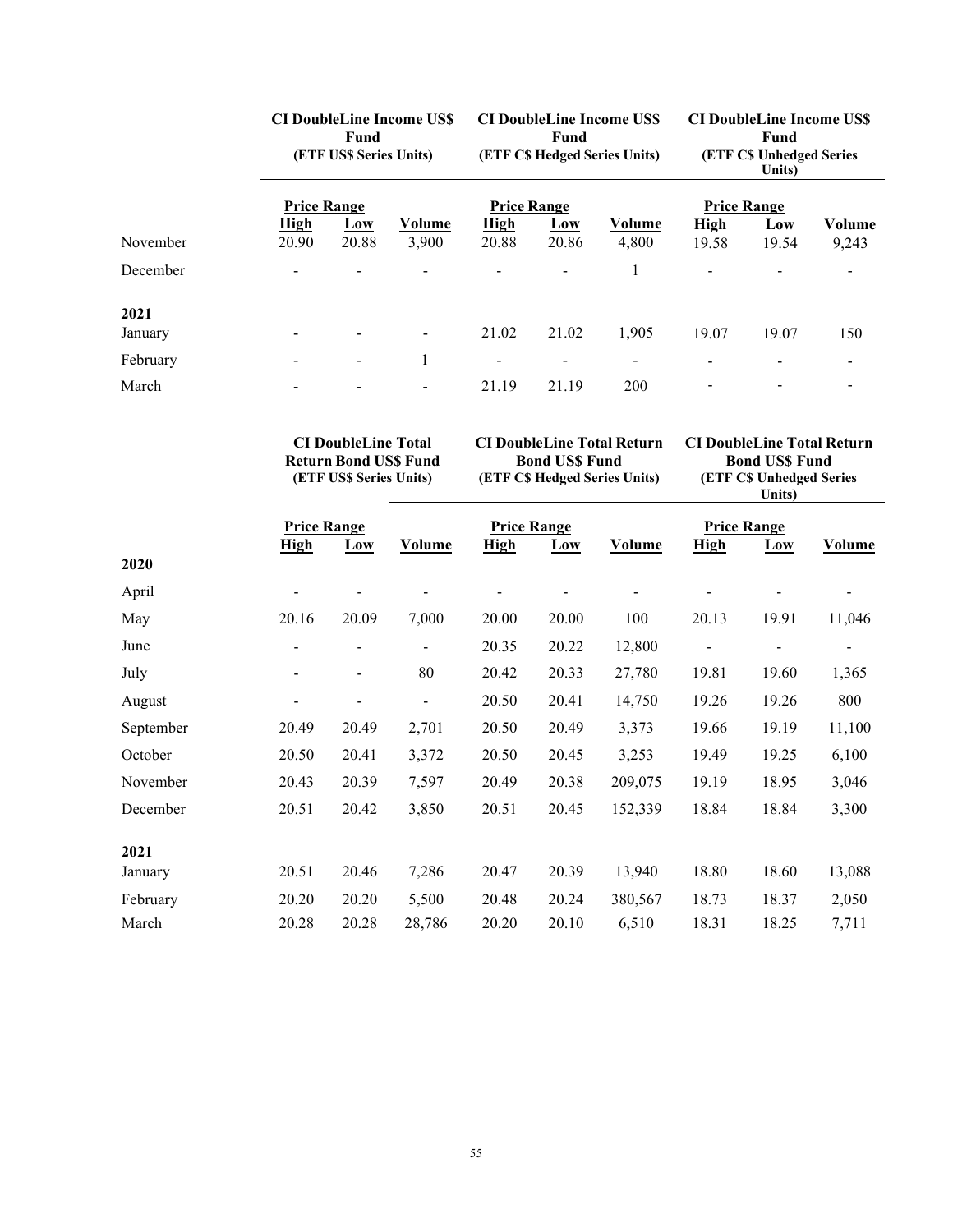| | CI DoubleLine Income US$ Fund (ETF US$ Series Units) | | | CI DoubleLine Income US$ Fund (ETF C$ Hedged Series Units) | | | CI DoubleLine Income US$ Fund (ETF C$ Unhedged Series Units) | | |
|---|---|---|---|---|---|---|---|---|---|
| | Price Range | | | Price Range | | | Price Range | | |
| | High | Low | Volume | High | Low | Volume | High | Low | Volume |
| November | 20.90 | 20.88 | 3,900 | 20.88 | 20.86 | 4,800 | 19.58 | 19.54 | 9,243 |
| December | - | - | - | - | - | 1 | - | - | - |
| **2021** | | | | | | | | | |
| January | - | - | - | 21.02 | 21.02 | 1,905 | 19.07 | 19.07 | 150 |
| February | - | - | 1 | - | - | - | - | - | - |
| March | - | - | - | 21.19 | 21.19 | 200 | - | - | - |

| | CI DoubleLine Total Return Bond US$ Fund (ETF US$ Series Units) | | | CI DoubleLine Total Return Bond US$ Fund (ETF C$ Hedged Series Units) | | | CI DoubleLine Total Return Bond US$ Fund (ETF C$ Unhedged Series Units) | | |
|---|---|---|---|---|---|---|---|---|---|
| | Price Range | | | Price Range | | | Price Range | | |
| | High | Low | Volume | High | Low | Volume | High | Low | Volume |
| **2020** | | | | | | | | | |
| April | - | - | - | - | - | - | - | - | - |
| May | 20.16 | 20.09 | 7,000 | 20.00 | 20.00 | 100 | 20.13 | 19.91 | 11,046 |
| June | - | - | - | 20.35 | 20.22 | 12,800 | - | - | - |
| July | - | - | 80 | 20.42 | 20.33 | 27,780 | 19.81 | 19.60 | 1,365 |
| August | - | - | - | 20.50 | 20.41 | 14,750 | 19.26 | 19.26 | 800 |
| September | 20.49 | 20.49 | 2,701 | 20.50 | 20.49 | 3,373 | 19.66 | 19.19 | 11,100 |
| October | 20.50 | 20.41 | 3,372 | 20.50 | 20.45 | 3,253 | 19.49 | 19.25 | 6,100 |
| November | 20.43 | 20.39 | 7,597 | 20.49 | 20.38 | 209,075 | 19.19 | 18.95 | 3,046 |
| December | 20.51 | 20.42 | 3,850 | 20.51 | 20.45 | 152,339 | 18.84 | 18.84 | 3,300 |
| **2021** | | | | | | | | | |
| January | 20.51 | 20.46 | 7,286 | 20.47 | 20.39 | 13,940 | 18.80 | 18.60 | 13,088 |
| February | 20.20 | 20.20 | 5,500 | 20.48 | 20.24 | 380,567 | 18.73 | 18.37 | 2,050 |
| March | 20.28 | 20.28 | 28,786 | 20.20 | 20.10 | 6,510 | 18.31 | 18.25 | 7,711 |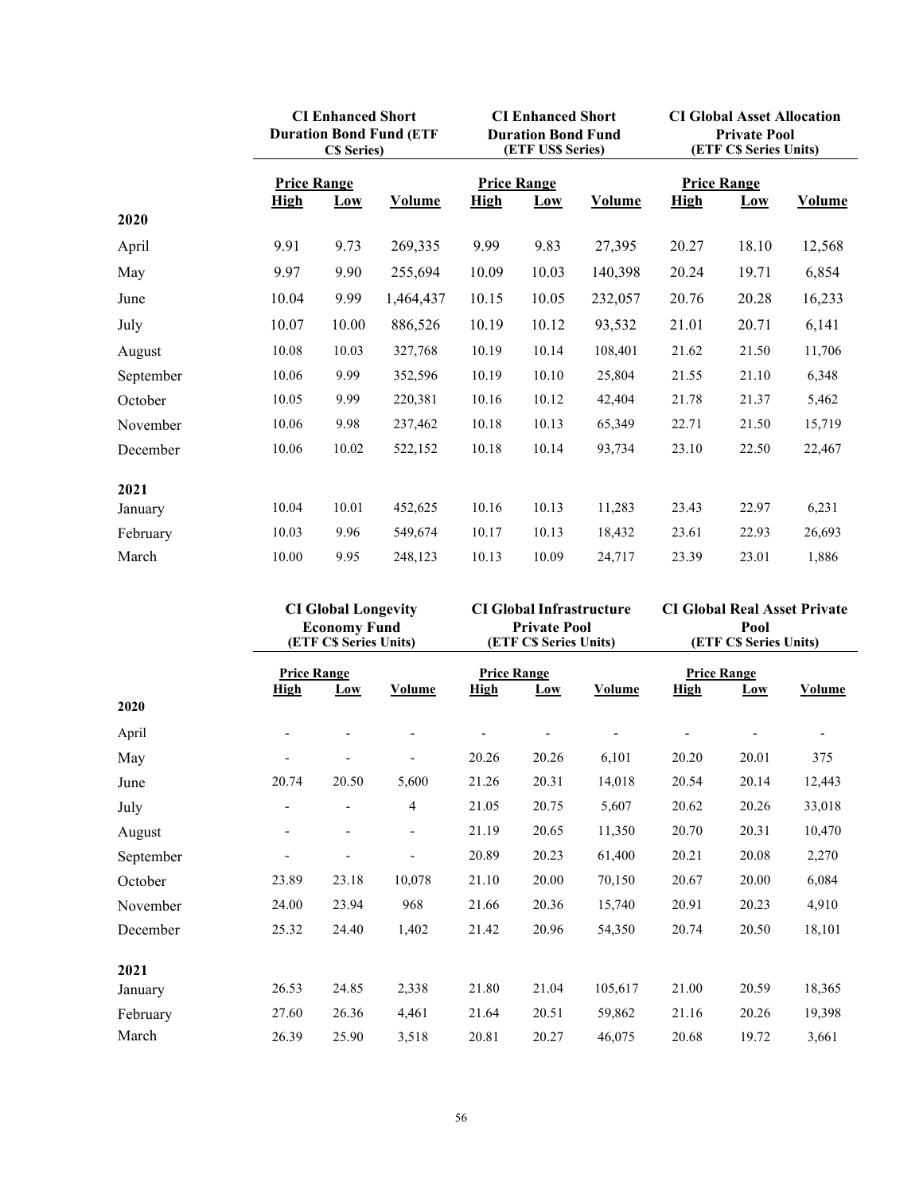| | CI Enhanced Short Duration Bond Fund (ETF C$ Series) | | | CI Enhanced Short Duration Bond Fund (ETF US$ Series) | | | CI Global Asset Allocation Private Pool (ETF C$ Series Units) | | |
|---|---|---|---|---|---|---|---|---|---|
| | Price Range | | | Price Range | | | Price Range | | |
| | High | Low | Volume | High | Low | Volume | High | Low | Volume |
| **2020** | | | | | | | | | |
| April | 9.91 | 9.73 | 269,335 | 9.99 | 9.83 | 27,395 | 20.27 | 18.10 | 12,568 |
| May | 9.97 | 9.90 | 255,694 | 10.09 | 10.03 | 140,398 | 20.24 | 19.71 | 6,854 |
| June | 10.04 | 9.99 | 1,464,437 | 10.15 | 10.05 | 232,057 | 20.76 | 20.28 | 16,233 |
| July | 10.07 | 10.00 | 886,526 | 10.19 | 10.12 | 93,532 | 21.01 | 20.71 | 6,141 |
| August | 10.08 | 10.03 | 327,768 | 10.19 | 10.14 | 108,401 | 21.62 | 21.50 | 11,706 |
| September | 10.06 | 9.99 | 352,596 | 10.19 | 10.10 | 25,804 | 21.55 | 21.10 | 6,348 |
| October | 10.05 | 9.99 | 220,381 | 10.16 | 10.12 | 42,404 | 21.78 | 21.37 | 5,462 |
| November | 10.06 | 9.98 | 237,462 | 10.18 | 10.13 | 65,349 | 22.71 | 21.50 | 15,719 |
| December | 10.06 | 10.02 | 522,152 | 10.18 | 10.14 | 93,734 | 23.10 | 22.50 | 22,467 |
| **2021** | | | | | | | | | |
| January | 10.04 | 10.01 | 452,625 | 10.16 | 10.13 | 11,283 | 23.43 | 22.97 | 6,231 |
| February | 10.03 | 9.96 | 549,674 | 10.17 | 10.13 | 18,432 | 23.61 | 22.93 | 26,693 |
| March | 10.00 | 9.95 | 248,123 | 10.13 | 10.09 | 24,717 | 23.39 | 23.01 | 1,886 |

| | CI Global Longevity Economy Fund (ETF C$ Series Units) | | | CI Global Infrastructure Private Pool (ETF C$ Series Units) | | | CI Global Real Asset Private Pool (ETF C$ Series Units) | | |
|---|---|---|---|---|---|---|---|---|---|
| | Price Range | | | Price Range | | | Price Range | | |
| | High | Low | Volume | High | Low | Volume | High | Low | Volume |
| **2020** | | | | | | | | | |
| April | - | - | - | - | - | - | - | - | - |
| May | - | - | - | 20.26 | 20.26 | 6,101 | 20.20 | 20.01 | 375 |
| June | 20.74 | 20.50 | 5,600 | 21.26 | 20.31 | 14,018 | 20.54 | 20.14 | 12,443 |
| July | - | - | 4 | 21.05 | 20.75 | 5,607 | 20.62 | 20.26 | 33,018 |
| August | - | - | - | 21.19 | 20.65 | 11,350 | 20.70 | 20.31 | 10,470 |
| September | - | - | - | 20.89 | 20.23 | 61,400 | 20.21 | 20.08 | 2,270 |
| October | 23.89 | 23.18 | 10,078 | 21.10 | 20.00 | 70,150 | 20.67 | 20.00 | 6,084 |
| November | 24.00 | 23.94 | 968 | 21.66 | 20.36 | 15,740 | 20.91 | 20.23 | 4,910 |
| December | 25.32 | 24.40 | 1,402 | 21.42 | 20.96 | 54,350 | 20.74 | 20.50 | 18,101 |
| **2021** | | | | | | | | | |
| January | 26.53 | 24.85 | 2,338 | 21.80 | 21.04 | 105,617 | 21.00 | 20.59 | 18,365 |
| February | 27.60 | 26.36 | 4,461 | 21.64 | 20.51 | 59,862 | 21.16 | 20.26 | 19,398 |
| March | 26.39 | 25.90 | 3,518 | 20.81 | 20.27 | 46,075 | 20.68 | 19.72 | 3,661 |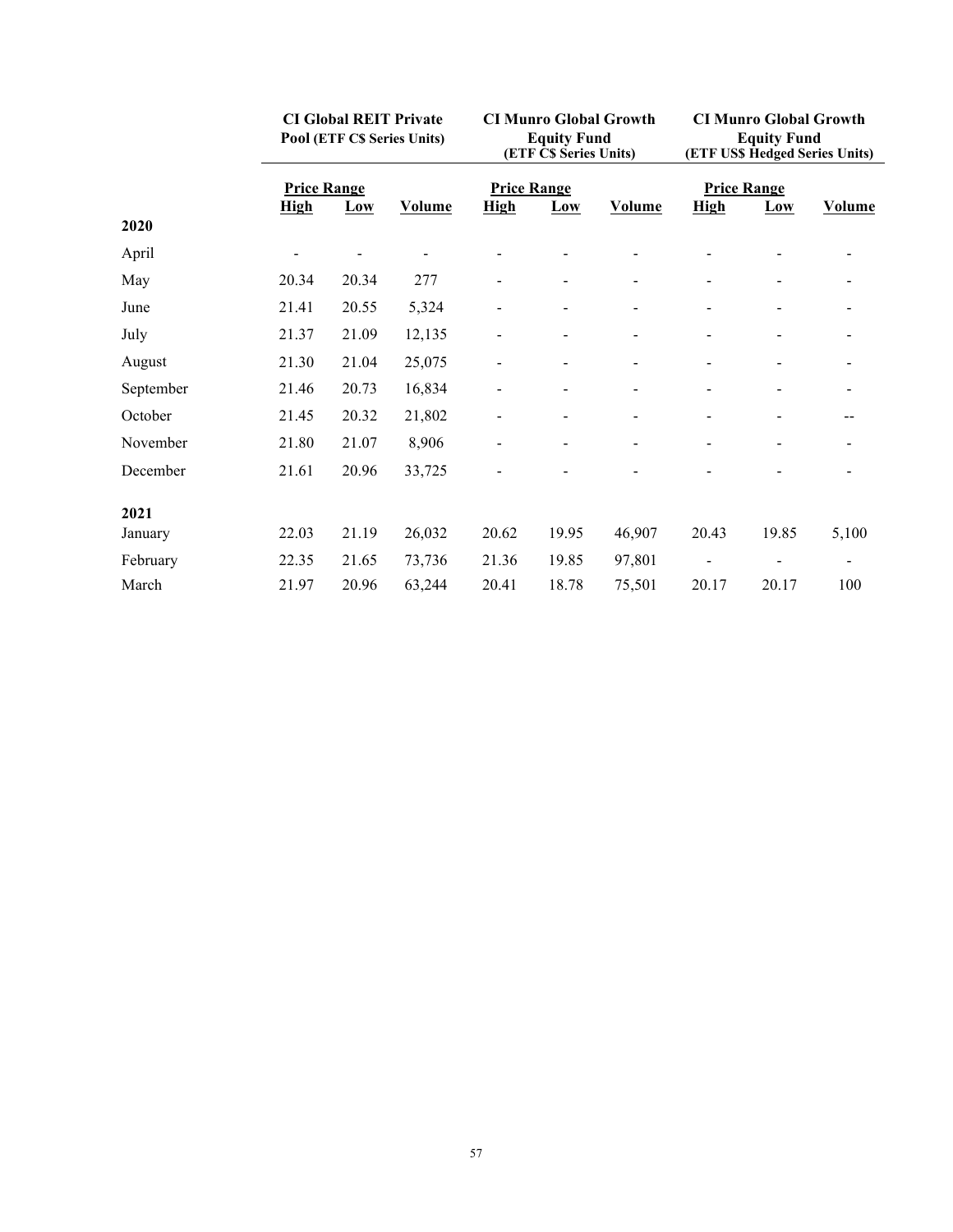| | CI Global REIT Private Pool (ETF C$ Series Units) | | | CI Munro Global Growth Equity Fund (ETF C$ Series Units) | | | CI Munro Global Growth Equity Fund (ETF US$ Hedged Series Units) | | |
|---|---|---|---|---|---|---|---|---|---|
| | **Price Range** | | | **Price Range** | | | **Price Range** | | |
| | **High** | **Low** | **Volume** | **High** | **Low** | **Volume** | **High** | **Low** | **Volume** |
| **2020** | | | | | | | | | |
| April | - | - | - | - | - | - | - | - | - |
| May | 20.34 | 20.34 | 277 | - | - | - | - | - | - |
| June | 21.41 | 20.55 | 5,324 | - | - | - | - | - | - |
| July | 21.37 | 21.09 | 12,135 | - | - | - | - | - | - |
| August | 21.30 | 21.04 | 25,075 | - | - | - | - | - | - |
| September | 21.46 | 20.73 | 16,834 | - | - | - | - | - | - |
| October | 21.45 | 20.32 | 21,802 | - | - | - | - | - | -- |
| November | 21.80 | 21.07 | 8,906 | - | - | - | - | - | - |
| December | 21.61 | 20.96 | 33,725 | - | - | - | - | - | - |
| **2021** | | | | | | | | | |
| January | 22.03 | 21.19 | 26,032 | 20.62 | 19.95 | 46,907 | 20.43 | 19.85 | 5,100 |
| February | 22.35 | 21.65 | 73,736 | 21.36 | 19.85 | 97,801 | - | - | - |
| March | 21.97 | 20.96 | 63,244 | 20.41 | 18.78 | 75,501 | 20.17 | 20.17 | 100 |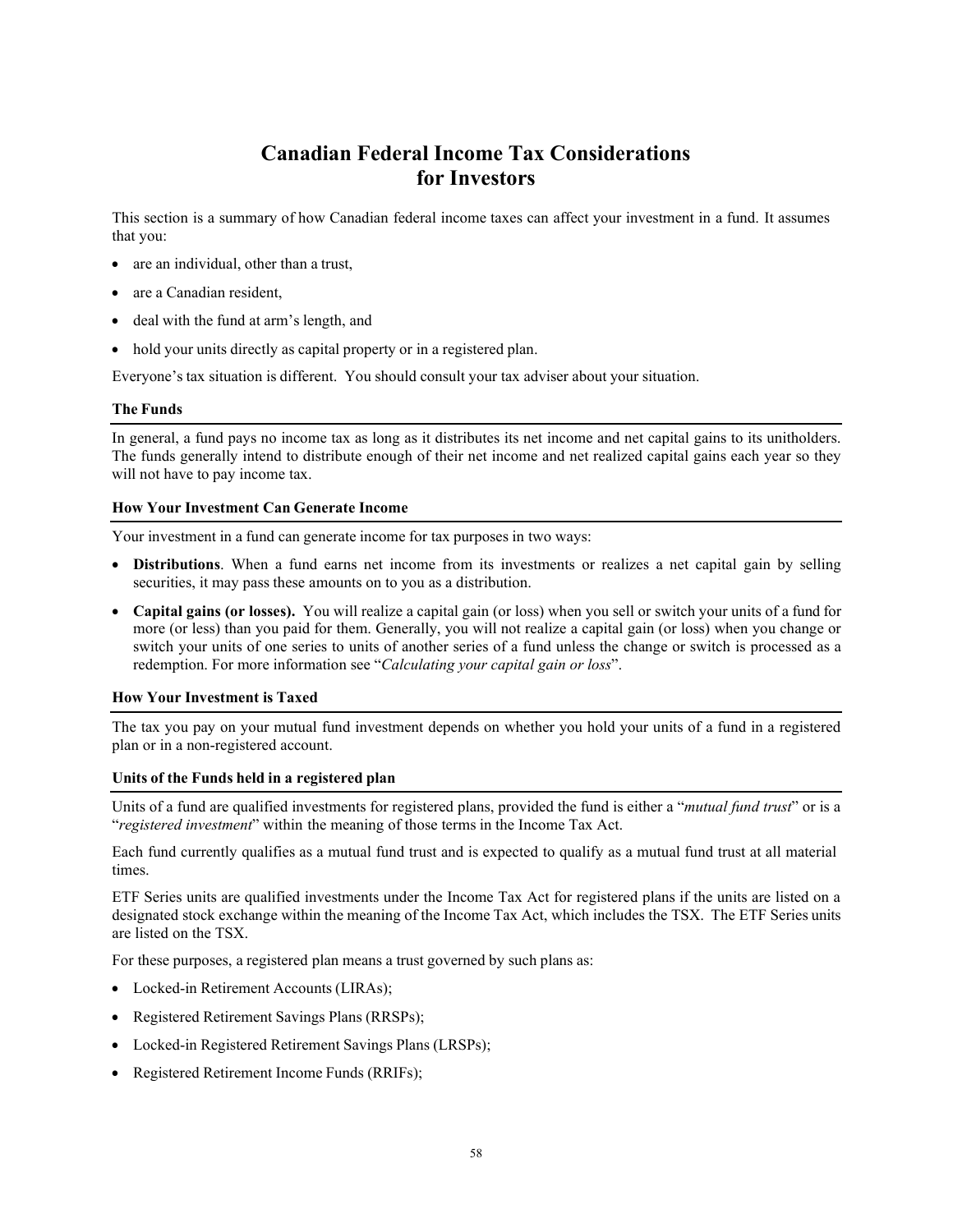# Canadian Federal Income Tax Considerations for Investors

This section is a summary of how Canadian federal income taxes can affect your investment in a fund. It assumes that you:

- are an individual, other than a trust,
- are a Canadian resident,
- deal with the fund at arm's length, and
- hold your units directly as capital property or in a registered plan.

Everyone's tax situation is different. You should consult your tax adviser about your situation.

### The Funds

In general, a fund pays no income tax as long as it distributes its net income and net capital gains to its unitholders. The funds generally intend to distribute enough of their net income and net realized capital gains each year so they will not have to pay income tax.

### How Your Investment Can Generate Income

Your investment in a fund can generate income for tax purposes in two ways:

- **Distributions**. When a fund earns net income from its investments or realizes a net capital gain by selling securities, it may pass these amounts on to you as a distribution.
- **Capital gains (or losses).** You will realize a capital gain (or loss) when you sell or switch your units of a fund for more (or less) than you paid for them. Generally, you will not realize a capital gain (or loss) when you change or switch your units of one series to units of another series of a fund unless the change or switch is processed as a redemption. For more information see "*Calculating your capital gain or loss*".

### How Your Investment is Taxed

The tax you pay on your mutual fund investment depends on whether you hold your units of a fund in a registered plan or in a non-registered account.

### Units of the Funds held in a registered plan

Units of a fund are qualified investments for registered plans, provided the fund is either a "*mutual fund trust*" or is a "*registered investment*" within the meaning of those terms in the Income Tax Act.

Each fund currently qualifies as a mutual fund trust and is expected to qualify as a mutual fund trust at all material times.

ETF Series units are qualified investments under the Income Tax Act for registered plans if the units are listed on a designated stock exchange within the meaning of the Income Tax Act, which includes the TSX. The ETF Series units are listed on the TSX.

For these purposes, a registered plan means a trust governed by such plans as:

- Locked-in Retirement Accounts (LIRAs);
- Registered Retirement Savings Plans (RRSPs);
- Locked-in Registered Retirement Savings Plans (LRSPs);
- Registered Retirement Income Funds (RRIFs);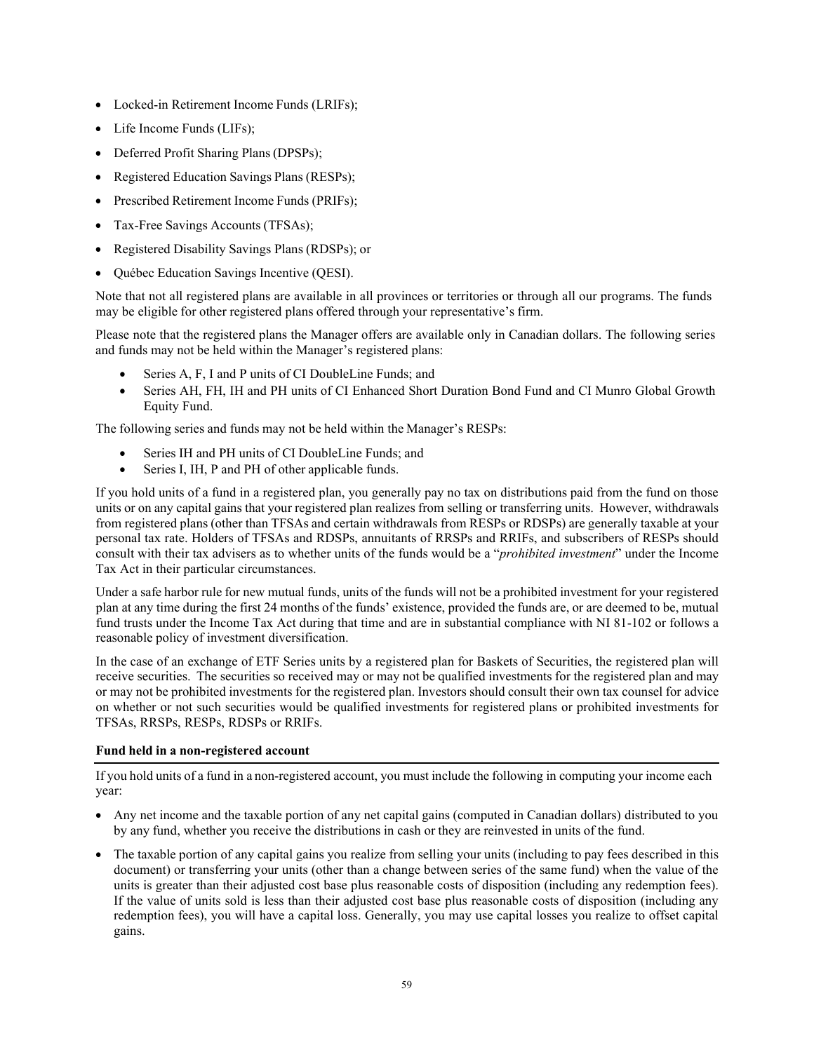- Locked-in Retirement Income Funds (LRIFs);
- Life Income Funds (LIFs);
- Deferred Profit Sharing Plans (DPSPs);
- Registered Education Savings Plans (RESPs);
- Prescribed Retirement Income Funds (PRIFs);
- Tax-Free Savings Accounts (TFSAs);
- Registered Disability Savings Plans (RDSPs); or
- Québec Education Savings Incentive (QESI).

Note that not all registered plans are available in all provinces or territories or through all our programs. The funds may be eligible for other registered plans offered through your representative's firm.

Please note that the registered plans the Manager offers are available only in Canadian dollars. The following series and funds may not be held within the Manager's registered plans:

- Series A, F, I and P units of CI DoubleLine Funds; and
- Series AH, FH, IH and PH units of CI Enhanced Short Duration Bond Fund and CI Munro Global Growth Equity Fund.

The following series and funds may not be held within the Manager's RESPs:

- Series IH and PH units of CI DoubleLine Funds; and
- Series I, IH, P and PH of other applicable funds.

If you hold units of a fund in a registered plan, you generally pay no tax on distributions paid from the fund on those units or on any capital gains that your registered plan realizes from selling or transferring units. However, withdrawals from registered plans (other than TFSAs and certain withdrawals from RESPs or RDSPs) are generally taxable at your personal tax rate. Holders of TFSAs and RDSPs, annuitants of RRSPs and RRIFs, and subscribers of RESPs should consult with their tax advisers as to whether units of the funds would be a "*prohibited investment*" under the Income Tax Act in their particular circumstances.

Under a safe harbor rule for new mutual funds, units of the funds will not be a prohibited investment for your registered plan at any time during the first 24 months of the funds' existence, provided the funds are, or are deemed to be, mutual fund trusts under the Income Tax Act during that time and are in substantial compliance with NI 81-102 or follows a reasonable policy of investment diversification.

In the case of an exchange of ETF Series units by a registered plan for Baskets of Securities, the registered plan will receive securities. The securities so received may or may not be qualified investments for the registered plan and may or may not be prohibited investments for the registered plan. Investors should consult their own tax counsel for advice on whether or not such securities would be qualified investments for registered plans or prohibited investments for TFSAs, RRSPs, RESPs, RDSPs or RRIFs.

**Fund held in a non-registered account**

If you hold units of a fund in a non-registered account, you must include the following in computing your income each year:

- Any net income and the taxable portion of any net capital gains (computed in Canadian dollars) distributed to you by any fund, whether you receive the distributions in cash or they are reinvested in units of the fund.
- The taxable portion of any capital gains you realize from selling your units (including to pay fees described in this document) or transferring your units (other than a change between series of the same fund) when the value of the units is greater than their adjusted cost base plus reasonable costs of disposition (including any redemption fees). If the value of units sold is less than their adjusted cost base plus reasonable costs of disposition (including any redemption fees), you will have a capital loss. Generally, you may use capital losses you realize to offset capital gains.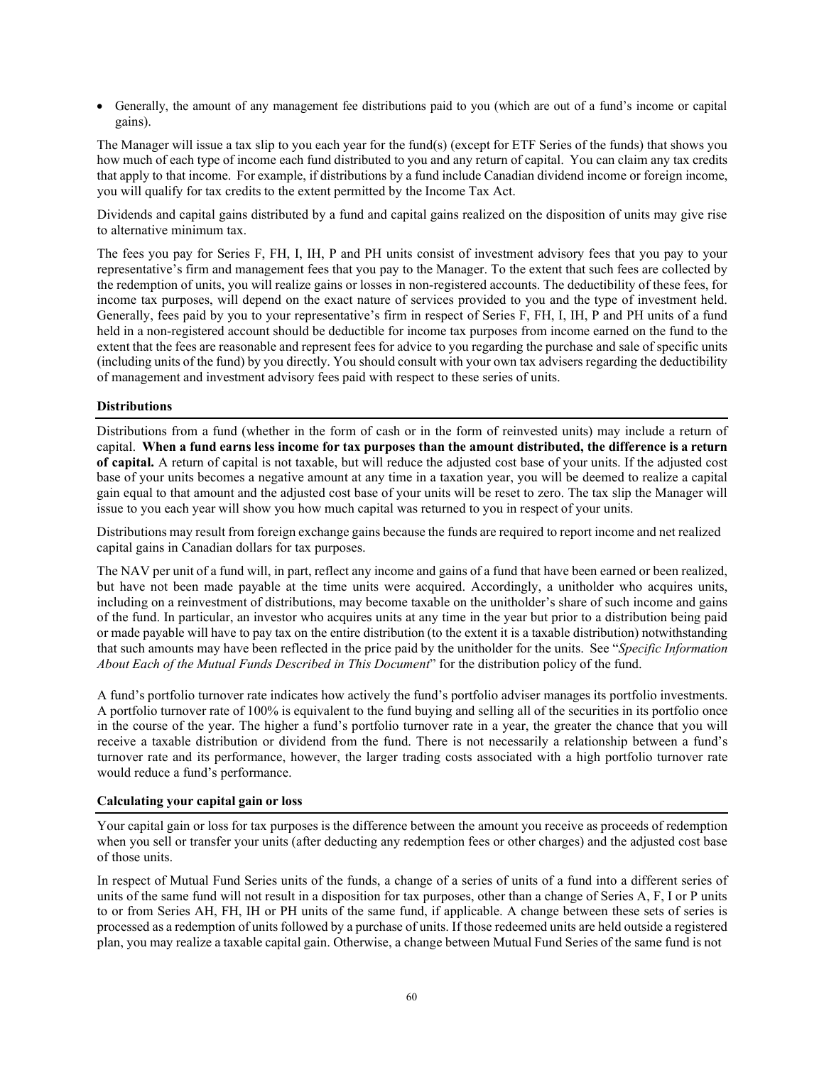- Generally, the amount of any management fee distributions paid to you (which are out of a fund's income or capital gains).

The Manager will issue a tax slip to you each year for the fund(s) (except for ETF Series of the funds) that shows you how much of each type of income each fund distributed to you and any return of capital. You can claim any tax credits that apply to that income. For example, if distributions by a fund include Canadian dividend income or foreign income, you will qualify for tax credits to the extent permitted by the Income Tax Act.

Dividends and capital gains distributed by a fund and capital gains realized on the disposition of units may give rise to alternative minimum tax.

The fees you pay for Series F, FH, I, IH, P and PH units consist of investment advisory fees that you pay to your representative's firm and management fees that you pay to the Manager. To the extent that such fees are collected by the redemption of units, you will realize gains or losses in non-registered accounts. The deductibility of these fees, for income tax purposes, will depend on the exact nature of services provided to you and the type of investment held. Generally, fees paid by you to your representative's firm in respect of Series F, FH, I, IH, P and PH units of a fund held in a non-registered account should be deductible for income tax purposes from income earned on the fund to the extent that the fees are reasonable and represent fees for advice to you regarding the purchase and sale of specific units (including units of the fund) by you directly. You should consult with your own tax advisers regarding the deductibility of management and investment advisory fees paid with respect to these series of units.

**Distributions**

Distributions from a fund (whether in the form of cash or in the form of reinvested units) may include a return of capital. **When a fund earns less income for tax purposes than the amount distributed, the difference is a return of capital.** A return of capital is not taxable, but will reduce the adjusted cost base of your units. If the adjusted cost base of your units becomes a negative amount at any time in a taxation year, you will be deemed to realize a capital gain equal to that amount and the adjusted cost base of your units will be reset to zero. The tax slip the Manager will issue to you each year will show you how much capital was returned to you in respect of your units.

Distributions may result from foreign exchange gains because the funds are required to report income and net realized capital gains in Canadian dollars for tax purposes.

The NAV per unit of a fund will, in part, reflect any income and gains of a fund that have been earned or been realized, but have not been made payable at the time units were acquired. Accordingly, a unitholder who acquires units, including on a reinvestment of distributions, may become taxable on the unitholder's share of such income and gains of the fund. In particular, an investor who acquires units at any time in the year but prior to a distribution being paid or made payable will have to pay tax on the entire distribution (to the extent it is a taxable distribution) notwithstanding that such amounts may have been reflected in the price paid by the unitholder for the units. See "*Specific Information About Each of the Mutual Funds Described in This Document*" for the distribution policy of the fund.

A fund's portfolio turnover rate indicates how actively the fund's portfolio adviser manages its portfolio investments. A portfolio turnover rate of 100% is equivalent to the fund buying and selling all of the securities in its portfolio once in the course of the year. The higher a fund's portfolio turnover rate in a year, the greater the chance that you will receive a taxable distribution or dividend from the fund. There is not necessarily a relationship between a fund's turnover rate and its performance, however, the larger trading costs associated with a high portfolio turnover rate would reduce a fund's performance.

**Calculating your capital gain or loss**

Your capital gain or loss for tax purposes is the difference between the amount you receive as proceeds of redemption when you sell or transfer your units (after deducting any redemption fees or other charges) and the adjusted cost base of those units.

In respect of Mutual Fund Series units of the funds, a change of a series of units of a fund into a different series of units of the same fund will not result in a disposition for tax purposes, other than a change of Series A, F, I or P units to or from Series AH, FH, IH or PH units of the same fund, if applicable. A change between these sets of series is processed as a redemption of units followed by a purchase of units. If those redeemed units are held outside a registered plan, you may realize a taxable capital gain. Otherwise, a change between Mutual Fund Series of the same fund is not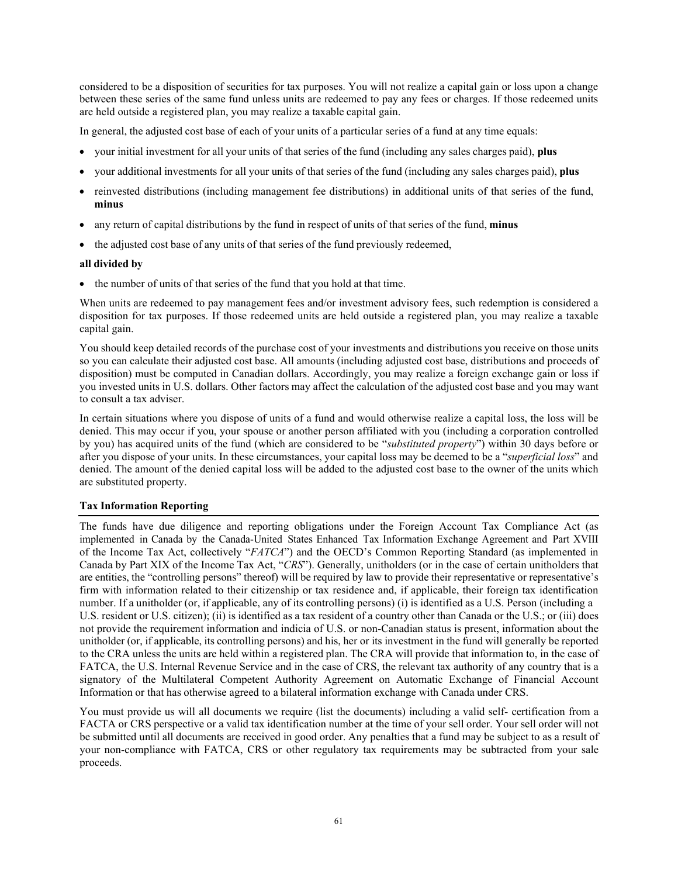considered to be a disposition of securities for tax purposes. You will not realize a capital gain or loss upon a change between these series of the same fund unless units are redeemed to pay any fees or charges. If those redeemed units are held outside a registered plan, you may realize a taxable capital gain.

In general, the adjusted cost base of each of your units of a particular series of a fund at any time equals:

- your initial investment for all your units of that series of the fund (including any sales charges paid), **plus**
- your additional investments for all your units of that series of the fund (including any sales charges paid), **plus**
- reinvested distributions (including management fee distributions) in additional units of that series of the fund, **minus**
- any return of capital distributions by the fund in respect of units of that series of the fund, **minus**
- the adjusted cost base of any units of that series of the fund previously redeemed,

**all divided by**

- the number of units of that series of the fund that you hold at that time.

When units are redeemed to pay management fees and/or investment advisory fees, such redemption is considered a disposition for tax purposes. If those redeemed units are held outside a registered plan, you may realize a taxable capital gain.

You should keep detailed records of the purchase cost of your investments and distributions you receive on those units so you can calculate their adjusted cost base. All amounts (including adjusted cost base, distributions and proceeds of disposition) must be computed in Canadian dollars. Accordingly, you may realize a foreign exchange gain or loss if you invested units in U.S. dollars. Other factors may affect the calculation of the adjusted cost base and you may want to consult a tax adviser.

In certain situations where you dispose of units of a fund and would otherwise realize a capital loss, the loss will be denied. This may occur if you, your spouse or another person affiliated with you (including a corporation controlled by you) has acquired units of the fund (which are considered to be "*substituted property*") within 30 days before or after you dispose of your units. In these circumstances, your capital loss may be deemed to be a "*superficial loss*" and denied. The amount of the denied capital loss will be added to the adjusted cost base to the owner of the units which are substituted property.

**Tax Information Reporting**

The funds have due diligence and reporting obligations under the Foreign Account Tax Compliance Act (as implemented in Canada by the Canada-United States Enhanced Tax Information Exchange Agreement and Part XVIII of the Income Tax Act, collectively "*FATCA*") and the OECD's Common Reporting Standard (as implemented in Canada by Part XIX of the Income Tax Act, "*CRS*"). Generally, unitholders (or in the case of certain unitholders that are entities, the "controlling persons" thereof) will be required by law to provide their representative or representative's firm with information related to their citizenship or tax residence and, if applicable, their foreign tax identification number. If a unitholder (or, if applicable, any of its controlling persons) (i) is identified as a U.S. Person (including a U.S. resident or U.S. citizen); (ii) is identified as a tax resident of a country other than Canada or the U.S.; or (iii) does not provide the requirement information and indicia of U.S. or non-Canadian status is present, information about the unitholder (or, if applicable, its controlling persons) and his, her or its investment in the fund will generally be reported to the CRA unless the units are held within a registered plan. The CRA will provide that information to, in the case of FATCA, the U.S. Internal Revenue Service and in the case of CRS, the relevant tax authority of any country that is a signatory of the Multilateral Competent Authority Agreement on Automatic Exchange of Financial Account Information or that has otherwise agreed to a bilateral information exchange with Canada under CRS.

You must provide us will all documents we require (list the documents) including a valid self- certification from a FACTA or CRS perspective or a valid tax identification number at the time of your sell order. Your sell order will not be submitted until all documents are received in good order. Any penalties that a fund may be subject to as a result of your non-compliance with FATCA, CRS or other regulatory tax requirements may be subtracted from your sale proceeds.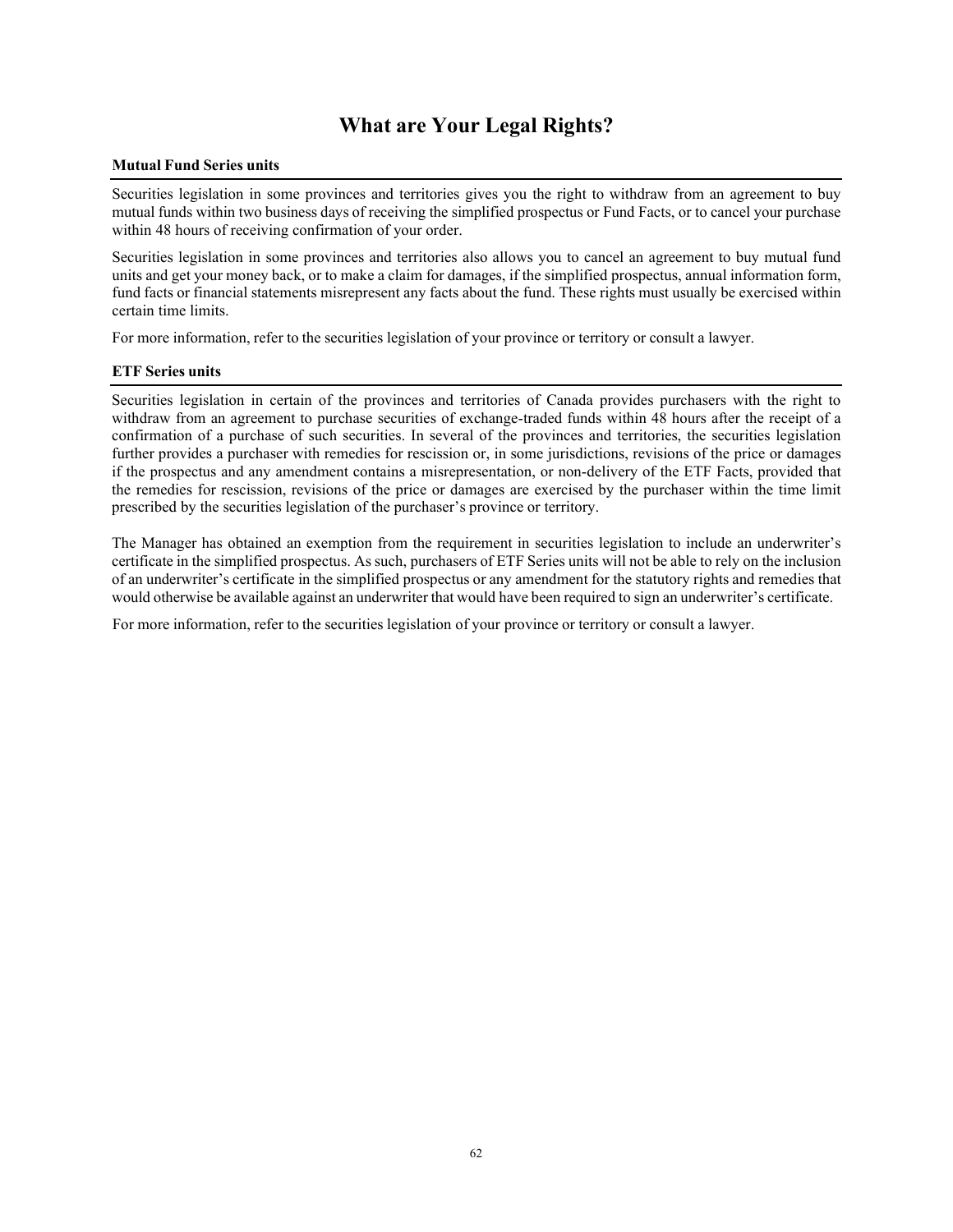# What are Your Legal Rights?

### Mutual Fund Series units

Securities legislation in some provinces and territories gives you the right to withdraw from an agreement to buy mutual funds within two business days of receiving the simplified prospectus or Fund Facts, or to cancel your purchase within 48 hours of receiving confirmation of your order.

Securities legislation in some provinces and territories also allows you to cancel an agreement to buy mutual fund units and get your money back, or to make a claim for damages, if the simplified prospectus, annual information form, fund facts or financial statements misrepresent any facts about the fund. These rights must usually be exercised within certain time limits.

For more information, refer to the securities legislation of your province or territory or consult a lawyer.

### ETF Series units

Securities legislation in certain of the provinces and territories of Canada provides purchasers with the right to withdraw from an agreement to purchase securities of exchange-traded funds within 48 hours after the receipt of a confirmation of a purchase of such securities. In several of the provinces and territories, the securities legislation further provides a purchaser with remedies for rescission or, in some jurisdictions, revisions of the price or damages if the prospectus and any amendment contains a misrepresentation, or non-delivery of the ETF Facts, provided that the remedies for rescission, revisions of the price or damages are exercised by the purchaser within the time limit prescribed by the securities legislation of the purchaser's province or territory.

The Manager has obtained an exemption from the requirement in securities legislation to include an underwriter's certificate in the simplified prospectus. As such, purchasers of ETF Series units will not be able to rely on the inclusion of an underwriter's certificate in the simplified prospectus or any amendment for the statutory rights and remedies that would otherwise be available against an underwriter that would have been required to sign an underwriter's certificate.

For more information, refer to the securities legislation of your province or territory or consult a lawyer.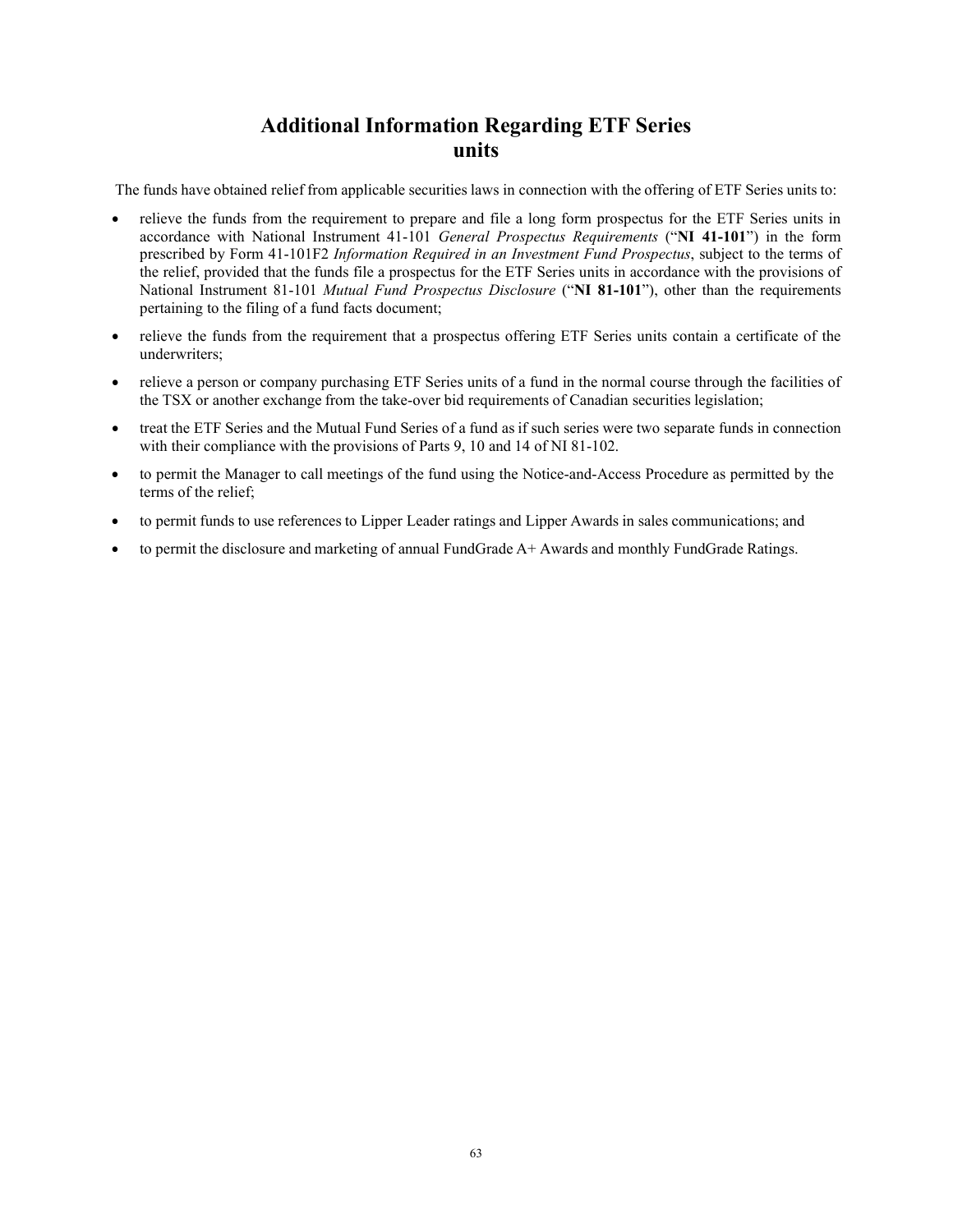# Additional Information Regarding ETF Series units

The funds have obtained relief from applicable securities laws in connection with the offering of ETF Series units to:

- relieve the funds from the requirement to prepare and file a long form prospectus for the ETF Series units in accordance with National Instrument 41-101 *General Prospectus Requirements* ("**NI 41-101**") in the form prescribed by Form 41-101F2 *Information Required in an Investment Fund Prospectus*, subject to the terms of the relief, provided that the funds file a prospectus for the ETF Series units in accordance with the provisions of National Instrument 81-101 *Mutual Fund Prospectus Disclosure* ("**NI 81-101**"), other than the requirements pertaining to the filing of a fund facts document;
- relieve the funds from the requirement that a prospectus offering ETF Series units contain a certificate of the underwriters;
- relieve a person or company purchasing ETF Series units of a fund in the normal course through the facilities of the TSX or another exchange from the take-over bid requirements of Canadian securities legislation;
- treat the ETF Series and the Mutual Fund Series of a fund as if such series were two separate funds in connection with their compliance with the provisions of Parts 9, 10 and 14 of NI 81-102.
- to permit the Manager to call meetings of the fund using the Notice-and-Access Procedure as permitted by the terms of the relief;
- to permit funds to use references to Lipper Leader ratings and Lipper Awards in sales communications; and
- to permit the disclosure and marketing of annual FundGrade A+ Awards and monthly FundGrade Ratings.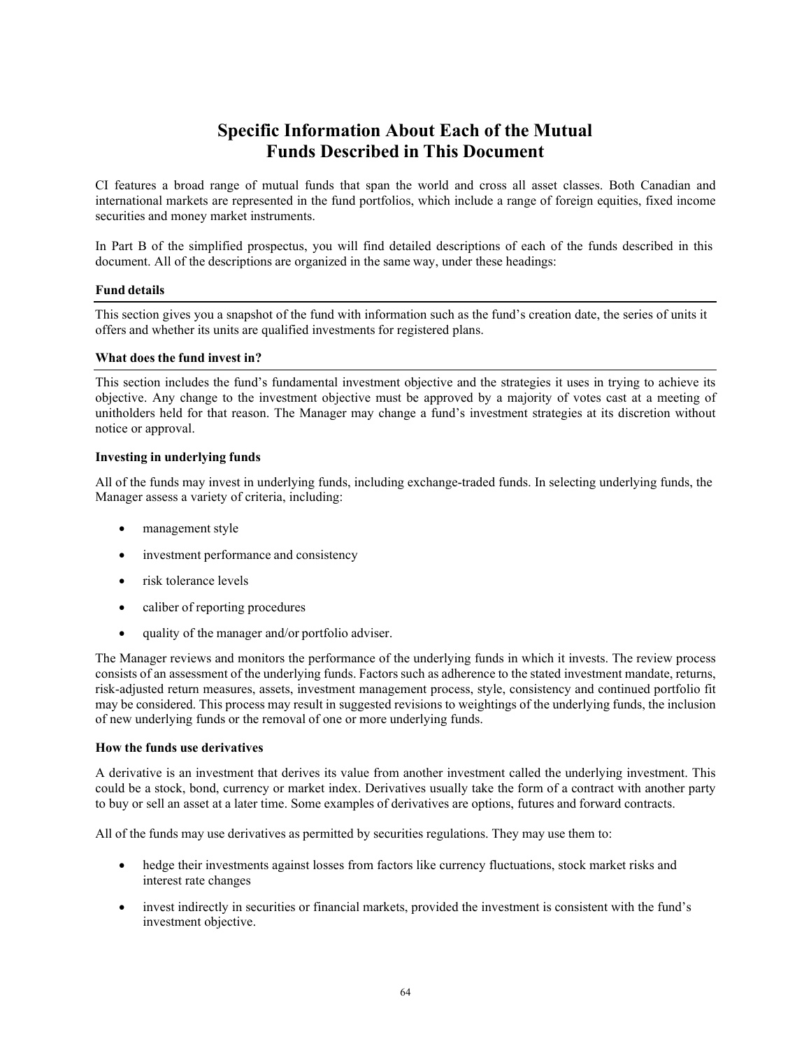# Specific Information About Each of the Mutual Funds Described in This Document

CI features a broad range of mutual funds that span the world and cross all asset classes. Both Canadian and international markets are represented in the fund portfolios, which include a range of foreign equities, fixed income securities and money market instruments.

In Part B of the simplified prospectus, you will find detailed descriptions of each of the funds described in this document. All of the descriptions are organized in the same way, under these headings:

### Fund details

This section gives you a snapshot of the fund with information such as the fund's creation date, the series of units it offers and whether its units are qualified investments for registered plans.

### What does the fund invest in?

This section includes the fund's fundamental investment objective and the strategies it uses in trying to achieve its objective. Any change to the investment objective must be approved by a majority of votes cast at a meeting of unitholders held for that reason. The Manager may change a fund's investment strategies at its discretion without notice or approval.

#### Investing in underlying funds

All of the funds may invest in underlying funds, including exchange-traded funds. In selecting underlying funds, the Manager assess a variety of criteria, including:

- management style
- investment performance and consistency
- risk tolerance levels
- caliber of reporting procedures
- quality of the manager and/or portfolio adviser.

The Manager reviews and monitors the performance of the underlying funds in which it invests. The review process consists of an assessment of the underlying funds. Factors such as adherence to the stated investment mandate, returns, risk-adjusted return measures, assets, investment management process, style, consistency and continued portfolio fit may be considered. This process may result in suggested revisions to weightings of the underlying funds, the inclusion of new underlying funds or the removal of one or more underlying funds.

#### How the funds use derivatives

A derivative is an investment that derives its value from another investment called the underlying investment. This could be a stock, bond, currency or market index. Derivatives usually take the form of a contract with another party to buy or sell an asset at a later time. Some examples of derivatives are options, futures and forward contracts.

All of the funds may use derivatives as permitted by securities regulations. They may use them to:

- hedge their investments against losses from factors like currency fluctuations, stock market risks and interest rate changes
- invest indirectly in securities or financial markets, provided the investment is consistent with the fund's investment objective.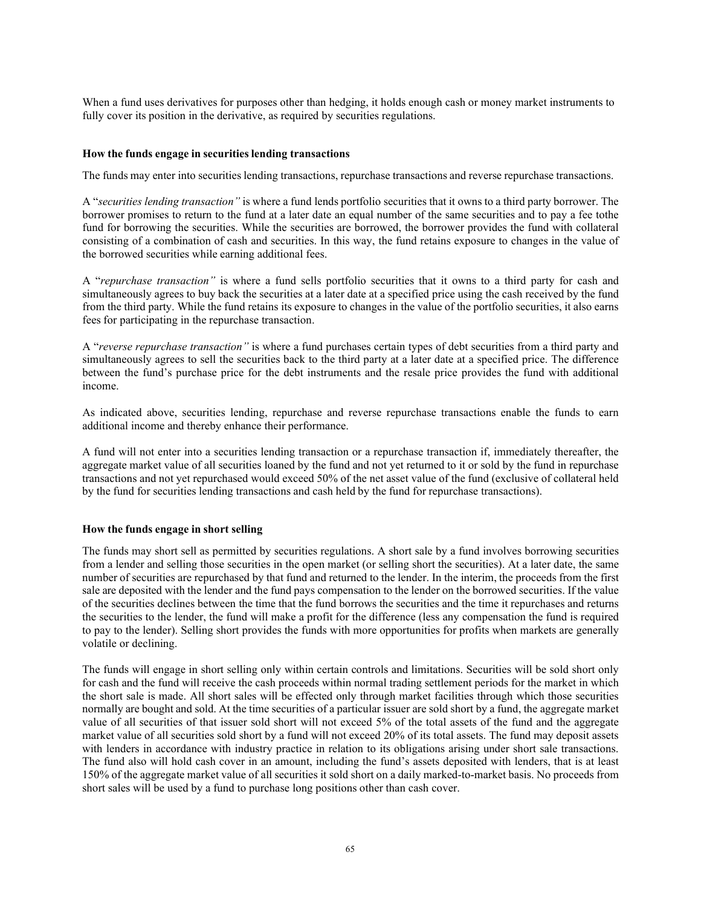When a fund uses derivatives for purposes other than hedging, it holds enough cash or money market instruments to fully cover its position in the derivative, as required by securities regulations.

**How the funds engage in securities lending transactions**

The funds may enter into securities lending transactions, repurchase transactions and reverse repurchase transactions.

A "*securities lending transaction"* is where a fund lends portfolio securities that it owns to a third party borrower. The borrower promises to return to the fund at a later date an equal number of the same securities and to pay a fee tothe fund for borrowing the securities. While the securities are borrowed, the borrower provides the fund with collateral consisting of a combination of cash and securities. In this way, the fund retains exposure to changes in the value of the borrowed securities while earning additional fees.

A "*repurchase transaction"* is where a fund sells portfolio securities that it owns to a third party for cash and simultaneously agrees to buy back the securities at a later date at a specified price using the cash received by the fund from the third party. While the fund retains its exposure to changes in the value of the portfolio securities, it also earns fees for participating in the repurchase transaction.

A "*reverse repurchase transaction"* is where a fund purchases certain types of debt securities from a third party and simultaneously agrees to sell the securities back to the third party at a later date at a specified price. The difference between the fund's purchase price for the debt instruments and the resale price provides the fund with additional income.

As indicated above, securities lending, repurchase and reverse repurchase transactions enable the funds to earn additional income and thereby enhance their performance.

A fund will not enter into a securities lending transaction or a repurchase transaction if, immediately thereafter, the aggregate market value of all securities loaned by the fund and not yet returned to it or sold by the fund in repurchase transactions and not yet repurchased would exceed 50% of the net asset value of the fund (exclusive of collateral held by the fund for securities lending transactions and cash held by the fund for repurchase transactions).

**How the funds engage in short selling**

The funds may short sell as permitted by securities regulations. A short sale by a fund involves borrowing securities from a lender and selling those securities in the open market (or selling short the securities). At a later date, the same number of securities are repurchased by that fund and returned to the lender. In the interim, the proceeds from the first sale are deposited with the lender and the fund pays compensation to the lender on the borrowed securities. If the value of the securities declines between the time that the fund borrows the securities and the time it repurchases and returns the securities to the lender, the fund will make a profit for the difference (less any compensation the fund is required to pay to the lender). Selling short provides the funds with more opportunities for profits when markets are generally volatile or declining.

The funds will engage in short selling only within certain controls and limitations. Securities will be sold short only for cash and the fund will receive the cash proceeds within normal trading settlement periods for the market in which the short sale is made. All short sales will be effected only through market facilities through which those securities normally are bought and sold. At the time securities of a particular issuer are sold short by a fund, the aggregate market value of all securities of that issuer sold short will not exceed 5% of the total assets of the fund and the aggregate market value of all securities sold short by a fund will not exceed 20% of its total assets. The fund may deposit assets with lenders in accordance with industry practice in relation to its obligations arising under short sale transactions. The fund also will hold cash cover in an amount, including the fund's assets deposited with lenders, that is at least 150% of the aggregate market value of all securities it sold short on a daily marked-to-market basis. No proceeds from short sales will be used by a fund to purchase long positions other than cash cover.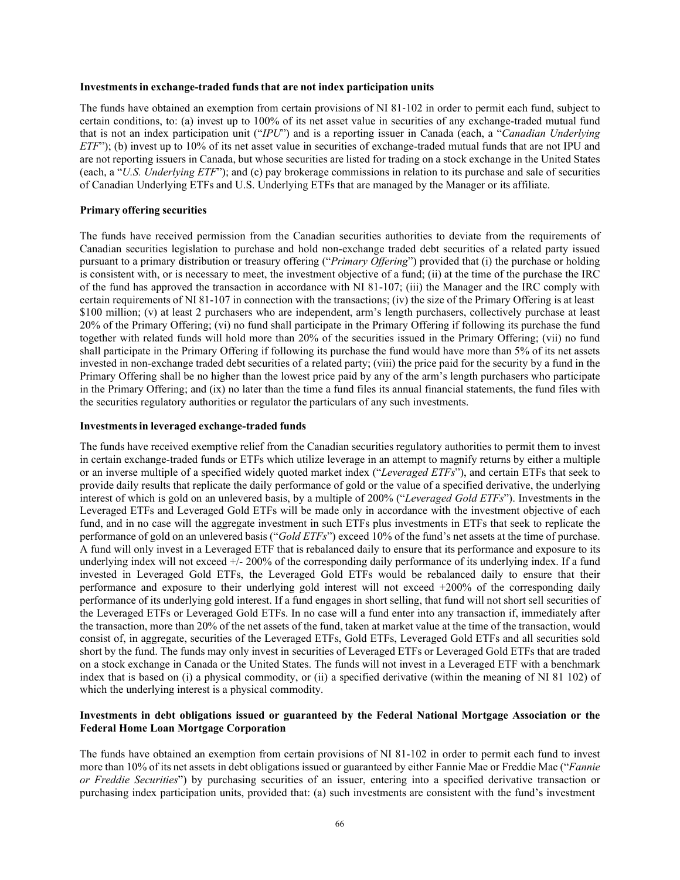**Investments in exchange-traded funds that are not index participation units**

The funds have obtained an exemption from certain provisions of NI 81-102 in order to permit each fund, subject to certain conditions, to: (a) invest up to 100% of its net asset value in securities of any exchange-traded mutual fund that is not an index participation unit ("*IPU*") and is a reporting issuer in Canada (each, a "*Canadian Underlying ETF*"); (b) invest up to 10% of its net asset value in securities of exchange-traded mutual funds that are not IPU and are not reporting issuers in Canada, but whose securities are listed for trading on a stock exchange in the United States (each, a "*U.S. Underlying ETF*"); and (c) pay brokerage commissions in relation to its purchase and sale of securities of Canadian Underlying ETFs and U.S. Underlying ETFs that are managed by the Manager or its affiliate.

**Primary offering securities**

The funds have received permission from the Canadian securities authorities to deviate from the requirements of Canadian securities legislation to purchase and hold non-exchange traded debt securities of a related party issued pursuant to a primary distribution or treasury offering ("*Primary Offering*") provided that (i) the purchase or holding is consistent with, or is necessary to meet, the investment objective of a fund; (ii) at the time of the purchase the IRC of the fund has approved the transaction in accordance with NI 81-107; (iii) the Manager and the IRC comply with certain requirements of NI 81-107 in connection with the transactions; (iv) the size of the Primary Offering is at least $100 million; (v) at least 2 purchasers who are independent, arm's length purchasers, collectively purchase at least 20% of the Primary Offering; (vi) no fund shall participate in the Primary Offering if following its purchase the fund together with related funds will hold more than 20% of the securities issued in the Primary Offering; (vii) no fund shall participate in the Primary Offering if following its purchase the fund would have more than 5% of its net assets invested in non-exchange traded debt securities of a related party; (viii) the price paid for the security by a fund in the Primary Offering shall be no higher than the lowest price paid by any of the arm's length purchasers who participate in the Primary Offering; and (ix) no later than the time a fund files its annual financial statements, the fund files with the securities regulatory authorities or regulator the particulars of any such investments.

**Investments in leveraged exchange-traded funds**

The funds have received exemptive relief from the Canadian securities regulatory authorities to permit them to invest in certain exchange-traded funds or ETFs which utilize leverage in an attempt to magnify returns by either a multiple or an inverse multiple of a specified widely quoted market index ("*Leveraged ETFs*"), and certain ETFs that seek to provide daily results that replicate the daily performance of gold or the value of a specified derivative, the underlying interest of which is gold on an unlevered basis, by a multiple of 200% ("*Leveraged Gold ETFs*"). Investments in the Leveraged ETFs and Leveraged Gold ETFs will be made only in accordance with the investment objective of each fund, and in no case will the aggregate investment in such ETFs plus investments in ETFs that seek to replicate the performance of gold on an unlevered basis ("*Gold ETFs*") exceed 10% of the fund's net assets at the time of purchase. A fund will only invest in a Leveraged ETF that is rebalanced daily to ensure that its performance and exposure to its underlying index will not exceed +/- 200% of the corresponding daily performance of its underlying index. If a fund invested in Leveraged Gold ETFs, the Leveraged Gold ETFs would be rebalanced daily to ensure that their performance and exposure to their underlying gold interest will not exceed +200% of the corresponding daily performance of its underlying gold interest. If a fund engages in short selling, that fund will not short sell securities of the Leveraged ETFs or Leveraged Gold ETFs. In no case will a fund enter into any transaction if, immediately after the transaction, more than 20% of the net assets of the fund, taken at market value at the time of the transaction, would consist of, in aggregate, securities of the Leveraged ETFs, Gold ETFs, Leveraged Gold ETFs and all securities sold short by the fund. The funds may only invest in securities of Leveraged ETFs or Leveraged Gold ETFs that are traded on a stock exchange in Canada or the United States. The funds will not invest in a Leveraged ETF with a benchmark index that is based on (i) a physical commodity, or (ii) a specified derivative (within the meaning of NI 81 102) of which the underlying interest is a physical commodity.

**Investments in debt obligations issued or guaranteed by the Federal National Mortgage Association or the Federal Home Loan Mortgage Corporation**

The funds have obtained an exemption from certain provisions of NI 81-102 in order to permit each fund to invest more than 10% of its net assets in debt obligations issued or guaranteed by either Fannie Mae or Freddie Mac ("*Fannie or Freddie Securities*") by purchasing securities of an issuer, entering into a specified derivative transaction or purchasing index participation units, provided that: (a) such investments are consistent with the fund's investment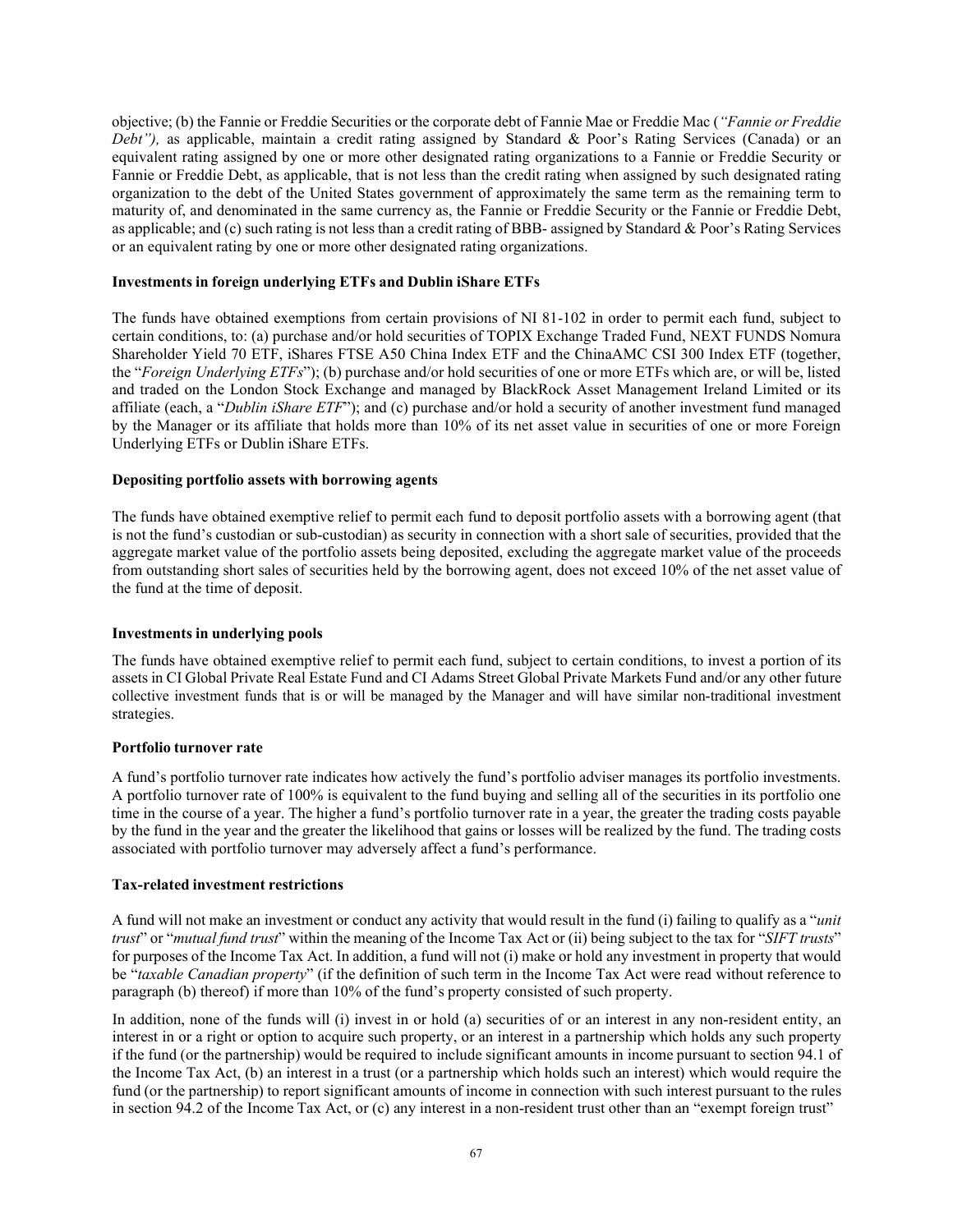objective; (b) the Fannie or Freddie Securities or the corporate debt of Fannie Mae or Freddie Mac (*"Fannie or Freddie Debt"),* as applicable, maintain a credit rating assigned by Standard & Poor's Rating Services (Canada) or an equivalent rating assigned by one or more other designated rating organizations to a Fannie or Freddie Security or Fannie or Freddie Debt, as applicable, that is not less than the credit rating when assigned by such designated rating organization to the debt of the United States government of approximately the same term as the remaining term to maturity of, and denominated in the same currency as, the Fannie or Freddie Security or the Fannie or Freddie Debt, as applicable; and (c) such rating is not less than a credit rating of BBB- assigned by Standard & Poor's Rating Services or an equivalent rating by one or more other designated rating organizations.

**Investments in foreign underlying ETFs and Dublin iShare ETFs**

The funds have obtained exemptions from certain provisions of NI 81-102 in order to permit each fund, subject to certain conditions, to: (a) purchase and/or hold securities of TOPIX Exchange Traded Fund, NEXT FUNDS Nomura Shareholder Yield 70 ETF, iShares FTSE A50 China Index ETF and the ChinaAMC CSI 300 Index ETF (together, the "*Foreign Underlying ETFs*"); (b) purchase and/or hold securities of one or more ETFs which are, or will be, listed and traded on the London Stock Exchange and managed by BlackRock Asset Management Ireland Limited or its affiliate (each, a "*Dublin iShare ETF*"); and (c) purchase and/or hold a security of another investment fund managed by the Manager or its affiliate that holds more than 10% of its net asset value in securities of one or more Foreign Underlying ETFs or Dublin iShare ETFs.

**Depositing portfolio assets with borrowing agents**

The funds have obtained exemptive relief to permit each fund to deposit portfolio assets with a borrowing agent (that is not the fund's custodian or sub-custodian) as security in connection with a short sale of securities, provided that the aggregate market value of the portfolio assets being deposited, excluding the aggregate market value of the proceeds from outstanding short sales of securities held by the borrowing agent, does not exceed 10% of the net asset value of the fund at the time of deposit.

**Investments in underlying pools**

The funds have obtained exemptive relief to permit each fund, subject to certain conditions, to invest a portion of its assets in CI Global Private Real Estate Fund and CI Adams Street Global Private Markets Fund and/or any other future collective investment funds that is or will be managed by the Manager and will have similar non-traditional investment strategies.

**Portfolio turnover rate**

A fund's portfolio turnover rate indicates how actively the fund's portfolio adviser manages its portfolio investments. A portfolio turnover rate of 100% is equivalent to the fund buying and selling all of the securities in its portfolio one time in the course of a year. The higher a fund's portfolio turnover rate in a year, the greater the trading costs payable by the fund in the year and the greater the likelihood that gains or losses will be realized by the fund. The trading costs associated with portfolio turnover may adversely affect a fund's performance.

**Tax-related investment restrictions**

A fund will not make an investment or conduct any activity that would result in the fund (i) failing to qualify as a "*unit trust*" or "*mutual fund trust*" within the meaning of the Income Tax Act or (ii) being subject to the tax for "*SIFT trusts*" for purposes of the Income Tax Act. In addition, a fund will not (i) make or hold any investment in property that would be "*taxable Canadian property*" (if the definition of such term in the Income Tax Act were read without reference to paragraph (b) thereof) if more than 10% of the fund's property consisted of such property.

In addition, none of the funds will (i) invest in or hold (a) securities of or an interest in any non-resident entity, an interest in or a right or option to acquire such property, or an interest in a partnership which holds any such property if the fund (or the partnership) would be required to include significant amounts in income pursuant to section 94.1 of the Income Tax Act, (b) an interest in a trust (or a partnership which holds such an interest) which would require the fund (or the partnership) to report significant amounts of income in connection with such interest pursuant to the rules in section 94.2 of the Income Tax Act, or (c) any interest in a non-resident trust other than an "exempt foreign trust"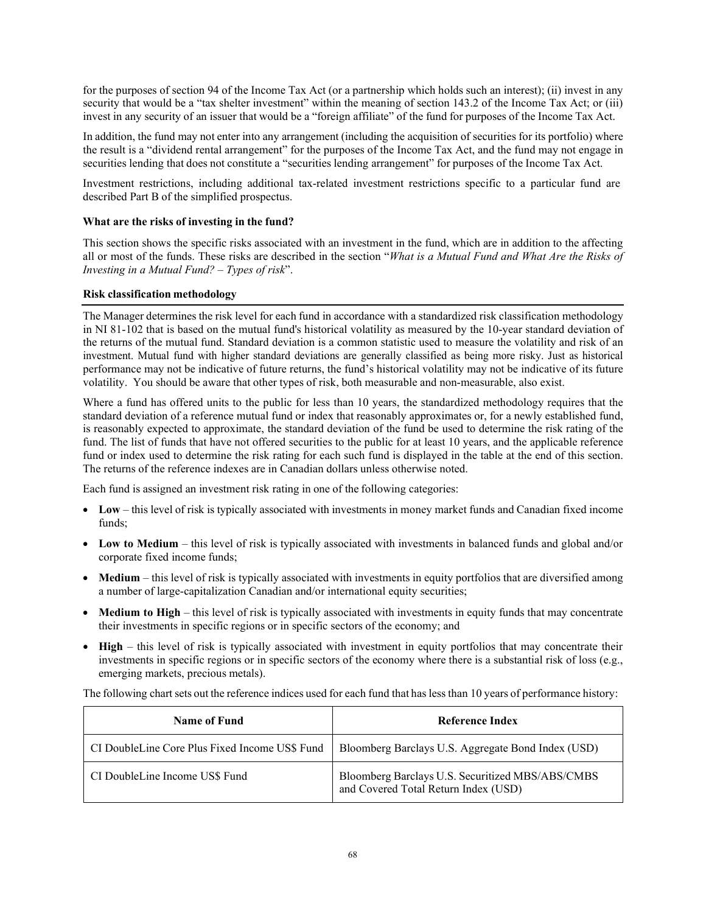for the purposes of section 94 of the Income Tax Act (or a partnership which holds such an interest); (ii) invest in any security that would be a "tax shelter investment" within the meaning of section 143.2 of the Income Tax Act; or (iii) invest in any security of an issuer that would be a "foreign affiliate" of the fund for purposes of the Income Tax Act.

In addition, the fund may not enter into any arrangement (including the acquisition of securities for its portfolio) where the result is a "dividend rental arrangement" for the purposes of the Income Tax Act, and the fund may not engage in securities lending that does not constitute a "securities lending arrangement" for purposes of the Income Tax Act.

Investment restrictions, including additional tax-related investment restrictions specific to a particular fund are described Part B of the simplified prospectus.

**What are the risks of investing in the fund?**

This section shows the specific risks associated with an investment in the fund, which are in addition to the affecting all or most of the funds. These risks are described in the section "*What is a Mutual Fund and What Are the Risks of Investing in a Mutual Fund? – Types of risk*".

**Risk classification methodology**

The Manager determines the risk level for each fund in accordance with a standardized risk classification methodology in NI 81-102 that is based on the mutual fund's historical volatility as measured by the 10-year standard deviation of the returns of the mutual fund. Standard deviation is a common statistic used to measure the volatility and risk of an investment. Mutual fund with higher standard deviations are generally classified as being more risky. Just as historical performance may not be indicative of future returns, the fund's historical volatility may not be indicative of its future volatility. You should be aware that other types of risk, both measurable and non-measurable, also exist.

Where a fund has offered units to the public for less than 10 years, the standardized methodology requires that the standard deviation of a reference mutual fund or index that reasonably approximates or, for a newly established fund, is reasonably expected to approximate, the standard deviation of the fund be used to determine the risk rating of the fund. The list of funds that have not offered securities to the public for at least 10 years, and the applicable reference fund or index used to determine the risk rating for each such fund is displayed in the table at the end of this section. The returns of the reference indexes are in Canadian dollars unless otherwise noted.

Each fund is assigned an investment risk rating in one of the following categories:

- **Low** – this level of risk is typically associated with investments in money market funds and Canadian fixed income funds;
- **Low to Medium** – this level of risk is typically associated with investments in balanced funds and global and/or corporate fixed income funds;
- **Medium** – this level of risk is typically associated with investments in equity portfolios that are diversified among a number of large-capitalization Canadian and/or international equity securities;
- **Medium to High** – this level of risk is typically associated with investments in equity funds that may concentrate their investments in specific regions or in specific sectors of the economy; and
- **High** – this level of risk is typically associated with investment in equity portfolios that may concentrate their investments in specific regions or in specific sectors of the economy where there is a substantial risk of loss (e.g., emerging markets, precious metals).

The following chart sets out the reference indices used for each fund that has less than 10 years of performance history:

| Name of Fund | Reference Index |
|---|---|
| CI DoubleLine Core Plus Fixed Income US$ Fund | Bloomberg Barclays U.S. Aggregate Bond Index (USD) |
| CI DoubleLine Income US$ Fund | Bloomberg Barclays U.S. Securitized MBS/ABS/CMBS and Covered Total Return Index (USD) |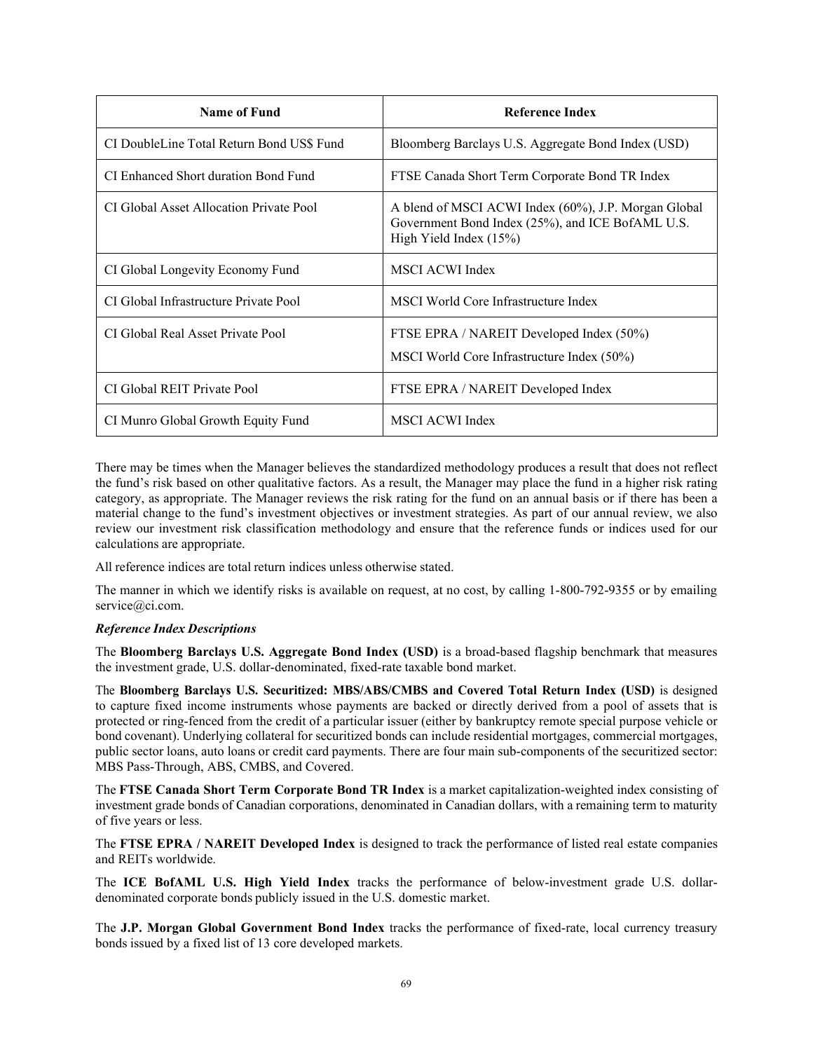| Name of Fund | Reference Index |
|---|---|
| CI DoubleLine Total Return Bond US$ Fund | Bloomberg Barclays U.S. Aggregate Bond Index (USD) |
| CI Enhanced Short duration Bond Fund | FTSE Canada Short Term Corporate Bond TR Index |
| CI Global Asset Allocation Private Pool | A blend of MSCI ACWI Index (60%), J.P. Morgan Global Government Bond Index (25%), and ICE BofAML U.S. High Yield Index (15%) |
| CI Global Longevity Economy Fund | MSCI ACWI Index |
| CI Global Infrastructure Private Pool | MSCI World Core Infrastructure Index |
| CI Global Real Asset Private Pool | FTSE EPRA / NAREIT Developed Index (50%)<br>MSCI World Core Infrastructure Index (50%) |
| CI Global REIT Private Pool | FTSE EPRA / NAREIT Developed Index |
| CI Munro Global Growth Equity Fund | MSCI ACWI Index |

There may be times when the Manager believes the standardized methodology produces a result that does not reflect the fund's risk based on other qualitative factors. As a result, the Manager may place the fund in a higher risk rating category, as appropriate. The Manager reviews the risk rating for the fund on an annual basis or if there has been a material change to the fund's investment objectives or investment strategies. As part of our annual review, we also review our investment risk classification methodology and ensure that the reference funds or indices used for our calculations are appropriate.

All reference indices are total return indices unless otherwise stated.

The manner in which we identify risks is available on request, at no cost, by calling 1-800-792-9355 or by emailing service@ci.com.

***Reference Index Descriptions***

The **Bloomberg Barclays U.S. Aggregate Bond Index (USD)** is a broad-based flagship benchmark that measures the investment grade, U.S. dollar-denominated, fixed-rate taxable bond market.

The **Bloomberg Barclays U.S. Securitized: MBS/ABS/CMBS and Covered Total Return Index (USD)** is designed to capture fixed income instruments whose payments are backed or directly derived from a pool of assets that is protected or ring-fenced from the credit of a particular issuer (either by bankruptcy remote special purpose vehicle or bond covenant). Underlying collateral for securitized bonds can include residential mortgages, commercial mortgages, public sector loans, auto loans or credit card payments. There are four main sub-components of the securitized sector: MBS Pass-Through, ABS, CMBS, and Covered.

The **FTSE Canada Short Term Corporate Bond TR Index** is a market capitalization-weighted index consisting of investment grade bonds of Canadian corporations, denominated in Canadian dollars, with a remaining term to maturity of five years or less.

The **FTSE EPRA / NAREIT Developed Index** is designed to track the performance of listed real estate companies and REITs worldwide.

The **ICE BofAML U.S. High Yield Index** tracks the performance of below-investment grade U.S. dollar-denominated corporate bonds publicly issued in the U.S. domestic market.

The **J.P. Morgan Global Government Bond Index** tracks the performance of fixed-rate, local currency treasury bonds issued by a fixed list of 13 core developed markets.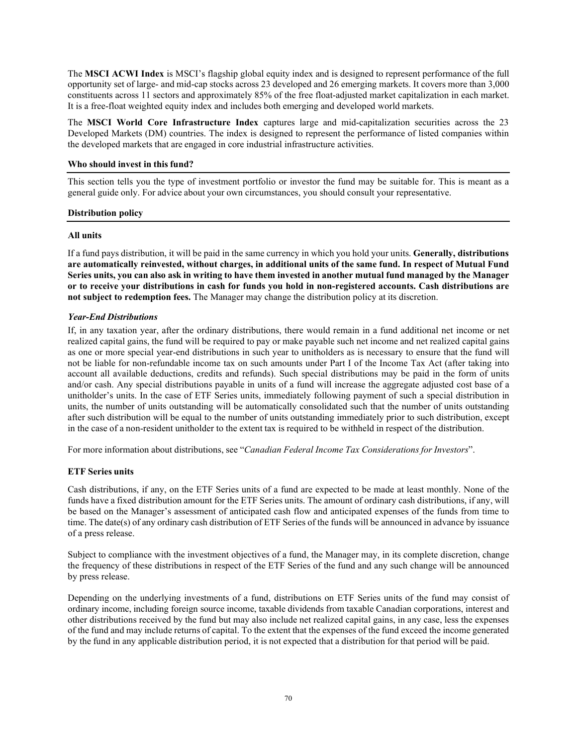The **MSCI ACWI Index** is MSCI's flagship global equity index and is designed to represent performance of the full opportunity set of large- and mid-cap stocks across 23 developed and 26 emerging markets. It covers more than 3,000 constituents across 11 sectors and approximately 85% of the free float-adjusted market capitalization in each market. It is a free-float weighted equity index and includes both emerging and developed world markets.

The **MSCI World Core Infrastructure Index** captures large and mid-capitalization securities across the 23 Developed Markets (DM) countries. The index is designed to represent the performance of listed companies within the developed markets that are engaged in core industrial infrastructure activities.

**Who should invest in this fund?**

This section tells you the type of investment portfolio or investor the fund may be suitable for. This is meant as a general guide only. For advice about your own circumstances, you should consult your representative.

**Distribution policy**

**All units**

If a fund pays distribution, it will be paid in the same currency in which you hold your units. **Generally, distributions are automatically reinvested, without charges, in additional units of the same fund. In respect of Mutual Fund Series units, you can also ask in writing to have them invested in another mutual fund managed by the Manager or to receive your distributions in cash for funds you hold in non-registered accounts. Cash distributions are not subject to redemption fees.** The Manager may change the distribution policy at its discretion.

***Year-End Distributions***

If, in any taxation year, after the ordinary distributions, there would remain in a fund additional net income or net realized capital gains, the fund will be required to pay or make payable such net income and net realized capital gains as one or more special year-end distributions in such year to unitholders as is necessary to ensure that the fund will not be liable for non-refundable income tax on such amounts under Part I of the Income Tax Act (after taking into account all available deductions, credits and refunds). Such special distributions may be paid in the form of units and/or cash. Any special distributions payable in units of a fund will increase the aggregate adjusted cost base of a unitholder's units. In the case of ETF Series units, immediately following payment of such a special distribution in units, the number of units outstanding will be automatically consolidated such that the number of units outstanding after such distribution will be equal to the number of units outstanding immediately prior to such distribution, except in the case of a non-resident unitholder to the extent tax is required to be withheld in respect of the distribution.

For more information about distributions, see "*Canadian Federal Income Tax Considerations for Investors*".

**ETF Series units**

Cash distributions, if any, on the ETF Series units of a fund are expected to be made at least monthly. None of the funds have a fixed distribution amount for the ETF Series units. The amount of ordinary cash distributions, if any, will be based on the Manager's assessment of anticipated cash flow and anticipated expenses of the funds from time to time. The date(s) of any ordinary cash distribution of ETF Series of the funds will be announced in advance by issuance of a press release.

Subject to compliance with the investment objectives of a fund, the Manager may, in its complete discretion, change the frequency of these distributions in respect of the ETF Series of the fund and any such change will be announced by press release.

Depending on the underlying investments of a fund, distributions on ETF Series units of the fund may consist of ordinary income, including foreign source income, taxable dividends from taxable Canadian corporations, interest and other distributions received by the fund but may also include net realized capital gains, in any case, less the expenses of the fund and may include returns of capital. To the extent that the expenses of the fund exceed the income generated by the fund in any applicable distribution period, it is not expected that a distribution for that period will be paid.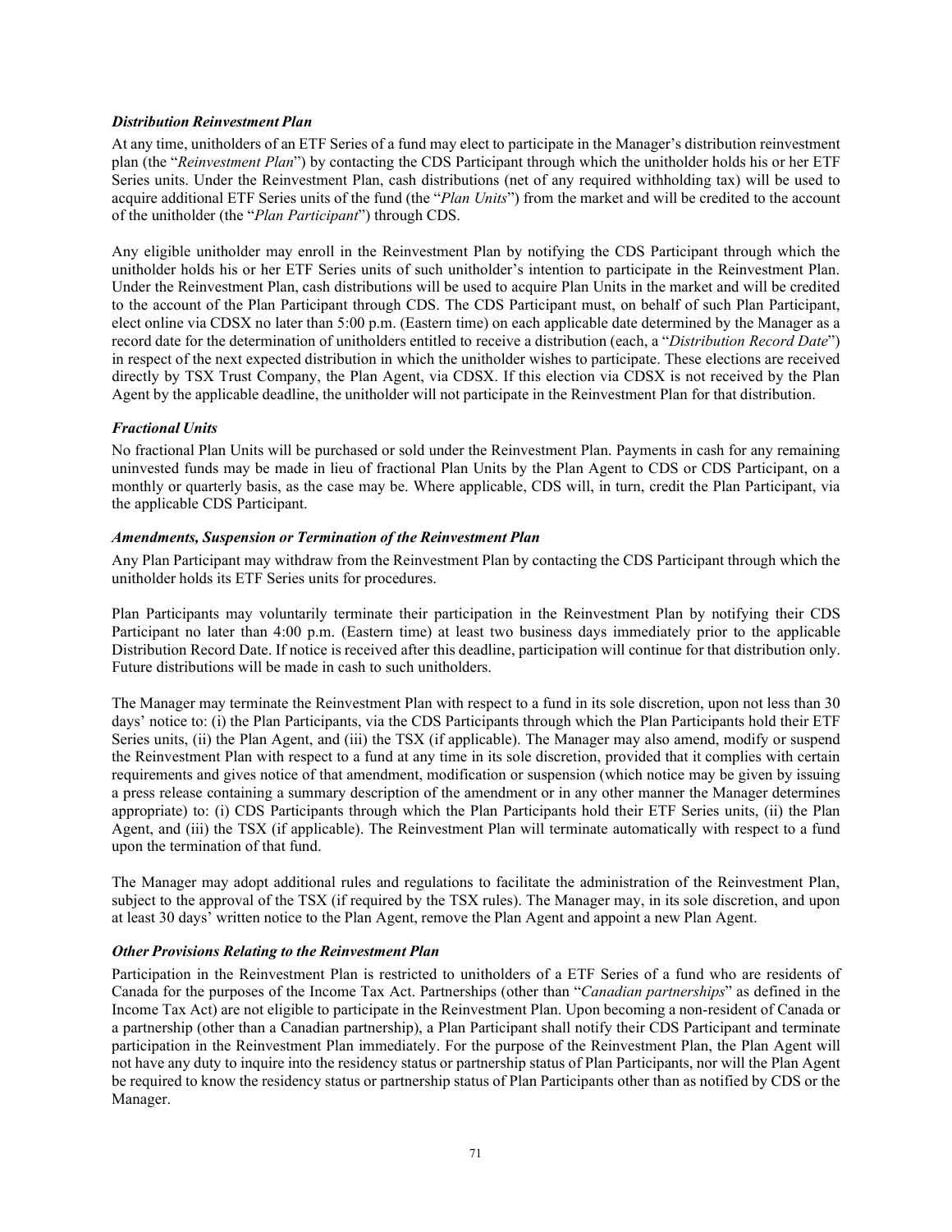### *Distribution Reinvestment Plan*

At any time, unitholders of an ETF Series of a fund may elect to participate in the Manager's distribution reinvestment plan (the "*Reinvestment Plan*") by contacting the CDS Participant through which the unitholder holds his or her ETF Series units. Under the Reinvestment Plan, cash distributions (net of any required withholding tax) will be used to acquire additional ETF Series units of the fund (the "*Plan Units*") from the market and will be credited to the account of the unitholder (the "*Plan Participant*") through CDS.

Any eligible unitholder may enroll in the Reinvestment Plan by notifying the CDS Participant through which the unitholder holds his or her ETF Series units of such unitholder's intention to participate in the Reinvestment Plan. Under the Reinvestment Plan, cash distributions will be used to acquire Plan Units in the market and will be credited to the account of the Plan Participant through CDS. The CDS Participant must, on behalf of such Plan Participant, elect online via CDSX no later than 5:00 p.m. (Eastern time) on each applicable date determined by the Manager as a record date for the determination of unitholders entitled to receive a distribution (each, a "*Distribution Record Date*") in respect of the next expected distribution in which the unitholder wishes to participate. These elections are received directly by TSX Trust Company, the Plan Agent, via CDSX. If this election via CDSX is not received by the Plan Agent by the applicable deadline, the unitholder will not participate in the Reinvestment Plan for that distribution.

### *Fractional Units*

No fractional Plan Units will be purchased or sold under the Reinvestment Plan. Payments in cash for any remaining uninvested funds may be made in lieu of fractional Plan Units by the Plan Agent to CDS or CDS Participant, on a monthly or quarterly basis, as the case may be. Where applicable, CDS will, in turn, credit the Plan Participant, via the applicable CDS Participant.

### *Amendments, Suspension or Termination of the Reinvestment Plan*

Any Plan Participant may withdraw from the Reinvestment Plan by contacting the CDS Participant through which the unitholder holds its ETF Series units for procedures.

Plan Participants may voluntarily terminate their participation in the Reinvestment Plan by notifying their CDS Participant no later than 4:00 p.m. (Eastern time) at least two business days immediately prior to the applicable Distribution Record Date. If notice is received after this deadline, participation will continue for that distribution only. Future distributions will be made in cash to such unitholders.

The Manager may terminate the Reinvestment Plan with respect to a fund in its sole discretion, upon not less than 30 days' notice to: (i) the Plan Participants, via the CDS Participants through which the Plan Participants hold their ETF Series units, (ii) the Plan Agent, and (iii) the TSX (if applicable). The Manager may also amend, modify or suspend the Reinvestment Plan with respect to a fund at any time in its sole discretion, provided that it complies with certain requirements and gives notice of that amendment, modification or suspension (which notice may be given by issuing a press release containing a summary description of the amendment or in any other manner the Manager determines appropriate) to: (i) CDS Participants through which the Plan Participants hold their ETF Series units, (ii) the Plan Agent, and (iii) the TSX (if applicable). The Reinvestment Plan will terminate automatically with respect to a fund upon the termination of that fund.

The Manager may adopt additional rules and regulations to facilitate the administration of the Reinvestment Plan, subject to the approval of the TSX (if required by the TSX rules). The Manager may, in its sole discretion, and upon at least 30 days' written notice to the Plan Agent, remove the Plan Agent and appoint a new Plan Agent.

### *Other Provisions Relating to the Reinvestment Plan*

Participation in the Reinvestment Plan is restricted to unitholders of a ETF Series of a fund who are residents of Canada for the purposes of the Income Tax Act. Partnerships (other than "*Canadian partnerships*" as defined in the Income Tax Act) are not eligible to participate in the Reinvestment Plan. Upon becoming a non-resident of Canada or a partnership (other than a Canadian partnership), a Plan Participant shall notify their CDS Participant and terminate participation in the Reinvestment Plan immediately. For the purpose of the Reinvestment Plan, the Plan Agent will not have any duty to inquire into the residency status or partnership status of Plan Participants, nor will the Plan Agent be required to know the residency status or partnership status of Plan Participants other than as notified by CDS or the Manager.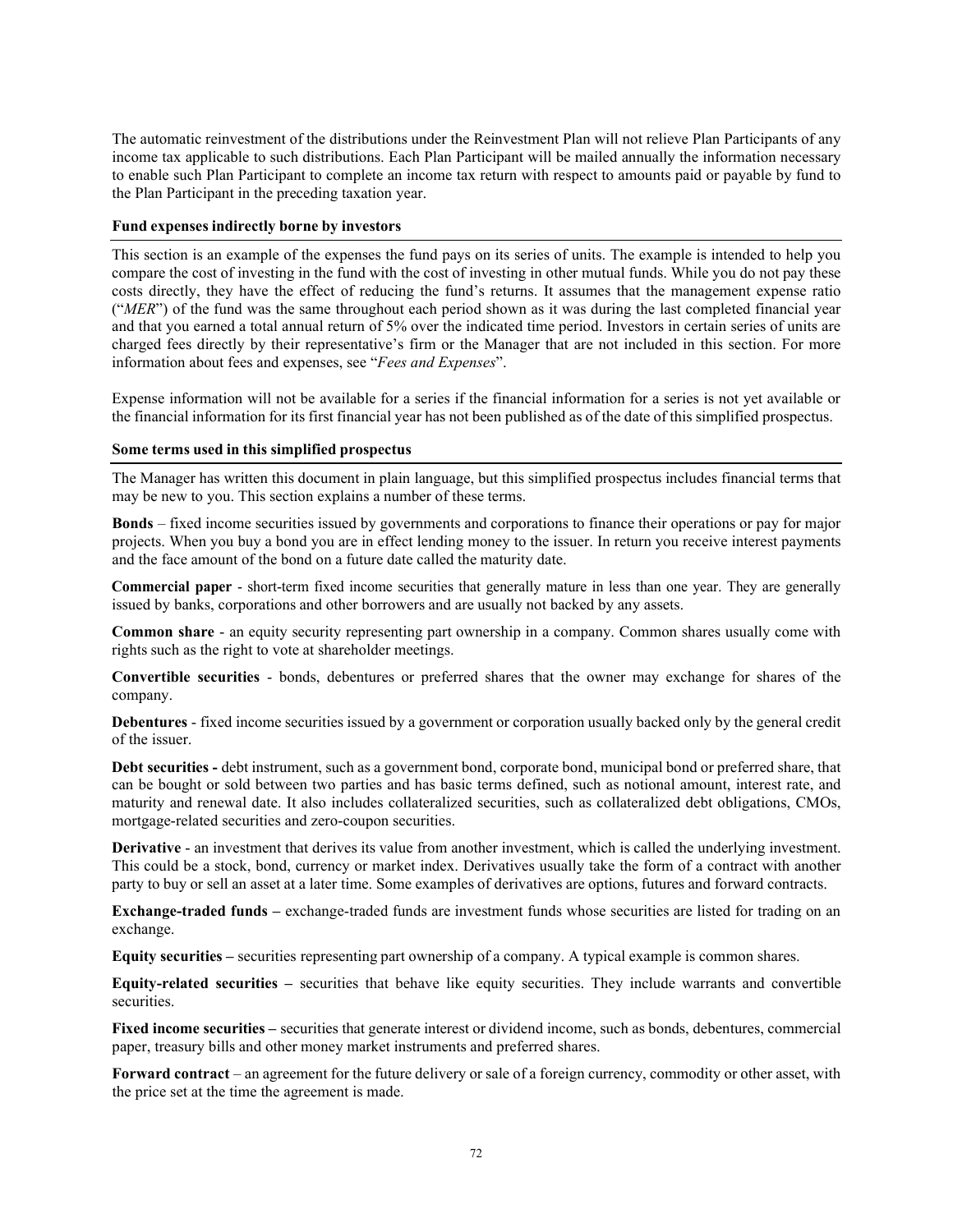The automatic reinvestment of the distributions under the Reinvestment Plan will not relieve Plan Participants of any income tax applicable to such distributions. Each Plan Participant will be mailed annually the information necessary to enable such Plan Participant to complete an income tax return with respect to amounts paid or payable by fund to the Plan Participant in the preceding taxation year.

### Fund expenses indirectly borne by investors

This section is an example of the expenses the fund pays on its series of units. The example is intended to help you compare the cost of investing in the fund with the cost of investing in other mutual funds. While you do not pay these costs directly, they have the effect of reducing the fund's returns. It assumes that the management expense ratio ("*MER*") of the fund was the same throughout each period shown as it was during the last completed financial year and that you earned a total annual return of 5% over the indicated time period. Investors in certain series of units are charged fees directly by their representative's firm or the Manager that are not included in this section. For more information about fees and expenses, see "*Fees and Expenses*".

Expense information will not be available for a series if the financial information for a series is not yet available or the financial information for its first financial year has not been published as of the date of this simplified prospectus.

### Some terms used in this simplified prospectus

The Manager has written this document in plain language, but this simplified prospectus includes financial terms that may be new to you. This section explains a number of these terms.

**Bonds** – fixed income securities issued by governments and corporations to finance their operations or pay for major projects. When you buy a bond you are in effect lending money to the issuer. In return you receive interest payments and the face amount of the bond on a future date called the maturity date.

**Commercial paper** - short-term fixed income securities that generally mature in less than one year. They are generally issued by banks, corporations and other borrowers and are usually not backed by any assets.

**Common share** - an equity security representing part ownership in a company. Common shares usually come with rights such as the right to vote at shareholder meetings.

**Convertible securities** - bonds, debentures or preferred shares that the owner may exchange for shares of the company.

**Debentures** - fixed income securities issued by a government or corporation usually backed only by the general credit of the issuer.

**Debt securities -** debt instrument, such as a government bond, corporate bond, municipal bond or preferred share, that can be bought or sold between two parties and has basic terms defined, such as notional amount, interest rate, and maturity and renewal date. It also includes collateralized securities, such as collateralized debt obligations, CMOs, mortgage-related securities and zero-coupon securities.

**Derivative** - an investment that derives its value from another investment, which is called the underlying investment. This could be a stock, bond, currency or market index. Derivatives usually take the form of a contract with another party to buy or sell an asset at a later time. Some examples of derivatives are options, futures and forward contracts.

**Exchange-traded funds –** exchange-traded funds are investment funds whose securities are listed for trading on an exchange.

**Equity securities –** securities representing part ownership of a company. A typical example is common shares.

**Equity-related securities –** securities that behave like equity securities. They include warrants and convertible securities.

**Fixed income securities –** securities that generate interest or dividend income, such as bonds, debentures, commercial paper, treasury bills and other money market instruments and preferred shares.

**Forward contract** – an agreement for the future delivery or sale of a foreign currency, commodity or other asset, with the price set at the time the agreement is made.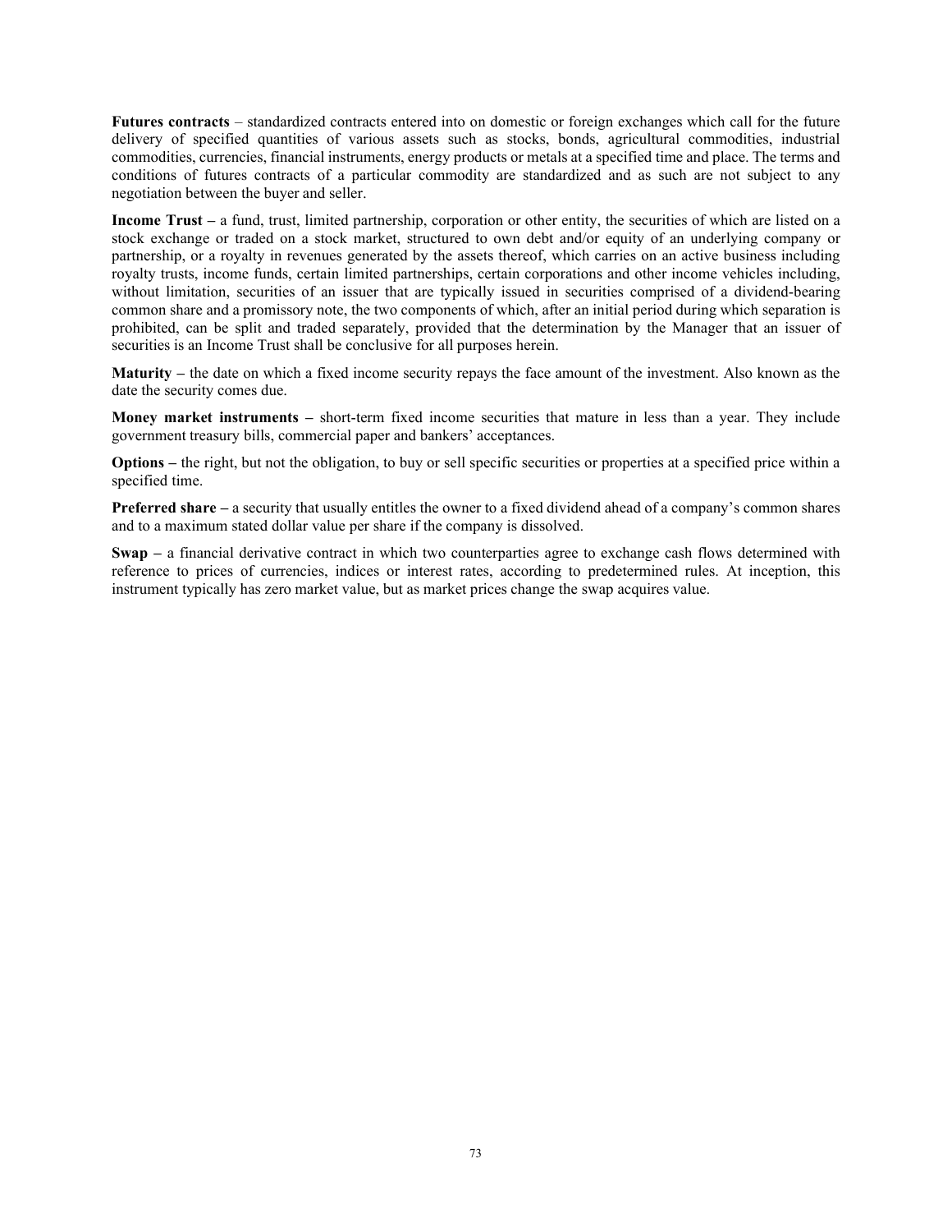**Futures contracts** – standardized contracts entered into on domestic or foreign exchanges which call for the future delivery of specified quantities of various assets such as stocks, bonds, agricultural commodities, industrial commodities, currencies, financial instruments, energy products or metals at a specified time and place. The terms and conditions of futures contracts of a particular commodity are standardized and as such are not subject to any negotiation between the buyer and seller.

**Income Trust –** a fund, trust, limited partnership, corporation or other entity, the securities of which are listed on a stock exchange or traded on a stock market, structured to own debt and/or equity of an underlying company or partnership, or a royalty in revenues generated by the assets thereof, which carries on an active business including royalty trusts, income funds, certain limited partnerships, certain corporations and other income vehicles including, without limitation, securities of an issuer that are typically issued in securities comprised of a dividend-bearing common share and a promissory note, the two components of which, after an initial period during which separation is prohibited, can be split and traded separately, provided that the determination by the Manager that an issuer of securities is an Income Trust shall be conclusive for all purposes herein.

**Maturity –** the date on which a fixed income security repays the face amount of the investment. Also known as the date the security comes due.

**Money market instruments –** short-term fixed income securities that mature in less than a year. They include government treasury bills, commercial paper and bankers' acceptances.

**Options –** the right, but not the obligation, to buy or sell specific securities or properties at a specified price within a specified time.

**Preferred share –** a security that usually entitles the owner to a fixed dividend ahead of a company's common shares and to a maximum stated dollar value per share if the company is dissolved.

**Swap –** a financial derivative contract in which two counterparties agree to exchange cash flows determined with reference to prices of currencies, indices or interest rates, according to predetermined rules. At inception, this instrument typically has zero market value, but as market prices change the swap acquires value.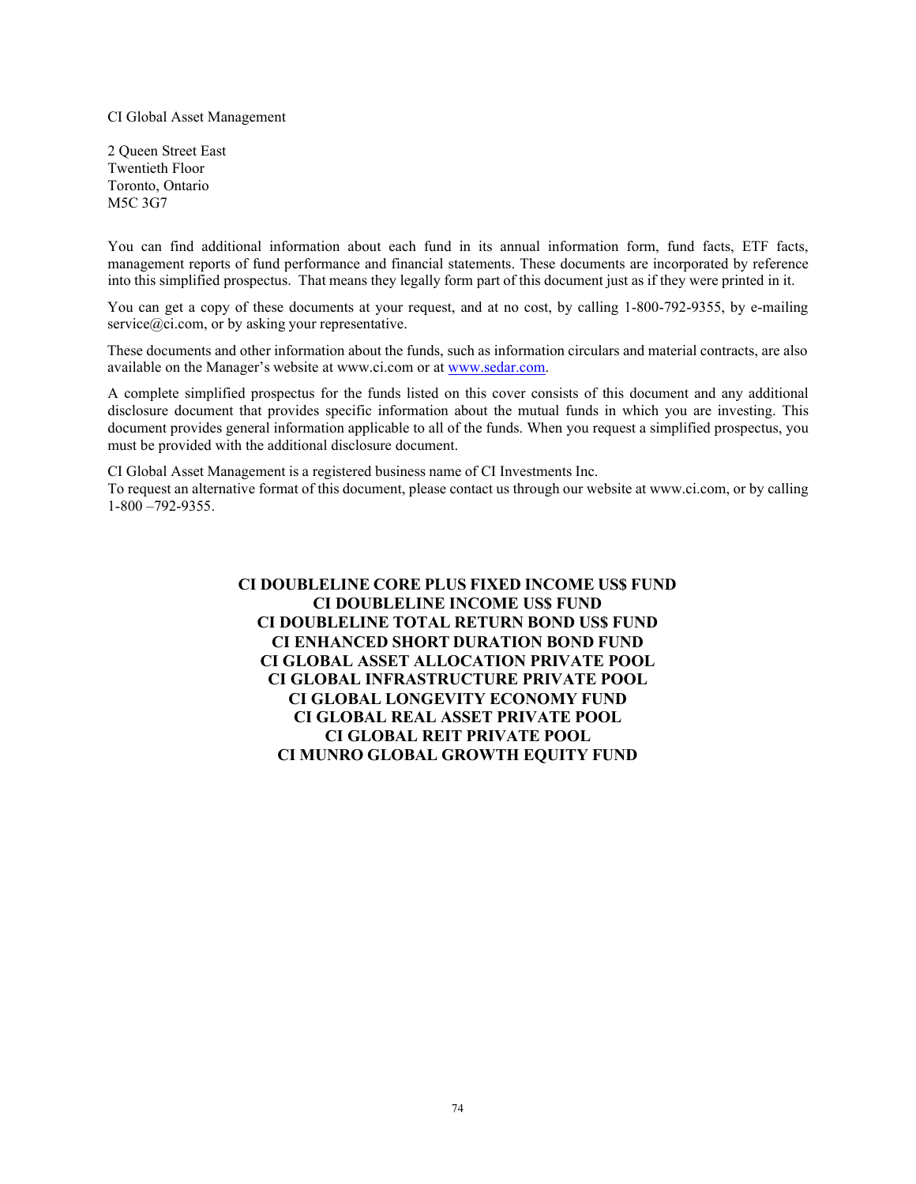CI Global Asset Management

2 Queen Street East
Twentieth Floor
Toronto, Ontario
M5C 3G7

You can find additional information about each fund in its annual information form, fund facts, ETF facts, management reports of fund performance and financial statements. These documents are incorporated by reference into this simplified prospectus. That means they legally form part of this document just as if they were printed in it.

You can get a copy of these documents at your request, and at no cost, by calling 1-800-792-9355, by e-mailing service@ci.com, or by asking your representative.

These documents and other information about the funds, such as information circulars and material contracts, are also available on the Manager's website at www.ci.com or at www.sedar.com.

A complete simplified prospectus for the funds listed on this cover consists of this document and any additional disclosure document that provides specific information about the mutual funds in which you are investing. This document provides general information applicable to all of the funds. When you request a simplified prospectus, you must be provided with the additional disclosure document.

CI Global Asset Management is a registered business name of CI Investments Inc.
To request an alternative format of this document, please contact us through our website at www.ci.com, or by calling 1-800 –792-9355.

**CI DOUBLELINE CORE PLUS FIXED INCOME US$ FUND**
**CI DOUBLELINE INCOME US$ FUND**
**CI DOUBLELINE TOTAL RETURN BOND US$ FUND**
**CI ENHANCED SHORT DURATION BOND FUND**
**CI GLOBAL ASSET ALLOCATION PRIVATE POOL**
**CI GLOBAL INFRASTRUCTURE PRIVATE POOL**
**CI GLOBAL LONGEVITY ECONOMY FUND**
**CI GLOBAL REAL ASSET PRIVATE POOL**
**CI GLOBAL REIT PRIVATE POOL**
**CI MUNRO GLOBAL GROWTH EQUITY FUND**